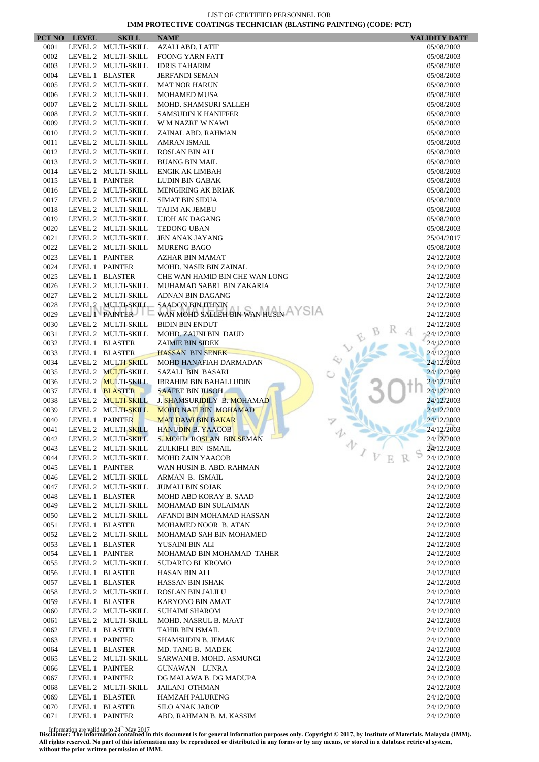LIST OF CERTIFIED PERSONNEL FOR

**IMM PROTECTIVE COATINGS TECHNICIAN (BLASTING PAINTING) (CODE: PCT)**

| PCT NO | LEVEL | SKILL | NAME | VALIDITY DATE |
|---|---|---|---|---|
| 0001 | LEVEL 2 | MULTI-SKILL | AZALI ABD. LATIF | 05/08/2003 |
| 0002 | LEVEL 2 | MULTI-SKILL | FOONG YARN FATT | 05/08/2003 |
| 0003 | LEVEL 2 | MULTI-SKILL | IDRIS TAHARIM | 05/08/2003 |
| 0004 | LEVEL 1 | BLASTER | JERFANDI SEMAN | 05/08/2003 |
| 0005 | LEVEL 2 | MULTI-SKILL | MAT NOR HARUN | 05/08/2003 |
| 0006 | LEVEL 2 | MULTI-SKILL | MOHAMED MUSA | 05/08/2003 |
| 0007 | LEVEL 2 | MULTI-SKILL | MOHD. SHAMSURI SALLEH | 05/08/2003 |
| 0008 | LEVEL 2 | MULTI-SKILL | SAMSUDIN K HANIFFER | 05/08/2003 |
| 0009 | LEVEL 2 | MULTI-SKILL | W M NAZRE W NAWI | 05/08/2003 |
| 0010 | LEVEL 2 | MULTI-SKILL | ZAINAL ABD. RAHMAN | 05/08/2003 |
| 0011 | LEVEL 2 | MULTI-SKILL | AMRAN ISMAIL | 05/08/2003 |
| 0012 | LEVEL 2 | MULTI-SKILL | ROSLAN BIN ALI | 05/08/2003 |
| 0013 | LEVEL 2 | MULTI-SKILL | BUANG BIN MAIL | 05/08/2003 |
| 0014 | LEVEL 2 | MULTI-SKILL | ENGIK AK LIMBAH | 05/08/2003 |
| 0015 | LEVEL 1 | PAINTER | LUDIN BIN GABAK | 05/08/2003 |
| 0016 | LEVEL 2 | MULTI-SKILL | MENGIRING AK BRIAK | 05/08/2003 |
| 0017 | LEVEL 2 | MULTI-SKILL | SIMAT BIN SIDUA | 05/08/2003 |
| 0018 | LEVEL 2 | MULTI-SKILL | TAJIM AK JEMBU | 05/08/2003 |
| 0019 | LEVEL 2 | MULTI-SKILL | UJOH AK DAGANG | 05/08/2003 |
| 0020 | LEVEL 2 | MULTI-SKILL | TEDONG UBAN | 05/08/2003 |
| 0021 | LEVEL 2 | MULTI-SKILL | JEN ANAK JAYANG | 25/04/2017 |
| 0022 | LEVEL 2 | MULTI-SKILL | MURENG BAGO | 05/08/2003 |
| 0023 | LEVEL 1 | PAINTER | AZHAR BIN MAMAT | 24/12/2003 |
| 0024 | LEVEL 1 | PAINTER | MOHD. NASIR BIN ZAINAL | 24/12/2003 |
| 0025 | LEVEL 1 | BLASTER | CHE WAN HAMID BIN CHE WAN LONG | 24/12/2003 |
| 0026 | LEVEL 2 | MULTI-SKILL | MUHAMAD SABRI BIN ZAKARIA | 24/12/2003 |
| 0027 | LEVEL 2 | MULTI-SKILL | ADNAN BIN DAGANG | 24/12/2003 |
| 0028 | LEVEL 2 | MULTI-SKILL | SAADON BIN ITHNIN | 24/12/2003 |
| 0029 | LEVEL 1 | PAINTER | WAN MOHD SALLEH BIN WAN HUSIN | 24/12/2003 |
| 0030 | LEVEL 2 | MULTI-SKILL | BIDIN BIN ENDUT | 24/12/2003 |
| 0031 | LEVEL 2 | MULTI-SKILL | MOHD. ZAUNI BIN DAUD | 24/12/2003 |
| 0032 | LEVEL 1 | BLASTER | ZAIMIE BIN SIDEK | 24/12/2003 |
| 0033 | LEVEL 1 | BLASTER | HASSAN BIN SENEK | 24/12/2003 |
| 0034 | LEVEL 2 | MULTI-SKILL | MOHD HANAFIAH DARMADAN | 24/12/2003 |
| 0035 | LEVEL 2 | MULTI-SKILL | SAZALI BIN BASARI | 24/12/2003 |
| 0036 | LEVEL 2 | MULTI-SKILL | IBRAHIM BIN BAHALLUDIN | 24/12/2003 |
| 0037 | LEVEL 1 | BLASTER | SAAFEE BIN JUSOH | 24/12/2003 |
| 0038 | LEVEL 2 | MULTI-SKILL | J. SHAMSURIDILY B. MOHAMAD | 24/12/2003 |
| 0039 | LEVEL 2 | MULTI-SKILL | MOHD NAFI BIN MOHAMAD | 24/12/2003 |
| 0040 | LEVEL 1 | PAINTER | MAT DAWI BIN BAKAR | 24/12/2003 |
| 0041 | LEVEL 2 | MULTI-SKILL | HANUDIN B. YAACOB | 24/12/2003 |
| 0042 | LEVEL 2 | MULTI-SKILL | S. MOHD. ROSLAN BIN SEMAN | 24/12/2003 |
| 0043 | LEVEL 2 | MULTI-SKILL | ZULKIFLI BIN ISMAIL | 24/12/2003 |
| 0044 | LEVEL 2 | MULTI-SKILL | MOHD ZAIN YAACOB | 24/12/2003 |
| 0045 | LEVEL 1 | PAINTER | WAN HUSIN B. ABD. RAHMAN | 24/12/2003 |
| 0046 | LEVEL 2 | MULTI-SKILL | ARMAN B. ISMAIL | 24/12/2003 |
| 0047 | LEVEL 2 | MULTI-SKILL | JUMALI BIN SOJAK | 24/12/2003 |
| 0048 | LEVEL 1 | BLASTER | MOHD ABD KORAY B. SAAD | 24/12/2003 |
| 0049 | LEVEL 2 | MULTI-SKILL | MOHAMAD BIN SULAIMAN | 24/12/2003 |
| 0050 | LEVEL 2 | MULTI-SKILL | AFANDI BIN MOHAMAD HASSAN | 24/12/2003 |
| 0051 | LEVEL 1 | BLASTER | MOHAMED NOOR B. ATAN | 24/12/2003 |
| 0052 | LEVEL 2 | MULTI-SKILL | MOHAMAD SAH BIN MOHAMED | 24/12/2003 |
| 0053 | LEVEL 1 | BLASTER | YUSAINI BIN ALI | 24/12/2003 |
| 0054 | LEVEL 1 | PAINTER | MOHAMAD BIN MOHAMAD TAHER | 24/12/2003 |
| 0055 | LEVEL 2 | MULTI-SKILL | SUDARTO BI KROMO | 24/12/2003 |
| 0056 | LEVEL 1 | BLASTER | HASAN BIN ALI | 24/12/2003 |
| 0057 | LEVEL 1 | BLASTER | HASSAN BIN ISHAK | 24/12/2003 |
| 0058 | LEVEL 2 | MULTI-SKILL | ROSLAN BIN JALILU | 24/12/2003 |
| 0059 | LEVEL 1 | BLASTER | KARYONO BIN AMAT | 24/12/2003 |
| 0060 | LEVEL 2 | MULTI-SKILL | SUHAIMI SHAROM | 24/12/2003 |
| 0061 | LEVEL 2 | MULTI-SKILL | MOHD. NASRUL B. MAAT | 24/12/2003 |
| 0062 | LEVEL 1 | BLASTER | TAHIR BIN ISMAIL | 24/12/2003 |
| 0063 | LEVEL 1 | PAINTER | SHAMSUDIN B. JEMAK | 24/12/2003 |
| 0064 | LEVEL 1 | BLASTER | MD. TANG B. MADEK | 24/12/2003 |
| 0065 | LEVEL 2 | MULTI-SKILL | SARWANI B. MOHD. ASMUNGI | 24/12/2003 |
| 0066 | LEVEL 1 | PAINTER | GUNAWAN LUNRA | 24/12/2003 |
| 0067 | LEVEL 1 | PAINTER | DG MALAWA B. DG MADUPA | 24/12/2003 |
| 0068 | LEVEL 2 | MULTI-SKILL | JAILANI OTHMAN | 24/12/2003 |
| 0069 | LEVEL 1 | BLASTER | HAMZAH PALURENG | 24/12/2003 |
| 0070 | LEVEL 1 | BLASTER | SILO ANAK JAROP | 24/12/2003 |
| 0071 | LEVEL 1 | PAINTER | ABD. RAHMAN B. M. KASSIM | 24/12/2003 |

Information are valid up to 24th May 2017

**Disclaimer: The information contained in this document is for general information purposes only. Copyright © 2017, by Institute of Materials, Malaysia (IMM). All rights reserved. No part of this information may be reproduced or distributed in any forms or by any means, or stored in a database retrieval system, without the prior written permission of IMM.**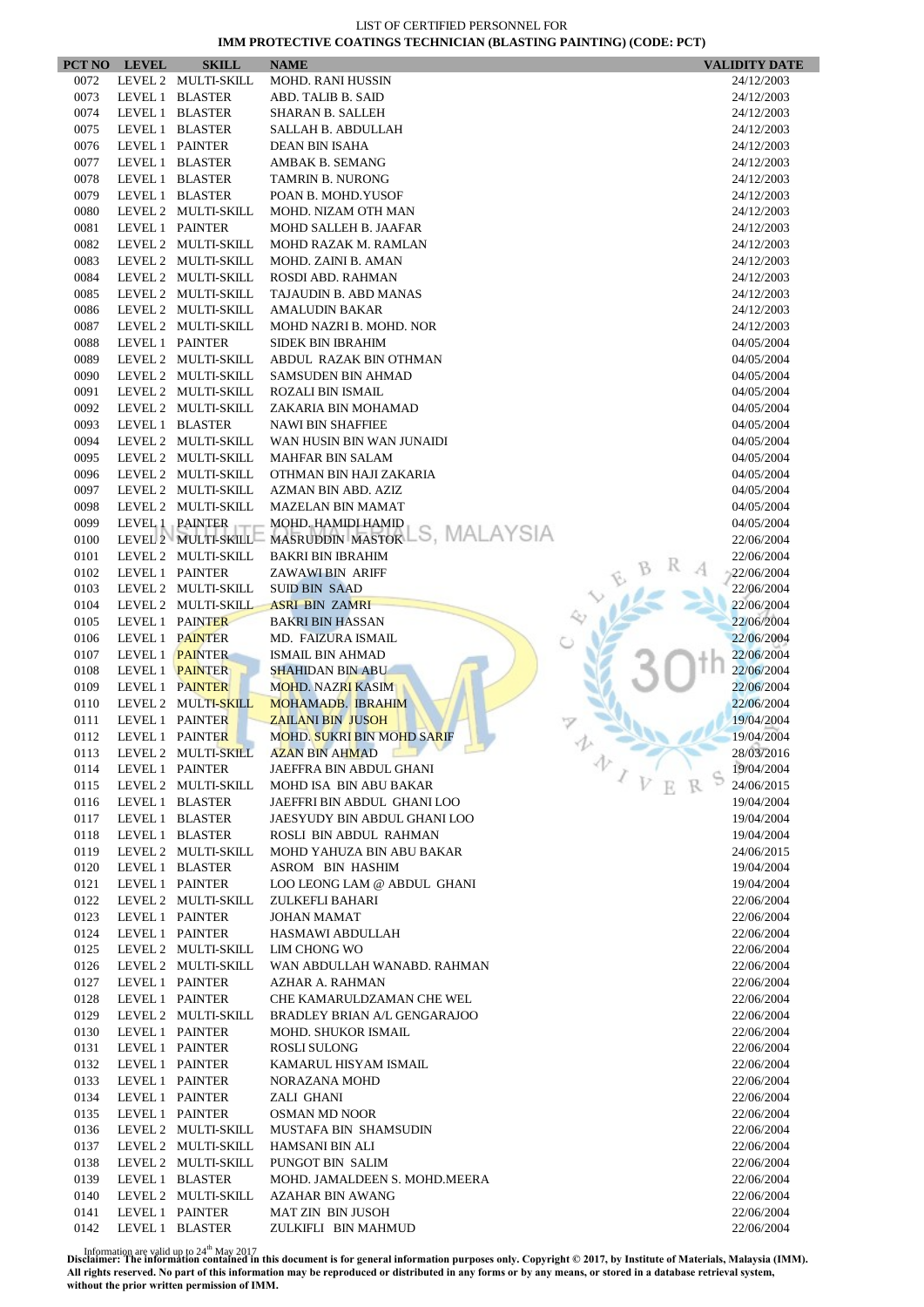LIST OF CERTIFIED PERSONNEL FOR
**IMM PROTECTIVE COATINGS TECHNICIAN (BLASTING PAINTING) (CODE: PCT)**

| PCT NO | LEVEL | SKILL | NAME | VALIDITY DATE |
|---|---|---|---|---|
| 0072 | LEVEL 2 | MULTI-SKILL | MOHD. RANI HUSSIN | 24/12/2003 |
| 0073 | LEVEL 1 | BLASTER | ABD. TALIB B. SAID | 24/12/2003 |
| 0074 | LEVEL 1 | BLASTER | SHARAN B. SALLEH | 24/12/2003 |
| 0075 | LEVEL 1 | BLASTER | SALLAH B. ABDULLAH | 24/12/2003 |
| 0076 | LEVEL 1 | PAINTER | DEAN BIN ISAHA | 24/12/2003 |
| 0077 | LEVEL 1 | BLASTER | AMBAK B. SEMANG | 24/12/2003 |
| 0078 | LEVEL 1 | BLASTER | TAMRIN B. NURONG | 24/12/2003 |
| 0079 | LEVEL 1 | BLASTER | POAN B. MOHD.YUSOF | 24/12/2003 |
| 0080 | LEVEL 2 | MULTI-SKILL | MOHD. NIZAM OTH MAN | 24/12/2003 |
| 0081 | LEVEL 1 | PAINTER | MOHD SALLEH B. JAAFAR | 24/12/2003 |
| 0082 | LEVEL 2 | MULTI-SKILL | MOHD RAZAK M. RAMLAN | 24/12/2003 |
| 0083 | LEVEL 2 | MULTI-SKILL | MOHD. ZAINI B. AMAN | 24/12/2003 |
| 0084 | LEVEL 2 | MULTI-SKILL | ROSDI ABD. RAHMAN | 24/12/2003 |
| 0085 | LEVEL 2 | MULTI-SKILL | TAJAUDIN B. ABD MANAS | 24/12/2003 |
| 0086 | LEVEL 2 | MULTI-SKILL | AMALUDIN BAKAR | 24/12/2003 |
| 0087 | LEVEL 2 | MULTI-SKILL | MOHD NAZRI B. MOHD. NOR | 24/12/2003 |
| 0088 | LEVEL 1 | PAINTER | SIDEK BIN IBRAHIM | 04/05/2004 |
| 0089 | LEVEL 2 | MULTI-SKILL | ABDUL RAZAK BIN OTHMAN | 04/05/2004 |
| 0090 | LEVEL 2 | MULTI-SKILL | SAMSUDEN BIN AHMAD | 04/05/2004 |
| 0091 | LEVEL 2 | MULTI-SKILL | ROZALI BIN ISMAIL | 04/05/2004 |
| 0092 | LEVEL 2 | MULTI-SKILL | ZAKARIA BIN MOHAMAD | 04/05/2004 |
| 0093 | LEVEL 1 | BLASTER | NAWI BIN SHAFFIEE | 04/05/2004 |
| 0094 | LEVEL 2 | MULTI-SKILL | WAN HUSIN BIN WAN JUNAIDI | 04/05/2004 |
| 0095 | LEVEL 2 | MULTI-SKILL | MAHFAR BIN SALAM | 04/05/2004 |
| 0096 | LEVEL 2 | MULTI-SKILL | OTHMAN BIN HAJI ZAKARIA | 04/05/2004 |
| 0097 | LEVEL 2 | MULTI-SKILL | AZMAN BIN ABD. AZIZ | 04/05/2004 |
| 0098 | LEVEL 2 | MULTI-SKILL | MAZELAN BIN MAMAT | 04/05/2004 |
| 0099 | LEVEL 1 | PAINTER | MOHD. HAMIDI HAMID | 04/05/2004 |
| 0100 | LEVEL 2 | MULTI-SKILL | MASRUDDIN MASTOK | 22/06/2004 |
| 0101 | LEVEL 2 | MULTI-SKILL | BAKRI BIN IBRAHIM | 22/06/2004 |
| 0102 | LEVEL 1 | PAINTER | ZAWAWI BIN ARIFF | 22/06/2004 |
| 0103 | LEVEL 2 | MULTI-SKILL | SUID BIN SAAD | 22/06/2004 |
| 0104 | LEVEL 2 | MULTI-SKILL | ASRI BIN ZAMRI | 22/06/2004 |
| 0105 | LEVEL 1 | PAINTER | BAKRI BIN HASSAN | 22/06/2004 |
| 0106 | LEVEL 1 | PAINTER | MD. FAIZURA ISMAIL | 22/06/2004 |
| 0107 | LEVEL 1 | PAINTER | ISMAIL BIN AHMAD | 22/06/2004 |
| 0108 | LEVEL 1 | PAINTER | SHAHIDAN BIN ABU | 22/06/2004 |
| 0109 | LEVEL 1 | PAINTER | MOHD. NAZRI KASIM | 22/06/2004 |
| 0110 | LEVEL 2 | MULTI-SKILL | MOHAMADB. IBRAHIM | 22/06/2004 |
| 0111 | LEVEL 1 | PAINTER | ZAILANI BIN JUSOH | 19/04/2004 |
| 0112 | LEVEL 1 | PAINTER | MOHD. SUKRI BIN MOHD SARIF | 19/04/2004 |
| 0113 | LEVEL 2 | MULTI-SKILL | AZAN BIN AHMAD | 28/03/2016 |
| 0114 | LEVEL 1 | PAINTER | JAEFFRA BIN ABDUL GHANI | 19/04/2004 |
| 0115 | LEVEL 2 | MULTI-SKILL | MOHD ISA BIN ABU BAKAR | 24/06/2015 |
| 0116 | LEVEL 1 | BLASTER | JAEFFRI BIN ABDUL GHANI LOO | 19/04/2004 |
| 0117 | LEVEL 1 | BLASTER | JAESYUDY BIN ABDUL GHANI LOO | 19/04/2004 |
| 0118 | LEVEL 1 | BLASTER | ROSLI BIN ABDUL RAHMAN | 19/04/2004 |
| 0119 | LEVEL 2 | MULTI-SKILL | MOHD YAHUZA BIN ABU BAKAR | 24/06/2015 |
| 0120 | LEVEL 1 | BLASTER | ASROM BIN HASHIM | 19/04/2004 |
| 0121 | LEVEL 1 | PAINTER | LOO LEONG LAM @ ABDUL GHANI | 19/04/2004 |
| 0122 | LEVEL 2 | MULTI-SKILL | ZULKEFLI BAHARI | 22/06/2004 |
| 0123 | LEVEL 1 | PAINTER | JOHAN MAMAT | 22/06/2004 |
| 0124 | LEVEL 1 | PAINTER | HASMAWI ABDULLAH | 22/06/2004 |
| 0125 | LEVEL 2 | MULTI-SKILL | LIM CHONG WO | 22/06/2004 |
| 0126 | LEVEL 2 | MULTI-SKILL | WAN ABDULLAH WANABD. RAHMAN | 22/06/2004 |
| 0127 | LEVEL 1 | PAINTER | AZHAR A. RAHMAN | 22/06/2004 |
| 0128 | LEVEL 1 | PAINTER | CHE KAMARULDZAMAN CHE WEL | 22/06/2004 |
| 0129 | LEVEL 2 | MULTI-SKILL | BRADLEY BRIAN A/L GENGARAJOO | 22/06/2004 |
| 0130 | LEVEL 1 | PAINTER | MOHD. SHUKOR ISMAIL | 22/06/2004 |
| 0131 | LEVEL 1 | PAINTER | ROSLI SULONG | 22/06/2004 |
| 0132 | LEVEL 1 | PAINTER | KAMARUL HISYAM ISMAIL | 22/06/2004 |
| 0133 | LEVEL 1 | PAINTER | NORAZANA MOHD | 22/06/2004 |
| 0134 | LEVEL 1 | PAINTER | ZALI GHANI | 22/06/2004 |
| 0135 | LEVEL 1 | PAINTER | OSMAN MD NOOR | 22/06/2004 |
| 0136 | LEVEL 2 | MULTI-SKILL | MUSTAFA BIN SHAMSUDIN | 22/06/2004 |
| 0137 | LEVEL 2 | MULTI-SKILL | HAMSANI BIN ALI | 22/06/2004 |
| 0138 | LEVEL 2 | MULTI-SKILL | PUNGOT BIN SALIM | 22/06/2004 |
| 0139 | LEVEL 1 | BLASTER | MOHD. JAMALDEEN S. MOHD.MEERA | 22/06/2004 |
| 0140 | LEVEL 2 | MULTI-SKILL | AZAHAR BIN AWANG | 22/06/2004 |
| 0141 | LEVEL 1 | PAINTER | MAT ZIN BIN JUSOH | 22/06/2004 |
| 0142 | LEVEL 1 | BLASTER | ZULKIFLI BIN MAHMUD | 22/06/2004 |

Information are valid up to 24th May 2017

**Disclaimer: The information contained in this document is for general information purposes only. Copyright © 2017, by Institute of Materials, Malaysia (IMM). All rights reserved. No part of this information may be reproduced or distributed in any forms or by any means, or stored in a database retrieval system, without the prior written permission of IMM.**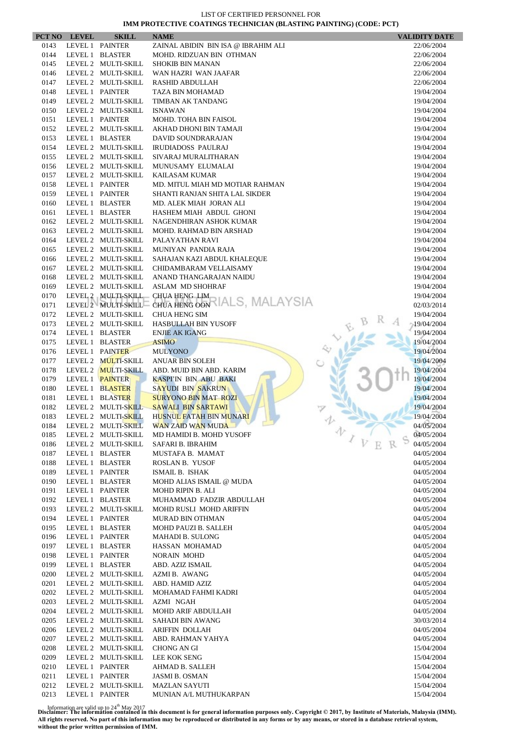LIST OF CERTIFIED PERSONNEL FOR

**IMM PROTECTIVE COATINGS TECHNICIAN (BLASTING PAINTING) (CODE: PCT)**

| PCT NO | LEVEL | SKILL | NAME | VALIDITY DATE |
|---|---|---|---|---|
| 0143 | LEVEL 1 | PAINTER | ZAINAL ABIDIN BIN ISA @ IBRAHIM ALI | 22/06/2004 |
| 0144 | LEVEL 1 | BLASTER | MOHD. RIDZUAN BIN OTHMAN | 22/06/2004 |
| 0145 | LEVEL 2 | MULTI-SKILL | SHOKIB BIN MANAN | 22/06/2004 |
| 0146 | LEVEL 2 | MULTI-SKILL | WAN HAZRI WAN JAAFAR | 22/06/2004 |
| 0147 | LEVEL 2 | MULTI-SKILL | RASHID ABDULLAH | 22/06/2004 |
| 0148 | LEVEL 1 | PAINTER | TAZA BIN MOHAMAD | 19/04/2004 |
| 0149 | LEVEL 2 | MULTI-SKILL | TIMBAN AK TANDANG | 19/04/2004 |
| 0150 | LEVEL 2 | MULTI-SKILL | ISNAWAN | 19/04/2004 |
| 0151 | LEVEL 1 | PAINTER | MOHD. TOHA BIN FAISOL | 19/04/2004 |
| 0152 | LEVEL 2 | MULTI-SKILL | AKHAD DHONI BIN TAMAJI | 19/04/2004 |
| 0153 | LEVEL 1 | BLASTER | DAVID SOUNDRARAJAN | 19/04/2004 |
| 0154 | LEVEL 2 | MULTI-SKILL | IRUDIADOSS PAULRAJ | 19/04/2004 |
| 0155 | LEVEL 2 | MULTI-SKILL | SIVARAJ MURALITHARAN | 19/04/2004 |
| 0156 | LEVEL 2 | MULTI-SKILL | MUNUSAMY ELUMALAI | 19/04/2004 |
| 0157 | LEVEL 2 | MULTI-SKILL | KAILASAM KUMAR | 19/04/2004 |
| 0158 | LEVEL 1 | PAINTER | MD. MITUL MIAH MD MOTIAR RAHMAN | 19/04/2004 |
| 0159 | LEVEL 1 | PAINTER | SHANTI RANJAN SHITA LAL SIKDER | 19/04/2004 |
| 0160 | LEVEL 1 | BLASTER | MD. ALEK MIAH JORAN ALI | 19/04/2004 |
| 0161 | LEVEL 1 | BLASTER | HASHEM MIAH ABDUL GHONI | 19/04/2004 |
| 0162 | LEVEL 2 | MULTI-SKILL | NAGENDHIRAN ASHOK KUMAR | 19/04/2004 |
| 0163 | LEVEL 2 | MULTI-SKILL | MOHD. RAHMAD BIN ARSHAD | 19/04/2004 |
| 0164 | LEVEL 2 | MULTI-SKILL | PALAYATHAN RAVI | 19/04/2004 |
| 0165 | LEVEL 2 | MULTI-SKILL | MUNIYAN PANDIA RAJA | 19/04/2004 |
| 0166 | LEVEL 2 | MULTI-SKILL | SAHAJAN KAZI ABDUL KHALEQUE | 19/04/2004 |
| 0167 | LEVEL 2 | MULTI-SKILL | CHIDAMBARAM VELLAISAMY | 19/04/2004 |
| 0168 | LEVEL 2 | MULTI-SKILL | ANAND THANGARAJAN NAIDU | 19/04/2004 |
| 0169 | LEVEL 2 | MULTI-SKILL | ASLAM MD SHOHRAF | 19/04/2004 |
| 0170 | LEVEL 2 | MULTI-SKILL | CHUA HENG LIM | 19/04/2004 |
| 0171 | LEVEL 2 | MULTI-SKILL | CHUA HENG OON | 02/03/2014 |
| 0172 | LEVEL 2 | MULTI-SKILL | CHUA HENG SIM | 19/04/2004 |
| 0173 | LEVEL 2 | MULTI-SKILL | HASBULLAH BIN YUSOFF | 19/04/2004 |
| 0174 | LEVEL 1 | BLASTER | ENJIE AK IGANG | 19/04/2004 |
| 0175 | LEVEL 1 | BLASTER | ASIMO | 19/04/2004 |
| 0176 | LEVEL 1 | PAINTER | MULYONO | 19/04/2004 |
| 0177 | LEVEL 2 | MULTI-SKILL | ANUAR BIN SOLEH | 19/04/2004 |
| 0178 | LEVEL 2 | MULTI-SKILL | ABD. MUID BIN ABD. KARIM | 19/04/2004 |
| 0179 | LEVEL 1 | PAINTER | KASPI'IN BIN ABU BAKI | 19/04/2004 |
| 0180 | LEVEL 1 | BLASTER | SAYUDI BIN SAKRUN | 19/04/2004 |
| 0181 | LEVEL 1 | BLASTER | SURYONO BIN MAT ROZI | 19/04/2004 |
| 0182 | LEVEL 2 | MULTI-SKILL | SAWALI BIN SARTAWI | 19/04/2004 |
| 0183 | LEVEL 2 | MULTI-SKILL | HUSNUL FATAH BIN MUNARI | 19/04/2004 |
| 0184 | LEVEL 2 | MULTI-SKILL | WAN ZAID WAN MUDA | 04/05/2004 |
| 0185 | LEVEL 2 | MULTI-SKILL | MD HAMIDI B. MOHD YUSOFF | 04/05/2004 |
| 0186 | LEVEL 2 | MULTI-SKILL | SAFARI B. IBRAHIM | 04/05/2004 |
| 0187 | LEVEL 1 | BLASTER | MUSTAFA B. MAMAT | 04/05/2004 |
| 0188 | LEVEL 1 | BLASTER | ROSLAN B. YUSOF | 04/05/2004 |
| 0189 | LEVEL 1 | PAINTER | ISMAIL B. ISHAK | 04/05/2004 |
| 0190 | LEVEL 1 | BLASTER | MOHD ALIAS ISMAIL @ MUDA | 04/05/2004 |
| 0191 | LEVEL 1 | PAINTER | MOHD RIPIN B. ALI | 04/05/2004 |
| 0192 | LEVEL 1 | BLASTER | MUHAMMAD FADZIR ABDULLAH | 04/05/2004 |
| 0193 | LEVEL 2 | MULTI-SKILL | MOHD RUSLI MOHD ARIFFIN | 04/05/2004 |
| 0194 | LEVEL 1 | PAINTER | MURAD BIN OTHMAN | 04/05/2004 |
| 0195 | LEVEL 1 | BLASTER | MOHD PAUZI B. SALLEH | 04/05/2004 |
| 0196 | LEVEL 1 | PAINTER | MAHADI B. SULONG | 04/05/2004 |
| 0197 | LEVEL 1 | BLASTER | HASSAN MOHAMAD | 04/05/2004 |
| 0198 | LEVEL 1 | PAINTER | NORAIN MOHD | 04/05/2004 |
| 0199 | LEVEL 1 | BLASTER | ABD. AZIZ ISMAIL | 04/05/2004 |
| 0200 | LEVEL 2 | MULTI-SKILL | AZMI B. AWANG | 04/05/2004 |
| 0201 | LEVEL 2 | MULTI-SKILL | ABD. HAMID AZIZ | 04/05/2004 |
| 0202 | LEVEL 2 | MULTI-SKILL | MOHAMAD FAHMI KADRI | 04/05/2004 |
| 0203 | LEVEL 2 | MULTI-SKILL | AZMI NGAH | 04/05/2004 |
| 0204 | LEVEL 2 | MULTI-SKILL | MOHD ARIF ABDULLAH | 04/05/2004 |
| 0205 | LEVEL 2 | MULTI-SKILL | SAHADI BIN AWANG | 30/03/2014 |
| 0206 | LEVEL 2 | MULTI-SKILL | ARIFFIN DOLLAH | 04/05/2004 |
| 0207 | LEVEL 2 | MULTI-SKILL | ABD. RAHMAN YAHYA | 04/05/2004 |
| 0208 | LEVEL 2 | MULTI-SKILL | CHONG AN GI | 15/04/2004 |
| 0209 | LEVEL 2 | MULTI-SKILL | LEE KOK SENG | 15/04/2004 |
| 0210 | LEVEL 1 | PAINTER | AHMAD B. SALLEH | 15/04/2004 |
| 0211 | LEVEL 1 | PAINTER | JASMI B. OSMAN | 15/04/2004 |
| 0212 | LEVEL 2 | MULTI-SKILL | MAZLAN SAYUTI | 15/04/2004 |
| 0213 | LEVEL 1 | PAINTER | MUNIAN A/L MUTHUKARPAN | 15/04/2004 |

Information are valid up to 24th May 2017

**Disclaimer: The information contained in this document is for general information purposes only. Copyright © 2017, by Institute of Materials, Malaysia (IMM). All rights reserved. No part of this information may be reproduced or distributed in any forms or by any means, or stored in a database retrieval system, without the prior written permission of IMM.**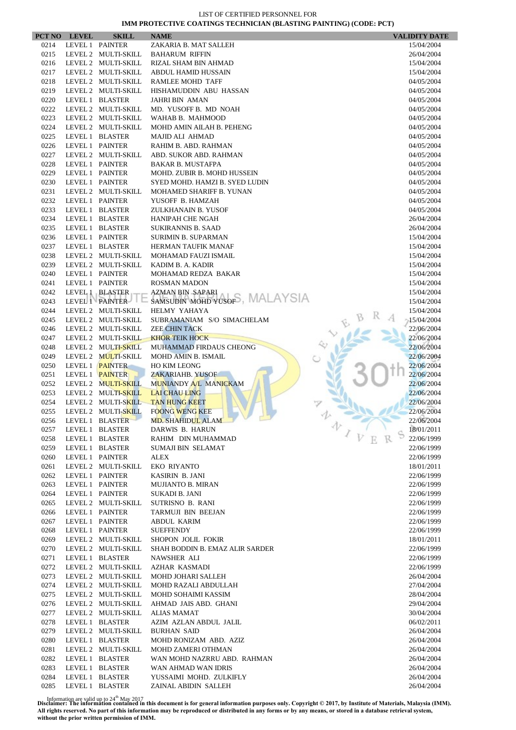LIST OF CERTIFIED PERSONNEL FOR
**IMM PROTECTIVE COATINGS TECHNICIAN (BLASTING PAINTING) (CODE: PCT)**

| PCT NO | LEVEL | SKILL | NAME | VALIDITY DATE |
|---|---|---|---|---|
| 0214 | LEVEL 1 | PAINTER | ZAKARIA B. MAT SALLEH | 15/04/2004 |
| 0215 | LEVEL 2 | MULTI-SKILL | BAHARUM RIFFIN | 26/04/2004 |
| 0216 | LEVEL 2 | MULTI-SKILL | RIZAL SHAM BIN AHMAD | 15/04/2004 |
| 0217 | LEVEL 2 | MULTI-SKILL | ABDUL HAMID HUSSAIN | 15/04/2004 |
| 0218 | LEVEL 2 | MULTI-SKILL | RAMLEE MOHD TAFF | 04/05/2004 |
| 0219 | LEVEL 2 | MULTI-SKILL | HISHAMUDDIN ABU HASSAN | 04/05/2004 |
| 0220 | LEVEL 1 | BLASTER | JAHRI BIN AMAN | 04/05/2004 |
| 0222 | LEVEL 2 | MULTI-SKILL | MD. YUSOFF B. MD NOAH | 04/05/2004 |
| 0223 | LEVEL 2 | MULTI-SKILL | WAHAB B. MAHMOOD | 04/05/2004 |
| 0224 | LEVEL 2 | MULTI-SKILL | MOHD AMIN AILAH B. PEHENG | 04/05/2004 |
| 0225 | LEVEL 1 | BLASTER | MAJID ALI AHMAD | 04/05/2004 |
| 0226 | LEVEL 1 | PAINTER | RAHIM B. ABD. RAHMAN | 04/05/2004 |
| 0227 | LEVEL 2 | MULTI-SKILL | ABD. SUKOR ABD. RAHMAN | 04/05/2004 |
| 0228 | LEVEL 1 | PAINTER | BAKAR B. MUSTAFPA | 04/05/2004 |
| 0229 | LEVEL 1 | PAINTER | MOHD. ZUBIR B. MOHD HUSSEIN | 04/05/2004 |
| 0230 | LEVEL 1 | PAINTER | SYED MOHD. HAMZI B. SYED LUDIN | 04/05/2004 |
| 0231 | LEVEL 2 | MULTI-SKILL | MOHAMED SHARIFF B. YUNAN | 04/05/2004 |
| 0232 | LEVEL 1 | PAINTER | YUSOFF B. HAMZAH | 04/05/2004 |
| 0233 | LEVEL 1 | BLASTER | ZULKHANAIN B. YUSOF | 04/05/2004 |
| 0234 | LEVEL 1 | BLASTER | HANIPAH CHE NGAH | 26/04/2004 |
| 0235 | LEVEL 1 | BLASTER | SUKIRANNIS B. SAAD | 26/04/2004 |
| 0236 | LEVEL 1 | PAINTER | SURIMIN B. SUPARMAN | 15/04/2004 |
| 0237 | LEVEL 1 | BLASTER | HERMAN TAUFIK MANAF | 15/04/2004 |
| 0238 | LEVEL 2 | MULTI-SKILL | MOHAMAD FAUZI ISMAIL | 15/04/2004 |
| 0239 | LEVEL 2 | MULTI-SKILL | KADIM B. A. KADIR | 15/04/2004 |
| 0240 | LEVEL 1 | PAINTER | MOHAMAD REDZA BAKAR | 15/04/2004 |
| 0241 | LEVEL 1 | PAINTER | ROSMAN MADON | 15/04/2004 |
| 0242 | LEVEL 1 | BLASTER | AZMAN BIN SAPARI | 15/04/2004 |
| 0243 | LEVEL 1 | PAINTER | SAMSUDIN MOHD YUSOF | 15/04/2004 |
| 0244 | LEVEL 2 | MULTI-SKILL | HELMY YAHAYA | 15/04/2004 |
| 0245 | LEVEL 2 | MULTI-SKILL | SUBRAMANIAM S/O SIMACHELAM | 15/04/2004 |
| 0246 | LEVEL 2 | MULTI-SKILL | ZEE CHIN TACK | 22/06/2004 |
| 0247 | LEVEL 2 | MULTI-SKILL | KHOR TEIK HOCK | 22/06/2004 |
| 0248 | LEVEL 2 | MULTI-SKILL | MUHAMMAD FIRDAUS CHEONG | 22/06/2004 |
| 0249 | LEVEL 2 | MULTI-SKILL | MOHD AMIN B. ISMAIL | 22/06/2004 |
| 0250 | LEVEL 1 | PAINTER | HO KIM LEONG | 22/06/2004 |
| 0251 | LEVEL 1 | PAINTER | ZAKARIAHB. YUSOF | 22/06/2004 |
| 0252 | LEVEL 2 | MULTI-SKILL | MUNIANDY A/L MANICKAM | 22/06/2004 |
| 0253 | LEVEL 2 | MULTI-SKILL | LAI CHAU LING | 22/06/2004 |
| 0254 | LEVEL 2 | MULTI-SKILL | TAN HUNG KEET | 22/06/2004 |
| 0255 | LEVEL 2 | MULTI-SKILL | FOONG WENG KEE | 22/06/2004 |
| 0256 | LEVEL 1 | BLASTER | MD. SHAHIDUL ALAM | 22/06/2004 |
| 0257 | LEVEL 1 | BLASTER | DARWIS B. HARUN | 18/01/2011 |
| 0258 | LEVEL 1 | BLASTER | RAHIM DIN MUHAMMAD | 22/06/1999 |
| 0259 | LEVEL 1 | BLASTER | SUMAJI BIN SELAMAT | 22/06/1999 |
| 0260 | LEVEL 1 | PAINTER | ALEX | 22/06/1999 |
| 0261 | LEVEL 2 | MULTI-SKILL | EKO RIYANTO | 18/01/2011 |
| 0262 | LEVEL 1 | PAINTER | KASIRIN B. JANI | 22/06/1999 |
| 0263 | LEVEL 1 | PAINTER | MUJIANTO B. MIRAN | 22/06/1999 |
| 0264 | LEVEL 1 | PAINTER | SUKADI B. JANI | 22/06/1999 |
| 0265 | LEVEL 2 | MULTI-SKILL | SUTRISNO B. RANI | 22/06/1999 |
| 0266 | LEVEL 1 | PAINTER | TARMUJI BIN BEEJAN | 22/06/1999 |
| 0267 | LEVEL 1 | PAINTER | ABDUL KARIM | 22/06/1999 |
| 0268 | LEVEL 1 | PAINTER | SUEFFENDY | 22/06/1999 |
| 0269 | LEVEL 2 | MULTI-SKILL | SHOPON JOLIL FOKIR | 18/01/2011 |
| 0270 | LEVEL 2 | MULTI-SKILL | SHAH BODDIN B. EMAZ ALIR SARDER | 22/06/1999 |
| 0271 | LEVEL 1 | BLASTER | NAWSHER ALI | 22/06/1999 |
| 0272 | LEVEL 2 | MULTI-SKILL | AZHAR KASMADI | 22/06/1999 |
| 0273 | LEVEL 2 | MULTI-SKILL | MOHD JOHARI SALLEH | 26/04/2004 |
| 0274 | LEVEL 2 | MULTI-SKILL | MOHD RAZALI ABDULLAH | 27/04/2004 |
| 0275 | LEVEL 2 | MULTI-SKILL | MOHD SOHAIMI KASSIM | 28/04/2004 |
| 0276 | LEVEL 2 | MULTI-SKILL | AHMAD JAIS ABD. GHANI | 29/04/2004 |
| 0277 | LEVEL 2 | MULTI-SKILL | ALIAS MAMAT | 30/04/2004 |
| 0278 | LEVEL 1 | BLASTER | AZIM AZLAN ABDUL JALIL | 06/02/2011 |
| 0279 | LEVEL 2 | MULTI-SKILL | BURHAN SAID | 26/04/2004 |
| 0280 | LEVEL 1 | BLASTER | MOHD RONIZAM ABD. AZIZ | 26/04/2004 |
| 0281 | LEVEL 2 | MULTI-SKILL | MOHD ZAMERI OTHMAN | 26/04/2004 |
| 0282 | LEVEL 1 | BLASTER | WAN MOHD NAZRRU ABD. RAHMAN | 26/04/2004 |
| 0283 | LEVEL 1 | BLASTER | WAN AHMAD WAN IDRIS | 26/04/2004 |
| 0284 | LEVEL 1 | BLASTER | YUSSAIMI MOHD. ZULKIFLY | 26/04/2004 |
| 0285 | LEVEL 1 | BLASTER | ZAINAL ABIDIN SALLEH | 26/04/2004 |

Information are valid up to 24th May 2017
**Disclaimer: The information contained in this document is for general information purposes only. Copyright © 2017, by Institute of Materials, Malaysia (IMM). All rights reserved. No part of this information may be reproduced or distributed in any forms or by any means, or stored in a database retrieval system, without the prior written permission of IMM.**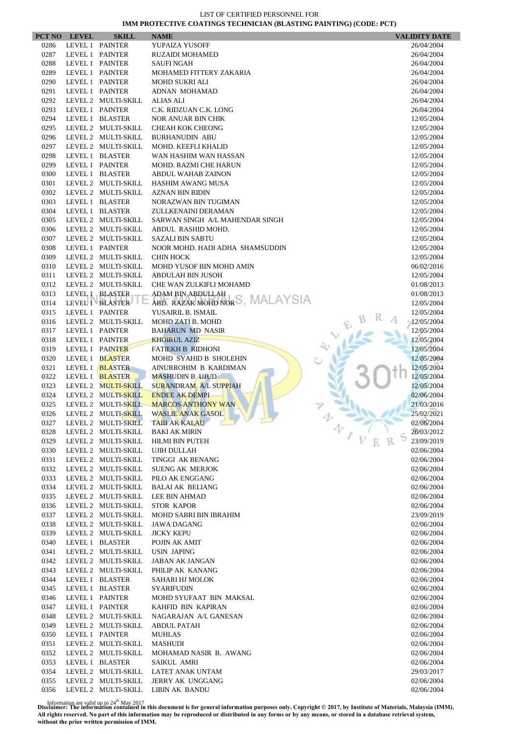LIST OF CERTIFIED PERSONNEL FOR

**IMM PROTECTIVE COATINGS TECHNICIAN (BLASTING PAINTING) (CODE: PCT)**

| PCT NO | LEVEL | SKILL | NAME | VALIDITY DATE |
|---|---|---|---|---|
| 0286 | LEVEL 1 | PAINTER | YUPAIZA YUSOFF | 26/04/2004 |
| 0287 | LEVEL 1 | PAINTER | RUZAIDI MOHAMED | 26/04/2004 |
| 0288 | LEVEL 1 | PAINTER | SAUFI NGAH | 26/04/2004 |
| 0289 | LEVEL 1 | PAINTER | MOHAMED FITTERY ZAKARIA | 26/04/2004 |
| 0290 | LEVEL 1 | PAINTER | MOHD SUKRI ALI | 26/04/2004 |
| 0291 | LEVEL 1 | PAINTER | ADNAN MOHAMAD | 26/04/2004 |
| 0292 | LEVEL 2 | MULTI-SKILL | ALIAS ALI | 26/04/2004 |
| 0293 | LEVEL 1 | PAINTER | C.K. RIDZUAN C.K. LONG | 26/04/2004 |
| 0294 | LEVEL 1 | BLASTER | NOR ANUAR BIN CHIK | 12/05/2004 |
| 0295 | LEVEL 2 | MULTI-SKILL | CHEAH KOK CHEONG | 12/05/2004 |
| 0296 | LEVEL 2 | MULTI-SKILL | BURHANUDIN ABU | 12/05/2004 |
| 0297 | LEVEL 2 | MULTI-SKILL | MOHD. KEEFLI KHALID | 12/05/2004 |
| 0298 | LEVEL 1 | BLASTER | WAN HASHIM WAN HASSAN | 12/05/2004 |
| 0299 | LEVEL 1 | PAINTER | MOHD. RAZMI CHE HARUN | 12/05/2004 |
| 0300 | LEVEL 1 | BLASTER | ABDUL WAHAB ZAINON | 12/05/2004 |
| 0301 | LEVEL 2 | MULTI-SKILL | HASHIM AWANG MUSA | 12/05/2004 |
| 0302 | LEVEL 2 | MULTI-SKILL | AZNAN BIN BIDIN | 12/05/2004 |
| 0303 | LEVEL 1 | BLASTER | NORAZWAN BIN TUGIMAN | 12/05/2004 |
| 0304 | LEVEL 1 | BLASTER | ZULLKENAINI DERAMAN | 12/05/2004 |
| 0305 | LEVEL 2 | MULTI-SKILL | SARWAN SINGH A/L MAHENDAR SINGH | 12/05/2004 |
| 0306 | LEVEL 2 | MULTI-SKILL | ABDUL RASHID MOHD. | 12/05/2004 |
| 0307 | LEVEL 2 | MULTI-SKILL | SAZALI BIN SABTU | 12/05/2004 |
| 0308 | LEVEL 1 | PAINTER | NOOR MOHD. HADI ADHA SHAMSUDDIN | 12/05/2004 |
| 0309 | LEVEL 2 | MULTI-SKILL | CHIN HOCK | 12/05/2004 |
| 0310 | LEVEL 2 | MULTI-SKILL | MOHD YUSOF BIN MOHD AMIN | 06/02/2016 |
| 0311 | LEVEL 2 | MULTI-SKILL | ABDULAH BIN JUSOH | 12/05/2004 |
| 0312 | LEVEL 2 | MULTI-SKILL | CHE WAN ZULKIFLI MOHAMD | 01/08/2013 |
| 0313 | LEVEL 1 | BLASTER | ADAM BIN ABDULLAH | 01/08/2013 |
| 0314 | LEVEL 1 | BLASTER | ABD. RAZAK MOHD NOR | 12/05/2004 |
| 0315 | LEVEL 1 | PAINTER | YUSAIRIL B. ISMAIL | 12/05/2004 |
| 0316 | LEVEL 2 | MULTI-SKILL | MOHD ZATI B. MOHD | 12/05/2004 |
| 0317 | LEVEL 1 | PAINTER | BAHARUN MD NASIR | 12/05/2004 |
| 0318 | LEVEL 1 | PAINTER | KHOIRUL AZIZ | 12/05/2004 |
| 0319 | LEVEL 1 | PAINTER | FATIEKH B RIDHONI | 12/05/2004 |
| 0320 | LEVEL 1 | BLASTER | MOHD SYAHID B SHOLEHIN | 12/05/2004 |
| 0321 | LEVEL 1 | BLASTER | AINURROHIM B KARDIMAN | 12/05/2004 |
| 0322 | LEVEL 1 | BLASTER | MASHUDIN B UJUD | 12/05/2004 |
| 0323 | LEVEL 2 | MULTI-SKILL | SURANDRAM A/L SUPPIAH | 12/05/2004 |
| 0324 | LEVEL 2 | MULTI-SKILL | ENDEE AK DEMPI | 02/06/2004 |
| 0325 | LEVEL 2 | MULTI-SKILL | MARCOS ANTHONY WAN | 21/03/2016 |
| 0326 | LEVEL 2 | MULTI-SKILL | WASLIE ANAK GASOL | 25/02/2021 |
| 0327 | LEVEL 2 | MULTI-SKILL | TAIB AK KALAU | 02/06/2004 |
| 0328 | LEVEL 2 | MULTI-SKILL | BAKI AK MIRIN | 26/03/2012 |
| 0329 | LEVEL 2 | MULTI-SKILL | HILMI BIN PUTEH | 23/09/2019 |
| 0330 | LEVEL 2 | MULTI-SKILL | UJIH DULLAH | 02/06/2004 |
| 0331 | LEVEL 2 | MULTI-SKILL | TINGGI AK BENANG | 02/06/2004 |
| 0332 | LEVEL 2 | MULTI-SKILL | SUENG AK MERJOK | 02/06/2004 |
| 0333 | LEVEL 2 | MULTI-SKILL | PILO AK ENGGANG | 02/06/2004 |
| 0334 | LEVEL 2 | MULTI-SKILL | BALAI AK BELIANG | 02/06/2004 |
| 0335 | LEVEL 2 | MULTI-SKILL | LEE BIN AHMAD | 02/06/2004 |
| 0336 | LEVEL 2 | MULTI-SKILL | STOR KAPOR | 02/06/2004 |
| 0337 | LEVEL 2 | MULTI-SKILL | MOHD SABRI BIN IBRAHIM | 23/09/2019 |
| 0338 | LEVEL 2 | MULTI-SKILL | JAWA DAGANG | 02/06/2004 |
| 0339 | LEVEL 2 | MULTI-SKILL | JICKY KEPU | 02/06/2004 |
| 0340 | LEVEL 1 | BLASTER | POJIN AK AMIT | 02/06/2004 |
| 0341 | LEVEL 2 | MULTI-SKILL | USIN JAPING | 02/06/2004 |
| 0342 | LEVEL 2 | MULTI-SKILL | JABAN AK JANGAN | 02/06/2004 |
| 0343 | LEVEL 2 | MULTI-SKILL | PHILIP AK KANANG | 02/06/2004 |
| 0344 | LEVEL 1 | BLASTER | SAHARI HJ MOLOK | 02/06/2004 |
| 0345 | LEVEL 1 | BLASTER | SYARIFUDIN | 02/06/2004 |
| 0346 | LEVEL 1 | PAINTER | MOHD SYUFAAT BIN MAKSAL | 02/06/2004 |
| 0347 | LEVEL 1 | PAINTER | KAHFID BIN KAPIRAN | 02/06/2004 |
| 0348 | LEVEL 2 | MULTI-SKILL | NAGARAJAN A/L GANESAN | 02/06/2004 |
| 0349 | LEVEL 2 | MULTI-SKILL | ABDUL PATAH | 02/06/2004 |
| 0350 | LEVEL 1 | PAINTER | MUHLAS | 02/06/2004 |
| 0351 | LEVEL 2 | MULTI-SKILL | MASHUDI | 02/06/2004 |
| 0352 | LEVEL 2 | MULTI-SKILL | MOHAMAD NASIR B. AWANG | 02/06/2004 |
| 0353 | LEVEL 1 | BLASTER | SAIKUL AMRI | 02/06/2004 |
| 0354 | LEVEL 2 | MULTI-SKILL | LATET ANAK UNTAM | 29/03/2017 |
| 0355 | LEVEL 2 | MULTI-SKILL | JERRY AK UNGGANG | 02/06/2004 |
| 0356 | LEVEL 2 | MULTI-SKILL | LIBIN AK BANDU | 02/06/2004 |

Information are valid up to 24th May 2017

**Disclaimer: The information contained in this document is for general information purposes only. Copyright © 2017, by Institute of Materials, Malaysia (IMM). All rights reserved. No part of this information may be reproduced or distributed in any forms or by any means, or stored in a database retrieval system, without the prior written permission of IMM.**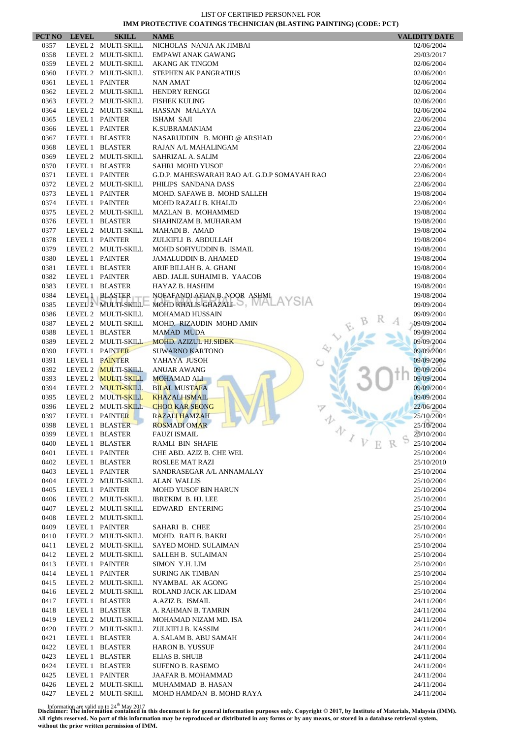LIST OF CERTIFIED PERSONNEL FOR

**IMM PROTECTIVE COATINGS TECHNICIAN (BLASTING PAINTING) (CODE: PCT)**

| PCT NO | LEVEL | SKILL | NAME | VALIDITY DATE |
|---|---|---|---|---|
| 0357 | LEVEL 2 | MULTI-SKILL | NICHOLAS NANJA AK JIMBAI | 02/06/2004 |
| 0358 | LEVEL 2 | MULTI-SKILL | EMPAWI ANAK GAWANG | 29/03/2017 |
| 0359 | LEVEL 2 | MULTI-SKILL | AKANG AK TINGOM | 02/06/2004 |
| 0360 | LEVEL 2 | MULTI-SKILL | STEPHEN AK PANGRATIUS | 02/06/2004 |
| 0361 | LEVEL 1 | PAINTER | NAN AMAT | 02/06/2004 |
| 0362 | LEVEL 2 | MULTI-SKILL | HENDRY RENGGI | 02/06/2004 |
| 0363 | LEVEL 2 | MULTI-SKILL | FISHEK KULING | 02/06/2004 |
| 0364 | LEVEL 2 | MULTI-SKILL | HASSAN MALAYA | 02/06/2004 |
| 0365 | LEVEL 1 | PAINTER | ISHAM SAJI | 22/06/2004 |
| 0366 | LEVEL 1 | PAINTER | K.SUBRAMANIAM | 22/06/2004 |
| 0367 | LEVEL 1 | BLASTER | NASARUDDIN B. MOHD @ ARSHAD | 22/06/2004 |
| 0368 | LEVEL 1 | BLASTER | RAJAN A/L MAHALINGAM | 22/06/2004 |
| 0369 | LEVEL 2 | MULTI-SKILL | SAHRIZAL A. SALIM | 22/06/2004 |
| 0370 | LEVEL 1 | BLASTER | SAHRI MOHD YUSOF | 22/06/2004 |
| 0371 | LEVEL 1 | PAINTER | G.D.P. MAHESWARAH RAO A/L G.D.P SOMAYAH RAO | 22/06/2004 |
| 0372 | LEVEL 2 | MULTI-SKILL | PHILIPS SANDANA DASS | 22/06/2004 |
| 0373 | LEVEL 1 | PAINTER | MOHD. SAFAWE B. MOHD SALLEH | 19/08/2004 |
| 0374 | LEVEL 1 | PAINTER | MOHD RAZALI B. KHALID | 22/06/2004 |
| 0375 | LEVEL 2 | MULTI-SKILL | MAZLAN B. MOHAMMED | 19/08/2004 |
| 0376 | LEVEL 1 | BLASTER | SHAHNIZAM B. MUHARAM | 19/08/2004 |
| 0377 | LEVEL 2 | MULTI-SKILL | MAHADI B. AMAD | 19/08/2004 |
| 0378 | LEVEL 1 | PAINTER | ZULKIFLI B. ABDULLAH | 19/08/2004 |
| 0379 | LEVEL 2 | MULTI-SKILL | MOHD SOFIYUDDIN B. ISMAIL | 19/08/2004 |
| 0380 | LEVEL 1 | PAINTER | JAMALUDDIN B. AHAMED | 19/08/2004 |
| 0381 | LEVEL 1 | BLASTER | ARIF BILLAH B. A. GHANI | 19/08/2004 |
| 0382 | LEVEL 1 | PAINTER | ABD. JALIL SUHAIMI B. YAACOB | 19/08/2004 |
| 0383 | LEVEL 1 | BLASTER | HAYAZ B. HASHIM | 19/08/2004 |
| 0384 | LEVEL 1 | BLASTER | NOFAFANDI AFIAN B. NOOR ASHMI | 19/08/2004 |
| 0385 | LEVEL 2 | MULTI-SKILL | MOHD KHALIS GHAZALI | 09/09/2004 |
| 0386 | LEVEL 2 | MULTI-SKILL | MOHAMAD HUSSAIN | 09/09/2004 |
| 0387 | LEVEL 2 | MULTI-SKILL | MOHD. RIZAUDIN MOHD AMIN | 09/09/2004 |
| 0388 | LEVEL 1 | BLASTER | MAMAD MUDA | 09/09/2004 |
| 0389 | LEVEL 2 | MULTI-SKILL | MOHD. AZIZUL HJ.SIDEK | 09/09/2004 |
| 0390 | LEVEL 1 | PAINTER | SUWARNO KARTONO | 09/09/2004 |
| 0391 | LEVEL 1 | PAINTER | YAHAYA JUSOH | 09/09/2004 |
| 0392 | LEVEL 2 | MULTI-SKILL | ANUAR AWANG | 09/09/2004 |
| 0393 | LEVEL 2 | MULTI-SKILL | MOHAMAD ALI | 09/09/2004 |
| 0394 | LEVEL 2 | MULTI-SKILL | BILAL MUSTAFA | 09/09/2004 |
| 0395 | LEVEL 2 | MULTI-SKILL | KHAZALI ISMAIL | 09/09/2004 |
| 0396 | LEVEL 2 | MULTI-SKILL | CHOO KAR SEONG | 22/06/2004 |
| 0397 | LEVEL 1 | PAINTER | RAZALI HAMZAH | 25/10/2004 |
| 0398 | LEVEL 1 | BLASTER | ROSMADI OMAR | 25/10/2004 |
| 0399 | LEVEL 1 | BLASTER | FAUZI ISMAIL | 25/10/2004 |
| 0400 | LEVEL 1 | BLASTER | RAMLI BIN SHAFIE | 25/10/2004 |
| 0401 | LEVEL 1 | PAINTER | CHE ABD. AZIZ B. CHE WEL | 25/10/2004 |
| 0402 | LEVEL 1 | BLASTER | ROSLEE MAT RAZI | 25/10/2010 |
| 0403 | LEVEL 1 | PAINTER | SANDRASEGAR A/L ANNAMALAY | 25/10/2004 |
| 0404 | LEVEL 2 | MULTI-SKILL | ALAN WALLIS | 25/10/2004 |
| 0405 | LEVEL 1 | PAINTER | MOHD YUSOF BIN HARUN | 25/10/2004 |
| 0406 | LEVEL 2 | MULTI-SKILL | IBREKIM B. HJ. LEE | 25/10/2004 |
| 0407 | LEVEL 2 | MULTI-SKILL | EDWARD ENTERING | 25/10/2004 |
| 0408 | LEVEL 2 | MULTI-SKILL | | 25/10/2004 |
| 0409 | LEVEL 1 | PAINTER | SAHARI B. CHEE | 25/10/2004 |
| 0410 | LEVEL 2 | MULTI-SKILL | MOHD. RAFI B. BAKRI | 25/10/2004 |
| 0411 | LEVEL 2 | MULTI-SKILL | SAYED MOHD. SULAIMAN | 25/10/2004 |
| 0412 | LEVEL 2 | MULTI-SKILL | SALLEH B. SULAIMAN | 25/10/2004 |
| 0413 | LEVEL 1 | PAINTER | SIMON Y.H. LIM | 25/10/2004 |
| 0414 | LEVEL 1 | PAINTER | SURING AK TIMBAN | 25/10/2004 |
| 0415 | LEVEL 2 | MULTI-SKILL | NYAMBAL AK AGONG | 25/10/2004 |
| 0416 | LEVEL 2 | MULTI-SKILL | ROLAND JACK AK LIDAM | 25/10/2004 |
| 0417 | LEVEL 1 | BLASTER | A.AZIZ B. ISMAIL | 24/11/2004 |
| 0418 | LEVEL 1 | BLASTER | A. RAHMAN B. TAMRIN | 24/11/2004 |
| 0419 | LEVEL 2 | MULTI-SKILL | MOHAMAD NIZAM MD. ISA | 24/11/2004 |
| 0420 | LEVEL 2 | MULTI-SKILL | ZULKIFLI B. KASSIM | 24/11/2004 |
| 0421 | LEVEL 1 | BLASTER | A. SALAM B. ABU SAMAH | 24/11/2004 |
| 0422 | LEVEL 1 | BLASTER | HARON B. YUSSUF | 24/11/2004 |
| 0423 | LEVEL 1 | BLASTER | ELIAS B. SHUIB | 24/11/2004 |
| 0424 | LEVEL 1 | BLASTER | SUFENO B. RASEMO | 24/11/2004 |
| 0425 | LEVEL 1 | PAINTER | JAAFAR B. MOHAMMAD | 24/11/2004 |
| 0426 | LEVEL 2 | MULTI-SKILL | MUHAMMAD B. HASAN | 24/11/2004 |
| 0427 | LEVEL 2 | MULTI-SKILL | MOHD HAMDAN B. MOHD RAYA | 24/11/2004 |

Information are valid up to 24th May 2017

**Disclaimer: The information contained in this document is for general information purposes only. Copyright © 2017, by Institute of Materials, Malaysia (IMM). All rights reserved. No part of this information may be reproduced or distributed in any forms or by any means, or stored in a database retrieval system, without the prior written permission of IMM.**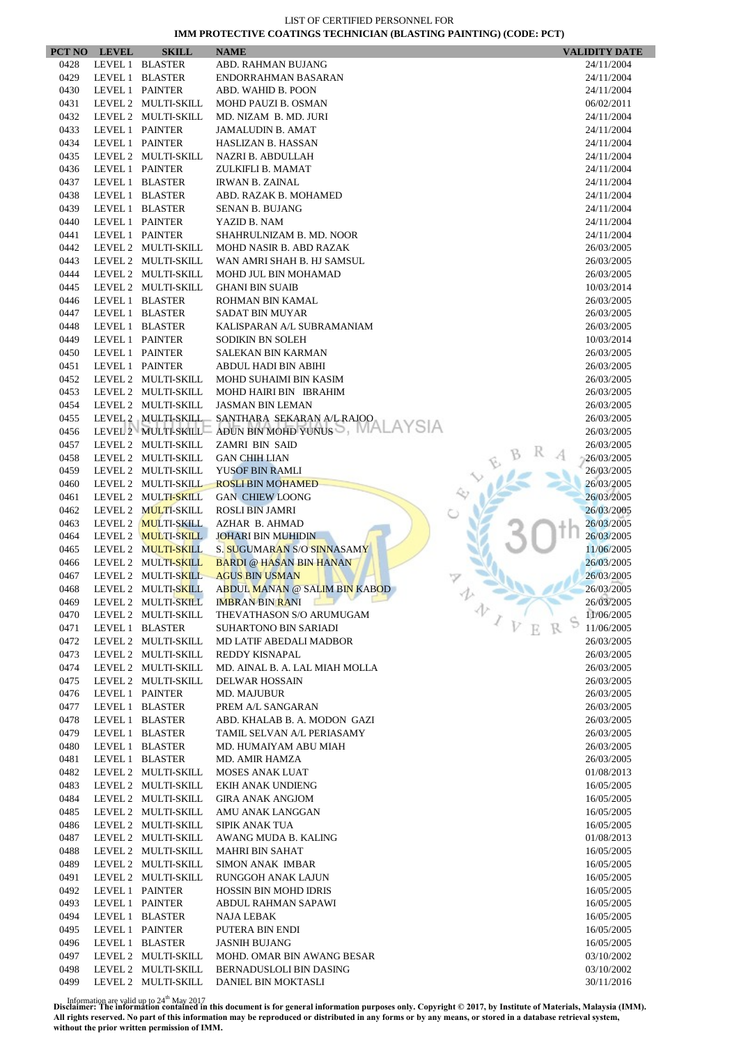LIST OF CERTIFIED PERSONNEL FOR

**IMM PROTECTIVE COATINGS TECHNICIAN (BLASTING PAINTING) (CODE: PCT)**

| PCT NO | LEVEL | SKILL | NAME | VALIDITY DATE |
|---|---|---|---|---|
| 0428 | LEVEL 1 | BLASTER | ABD. RAHMAN BUJANG | 24/11/2004 |
| 0429 | LEVEL 1 | BLASTER | ENDORRAHMAN BASARAN | 24/11/2004 |
| 0430 | LEVEL 1 | PAINTER | ABD. WAHID B. POON | 24/11/2004 |
| 0431 | LEVEL 2 | MULTI-SKILL | MOHD PAUZI B. OSMAN | 06/02/2011 |
| 0432 | LEVEL 2 | MULTI-SKILL | MD. NIZAM B. MD. JURI | 24/11/2004 |
| 0433 | LEVEL 1 | PAINTER | JAMALUDIN B. AMAT | 24/11/2004 |
| 0434 | LEVEL 1 | PAINTER | HASLIZAN B. HASSAN | 24/11/2004 |
| 0435 | LEVEL 2 | MULTI-SKILL | NAZRI B. ABDULLAH | 24/11/2004 |
| 0436 | LEVEL 1 | PAINTER | ZULKIFLI B. MAMAT | 24/11/2004 |
| 0437 | LEVEL 1 | BLASTER | IRWAN B. ZAINAL | 24/11/2004 |
| 0438 | LEVEL 1 | BLASTER | ABD. RAZAK B. MOHAMED | 24/11/2004 |
| 0439 | LEVEL 1 | BLASTER | SENAN B. BUJANG | 24/11/2004 |
| 0440 | LEVEL 1 | PAINTER | YAZID B. NAM | 24/11/2004 |
| 0441 | LEVEL 1 | PAINTER | SHAHRULNIZAM B. MD. NOOR | 24/11/2004 |
| 0442 | LEVEL 2 | MULTI-SKILL | MOHD NASIR B. ABD RAZAK | 26/03/2005 |
| 0443 | LEVEL 2 | MULTI-SKILL | WAN AMRI SHAH B. HJ SAMSUL | 26/03/2005 |
| 0444 | LEVEL 2 | MULTI-SKILL | MOHD JUL BIN MOHAMAD | 26/03/2005 |
| 0445 | LEVEL 2 | MULTI-SKILL | GHANI BIN SUAIB | 10/03/2014 |
| 0446 | LEVEL 1 | BLASTER | ROHMAN BIN KAMAL | 26/03/2005 |
| 0447 | LEVEL 1 | BLASTER | SADAT BIN MUYAR | 26/03/2005 |
| 0448 | LEVEL 1 | BLASTER | KALISPARAN A/L SUBRAMANIAM | 26/03/2005 |
| 0449 | LEVEL 1 | PAINTER | SODIKIN BN SOLEH | 10/03/2014 |
| 0450 | LEVEL 1 | PAINTER | SALEKAN BIN KARMAN | 26/03/2005 |
| 0451 | LEVEL 1 | PAINTER | ABDUL HADI BIN ABIHI | 26/03/2005 |
| 0452 | LEVEL 2 | MULTI-SKILL | MOHD SUHAIMI BIN KASIM | 26/03/2005 |
| 0453 | LEVEL 2 | MULTI-SKILL | MOHD HAIRI BIN IBRAHIM | 26/03/2005 |
| 0454 | LEVEL 2 | MULTI-SKILL | JASMAN BIN LEMAN | 26/03/2005 |
| 0455 | LEVEL 2 | MULTI-SKILL | SANTHARA SEKARAN A/L RAJOO | 26/03/2005 |
| 0456 | LEVEL 2 | MULTI-SKILL | ADUN BIN MOHD YUNUS | 26/03/2005 |
| 0457 | LEVEL 2 | MULTI-SKILL | ZAMRI BIN SAID | 26/03/2005 |
| 0458 | LEVEL 2 | MULTI-SKILL | GAN CHIH LIAN | 26/03/2005 |
| 0459 | LEVEL 2 | MULTI-SKILL | YUSOF BIN RAMLI | 26/03/2005 |
| 0460 | LEVEL 2 | MULTI-SKILL | ROSLI BIN MOHAMED | 26/03/2005 |
| 0461 | LEVEL 2 | MULTI-SKILL | GAN CHIEW LOONG | 26/03/2005 |
| 0462 | LEVEL 2 | MULTI-SKILL | ROSLI BIN JAMRI | 26/03/2005 |
| 0463 | LEVEL 2 | MULTI-SKILL | AZHAR B. AHMAD | 26/03/2005 |
| 0464 | LEVEL 2 | MULTI-SKILL | JOHARI BIN MUHIDIN | 26/03/2005 |
| 0465 | LEVEL 2 | MULTI-SKILL | S. SUGUMARAN S/O SINNASAMY | 11/06/2005 |
| 0466 | LEVEL 2 | MULTI-SKILL | BARDI @ HASAN BIN HANAN | 26/03/2005 |
| 0467 | LEVEL 2 | MULTI-SKILL | AGUS BIN USMAN | 26/03/2005 |
| 0468 | LEVEL 2 | MULTI-SKILL | ABDUL MANAN @ SALIM BIN KABOD | 26/03/2005 |
| 0469 | LEVEL 2 | MULTI-SKILL | IMBRAN BIN RANI | 26/03/2005 |
| 0470 | LEVEL 2 | MULTI-SKILL | THEVATHASON S/O ARUMUGAM | 11/06/2005 |
| 0471 | LEVEL 1 | BLASTER | SUHARTONO BIN SARIADI | 11/06/2005 |
| 0472 | LEVEL 2 | MULTI-SKILL | MD LATIF ABEDALI MADBOR | 26/03/2005 |
| 0473 | LEVEL 2 | MULTI-SKILL | REDDY KISNAPAL | 26/03/2005 |
| 0474 | LEVEL 2 | MULTI-SKILL | MD. AINAL B. A. LAL MIAH MOLLA | 26/03/2005 |
| 0475 | LEVEL 2 | MULTI-SKILL | DELWAR HOSSAIN | 26/03/2005 |
| 0476 | LEVEL 1 | PAINTER | MD. MAJUBUR | 26/03/2005 |
| 0477 | LEVEL 1 | BLASTER | PREM A/L SANGARAN | 26/03/2005 |
| 0478 | LEVEL 1 | BLASTER | ABD. KHALAB B. A. MODON GAZI | 26/03/2005 |
| 0479 | LEVEL 1 | BLASTER | TAMIL SELVAN A/L PERIASAMY | 26/03/2005 |
| 0480 | LEVEL 1 | BLASTER | MD. HUMAIYAM ABU MIAH | 26/03/2005 |
| 0481 | LEVEL 1 | BLASTER | MD. AMIR HAMZA | 26/03/2005 |
| 0482 | LEVEL 2 | MULTI-SKILL | MOSES ANAK LUAT | 01/08/2013 |
| 0483 | LEVEL 2 | MULTI-SKILL | EKIH ANAK UNDIENG | 16/05/2005 |
| 0484 | LEVEL 2 | MULTI-SKILL | GIRA ANAK ANGJOM | 16/05/2005 |
| 0485 | LEVEL 2 | MULTI-SKILL | AMU ANAK LANGGAN | 16/05/2005 |
| 0486 | LEVEL 2 | MULTI-SKILL | SIPIK ANAK TUA | 16/05/2005 |
| 0487 | LEVEL 2 | MULTI-SKILL | AWANG MUDA B. KALING | 01/08/2013 |
| 0488 | LEVEL 2 | MULTI-SKILL | MAHRI BIN SAHAT | 16/05/2005 |
| 0489 | LEVEL 2 | MULTI-SKILL | SIMON ANAK IMBAR | 16/05/2005 |
| 0491 | LEVEL 2 | MULTI-SKILL | RUNGGOH ANAK LAJUN | 16/05/2005 |
| 0492 | LEVEL 1 | PAINTER | HOSSIN BIN MOHD IDRIS | 16/05/2005 |
| 0493 | LEVEL 1 | PAINTER | ABDUL RAHMAN SAPAWI | 16/05/2005 |
| 0494 | LEVEL 1 | BLASTER | NAJA LEBAK | 16/05/2005 |
| 0495 | LEVEL 1 | PAINTER | PUTERA BIN ENDI | 16/05/2005 |
| 0496 | LEVEL 1 | BLASTER | JASNIH BUJANG | 16/05/2005 |
| 0497 | LEVEL 2 | MULTI-SKILL | MOHD. OMAR BIN AWANG BESAR | 03/10/2002 |
| 0498 | LEVEL 2 | MULTI-SKILL | BERNADUSLOLI BIN DASING | 03/10/2002 |
| 0499 | LEVEL 2 | MULTI-SKILL | DANIEL BIN MOKTASLI | 30/11/2016 |

Information are valid up to 24th May 2017

**Disclaimer: The information contained in this document is for general information purposes only. Copyright © 2017, by Institute of Materials, Malaysia (IMM). All rights reserved. No part of this information may be reproduced or distributed in any forms or by any means, or stored in a database retrieval system, without the prior written permission of IMM.**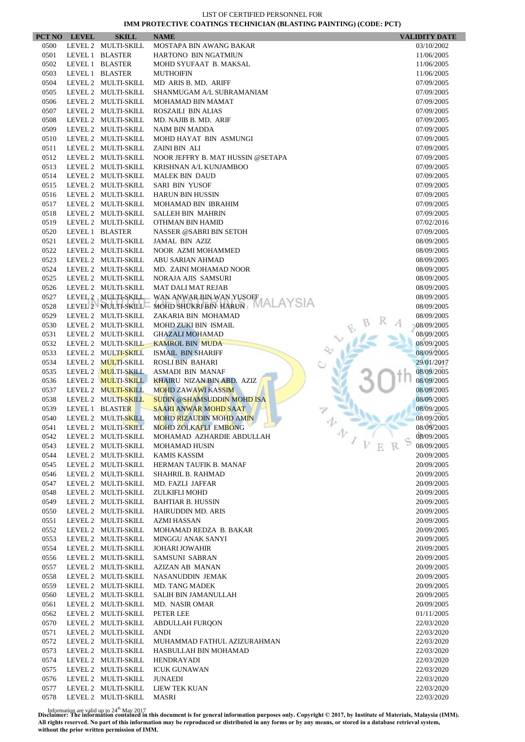LIST OF CERTIFIED PERSONNEL FOR

**IMM PROTECTIVE COATINGS TECHNICIAN (BLASTING PAINTING) (CODE: PCT)**

| PCT NO | LEVEL | SKILL | NAME | VALIDITY DATE |
|---|---|---|---|---|
| 0500 | LEVEL 2 | MULTI-SKILL | MOSTAPA BIN AWANG BAKAR | 03/10/2002 |
| 0501 | LEVEL 1 | BLASTER | HARTONO BIN NGATMIUN | 11/06/2005 |
| 0502 | LEVEL 1 | BLASTER | MOHD SYUFAAT B. MAKSAL | 11/06/2005 |
| 0503 | LEVEL 1 | BLASTER | MUTHOIFIN | 11/06/2005 |
| 0504 | LEVEL 2 | MULTI-SKILL | MD ARIS B. MD. ARIFF | 07/09/2005 |
| 0505 | LEVEL 2 | MULTI-SKILL | SHANMUGAM A/L SUBRAMANIAM | 07/09/2005 |
| 0506 | LEVEL 2 | MULTI-SKILL | MOHAMAD BIN MAMAT | 07/09/2005 |
| 0507 | LEVEL 2 | MULTI-SKILL | ROSZAILI BIN ALIAS | 07/09/2005 |
| 0508 | LEVEL 2 | MULTI-SKILL | MD. NAJIB B. MD. ARIF | 07/09/2005 |
| 0509 | LEVEL 2 | MULTI-SKILL | NAIM BIN MADDA | 07/09/2005 |
| 0510 | LEVEL 2 | MULTI-SKILL | MOHD HAYAT BIN ASMUNGI | 07/09/2005 |
| 0511 | LEVEL 2 | MULTI-SKILL | ZAINI BIN ALI | 07/09/2005 |
| 0512 | LEVEL 2 | MULTI-SKILL | NOOR JEFFRY B. MAT HUSSIN @SETAPA | 07/09/2005 |
| 0513 | LEVEL 2 | MULTI-SKILL | KRISHNAN A/L KUNJAMBOO | 07/09/2005 |
| 0514 | LEVEL 2 | MULTI-SKILL | MALEK BIN DAUD | 07/09/2005 |
| 0515 | LEVEL 2 | MULTI-SKILL | SARI BIN YUSOF | 07/09/2005 |
| 0516 | LEVEL 2 | MULTI-SKILL | HARUN BIN HUSSIN | 07/09/2005 |
| 0517 | LEVEL 2 | MULTI-SKILL | MOHAMAD BIN IBRAHIM | 07/09/2005 |
| 0518 | LEVEL 2 | MULTI-SKILL | SALLEH BIN MAHRIN | 07/09/2005 |
| 0519 | LEVEL 2 | MULTI-SKILL | OTHMAN BIN HAMID | 07/02/2016 |
| 0520 | LEVEL 1 | BLASTER | NASSER @SABRI BIN SETOH | 07/09/2005 |
| 0521 | LEVEL 2 | MULTI-SKILL | JAMAL BIN AZIZ | 08/09/2005 |
| 0522 | LEVEL 2 | MULTI-SKILL | NOOR AZMI MOHAMMED | 08/09/2005 |
| 0523 | LEVEL 2 | MULTI-SKILL | ABU SARIAN AHMAD | 08/09/2005 |
| 0524 | LEVEL 2 | MULTI-SKILL | MD. ZAINI MOHAMAD NOOR | 08/09/2005 |
| 0525 | LEVEL 2 | MULTI-SKILL | NORAJA AJIS SAMSURI | 08/09/2005 |
| 0526 | LEVEL 2 | MULTI-SKILL | MAT DALI MAT REJAB | 08/09/2005 |
| 0527 | LEVEL 2 | MULTI-SKILL | WAN ANWAR BIN WAN YUSOFF | 08/09/2005 |
| 0528 | LEVEL 2 | MULTI-SKILL | MOHD SHUKRI BIN HARUN | 08/09/2005 |
| 0529 | LEVEL 2 | MULTI-SKILL | ZAKARIA BIN MOHAMAD | 08/09/2005 |
| 0530 | LEVEL 2 | MULTI-SKILL | MOHD ZUKI BIN ISMAIL | 08/09/2005 |
| 0531 | LEVEL 2 | MULTI-SKILL | GHAZALI MOHAMAD | 08/09/2005 |
| 0532 | LEVEL 2 | MULTI-SKILL | KAMROL BIN MUDA | 08/09/2005 |
| 0533 | LEVEL 2 | MULTI-SKILL | ISMAIL BIN SHARIFF | 08/09/2005 |
| 0534 | LEVEL 2 | MULTI-SKILL | ROSLI BIN BAHARI | 29/01/2017 |
| 0535 | LEVEL 2 | MULTI-SKILL | ASMADI BIN MANAF | 08/09/2005 |
| 0536 | LEVEL 2 | MULTI-SKILL | KHAIRU NIZAN BIN ABD. AZIZ | 08/09/2005 |
| 0537 | LEVEL 2 | MULTI-SKILL | MOHD ZAWAWI KASSIM | 08/09/2005 |
| 0538 | LEVEL 2 | MULTI-SKILL | SUDIN @SHAMSUDDIN MOHD ISA | 08/09/2005 |
| 0539 | LEVEL 1 | BLASTER | SAARI ANWAR MOHD SAAT | 08/09/2005 |
| 0540 | LEVEL 2 | MULTI-SKILL | MOHD RIZAUDIN MOHD AMIN | 08/09/2005 |
| 0541 | LEVEL 2 | MULTI-SKILL | MOHD ZOLKAFLI EMBONG | 08/09/2005 |
| 0542 | LEVEL 2 | MULTI-SKILL | MOHAMAD AZHARDIE ABDULLAH | 08/09/2005 |
| 0543 | LEVEL 2 | MULTI-SKILL | MOHAMAD HUSIN | 08/09/2005 |
| 0544 | LEVEL 2 | MULTI-SKILL | KAMIS KASSIM | 20/09/2005 |
| 0545 | LEVEL 2 | MULTI-SKILL | HERMAN TAUFIK B. MANAF | 20/09/2005 |
| 0546 | LEVEL 2 | MULTI-SKILL | SHAHRIL B. RAHMAD | 20/09/2005 |
| 0547 | LEVEL 2 | MULTI-SKILL | MD. FAZLI JAFFAR | 20/09/2005 |
| 0548 | LEVEL 2 | MULTI-SKILL | ZULKIFLI MOHD | 20/09/2005 |
| 0549 | LEVEL 2 | MULTI-SKILL | BAHTIAR B. HUSSIN | 20/09/2005 |
| 0550 | LEVEL 2 | MULTI-SKILL | HAIRUDDIN MD. ARIS | 20/09/2005 |
| 0551 | LEVEL 2 | MULTI-SKILL | AZMI HASSAN | 20/09/2005 |
| 0552 | LEVEL 2 | MULTI-SKILL | MOHAMAD REDZA B. BAKAR | 20/09/2005 |
| 0553 | LEVEL 2 | MULTI-SKILL | MINGGU ANAK SANYI | 20/09/2005 |
| 0554 | LEVEL 2 | MULTI-SKILL | JOHARI JOWAHIR | 20/09/2005 |
| 0556 | LEVEL 2 | MULTI-SKILL | SAMSUNI SABRAN | 20/09/2005 |
| 0557 | LEVEL 2 | MULTI-SKILL | AZIZAN AB MANAN | 20/09/2005 |
| 0558 | LEVEL 2 | MULTI-SKILL | NASANUDDIN JEMAK | 20/09/2005 |
| 0559 | LEVEL 2 | MULTI-SKILL | MD. TANG MADEK | 20/09/2005 |
| 0560 | LEVEL 2 | MULTI-SKILL | SALIH BIN JAMANULLAH | 20/09/2005 |
| 0561 | LEVEL 2 | MULTI-SKILL | MD. NASIR OMAR | 20/09/2005 |
| 0562 | LEVEL 2 | MULTI-SKILL | PETER LEE | 01/11/2005 |
| 0570 | LEVEL 2 | MULTI-SKILL | ABDULLAH FURQON | 22/03/2020 |
| 0571 | LEVEL 2 | MULTI-SKILL | ANDI | 22/03/2020 |
| 0572 | LEVEL 2 | MULTI-SKILL | MUHAMMAD FATHUL AZIZURAHMAN | 22/03/2020 |
| 0573 | LEVEL 2 | MULTI-SKILL | HASBULLAH BIN MOHAMAD | 22/03/2020 |
| 0574 | LEVEL 2 | MULTI-SKILL | HENDRAYADI | 22/03/2020 |
| 0575 | LEVEL 2 | MULTI-SKILL | ICUK GUNAWAN | 22/03/2020 |
| 0576 | LEVEL 2 | MULTI-SKILL | JUNAEDI | 22/03/2020 |
| 0577 | LEVEL 2 | MULTI-SKILL | LIEW TEK KUAN | 22/03/2020 |
| 0578 | LEVEL 2 | MULTI-SKILL | MASRI | 22/03/2020 |

Information are valid up to 24th May 2017

**Disclaimer: The information contained in this document is for general information purposes only. Copyright © 2017, by Institute of Materials, Malaysia (IMM). All rights reserved. No part of this information may be reproduced or distributed in any forms or by any means, or stored in a database retrieval system, without the prior written permission of IMM.**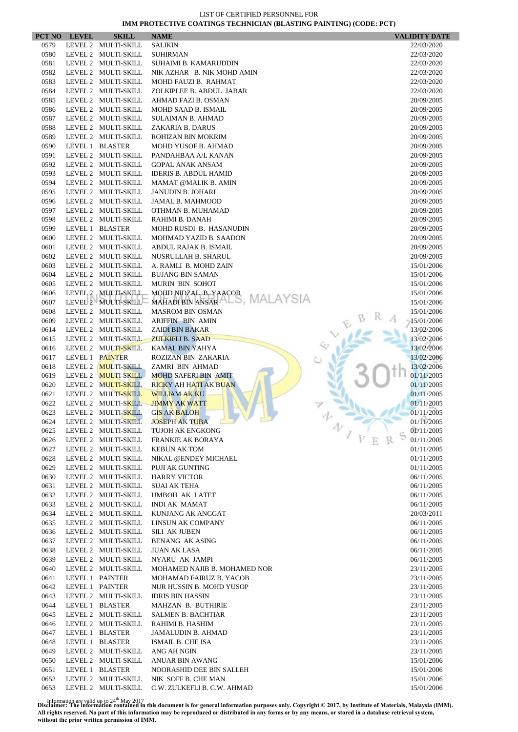LIST OF CERTIFIED PERSONNEL FOR

**IMM PROTECTIVE COATINGS TECHNICIAN (BLASTING PAINTING) (CODE: PCT)**

| PCT NO | LEVEL | SKILL | NAME | VALIDITY DATE |
|---|---|---|---|---|
| 0579 | LEVEL 2 | MULTI-SKILL | SALIKIN | 22/03/2020 |
| 0580 | LEVEL 2 | MULTI-SKILL | SUHIRMAN | 22/03/2020 |
| 0581 | LEVEL 2 | MULTI-SKILL | SUHAIMI B. KAMARUDDIN | 22/03/2020 |
| 0582 | LEVEL 2 | MULTI-SKILL | NIK AZHAR B. NIK MOHD AMIN | 22/03/2020 |
| 0583 | LEVEL 2 | MULTI-SKILL | MOHD FAUZI B. RAHMAT | 22/03/2020 |
| 0584 | LEVEL 2 | MULTI-SKILL | ZOLKIPLEE B. ABDUL JABAR | 22/03/2020 |
| 0585 | LEVEL 2 | MULTI-SKILL | AHMAD FAZI B. OSMAN | 20/09/2005 |
| 0586 | LEVEL 2 | MULTI-SKILL | MOHD SAAD B. ISMAIL | 20/09/2005 |
| 0587 | LEVEL 2 | MULTI-SKILL | SULAIMAN B. AHMAD | 20/09/2005 |
| 0588 | LEVEL 2 | MULTI-SKILL | ZAKARIA B. DARUS | 20/09/2005 |
| 0589 | LEVEL 2 | MULTI-SKILL | ROHIZAN BIN MOKRIM | 20/09/2005 |
| 0590 | LEVEL 1 | BLASTER | MOHD YUSOF B. AHMAD | 20/09/2005 |
| 0591 | LEVEL 2 | MULTI-SKILL | PANDAHBAA A/L KANAN | 20/09/2005 |
| 0592 | LEVEL 2 | MULTI-SKILL | GOPAL ANAK ANSAM | 20/09/2005 |
| 0593 | LEVEL 2 | MULTI-SKILL | IDERIS B. ABDUL HAMID | 20/09/2005 |
| 0594 | LEVEL 2 | MULTI-SKILL | MAMAT @MALIK B. AMIN | 20/09/2005 |
| 0595 | LEVEL 2 | MULTI-SKILL | JANUDIN B. JOHARI | 20/09/2005 |
| 0596 | LEVEL 2 | MULTI-SKILL | JAMAL B. MAHMOOD | 20/09/2005 |
| 0597 | LEVEL 2 | MULTI-SKILL | OTHMAN B. MUHAMAD | 20/09/2005 |
| 0598 | LEVEL 2 | MULTI-SKILL | RAHIMI B. DANAH | 20/09/2005 |
| 0599 | LEVEL 1 | BLASTER | MOHD RUSDI B. HASANUDIN | 20/09/2005 |
| 0600 | LEVEL 2 | MULTI-SKILL | MOHMAD YAZID B. SAADON | 20/09/2005 |
| 0601 | LEVEL 2 | MULTI-SKILL | ABDUL RAJAK B. ISMAIL | 20/09/2005 |
| 0602 | LEVEL 2 | MULTI-SKILL | NUSRULLAH B. SHARUL | 20/09/2005 |
| 0603 | LEVEL 2 | MULTI-SKILL | A. RAMLI B. MOHD ZAIN | 15/01/2006 |
| 0604 | LEVEL 2 | MULTI-SKILL | BUJANG BIN SAMAN | 15/01/2006 |
| 0605 | LEVEL 2 | MULTI-SKILL | MURIN BIN SOHOT | 15/01/2006 |
| 0606 | LEVEL 2 | MULTI-SKILL | MOHD NIDZAL B. YAACOB | 15/01/2006 |
| 0607 | LEVEL 2 | MULTI-SKILL | MAHADI BIN ANSAR | 15/01/2006 |
| 0608 | LEVEL 2 | MULTI-SKILL | MASROM BIN OSMAN | 15/01/2006 |
| 0609 | LEVEL 2 | MULTI-SKILL | ARIFFIN BIN AMIN | 15/01/2006 |
| 0614 | LEVEL 2 | MULTI-SKILL | ZAIDI BIN BAKAR | 13/02/2006 |
| 0615 | LEVEL 2 | MULTI-SKILL | ZULKIFLI B. SAAD | 13/02/2006 |
| 0616 | LEVEL 2 | MULTI-SKILL | KAMAL BIN YAHYA | 13/02/2006 |
| 0617 | LEVEL 1 | PAINTER | ROZIZAN BIN ZAKARIA | 13/02/2006 |
| 0618 | LEVEL 2 | MULTI-SKILL | ZAMRI BIN AHMAD | 13/02/2006 |
| 0619 | LEVEL 2 | MULTI-SKILL | MOHD SAFERI BIN AMIT | 01/11/2005 |
| 0620 | LEVEL 2 | MULTI-SKILL | RICKY AH HATI AK BUAN | 01/11/2005 |
| 0621 | LEVEL 2 | MULTI-SKILL | WILLIAM AK KU | 01/11/2005 |
| 0622 | LEVEL 2 | MULTI-SKILL | JIMMY AK WATT | 01/11/2005 |
| 0623 | LEVEL 2 | MULTI-SKILL | GIS AK BALOH | 01/11/2005 |
| 0624 | LEVEL 2 | MULTI-SKILL | JOSEPH AK TUBA | 01/11/2005 |
| 0625 | LEVEL 2 | MULTI-SKILL | TUJOH AK ENGKONG | 01/11/2005 |
| 0626 | LEVEL 2 | MULTI-SKILL | FRANKIE AK BORAYA | 01/11/2005 |
| 0627 | LEVEL 2 | MULTI-SKILL | KEBUN AK TOM | 01/11/2005 |
| 0628 | LEVEL 2 | MULTI-SKILL | NIKAL @ENDEY MICHAEL | 01/11/2005 |
| 0629 | LEVEL 2 | MULTI-SKILL | PUJI AK GUNTING | 01/11/2005 |
| 0630 | LEVEL 2 | MULTI-SKILL | HARRY VICTOR | 06/11/2005 |
| 0631 | LEVEL 2 | MULTI-SKILL | SUAI AK TEHA | 06/11/2005 |
| 0632 | LEVEL 2 | MULTI-SKILL | UMBOH AK LATET | 06/11/2005 |
| 0633 | LEVEL 2 | MULTI-SKILL | INDI AK MAMAT | 06/11/2005 |
| 0634 | LEVEL 2 | MULTI-SKILL | KUNJANG AK ANGGAT | 20/03/2011 |
| 0635 | LEVEL 2 | MULTI-SKILL | LINSUN AK COMPANY | 06/11/2005 |
| 0636 | LEVEL 2 | MULTI-SKILL | SILI AK JUBEN | 06/11/2005 |
| 0637 | LEVEL 2 | MULTI-SKILL | BENANG AK ASING | 06/11/2005 |
| 0638 | LEVEL 2 | MULTI-SKILL | JUAN AK LASA | 06/11/2005 |
| 0639 | LEVEL 2 | MULTI-SKILL | NYARU AK JAMPI | 06/11/2005 |
| 0640 | LEVEL 2 | MULTI-SKILL | MOHAMED NAJIB B. MOHAMED NOR | 23/11/2005 |
| 0641 | LEVEL 1 | PAINTER | MOHAMAD FAIRUZ B. YACOB | 23/11/2005 |
| 0642 | LEVEL 1 | PAINTER | NUR HUSSIN B. MOHD YUSOP | 23/11/2005 |
| 0643 | LEVEL 2 | MULTI-SKILL | IDRIS BIN HASSIN | 23/11/2005 |
| 0644 | LEVEL 1 | BLASTER | MAHZAN B. BUTHIRIE | 23/11/2005 |
| 0645 | LEVEL 2 | MULTI-SKILL | SALMEN B. BACHTIAR | 23/11/2005 |
| 0646 | LEVEL 2 | MULTI-SKILL | RAHIMI B. HASHIM | 23/11/2005 |
| 0647 | LEVEL 1 | BLASTER | JAMALUDIN B. AHMAD | 23/11/2005 |
| 0648 | LEVEL 1 | BLASTER | ISMAIL B. CHE ISA | 23/11/2005 |
| 0649 | LEVEL 2 | MULTI-SKILL | ANG AH NGIN | 23/11/2005 |
| 0650 | LEVEL 2 | MULTI-SKILL | ANUAR BIN AWANG | 15/01/2006 |
| 0651 | LEVEL 1 | BLASTER | NOORASHID DEE BIN SALLEH | 15/01/2006 |
| 0652 | LEVEL 2 | MULTI-SKILL | NIK SOFF B. CHE MAN | 15/01/2006 |
| 0653 | LEVEL 2 | MULTI-SKILL | C.W. ZULKEFLI B. C.W. AHMAD | 15/01/2006 |

Information are valid up to 24th May 2017

**Disclaimer: The information contained in this document is for general information purposes only. Copyright © 2017, by Institute of Materials, Malaysia (IMM). All rights reserved. No part of this information may be reproduced or distributed in any forms or by any means, or stored in a database retrieval system, without the prior written permission of IMM.**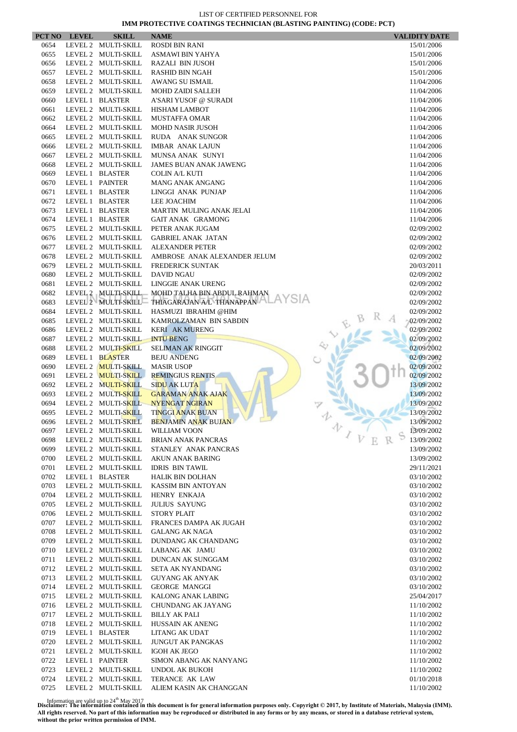LIST OF CERTIFIED PERSONNEL FOR
**IMM PROTECTIVE COATINGS TECHNICIAN (BLASTING PAINTING) (CODE: PCT)**

| PCT NO | LEVEL | SKILL | NAME | VALIDITY DATE |
|---|---|---|---|---|
| 0654 | LEVEL 2 | MULTI-SKILL | ROSDI BIN RANI | 15/01/2006 |
| 0655 | LEVEL 2 | MULTI-SKILL | ASMAWI BIN YAHYA | 15/01/2006 |
| 0656 | LEVEL 2 | MULTI-SKILL | RAZALI BIN JUSOH | 15/01/2006 |
| 0657 | LEVEL 2 | MULTI-SKILL | RASHID BIN NGAH | 15/01/2006 |
| 0658 | LEVEL 2 | MULTI-SKILL | AWANG SU ISMAIL | 11/04/2006 |
| 0659 | LEVEL 2 | MULTI-SKILL | MOHD ZAIDI SALLEH | 11/04/2006 |
| 0660 | LEVEL 1 | BLASTER | A'SARI YUSOF @ SURADI | 11/04/2006 |
| 0661 | LEVEL 2 | MULTI-SKILL | HISHAM LAMBOT | 11/04/2006 |
| 0662 | LEVEL 2 | MULTI-SKILL | MUSTAFFA OMAR | 11/04/2006 |
| 0664 | LEVEL 2 | MULTI-SKILL | MOHD NASIR JUSOH | 11/04/2006 |
| 0665 | LEVEL 2 | MULTI-SKILL | RUDA ANAK SUNGOR | 11/04/2006 |
| 0666 | LEVEL 2 | MULTI-SKILL | IMBAR ANAK LAJUN | 11/04/2006 |
| 0667 | LEVEL 2 | MULTI-SKILL | MUNSA ANAK SUNYI | 11/04/2006 |
| 0668 | LEVEL 2 | MULTI-SKILL | JAMES BUAN ANAK JAWENG | 11/04/2006 |
| 0669 | LEVEL 1 | BLASTER | COLIN A/L KUTI | 11/04/2006 |
| 0670 | LEVEL 1 | PAINTER | MANG ANAK ANGANG | 11/04/2006 |
| 0671 | LEVEL 1 | BLASTER | LINGGI ANAK PUNJAP | 11/04/2006 |
| 0672 | LEVEL 1 | BLASTER | LEE JOACHIM | 11/04/2006 |
| 0673 | LEVEL 1 | BLASTER | MARTIN MULING ANAK JELAI | 11/04/2006 |
| 0674 | LEVEL 1 | BLASTER | GAIT ANAK GRAMONG | 11/04/2006 |
| 0675 | LEVEL 2 | MULTI-SKILL | PETER ANAK JUGAM | 02/09/2002 |
| 0676 | LEVEL 2 | MULTI-SKILL | GABRIEL ANAK JATAN | 02/09/2002 |
| 0677 | LEVEL 2 | MULTI-SKILL | ALEXANDER PETER | 02/09/2002 |
| 0678 | LEVEL 2 | MULTI-SKILL | AMBROSE ANAK ALEXANDER JELUM | 02/09/2002 |
| 0679 | LEVEL 2 | MULTI-SKILL | FREDERICK SUNTAK | 20/03/2011 |
| 0680 | LEVEL 2 | MULTI-SKILL | DAVID NGAU | 02/09/2002 |
| 0681 | LEVEL 2 | MULTI-SKILL | LINGGIE ANAK URENG | 02/09/2002 |
| 0682 | LEVEL 2 | MULTI-SKILL | MOHD TALHA BIN ABDUL RAHMAN | 02/09/2002 |
| 0683 | LEVEL 2 | MULTI-SKILL | THIAGARAJAN A/L THANAPPAN | 02/09/2002 |
| 0684 | LEVEL 2 | MULTI-SKILL | HASMUZI IBRAHIM @HIM | 02/09/2002 |
| 0685 | LEVEL 2 | MULTI-SKILL | KAMROLZAMAN BIN SABDIN | 02/09/2002 |
| 0686 | LEVEL 2 | MULTI-SKILL | KERI AK MURENG | 02/09/2002 |
| 0687 | LEVEL 2 | MULTI-SKILL | INTU BENG | 02/09/2002 |
| 0688 | LEVEL 2 | MULTI-SKILL | SELIMAN AK RINGGIT | 02/09/2002 |
| 0689 | LEVEL 1 | BLASTER | BEJU ANDENG | 02/09/2002 |
| 0690 | LEVEL 2 | MULTI-SKILL | MASIR USOP | 02/09/2002 |
| 0691 | LEVEL 2 | MULTI-SKILL | REMINGIUS RENTIS | 02/09/2002 |
| 0692 | LEVEL 2 | MULTI-SKILL | SIDU AK LUTA | 13/09/2002 |
| 0693 | LEVEL 2 | MULTI-SKILL | GARAMAN ANAK AJAK | 13/09/2002 |
| 0694 | LEVEL 2 | MULTI-SKILL | NYENGAT NGIRAN | 13/09/2002 |
| 0695 | LEVEL 2 | MULTI-SKILL | TINGGI ANAK BUAN | 13/09/2002 |
| 0696 | LEVEL 2 | MULTI-SKILL | BENJAMIN ANAK BUJAN | 13/09/2002 |
| 0697 | LEVEL 2 | MULTI-SKILL | WILLIAM VOON | 13/09/2002 |
| 0698 | LEVEL 2 | MULTI-SKILL | BRIAN ANAK PANCRAS | 13/09/2002 |
| 0699 | LEVEL 2 | MULTI-SKILL | STANLEY ANAK PANCRAS | 13/09/2002 |
| 0700 | LEVEL 2 | MULTI-SKILL | AKUN ANAK BARING | 13/09/2002 |
| 0701 | LEVEL 2 | MULTI-SKILL | IDRIS BIN TAWIL | 29/11/2021 |
| 0702 | LEVEL 1 | BLASTER | HALIK BIN DOLHAN | 03/10/2002 |
| 0703 | LEVEL 2 | MULTI-SKILL | KASSIM BIN ANTOYAN | 03/10/2002 |
| 0704 | LEVEL 2 | MULTI-SKILL | HENRY ENKAJA | 03/10/2002 |
| 0705 | LEVEL 2 | MULTI-SKILL | JULIUS SAYUNG | 03/10/2002 |
| 0706 | LEVEL 2 | MULTI-SKILL | STORY PLAIT | 03/10/2002 |
| 0707 | LEVEL 2 | MULTI-SKILL | FRANCES DAMPA AK JUGAH | 03/10/2002 |
| 0708 | LEVEL 2 | MULTI-SKILL | GALANG AK NAGA | 03/10/2002 |
| 0709 | LEVEL 2 | MULTI-SKILL | DUNDANG AK CHANDANG | 03/10/2002 |
| 0710 | LEVEL 2 | MULTI-SKILL | LABANG AK JAMU | 03/10/2002 |
| 0711 | LEVEL 2 | MULTI-SKILL | DUNCAN AK SUNGGAM | 03/10/2002 |
| 0712 | LEVEL 2 | MULTI-SKILL | SETA AK NYANDANG | 03/10/2002 |
| 0713 | LEVEL 2 | MULTI-SKILL | GUYANG AK ANYAK | 03/10/2002 |
| 0714 | LEVEL 2 | MULTI-SKILL | GEORGE MANGGI | 03/10/2002 |
| 0715 | LEVEL 2 | MULTI-SKILL | KALONG ANAK LABING | 25/04/2017 |
| 0716 | LEVEL 2 | MULTI-SKILL | CHUNDANG AK JAYANG | 11/10/2002 |
| 0717 | LEVEL 2 | MULTI-SKILL | BILLY AK PALI | 11/10/2002 |
| 0718 | LEVEL 2 | MULTI-SKILL | HUSSAIN AK ANENG | 11/10/2002 |
| 0719 | LEVEL 1 | BLASTER | LITANG AK UDAT | 11/10/2002 |
| 0720 | LEVEL 2 | MULTI-SKILL | JUNGUT AK PANGKAS | 11/10/2002 |
| 0721 | LEVEL 2 | MULTI-SKILL | IGOH AK JEGO | 11/10/2002 |
| 0722 | LEVEL 1 | PAINTER | SIMON ABANG AK NANYANG | 11/10/2002 |
| 0723 | LEVEL 2 | MULTI-SKILL | UNDOL AK BUKOH | 11/10/2002 |
| 0724 | LEVEL 2 | MULTI-SKILL | TERANCE AK LAW | 01/10/2018 |
| 0725 | LEVEL 2 | MULTI-SKILL | ALIEM KASIN AK CHANGGAN | 11/10/2002 |

Information are valid up to 24th May 2017
**Disclaimer: The information contained in this document is for general information purposes only. Copyright © 2017, by Institute of Materials, Malaysia (IMM). All rights reserved. No part of this information may be reproduced or distributed in any forms or by any means, or stored in a database retrieval system, without the prior written permission of IMM.**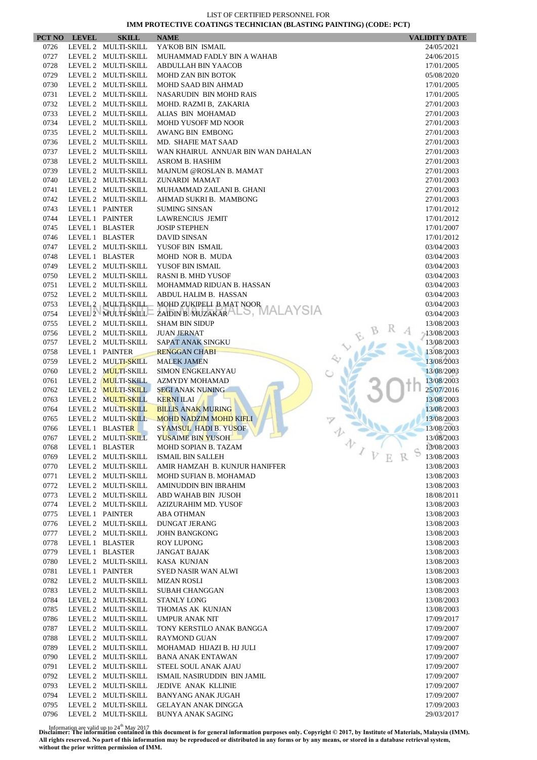LIST OF CERTIFIED PERSONNEL FOR

**IMM PROTECTIVE COATINGS TECHNICIAN (BLASTING PAINTING) (CODE: PCT)**

| PCT NO | LEVEL | SKILL | NAME | VALIDITY DATE |
|---|---|---|---|---|
| 0726 | LEVEL 2 | MULTI-SKILL | YA'KOB BIN ISMAIL | 24/05/2021 |
| 0727 | LEVEL 2 | MULTI-SKILL | MUHAMMAD FADLY BIN A WAHAB | 24/06/2015 |
| 0728 | LEVEL 2 | MULTI-SKILL | ABDULLAH BIN YAACOB | 17/01/2005 |
| 0729 | LEVEL 2 | MULTI-SKILL | MOHD ZAN BIN BOTOK | 05/08/2020 |
| 0730 | LEVEL 2 | MULTI-SKILL | MOHD SAAD BIN AHMAD | 17/01/2005 |
| 0731 | LEVEL 2 | MULTI-SKILL | NASARUDIN BIN MOHD RAIS | 17/01/2005 |
| 0732 | LEVEL 2 | MULTI-SKILL | MOHD. RAZMI B, ZAKARIA | 27/01/2003 |
| 0733 | LEVEL 2 | MULTI-SKILL | ALIAS BIN MOHAMAD | 27/01/2003 |
| 0734 | LEVEL 2 | MULTI-SKILL | MOHD YUSOFF MD NOOR | 27/01/2003 |
| 0735 | LEVEL 2 | MULTI-SKILL | AWANG BIN EMBONG | 27/01/2003 |
| 0736 | LEVEL 2 | MULTI-SKILL | MD. SHAFIE MAT SAAD | 27/01/2003 |
| 0737 | LEVEL 2 | MULTI-SKILL | WAN KHAIRUL ANNUAR BIN WAN DAHALAN | 27/01/2003 |
| 0738 | LEVEL 2 | MULTI-SKILL | ASROM B. HASHIM | 27/01/2003 |
| 0739 | LEVEL 2 | MULTI-SKILL | MAJNUM @ROSLAN B. MAMAT | 27/01/2003 |
| 0740 | LEVEL 2 | MULTI-SKILL | ZUNARDI MAMAT | 27/01/2003 |
| 0741 | LEVEL 2 | MULTI-SKILL | MUHAMMAD ZAILANI B. GHANI | 27/01/2003 |
| 0742 | LEVEL 2 | MULTI-SKILL | AHMAD SUKRI B. MAMBONG | 27/01/2003 |
| 0743 | LEVEL 1 | PAINTER | SUMING SINSAN | 17/01/2012 |
| 0744 | LEVEL 1 | PAINTER | LAWRENCIUS JEMIT | 17/01/2012 |
| 0745 | LEVEL 1 | BLASTER | JOSIP STEPHEN | 17/01/2007 |
| 0746 | LEVEL 1 | BLASTER | DAVID SINSAN | 17/01/2012 |
| 0747 | LEVEL 2 | MULTI-SKILL | YUSOF BIN ISMAIL | 03/04/2003 |
| 0748 | LEVEL 1 | BLASTER | MOHD NOR B. MUDA | 03/04/2003 |
| 0749 | LEVEL 2 | MULTI-SKILL | YUSOF BIN ISMAIL | 03/04/2003 |
| 0750 | LEVEL 2 | MULTI-SKILL | RASNI B. MHD YUSOF | 03/04/2003 |
| 0751 | LEVEL 2 | MULTI-SKILL | MOHAMMAD RIDUAN B. HASSAN | 03/04/2003 |
| 0752 | LEVEL 2 | MULTI-SKILL | ABDUL HALIM B. HASSAN | 03/04/2003 |
| 0753 | LEVEL 2 | MULTI-SKILL | MOHD ZUKIPELI B MAT NOOR | 03/04/2003 |
| 0754 | LEVEL 2 | MULTI-SKILL | ZAIDIN B. MUZAKAR | 03/04/2003 |
| 0755 | LEVEL 2 | MULTI-SKILL | SHAM BIN SIDUP | 13/08/2003 |
| 0756 | LEVEL 2 | MULTI-SKILL | JUAN JERNAT | 13/08/2003 |
| 0757 | LEVEL 2 | MULTI-SKILL | SAPAT ANAK SINGKU | 13/08/2003 |
| 0758 | LEVEL 1 | PAINTER | RENGGAN CHABI | 13/08/2003 |
| 0759 | LEVEL 2 | MULTI-SKILL | MALEK JAMEN | 13/08/2003 |
| 0760 | LEVEL 2 | MULTI-SKILL | SIMON ENGKELANYAU | 13/08/2003 |
| 0761 | LEVEL 2 | MULTI-SKILL | AZMYDY MOHAMAD | 13/08/2003 |
| 0762 | LEVEL 2 | MULTI-SKILL | SEGI ANAK NUNING | 25/07/2016 |
| 0763 | LEVEL 2 | MULTI-SKILL | KERNI ILAI | 13/08/2003 |
| 0764 | LEVEL 2 | MULTI-SKILL | BILLIS ANAK MURING | 13/08/2003 |
| 0765 | LEVEL 2 | MULTI-SKILL | MOHD NADZIM MOHD KIFLI | 13/08/2003 |
| 0766 | LEVEL 1 | BLASTER | SYAMSUL HADI B. YUSOF | 13/08/2003 |
| 0767 | LEVEL 2 | MULTI-SKILL | YUSAIME BIN YUSOH | 13/08/2003 |
| 0768 | LEVEL 1 | BLASTER | MOHD SOPIAN B. TAZAM | 13/08/2003 |
| 0769 | LEVEL 2 | MULTI-SKILL | ISMAIL BIN SALLEH | 13/08/2003 |
| 0770 | LEVEL 2 | MULTI-SKILL | AMIR HAMZAH B. KUNJUR HANIFFER | 13/08/2003 |
| 0771 | LEVEL 2 | MULTI-SKILL | MOHD SUFIAN B. MOHAMAD | 13/08/2003 |
| 0772 | LEVEL 2 | MULTI-SKILL | AMINUDDIN BIN IBRAHIM | 13/08/2003 |
| 0773 | LEVEL 2 | MULTI-SKILL | ABD WAHAB BIN JUSOH | 18/08/2011 |
| 0774 | LEVEL 2 | MULTI-SKILL | AZIZURAHIM MD. YUSOF | 13/08/2003 |
| 0775 | LEVEL 1 | PAINTER | ABA OTHMAN | 13/08/2003 |
| 0776 | LEVEL 2 | MULTI-SKILL | DUNGAT JERANG | 13/08/2003 |
| 0777 | LEVEL 2 | MULTI-SKILL | JOHN BANGKONG | 13/08/2003 |
| 0778 | LEVEL 1 | BLASTER | ROY LUPONG | 13/08/2003 |
| 0779 | LEVEL 1 | BLASTER | JANGAT BAJAK | 13/08/2003 |
| 0780 | LEVEL 2 | MULTI-SKILL | KASA KUNJAN | 13/08/2003 |
| 0781 | LEVEL 1 | PAINTER | SYED NASIR WAN ALWI | 13/08/2003 |
| 0782 | LEVEL 2 | MULTI-SKILL | MIZAN ROSLI | 13/08/2003 |
| 0783 | LEVEL 2 | MULTI-SKILL | SUBAH CHANGGAN | 13/08/2003 |
| 0784 | LEVEL 2 | MULTI-SKILL | STANLY LONG | 13/08/2003 |
| 0785 | LEVEL 2 | MULTI-SKILL | THOMAS AK KUNJAN | 13/08/2003 |
| 0786 | LEVEL 2 | MULTI-SKILL | UMPUR ANAK NIT | 17/09/2017 |
| 0787 | LEVEL 2 | MULTI-SKILL | TONY KERSTILO ANAK BANGGA | 17/09/2007 |
| 0788 | LEVEL 2 | MULTI-SKILL | RAYMOND GUAN | 17/09/2007 |
| 0789 | LEVEL 2 | MULTI-SKILL | MOHAMAD HIJAZI B. HJ JULI | 17/09/2007 |
| 0790 | LEVEL 2 | MULTI-SKILL | BANA ANAK ENTAWAN | 17/09/2007 |
| 0791 | LEVEL 2 | MULTI-SKILL | STEEL SOUL ANAK AJAU | 17/09/2007 |
| 0792 | LEVEL 2 | MULTI-SKILL | ISMAIL NASIRUDDIN BIN JAMIL | 17/09/2007 |
| 0793 | LEVEL 2 | MULTI-SKILL | JEDIVE ANAK KLLINIE | 17/09/2007 |
| 0794 | LEVEL 2 | MULTI-SKILL | BANYANG ANAK JUGAH | 17/09/2007 |
| 0795 | LEVEL 2 | MULTI-SKILL | GELAYAN ANAK DINGGA | 17/09/2003 |
| 0796 | LEVEL 2 | MULTI-SKILL | BUNYA ANAK SAGING | 29/03/2017 |

Information are valid up to 24th May 2017

**Disclaimer: The information contained in this document is for general information purposes only. Copyright © 2017, by Institute of Materials, Malaysia (IMM). All rights reserved. No part of this information may be reproduced or distributed in any forms or by any means, or stored in a database retrieval system, without the prior written permission of IMM.**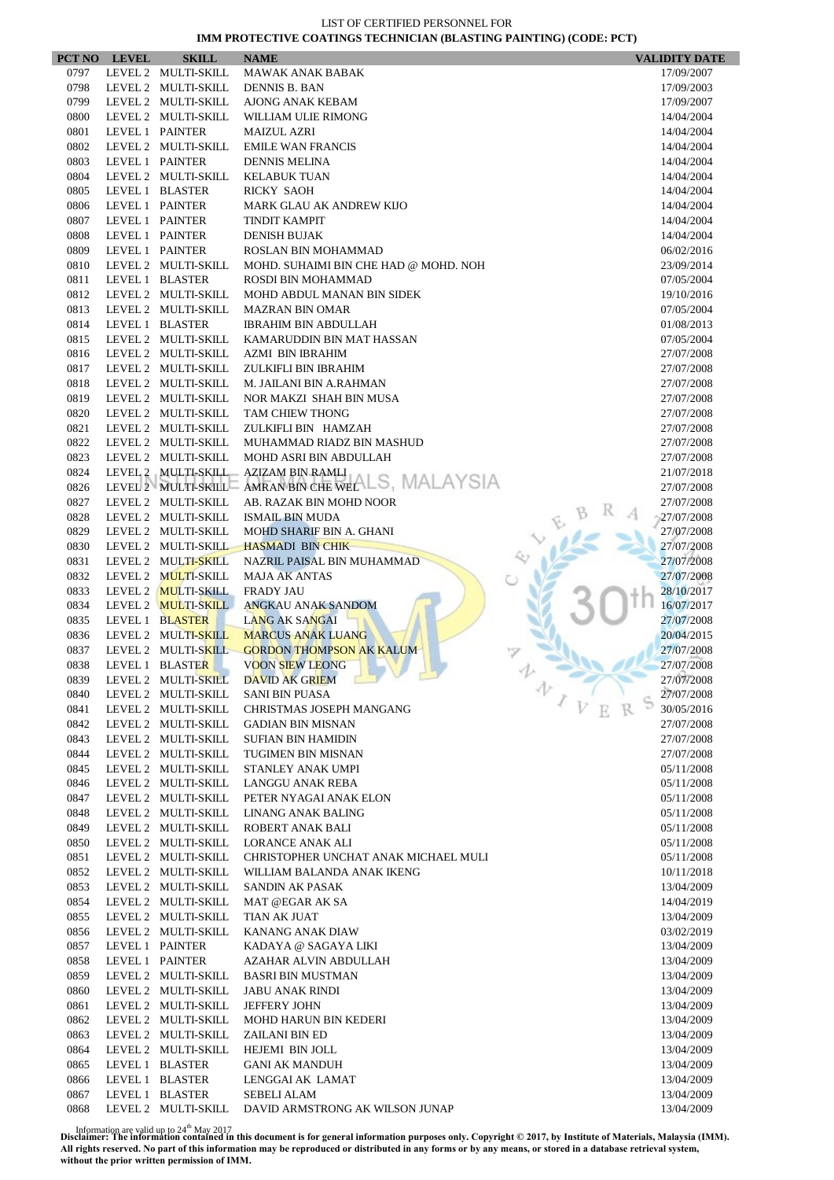LIST OF CERTIFIED PERSONNEL FOR

**IMM PROTECTIVE COATINGS TECHNICIAN (BLASTING PAINTING) (CODE: PCT)**

| PCT NO | LEVEL | SKILL | NAME | VALIDITY DATE |
|---|---|---|---|---|
| 0797 | LEVEL 2 | MULTI-SKILL | MAWAK ANAK BABAK | 17/09/2007 |
| 0798 | LEVEL 2 | MULTI-SKILL | DENNIS B. BAN | 17/09/2003 |
| 0799 | LEVEL 2 | MULTI-SKILL | AJONG ANAK KEBAM | 17/09/2007 |
| 0800 | LEVEL 2 | MULTI-SKILL | WILLIAM ULIE RIMONG | 14/04/2004 |
| 0801 | LEVEL 1 | PAINTER | MAIZUL AZRI | 14/04/2004 |
| 0802 | LEVEL 2 | MULTI-SKILL | EMILE WAN FRANCIS | 14/04/2004 |
| 0803 | LEVEL 1 | PAINTER | DENNIS MELINA | 14/04/2004 |
| 0804 | LEVEL 2 | MULTI-SKILL | KELABUK TUAN | 14/04/2004 |
| 0805 | LEVEL 1 | BLASTER | RICKY SAOH | 14/04/2004 |
| 0806 | LEVEL 1 | PAINTER | MARK GLAU AK ANDREW KIJO | 14/04/2004 |
| 0807 | LEVEL 1 | PAINTER | TINDIT KAMPIT | 14/04/2004 |
| 0808 | LEVEL 1 | PAINTER | DENISH BUJAK | 14/04/2004 |
| 0809 | LEVEL 1 | PAINTER | ROSLAN BIN MOHAMMAD | 06/02/2016 |
| 0810 | LEVEL 2 | MULTI-SKILL | MOHD. SUHAIMI BIN CHE HAD @ MOHD. NOH | 23/09/2014 |
| 0811 | LEVEL 1 | BLASTER | ROSDI BIN MOHAMMAD | 07/05/2004 |
| 0812 | LEVEL 2 | MULTI-SKILL | MOHD ABDUL MANAN BIN SIDEK | 19/10/2016 |
| 0813 | LEVEL 2 | MULTI-SKILL | MAZRAN BIN OMAR | 07/05/2004 |
| 0814 | LEVEL 1 | BLASTER | IBRAHIM BIN ABDULLAH | 01/08/2013 |
| 0815 | LEVEL 2 | MULTI-SKILL | KAMARUDDIN BIN MAT HASSAN | 07/05/2004 |
| 0816 | LEVEL 2 | MULTI-SKILL | AZMI BIN IBRAHIM | 27/07/2008 |
| 0817 | LEVEL 2 | MULTI-SKILL | ZULKIFLI BIN IBRAHIM | 27/07/2008 |
| 0818 | LEVEL 2 | MULTI-SKILL | M. JAILANI BIN A.RAHMAN | 27/07/2008 |
| 0819 | LEVEL 2 | MULTI-SKILL | NOR MAKZI SHAH BIN MUSA | 27/07/2008 |
| 0820 | LEVEL 2 | MULTI-SKILL | TAM CHIEW THONG | 27/07/2008 |
| 0821 | LEVEL 2 | MULTI-SKILL | ZULKIFLI BIN HAMZAH | 27/07/2008 |
| 0822 | LEVEL 2 | MULTI-SKILL | MUHAMMAD RIADZ BIN MASHUD | 27/07/2008 |
| 0823 | LEVEL 2 | MULTI-SKILL | MOHD ASRI BIN ABDULLAH | 27/07/2008 |
| 0824 | LEVEL 2 | MULTI-SKILL | AZIZAM BIN RAMLI | 21/07/2018 |
| 0826 | LEVEL 2 | MULTI-SKILL | AMRAN BIN CHE WEL | 27/07/2008 |
| 0827 | LEVEL 2 | MULTI-SKILL | AB. RAZAK BIN MOHD NOOR | 27/07/2008 |
| 0828 | LEVEL 2 | MULTI-SKILL | ISMAIL BIN MUDA | 27/07/2008 |
| 0829 | LEVEL 2 | MULTI-SKILL | MOHD SHARIF BIN A. GHANI | 27/07/2008 |
| 0830 | LEVEL 2 | MULTI-SKILL | HASMADI BIN CHIK | 27/07/2008 |
| 0831 | LEVEL 2 | MULTI-SKILL | NAZRIL PAISAL BIN MUHAMMAD | 27/07/2008 |
| 0832 | LEVEL 2 | MULTI-SKILL | MAJA AK ANTAS | 27/07/2008 |
| 0833 | LEVEL 2 | MULTI-SKILL | FRADY JAU | 28/10/2017 |
| 0834 | LEVEL 2 | MULTI-SKILL | ANGKAU ANAK SANDOM | 16/07/2017 |
| 0835 | LEVEL 1 | BLASTER | LANG AK SANGAI | 27/07/2008 |
| 0836 | LEVEL 2 | MULTI-SKILL | MARCUS ANAK LUANG | 20/04/2015 |
| 0837 | LEVEL 2 | MULTI-SKILL | GORDON THOMPSON AK KALUM | 27/07/2008 |
| 0838 | LEVEL 1 | BLASTER | VOON SIEW LEONG | 27/07/2008 |
| 0839 | LEVEL 2 | MULTI-SKILL | DAVID AK GRIEM | 27/07/2008 |
| 0840 | LEVEL 2 | MULTI-SKILL | SANI BIN PUASA | 27/07/2008 |
| 0841 | LEVEL 2 | MULTI-SKILL | CHRISTMAS JOSEPH MANGANG | 30/05/2016 |
| 0842 | LEVEL 2 | MULTI-SKILL | GADIAN BIN MISNAN | 27/07/2008 |
| 0843 | LEVEL 2 | MULTI-SKILL | SUFIAN BIN HAMIDIN | 27/07/2008 |
| 0844 | LEVEL 2 | MULTI-SKILL | TUGIMEN BIN MISNAN | 27/07/2008 |
| 0845 | LEVEL 2 | MULTI-SKILL | STANLEY ANAK UMPI | 05/11/2008 |
| 0846 | LEVEL 2 | MULTI-SKILL | LANGGU ANAK REBA | 05/11/2008 |
| 0847 | LEVEL 2 | MULTI-SKILL | PETER NYAGAI ANAK ELON | 05/11/2008 |
| 0848 | LEVEL 2 | MULTI-SKILL | LINANG ANAK BALING | 05/11/2008 |
| 0849 | LEVEL 2 | MULTI-SKILL | ROBERT ANAK BALI | 05/11/2008 |
| 0850 | LEVEL 2 | MULTI-SKILL | LORANCE ANAK ALI | 05/11/2008 |
| 0851 | LEVEL 2 | MULTI-SKILL | CHRISTOPHER UNCHAT ANAK MICHAEL MULI | 05/11/2008 |
| 0852 | LEVEL 2 | MULTI-SKILL | WILLIAM BALANDA ANAK IKENG | 10/11/2018 |
| 0853 | LEVEL 2 | MULTI-SKILL | SANDIN AK PASAK | 13/04/2009 |
| 0854 | LEVEL 2 | MULTI-SKILL | MAT @EGAR AK SA | 14/04/2019 |
| 0855 | LEVEL 2 | MULTI-SKILL | TIAN AK JUAT | 13/04/2009 |
| 0856 | LEVEL 2 | MULTI-SKILL | KANANG ANAK DIAW | 03/02/2019 |
| 0857 | LEVEL 1 | PAINTER | KADAYA @ SAGAYA LIKI | 13/04/2009 |
| 0858 | LEVEL 1 | PAINTER | AZAHAR ALVIN ABDULLAH | 13/04/2009 |
| 0859 | LEVEL 2 | MULTI-SKILL | BASRI BIN MUSTMAN | 13/04/2009 |
| 0860 | LEVEL 2 | MULTI-SKILL | JABU ANAK RINDI | 13/04/2009 |
| 0861 | LEVEL 2 | MULTI-SKILL | JEFFERY JOHN | 13/04/2009 |
| 0862 | LEVEL 2 | MULTI-SKILL | MOHD HARUN BIN KEDERI | 13/04/2009 |
| 0863 | LEVEL 2 | MULTI-SKILL | ZAILANI BIN ED | 13/04/2009 |
| 0864 | LEVEL 2 | MULTI-SKILL | HEJEMI BIN JOLL | 13/04/2009 |
| 0865 | LEVEL 1 | BLASTER | GANI AK MANDUH | 13/04/2009 |
| 0866 | LEVEL 1 | BLASTER | LENGGAI AK LAMAT | 13/04/2009 |
| 0867 | LEVEL 1 | BLASTER | SEBELI ALAM | 13/04/2009 |
| 0868 | LEVEL 2 | MULTI-SKILL | DAVID ARMSTRONG AK WILSON JUNAP | 13/04/2009 |

Information are valid up to 24th May 2017

**Disclaimer: The information contained in this document is for general information purposes only. Copyright © 2017, by Institute of Materials, Malaysia (IMM). All rights reserved. No part of this information may be reproduced or distributed in any forms or by any means, or stored in a database retrieval system, without the prior written permission of IMM.**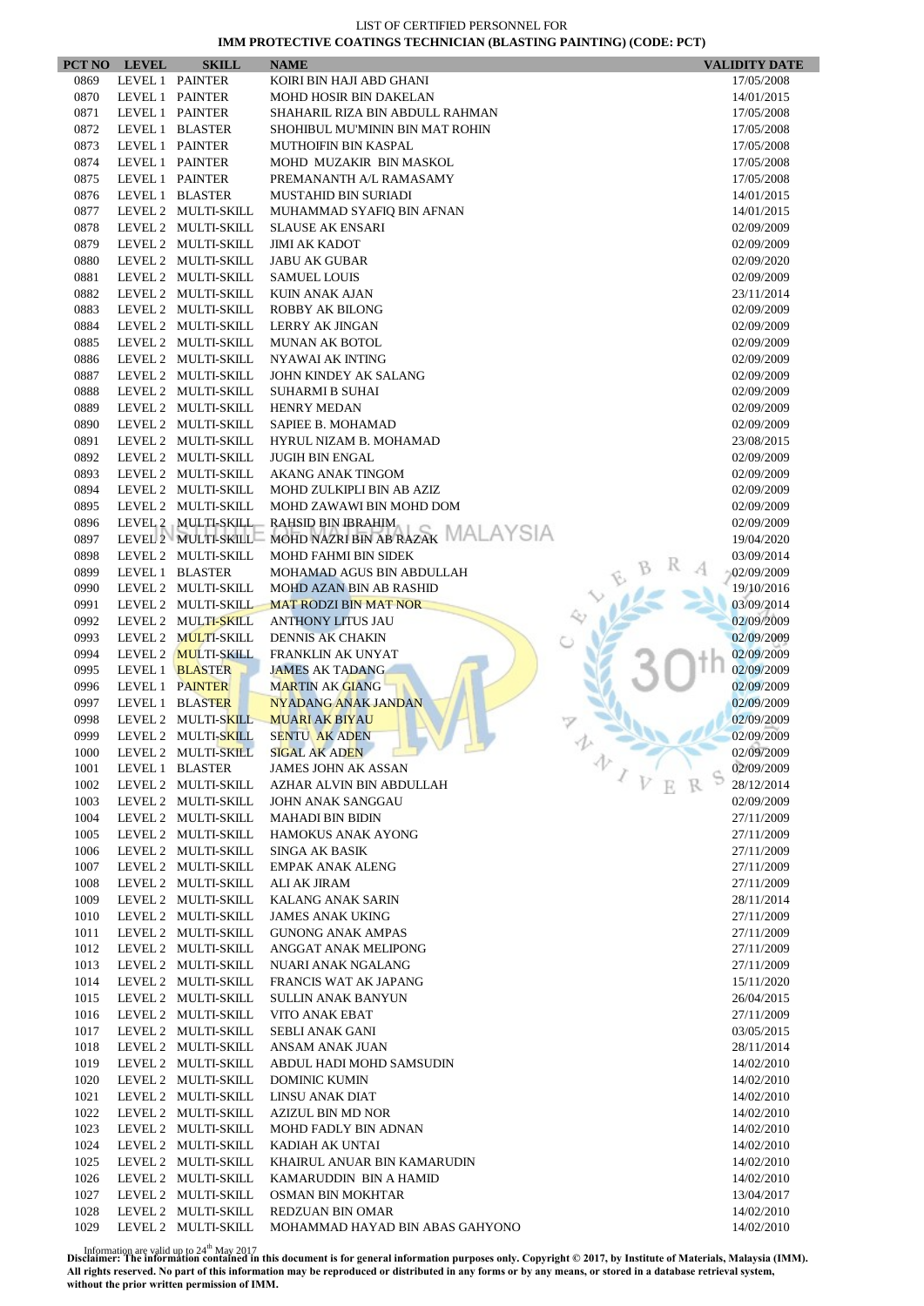LIST OF CERTIFIED PERSONNEL FOR

**IMM PROTECTIVE COATINGS TECHNICIAN (BLASTING PAINTING) (CODE: PCT)**

| PCT NO | LEVEL | SKILL | NAME | VALIDITY DATE |
|---|---|---|---|---|
| 0869 | LEVEL 1 | PAINTER | KOIRI BIN HAJI ABD GHANI | 17/05/2008 |
| 0870 | LEVEL 1 | PAINTER | MOHD HOSIR BIN DAKELAN | 14/01/2015 |
| 0871 | LEVEL 1 | PAINTER | SHAHARIL RIZA BIN ABDULL RAHMAN | 17/05/2008 |
| 0872 | LEVEL 1 | BLASTER | SHOHIBUL MU'MININ BIN MAT ROHIN | 17/05/2008 |
| 0873 | LEVEL 1 | PAINTER | MUTHOIFIN BIN KASPAL | 17/05/2008 |
| 0874 | LEVEL 1 | PAINTER | MOHD MUZAKIR BIN MASKOL | 17/05/2008 |
| 0875 | LEVEL 1 | PAINTER | PREMANANTH A/L RAMASAMY | 17/05/2008 |
| 0876 | LEVEL 1 | BLASTER | MUSTAHID BIN SURIADI | 14/01/2015 |
| 0877 | LEVEL 2 | MULTI-SKILL | MUHAMMAD SYAFIQ BIN AFNAN | 14/01/2015 |
| 0878 | LEVEL 2 | MULTI-SKILL | SLAUSE AK ENSARI | 02/09/2009 |
| 0879 | LEVEL 2 | MULTI-SKILL | JIMI AK KADOT | 02/09/2009 |
| 0880 | LEVEL 2 | MULTI-SKILL | JABU AK GUBAR | 02/09/2020 |
| 0881 | LEVEL 2 | MULTI-SKILL | SAMUEL LOUIS | 02/09/2009 |
| 0882 | LEVEL 2 | MULTI-SKILL | KUIN ANAK AJAN | 23/11/2014 |
| 0883 | LEVEL 2 | MULTI-SKILL | ROBBY AK BILONG | 02/09/2009 |
| 0884 | LEVEL 2 | MULTI-SKILL | LERRY AK JINGAN | 02/09/2009 |
| 0885 | LEVEL 2 | MULTI-SKILL | MUNAN AK BOTOL | 02/09/2009 |
| 0886 | LEVEL 2 | MULTI-SKILL | NYAWAI AK INTING | 02/09/2009 |
| 0887 | LEVEL 2 | MULTI-SKILL | JOHN KINDEY AK SALANG | 02/09/2009 |
| 0888 | LEVEL 2 | MULTI-SKILL | SUHARMI B SUHAI | 02/09/2009 |
| 0889 | LEVEL 2 | MULTI-SKILL | HENRY MEDAN | 02/09/2009 |
| 0890 | LEVEL 2 | MULTI-SKILL | SAPIEE B. MOHAMAD | 02/09/2009 |
| 0891 | LEVEL 2 | MULTI-SKILL | HYRUL NIZAM B. MOHAMAD | 23/08/2015 |
| 0892 | LEVEL 2 | MULTI-SKILL | JUGIH BIN ENGAL | 02/09/2009 |
| 0893 | LEVEL 2 | MULTI-SKILL | AKANG ANAK TINGOM | 02/09/2009 |
| 0894 | LEVEL 2 | MULTI-SKILL | MOHD ZULKIPLI BIN AB AZIZ | 02/09/2009 |
| 0895 | LEVEL 2 | MULTI-SKILL | MOHD ZAWAWI BIN MOHD DOM | 02/09/2009 |
| 0896 | LEVEL 2 | MULTI-SKILL | RAHSID BIN IBRAHIM | 02/09/2009 |
| 0897 | LEVEL 2 | MULTI-SKILL | MOHD NAZRI BIN AB RAZAK | 19/04/2020 |
| 0898 | LEVEL 2 | MULTI-SKILL | MOHD FAHMI BIN SIDEK | 03/09/2014 |
| 0899 | LEVEL 1 | BLASTER | MOHAMAD AGUS BIN ABDULLAH | 02/09/2009 |
| 0990 | LEVEL 2 | MULTI-SKILL | MOHD AZAN BIN AB RASHID | 19/10/2016 |
| 0991 | LEVEL 2 | MULTI-SKILL | MAT RODZI BIN MAT NOR | 03/09/2014 |
| 0992 | LEVEL 2 | MULTI-SKILL | ANTHONY LITUS JAU | 02/09/2009 |
| 0993 | LEVEL 2 | MULTI-SKILL | DENNIS AK CHAKIN | 02/09/2009 |
| 0994 | LEVEL 2 | MULTI-SKILL | FRANKLIN AK UNYAT | 02/09/2009 |
| 0995 | LEVEL 1 | BLASTER | JAMES AK TADANG | 02/09/2009 |
| 0996 | LEVEL 1 | PAINTER | MARTIN AK GIANG | 02/09/2009 |
| 0997 | LEVEL 1 | BLASTER | NYADANG ANAK JANDAN | 02/09/2009 |
| 0998 | LEVEL 2 | MULTI-SKILL | MUARI AK BIYAU | 02/09/2009 |
| 0999 | LEVEL 2 | MULTI-SKILL | SENTU AK ADEN | 02/09/2009 |
| 1000 | LEVEL 2 | MULTI-SKILL | SIGAL AK ADEN | 02/09/2009 |
| 1001 | LEVEL 1 | BLASTER | JAMES JOHN AK ASSAN | 02/09/2009 |
| 1002 | LEVEL 2 | MULTI-SKILL | AZHAR ALVIN BIN ABDULLAH | 28/12/2014 |
| 1003 | LEVEL 2 | MULTI-SKILL | JOHN ANAK SANGGAU | 02/09/2009 |
| 1004 | LEVEL 2 | MULTI-SKILL | MAHADI BIN BIDIN | 27/11/2009 |
| 1005 | LEVEL 2 | MULTI-SKILL | HAMOKUS ANAK AYONG | 27/11/2009 |
| 1006 | LEVEL 2 | MULTI-SKILL | SINGA AK BASIK | 27/11/2009 |
| 1007 | LEVEL 2 | MULTI-SKILL | EMPAK ANAK ALENG | 27/11/2009 |
| 1008 | LEVEL 2 | MULTI-SKILL | ALI AK JIRAM | 27/11/2009 |
| 1009 | LEVEL 2 | MULTI-SKILL | KALANG ANAK SARIN | 28/11/2014 |
| 1010 | LEVEL 2 | MULTI-SKILL | JAMES ANAK UKING | 27/11/2009 |
| 1011 | LEVEL 2 | MULTI-SKILL | GUNONG ANAK AMPAS | 27/11/2009 |
| 1012 | LEVEL 2 | MULTI-SKILL | ANGGAT ANAK MELIPONG | 27/11/2009 |
| 1013 | LEVEL 2 | MULTI-SKILL | NUARI ANAK NGALANG | 27/11/2009 |
| 1014 | LEVEL 2 | MULTI-SKILL | FRANCIS WAT AK JAPANG | 15/11/2020 |
| 1015 | LEVEL 2 | MULTI-SKILL | SULLIN ANAK BANYUN | 26/04/2015 |
| 1016 | LEVEL 2 | MULTI-SKILL | VITO ANAK EBAT | 27/11/2009 |
| 1017 | LEVEL 2 | MULTI-SKILL | SEBLI ANAK GANI | 03/05/2015 |
| 1018 | LEVEL 2 | MULTI-SKILL | ANSAM ANAK JUAN | 28/11/2014 |
| 1019 | LEVEL 2 | MULTI-SKILL | ABDUL HADI MOHD SAMSUDIN | 14/02/2010 |
| 1020 | LEVEL 2 | MULTI-SKILL | DOMINIC KUMIN | 14/02/2010 |
| 1021 | LEVEL 2 | MULTI-SKILL | LINSU ANAK DIAT | 14/02/2010 |
| 1022 | LEVEL 2 | MULTI-SKILL | AZIZUL BIN MD NOR | 14/02/2010 |
| 1023 | LEVEL 2 | MULTI-SKILL | MOHD FADLY BIN ADNAN | 14/02/2010 |
| 1024 | LEVEL 2 | MULTI-SKILL | KADIAH AK UNTAI | 14/02/2010 |
| 1025 | LEVEL 2 | MULTI-SKILL | KHAIRUL ANUAR BIN KAMARUDIN | 14/02/2010 |
| 1026 | LEVEL 2 | MULTI-SKILL | KAMARUDDIN BIN A HAMID | 14/02/2010 |
| 1027 | LEVEL 2 | MULTI-SKILL | OSMAN BIN MOKHTAR | 13/04/2017 |
| 1028 | LEVEL 2 | MULTI-SKILL | REDZUAN BIN OMAR | 14/02/2010 |
| 1029 | LEVEL 2 | MULTI-SKILL | MOHAMMAD HAYAD BIN ABAS GAHYONO | 14/02/2010 |

Information are valid up to 24th May 2017

**Disclaimer: The information contained in this document is for general information purposes only. Copyright © 2017, by Institute of Materials, Malaysia (IMM). All rights reserved. No part of this information may be reproduced or distributed in any forms or by any means, or stored in a database retrieval system, without the prior written permission of IMM.**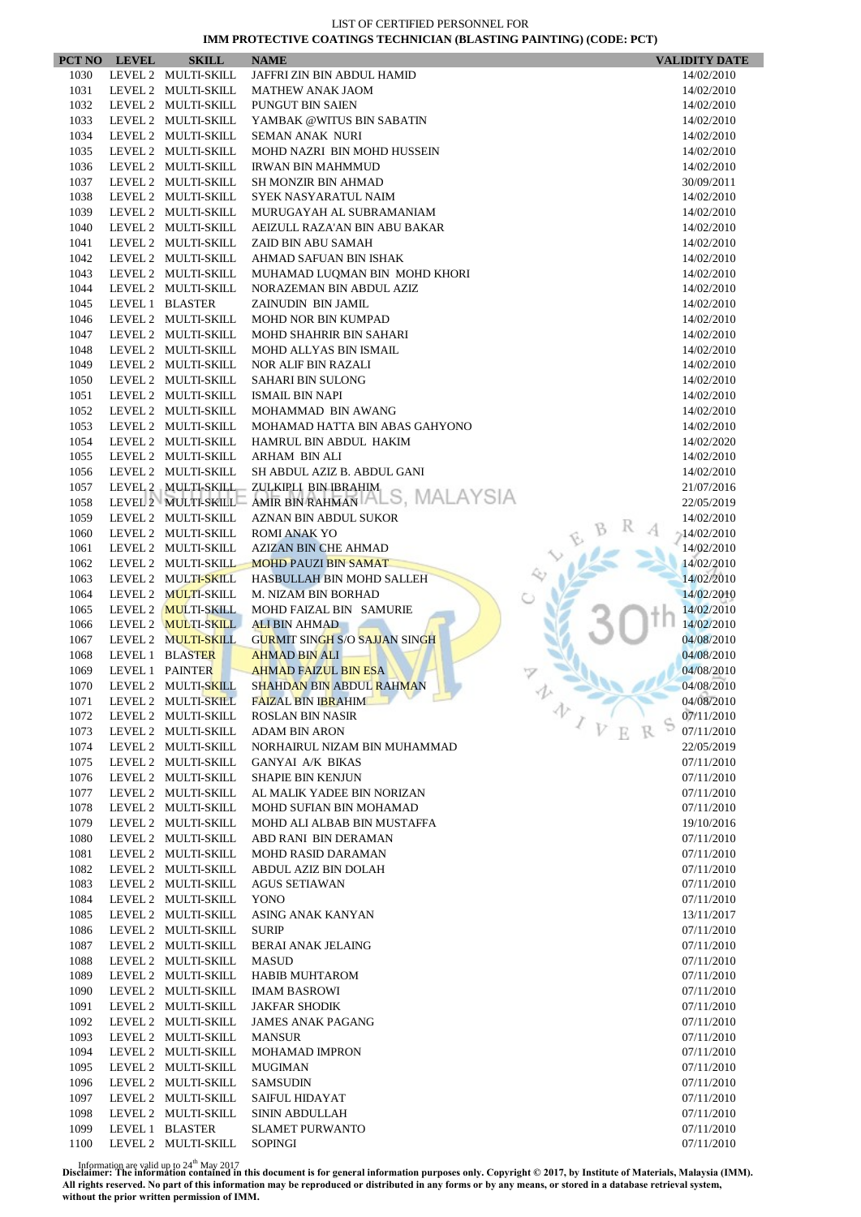LIST OF CERTIFIED PERSONNEL FOR

**IMM PROTECTIVE COATINGS TECHNICIAN (BLASTING PAINTING) (CODE: PCT)**

| PCT NO | LEVEL | SKILL | NAME | VALIDITY DATE |
|---|---|---|---|---|
| 1030 | LEVEL 2 | MULTI-SKILL | JAFFRI ZIN BIN ABDUL HAMID | 14/02/2010 |
| 1031 | LEVEL 2 | MULTI-SKILL | MATHEW ANAK JAOM | 14/02/2010 |
| 1032 | LEVEL 2 | MULTI-SKILL | PUNGUT BIN SAIEN | 14/02/2010 |
| 1033 | LEVEL 2 | MULTI-SKILL | YAMBAK @WITUS BIN SABATIN | 14/02/2010 |
| 1034 | LEVEL 2 | MULTI-SKILL | SEMAN ANAK NURI | 14/02/2010 |
| 1035 | LEVEL 2 | MULTI-SKILL | MOHD NAZRI BIN MOHD HUSSEIN | 14/02/2010 |
| 1036 | LEVEL 2 | MULTI-SKILL | IRWAN BIN MAHMMUD | 14/02/2010 |
| 1037 | LEVEL 2 | MULTI-SKILL | SH MONZIR BIN AHMAD | 30/09/2011 |
| 1038 | LEVEL 2 | MULTI-SKILL | SYEK NASYARATUL NAIM | 14/02/2010 |
| 1039 | LEVEL 2 | MULTI-SKILL | MURUGAYAH AL SUBRAMANIAM | 14/02/2010 |
| 1040 | LEVEL 2 | MULTI-SKILL | AEIZULL RAZA'AN BIN ABU BAKAR | 14/02/2010 |
| 1041 | LEVEL 2 | MULTI-SKILL | ZAID BIN ABU SAMAH | 14/02/2010 |
| 1042 | LEVEL 2 | MULTI-SKILL | AHMAD SAFUAN BIN ISHAK | 14/02/2010 |
| 1043 | LEVEL 2 | MULTI-SKILL | MUHAMAD LUQMAN BIN MOHD KHORI | 14/02/2010 |
| 1044 | LEVEL 2 | MULTI-SKILL | NORAZEMAN BIN ABDUL AZIZ | 14/02/2010 |
| 1045 | LEVEL 1 | BLASTER | ZAINUDIN BIN JAMIL | 14/02/2010 |
| 1046 | LEVEL 2 | MULTI-SKILL | MOHD NOR BIN KUMPAD | 14/02/2010 |
| 1047 | LEVEL 2 | MULTI-SKILL | MOHD SHAHRIR BIN SAHARI | 14/02/2010 |
| 1048 | LEVEL 2 | MULTI-SKILL | MOHD ALLYAS BIN ISMAIL | 14/02/2010 |
| 1049 | LEVEL 2 | MULTI-SKILL | NOR ALIF BIN RAZALI | 14/02/2010 |
| 1050 | LEVEL 2 | MULTI-SKILL | SAHARI BIN SULONG | 14/02/2010 |
| 1051 | LEVEL 2 | MULTI-SKILL | ISMAIL BIN NAPI | 14/02/2010 |
| 1052 | LEVEL 2 | MULTI-SKILL | MOHAMMAD BIN AWANG | 14/02/2010 |
| 1053 | LEVEL 2 | MULTI-SKILL | MOHAMAD HATTA BIN ABAS GAHYONO | 14/02/2010 |
| 1054 | LEVEL 2 | MULTI-SKILL | HAMRUL BIN ABDUL HAKIM | 14/02/2020 |
| 1055 | LEVEL 2 | MULTI-SKILL | ARHAM BIN ALI | 14/02/2010 |
| 1056 | LEVEL 2 | MULTI-SKILL | SH ABDUL AZIZ B. ABDUL GANI | 14/02/2010 |
| 1057 | LEVEL 2 | MULTI-SKILL | ZULKIPLI BIN IBRAHIM | 21/07/2016 |
| 1058 | LEVEL 2 | MULTI-SKILL | AMIR BIN RAHMAN | 22/05/2019 |
| 1059 | LEVEL 2 | MULTI-SKILL | AZNAN BIN ABDUL SUKOR | 14/02/2010 |
| 1060 | LEVEL 2 | MULTI-SKILL | ROMI ANAK YO | 14/02/2010 |
| 1061 | LEVEL 2 | MULTI-SKILL | AZIZAN BIN CHE AHMAD | 14/02/2010 |
| 1062 | LEVEL 2 | MULTI-SKILL | MOHD PAUZI BIN SAMAT | 14/02/2010 |
| 1063 | LEVEL 2 | MULTI-SKILL | HASBULLAH BIN MOHD SALLEH | 14/02/2010 |
| 1064 | LEVEL 2 | MULTI-SKILL | M. NIZAM BIN BORHAD | 14/02/2010 |
| 1065 | LEVEL 2 | MULTI-SKILL | MOHD FAIZAL BIN SAMURIE | 14/02/2010 |
| 1066 | LEVEL 2 | MULTI-SKILL | ALI BIN AHMAD | 14/02/2010 |
| 1067 | LEVEL 2 | MULTI-SKILL | GURMIT SINGH S/O SAJJAN SINGH | 04/08/2010 |
| 1068 | LEVEL 1 | BLASTER | AHMAD BIN ALI | 04/08/2010 |
| 1069 | LEVEL 1 | PAINTER | AHMAD FAIZUL BIN ESA | 04/08/2010 |
| 1070 | LEVEL 2 | MULTI-SKILL | SHAHDAN BIN ABDUL RAHMAN | 04/08/2010 |
| 1071 | LEVEL 2 | MULTI-SKILL | FAIZAL BIN IBRAHIM | 04/08/2010 |
| 1072 | LEVEL 2 | MULTI-SKILL | ROSLAN BIN NASIR | 07/11/2010 |
| 1073 | LEVEL 2 | MULTI-SKILL | ADAM BIN ARON | 07/11/2010 |
| 1074 | LEVEL 2 | MULTI-SKILL | NORHAIRUL NIZAM BIN MUHAMMAD | 22/05/2019 |
| 1075 | LEVEL 2 | MULTI-SKILL | GANYAI A/K BIKAS | 07/11/2010 |
| 1076 | LEVEL 2 | MULTI-SKILL | SHAPIE BIN KENJUN | 07/11/2010 |
| 1077 | LEVEL 2 | MULTI-SKILL | AL MALIK YADEE BIN NORIZAN | 07/11/2010 |
| 1078 | LEVEL 2 | MULTI-SKILL | MOHD SUFIAN BIN MOHAMAD | 07/11/2010 |
| 1079 | LEVEL 2 | MULTI-SKILL | MOHD ALI ALBAB BIN MUSTAFFA | 19/10/2016 |
| 1080 | LEVEL 2 | MULTI-SKILL | ABD RANI BIN DERAMAN | 07/11/2010 |
| 1081 | LEVEL 2 | MULTI-SKILL | MOHD RASID DARAMAN | 07/11/2010 |
| 1082 | LEVEL 2 | MULTI-SKILL | ABDUL AZIZ BIN DOLAH | 07/11/2010 |
| 1083 | LEVEL 2 | MULTI-SKILL | AGUS SETIAWAN | 07/11/2010 |
| 1084 | LEVEL 2 | MULTI-SKILL | YONO | 07/11/2010 |
| 1085 | LEVEL 2 | MULTI-SKILL | ASING ANAK KANYAN | 13/11/2017 |
| 1086 | LEVEL 2 | MULTI-SKILL | SURIP | 07/11/2010 |
| 1087 | LEVEL 2 | MULTI-SKILL | BERAI ANAK JELAING | 07/11/2010 |
| 1088 | LEVEL 2 | MULTI-SKILL | MASUD | 07/11/2010 |
| 1089 | LEVEL 2 | MULTI-SKILL | HABIB MUHTAROM | 07/11/2010 |
| 1090 | LEVEL 2 | MULTI-SKILL | IMAM BASROWI | 07/11/2010 |
| 1091 | LEVEL 2 | MULTI-SKILL | JAKFAR SHODIK | 07/11/2010 |
| 1092 | LEVEL 2 | MULTI-SKILL | JAMES ANAK PAGANG | 07/11/2010 |
| 1093 | LEVEL 2 | MULTI-SKILL | MANSUR | 07/11/2010 |
| 1094 | LEVEL 2 | MULTI-SKILL | MOHAMAD IMPRON | 07/11/2010 |
| 1095 | LEVEL 2 | MULTI-SKILL | MUGIMAN | 07/11/2010 |
| 1096 | LEVEL 2 | MULTI-SKILL | SAMSUDIN | 07/11/2010 |
| 1097 | LEVEL 2 | MULTI-SKILL | SAIFUL HIDAYAT | 07/11/2010 |
| 1098 | LEVEL 2 | MULTI-SKILL | SININ ABDULLAH | 07/11/2010 |
| 1099 | LEVEL 1 | BLASTER | SLAMET PURWANTO | 07/11/2010 |
| 1100 | LEVEL 2 | MULTI-SKILL | SOPINGI | 07/11/2010 |

Information are valid up to 24th May 2017

**Disclaimer: The information contained in this document is for general information purposes only. Copyright © 2017, by Institute of Materials, Malaysia (IMM). All rights reserved. No part of this information may be reproduced or distributed in any forms or by any means, or stored in a database retrieval system, without the prior written permission of IMM.**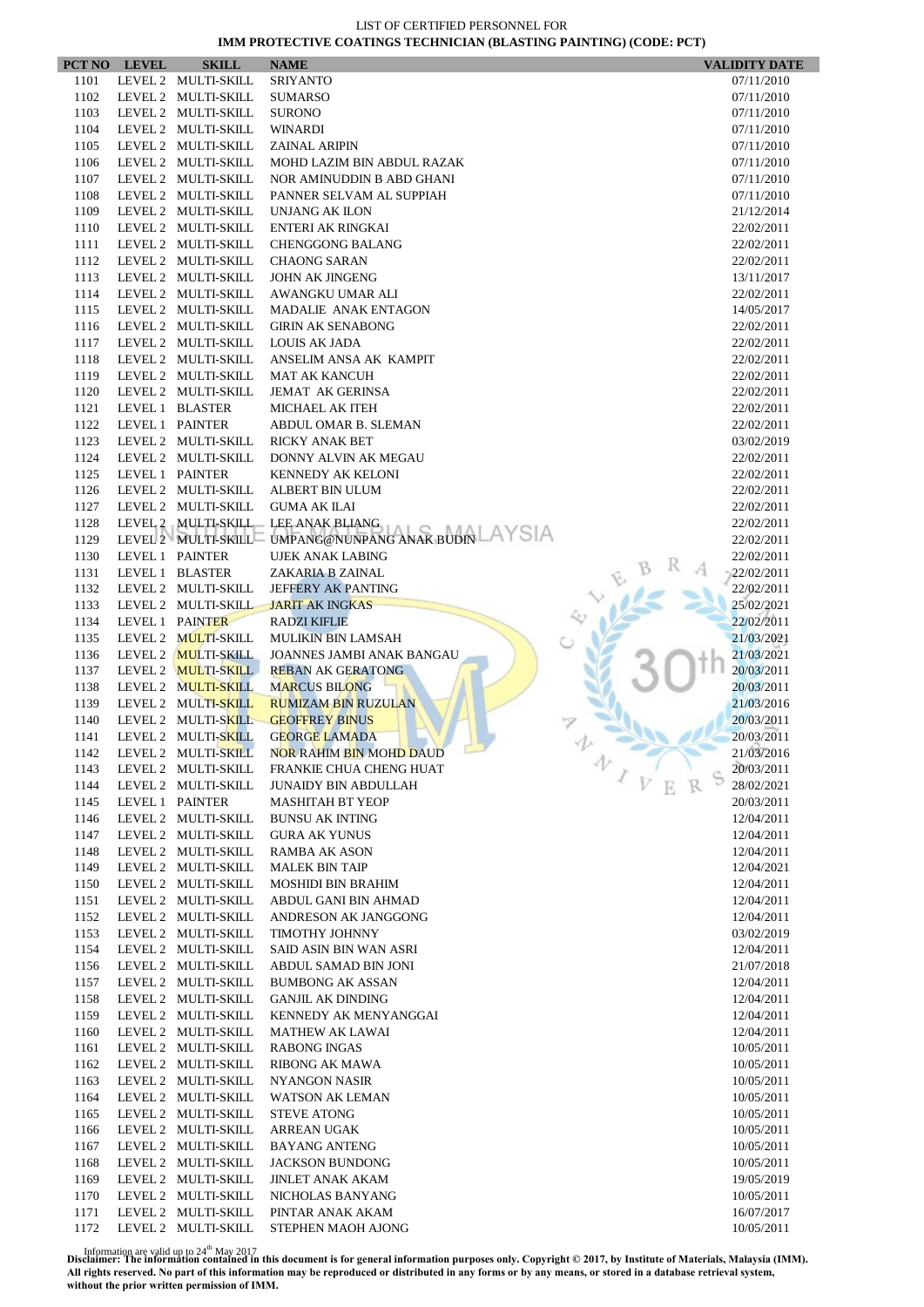LIST OF CERTIFIED PERSONNEL FOR
**IMM PROTECTIVE COATINGS TECHNICIAN (BLASTING PAINTING) (CODE: PCT)**

| PCT NO | LEVEL | SKILL | NAME | VALIDITY DATE |
|---|---|---|---|---|
| 1101 | LEVEL 2 | MULTI-SKILL | SRIYANTO | 07/11/2010 |
| 1102 | LEVEL 2 | MULTI-SKILL | SUMARSO | 07/11/2010 |
| 1103 | LEVEL 2 | MULTI-SKILL | SURONO | 07/11/2010 |
| 1104 | LEVEL 2 | MULTI-SKILL | WINARDI | 07/11/2010 |
| 1105 | LEVEL 2 | MULTI-SKILL | ZAINAL ARIPIN | 07/11/2010 |
| 1106 | LEVEL 2 | MULTI-SKILL | MOHD LAZIM BIN ABDUL RAZAK | 07/11/2010 |
| 1107 | LEVEL 2 | MULTI-SKILL | NOR AMINUDDIN B ABD GHANI | 07/11/2010 |
| 1108 | LEVEL 2 | MULTI-SKILL | PANNER SELVAM AL SUPPIAH | 07/11/2010 |
| 1109 | LEVEL 2 | MULTI-SKILL | UNJANG AK ILON | 21/12/2014 |
| 1110 | LEVEL 2 | MULTI-SKILL | ENTERI AK RINGKAI | 22/02/2011 |
| 1111 | LEVEL 2 | MULTI-SKILL | CHENGGONG BALANG | 22/02/2011 |
| 1112 | LEVEL 2 | MULTI-SKILL | CHAONG SARAN | 22/02/2011 |
| 1113 | LEVEL 2 | MULTI-SKILL | JOHN AK JINGENG | 13/11/2017 |
| 1114 | LEVEL 2 | MULTI-SKILL | AWANGKU UMAR ALI | 22/02/2011 |
| 1115 | LEVEL 2 | MULTI-SKILL | MADALIE ANAK ENTAGON | 14/05/2017 |
| 1116 | LEVEL 2 | MULTI-SKILL | GIRIN AK SENABONG | 22/02/2011 |
| 1117 | LEVEL 2 | MULTI-SKILL | LOUIS AK JADA | 22/02/2011 |
| 1118 | LEVEL 2 | MULTI-SKILL | ANSELIM ANSA AK KAMPIT | 22/02/2011 |
| 1119 | LEVEL 2 | MULTI-SKILL | MAT AK KANCUH | 22/02/2011 |
| 1120 | LEVEL 2 | MULTI-SKILL | JEMAT AK GERINSA | 22/02/2011 |
| 1121 | LEVEL 1 | BLASTER | MICHAEL AK ITEH | 22/02/2011 |
| 1122 | LEVEL 1 | PAINTER | ABDUL OMAR B. SLEMAN | 22/02/2011 |
| 1123 | LEVEL 2 | MULTI-SKILL | RICKY ANAK BET | 03/02/2019 |
| 1124 | LEVEL 2 | MULTI-SKILL | DONNY ALVIN AK MEGAU | 22/02/2011 |
| 1125 | LEVEL 1 | PAINTER | KENNEDY AK KELONI | 22/02/2011 |
| 1126 | LEVEL 2 | MULTI-SKILL | ALBERT BIN ULUM | 22/02/2011 |
| 1127 | LEVEL 2 | MULTI-SKILL | GUMA AK ILAI | 22/02/2011 |
| 1128 | LEVEL 2 | MULTI-SKILL | LEE ANAK BLIANG | 22/02/2011 |
| 1129 | LEVEL 2 | MULTI-SKILL | UMPANG@NUNPANG ANAK BUDIN | 22/02/2011 |
| 1130 | LEVEL 1 | PAINTER | UJEK ANAK LABING | 22/02/2011 |
| 1131 | LEVEL 1 | BLASTER | ZAKARIA B ZAINAL | 22/02/2011 |
| 1132 | LEVEL 2 | MULTI-SKILL | JEFFERY AK PANTING | 22/02/2011 |
| 1133 | LEVEL 2 | MULTI-SKILL | JARIT AK INGKAS | 25/02/2021 |
| 1134 | LEVEL 1 | PAINTER | RADZI KIFLIE | 22/02/2011 |
| 1135 | LEVEL 2 | MULTI-SKILL | MULIKIN BIN LAMSAH | 21/03/2021 |
| 1136 | LEVEL 2 | MULTI-SKILL | JOANNES JAMBI ANAK BANGAU | 21/03/2021 |
| 1137 | LEVEL 2 | MULTI-SKILL | REBAN AK GERATONG | 20/03/2011 |
| 1138 | LEVEL 2 | MULTI-SKILL | MARCUS BILONG | 20/03/2011 |
| 1139 | LEVEL 2 | MULTI-SKILL | RUMIZAM BIN RUZULAN | 21/03/2016 |
| 1140 | LEVEL 2 | MULTI-SKILL | GEOFFREY BINUS | 20/03/2011 |
| 1141 | LEVEL 2 | MULTI-SKILL | GEORGE LAMADA | 20/03/2011 |
| 1142 | LEVEL 2 | MULTI-SKILL | NOR RAHIM BIN MOHD DAUD | 21/03/2016 |
| 1143 | LEVEL 2 | MULTI-SKILL | FRANKIE CHUA CHENG HUAT | 20/03/2011 |
| 1144 | LEVEL 2 | MULTI-SKILL | JUNAIDY BIN ABDULLAH | 28/02/2021 |
| 1145 | LEVEL 1 | PAINTER | MASHITAH BT YEOP | 20/03/2011 |
| 1146 | LEVEL 2 | MULTI-SKILL | BUNSU AK INTING | 12/04/2011 |
| 1147 | LEVEL 2 | MULTI-SKILL | GURA AK YUNUS | 12/04/2011 |
| 1148 | LEVEL 2 | MULTI-SKILL | RAMBA AK ASON | 12/04/2011 |
| 1149 | LEVEL 2 | MULTI-SKILL | MALEK BIN TAIP | 12/04/2021 |
| 1150 | LEVEL 2 | MULTI-SKILL | MOSHIDI BIN BRAHIM | 12/04/2011 |
| 1151 | LEVEL 2 | MULTI-SKILL | ABDUL GANI BIN AHMAD | 12/04/2011 |
| 1152 | LEVEL 2 | MULTI-SKILL | ANDRESON AK JANGGONG | 12/04/2011 |
| 1153 | LEVEL 2 | MULTI-SKILL | TIMOTHY JOHNNY | 03/02/2019 |
| 1154 | LEVEL 2 | MULTI-SKILL | SAID ASIN BIN WAN ASRI | 12/04/2011 |
| 1156 | LEVEL 2 | MULTI-SKILL | ABDUL SAMAD BIN JONI | 21/07/2018 |
| 1157 | LEVEL 2 | MULTI-SKILL | BUMBONG AK ASSAN | 12/04/2011 |
| 1158 | LEVEL 2 | MULTI-SKILL | GANJIL AK DINDING | 12/04/2011 |
| 1159 | LEVEL 2 | MULTI-SKILL | KENNEDY AK MENYANGGAI | 12/04/2011 |
| 1160 | LEVEL 2 | MULTI-SKILL | MATHEW AK LAWAI | 12/04/2011 |
| 1161 | LEVEL 2 | MULTI-SKILL | RABONG INGAS | 10/05/2011 |
| 1162 | LEVEL 2 | MULTI-SKILL | RIBONG AK MAWA | 10/05/2011 |
| 1163 | LEVEL 2 | MULTI-SKILL | NYANGON NASIR | 10/05/2011 |
| 1164 | LEVEL 2 | MULTI-SKILL | WATSON AK LEMAN | 10/05/2011 |
| 1165 | LEVEL 2 | MULTI-SKILL | STEVE ATONG | 10/05/2011 |
| 1166 | LEVEL 2 | MULTI-SKILL | ARREAN UGAK | 10/05/2011 |
| 1167 | LEVEL 2 | MULTI-SKILL | BAYANG ANTENG | 10/05/2011 |
| 1168 | LEVEL 2 | MULTI-SKILL | JACKSON BUNDONG | 10/05/2011 |
| 1169 | LEVEL 2 | MULTI-SKILL | JINLET ANAK AKAM | 19/05/2019 |
| 1170 | LEVEL 2 | MULTI-SKILL | NICHOLAS BANYANG | 10/05/2011 |
| 1171 | LEVEL 2 | MULTI-SKILL | PINTAR ANAK AKAM | 16/07/2017 |
| 1172 | LEVEL 2 | MULTI-SKILL | STEPHEN MAOH AJONG | 10/05/2011 |

Information are valid up to 24th May 2017

**Disclaimer: The information contained in this document is for general information purposes only. Copyright © 2017, by Institute of Materials, Malaysia (IMM). All rights reserved. No part of this information may be reproduced or distributed in any forms or by any means, or stored in a database retrieval system, without the prior written permission of IMM.**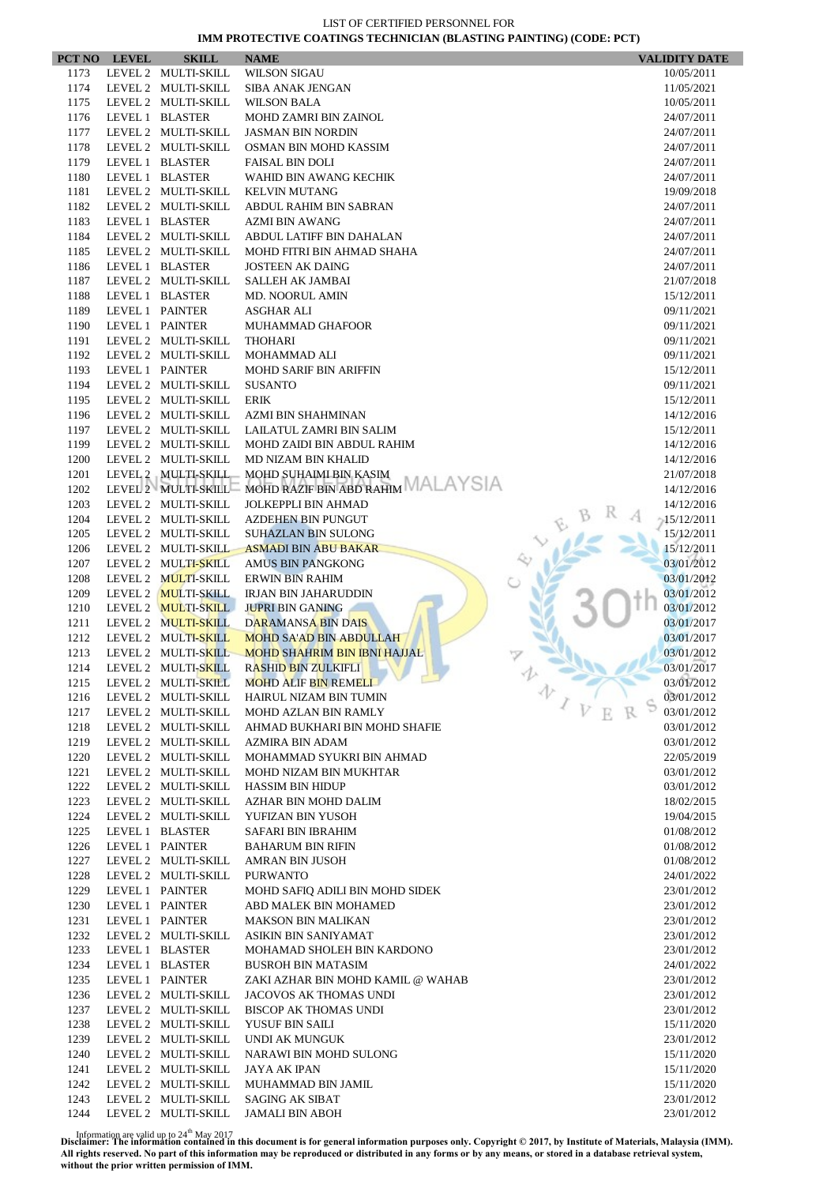LIST OF CERTIFIED PERSONNEL FOR

**IMM PROTECTIVE COATINGS TECHNICIAN (BLASTING PAINTING) (CODE: PCT)**

| PCT NO | LEVEL | SKILL | NAME | VALIDITY DATE |
|---|---|---|---|---|
| 1173 | LEVEL 2 | MULTI-SKILL | WILSON SIGAU | 10/05/2011 |
| 1174 | LEVEL 2 | MULTI-SKILL | SIBA ANAK JENGAN | 11/05/2021 |
| 1175 | LEVEL 2 | MULTI-SKILL | WILSON BALA | 10/05/2011 |
| 1176 | LEVEL 1 | BLASTER | MOHD ZAMRI BIN ZAINOL | 24/07/2011 |
| 1177 | LEVEL 2 | MULTI-SKILL | JASMAN BIN NORDIN | 24/07/2011 |
| 1178 | LEVEL 2 | MULTI-SKILL | OSMAN BIN MOHD KASSIM | 24/07/2011 |
| 1179 | LEVEL 1 | BLASTER | FAISAL BIN DOLI | 24/07/2011 |
| 1180 | LEVEL 1 | BLASTER | WAHID BIN AWANG KECHIK | 24/07/2011 |
| 1181 | LEVEL 2 | MULTI-SKILL | KELVIN MUTANG | 19/09/2018 |
| 1182 | LEVEL 2 | MULTI-SKILL | ABDUL RAHIM BIN SABRAN | 24/07/2011 |
| 1183 | LEVEL 1 | BLASTER | AZMI BIN AWANG | 24/07/2011 |
| 1184 | LEVEL 2 | MULTI-SKILL | ABDUL LATIFF BIN DAHALAN | 24/07/2011 |
| 1185 | LEVEL 2 | MULTI-SKILL | MOHD FITRI BIN AHMAD SHAHA | 24/07/2011 |
| 1186 | LEVEL 1 | BLASTER | JOSTEEN AK DAING | 24/07/2011 |
| 1187 | LEVEL 2 | MULTI-SKILL | SALLEH AK JAMBAI | 21/07/2018 |
| 1188 | LEVEL 1 | BLASTER | MD. NOORUL AMIN | 15/12/2011 |
| 1189 | LEVEL 1 | PAINTER | ASGHAR ALI | 09/11/2021 |
| 1190 | LEVEL 1 | PAINTER | MUHAMMAD GHAFOOR | 09/11/2021 |
| 1191 | LEVEL 2 | MULTI-SKILL | THOHARI | 09/11/2021 |
| 1192 | LEVEL 2 | MULTI-SKILL | MOHAMMAD ALI | 09/11/2021 |
| 1193 | LEVEL 1 | PAINTER | MOHD SARIF BIN ARIFFIN | 15/12/2011 |
| 1194 | LEVEL 2 | MULTI-SKILL | SUSANTO | 09/11/2021 |
| 1195 | LEVEL 2 | MULTI-SKILL | ERIK | 15/12/2011 |
| 1196 | LEVEL 2 | MULTI-SKILL | AZMI BIN SHAHMINAN | 14/12/2016 |
| 1197 | LEVEL 2 | MULTI-SKILL | LAILATUL ZAMRI BIN SALIM | 15/12/2011 |
| 1199 | LEVEL 2 | MULTI-SKILL | MOHD ZAIDI BIN ABDUL RAHIM | 14/12/2016 |
| 1200 | LEVEL 2 | MULTI-SKILL | MD NIZAM BIN KHALID | 14/12/2016 |
| 1201 | LEVEL 2 | MULTI-SKILL | MOHD SUHAIMI BIN KASIM | 21/07/2018 |
| 1202 | LEVEL 2 | MULTI-SKILL | MOHD RAZIF BIN ABD RAHIM | 14/12/2016 |
| 1203 | LEVEL 2 | MULTI-SKILL | JOLKEPPLI BIN AHMAD | 14/12/2016 |
| 1204 | LEVEL 2 | MULTI-SKILL | AZDEHEN BIN PUNGUT | 15/12/2011 |
| 1205 | LEVEL 2 | MULTI-SKILL | SUHAZLAN BIN SULONG | 15/12/2011 |
| 1206 | LEVEL 2 | MULTI-SKILL | ASMADI BIN ABU BAKAR | 15/12/2011 |
| 1207 | LEVEL 2 | MULTI-SKILL | AMUS BIN PANGKONG | 03/01/2012 |
| 1208 | LEVEL 2 | MULTI-SKILL | ERWIN BIN RAHIM | 03/01/2012 |
| 1209 | LEVEL 2 | MULTI-SKILL | IRJAN BIN JAHARUDDIN | 03/01/2012 |
| 1210 | LEVEL 2 | MULTI-SKILL | JUPRI BIN GANING | 03/01/2012 |
| 1211 | LEVEL 2 | MULTI-SKILL | DARAMANSA BIN DAIS | 03/01/2017 |
| 1212 | LEVEL 2 | MULTI-SKILL | MOHD SA'AD BIN ABDULLAH | 03/01/2017 |
| 1213 | LEVEL 2 | MULTI-SKILL | MOHD SHAHRIM BIN IBNI HAJJAL | 03/01/2012 |
| 1214 | LEVEL 2 | MULTI-SKILL | RASHID BIN ZULKIFLI | 03/01/2017 |
| 1215 | LEVEL 2 | MULTI-SKILL | MOHD ALIF BIN REMELI | 03/01/2012 |
| 1216 | LEVEL 2 | MULTI-SKILL | HAIRUL NIZAM BIN TUMIN | 03/01/2012 |
| 1217 | LEVEL 2 | MULTI-SKILL | MOHD AZLAN BIN RAMLY | 03/01/2012 |
| 1218 | LEVEL 2 | MULTI-SKILL | AHMAD BUKHARI BIN MOHD SHAFIE | 03/01/2012 |
| 1219 | LEVEL 2 | MULTI-SKILL | AZMIRA BIN ADAM | 03/01/2012 |
| 1220 | LEVEL 2 | MULTI-SKILL | MOHAMMAD SYUKRI BIN AHMAD | 22/05/2019 |
| 1221 | LEVEL 2 | MULTI-SKILL | MOHD NIZAM BIN MUKHTAR | 03/01/2012 |
| 1222 | LEVEL 2 | MULTI-SKILL | HASSIM BIN HIDUP | 03/01/2012 |
| 1223 | LEVEL 2 | MULTI-SKILL | AZHAR BIN MOHD DALIM | 18/02/2015 |
| 1224 | LEVEL 2 | MULTI-SKILL | YUFIZAN BIN YUSOH | 19/04/2015 |
| 1225 | LEVEL 1 | BLASTER | SAFARI BIN IBRAHIM | 01/08/2012 |
| 1226 | LEVEL 1 | PAINTER | BAHARUM BIN RIFIN | 01/08/2012 |
| 1227 | LEVEL 2 | MULTI-SKILL | AMRAN BIN JUSOH | 01/08/2012 |
| 1228 | LEVEL 2 | MULTI-SKILL | PURWANTO | 24/01/2022 |
| 1229 | LEVEL 1 | PAINTER | MOHD SAFIQ ADILI BIN MOHD SIDEK | 23/01/2012 |
| 1230 | LEVEL 1 | PAINTER | ABD MALEK BIN MOHAMED | 23/01/2012 |
| 1231 | LEVEL 1 | PAINTER | MAKSON BIN MALIKAN | 23/01/2012 |
| 1232 | LEVEL 2 | MULTI-SKILL | ASIKIN BIN SANIYAMAT | 23/01/2012 |
| 1233 | LEVEL 1 | BLASTER | MOHAMAD SHOLEH BIN KARDONO | 23/01/2012 |
| 1234 | LEVEL 1 | BLASTER | BUSROH BIN MATASIM | 24/01/2022 |
| 1235 | LEVEL 1 | PAINTER | ZAKI AZHAR BIN MOHD KAMIL @ WAHAB | 23/01/2012 |
| 1236 | LEVEL 2 | MULTI-SKILL | JACOVOS AK THOMAS UNDI | 23/01/2012 |
| 1237 | LEVEL 2 | MULTI-SKILL | BISCOP AK THOMAS UNDI | 23/01/2012 |
| 1238 | LEVEL 2 | MULTI-SKILL | YUSUF BIN SAILI | 15/11/2020 |
| 1239 | LEVEL 2 | MULTI-SKILL | UNDI AK MUNGUK | 23/01/2012 |
| 1240 | LEVEL 2 | MULTI-SKILL | NARAWI BIN MOHD SULONG | 15/11/2020 |
| 1241 | LEVEL 2 | MULTI-SKILL | JAYA AK IPAN | 15/11/2020 |
| 1242 | LEVEL 2 | MULTI-SKILL | MUHAMMAD BIN JAMIL | 15/11/2020 |
| 1243 | LEVEL 2 | MULTI-SKILL | SAGING AK SIBAT | 23/01/2012 |
| 1244 | LEVEL 2 | MULTI-SKILL | JAMALI BIN ABOH | 23/01/2012 |

Information are valid up to 24th May 2017

**Disclaimer: The information contained in this document is for general information purposes only. Copyright © 2017, by Institute of Materials, Malaysia (IMM). All rights reserved. No part of this information may be reproduced or distributed in any forms or by any means, or stored in a database retrieval system, without the prior written permission of IMM.**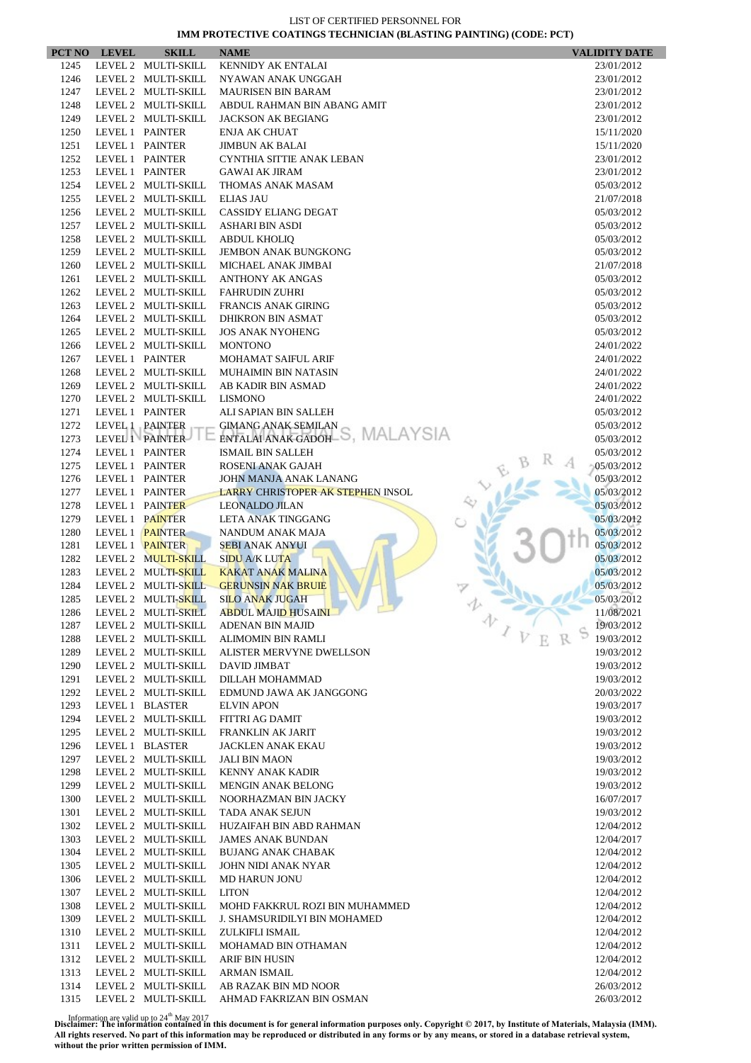LIST OF CERTIFIED PERSONNEL FOR
**IMM PROTECTIVE COATINGS TECHNICIAN (BLASTING PAINTING) (CODE: PCT)**

| PCT NO | LEVEL | SKILL | NAME | VALIDITY DATE |
|---|---|---|---|---|
| 1245 | LEVEL 2 | MULTI-SKILL | KENNIDY AK ENTALAI | 23/01/2012 |
| 1246 | LEVEL 2 | MULTI-SKILL | NYAWAN ANAK UNGGAH | 23/01/2012 |
| 1247 | LEVEL 2 | MULTI-SKILL | MAURISEN BIN BARAM | 23/01/2012 |
| 1248 | LEVEL 2 | MULTI-SKILL | ABDUL RAHMAN BIN ABANG AMIT | 23/01/2012 |
| 1249 | LEVEL 2 | MULTI-SKILL | JACKSON AK BEGIANG | 23/01/2012 |
| 1250 | LEVEL 1 | PAINTER | ENJA AK CHUAT | 15/11/2020 |
| 1251 | LEVEL 1 | PAINTER | JIMBUN AK BALAI | 15/11/2020 |
| 1252 | LEVEL 1 | PAINTER | CYNTHIA SITTIE ANAK LEBAN | 23/01/2012 |
| 1253 | LEVEL 1 | PAINTER | GAWAI AK JIRAM | 23/01/2012 |
| 1254 | LEVEL 2 | MULTI-SKILL | THOMAS ANAK MASAM | 05/03/2012 |
| 1255 | LEVEL 2 | MULTI-SKILL | ELIAS JAU | 21/07/2018 |
| 1256 | LEVEL 2 | MULTI-SKILL | CASSIDY ELIANG DEGAT | 05/03/2012 |
| 1257 | LEVEL 2 | MULTI-SKILL | ASHARI BIN ASDI | 05/03/2012 |
| 1258 | LEVEL 2 | MULTI-SKILL | ABDUL KHOLIQ | 05/03/2012 |
| 1259 | LEVEL 2 | MULTI-SKILL | JEMBON ANAK BUNGKONG | 05/03/2012 |
| 1260 | LEVEL 2 | MULTI-SKILL | MICHAEL ANAK JIMBAI | 21/07/2018 |
| 1261 | LEVEL 2 | MULTI-SKILL | ANTHONY AK ANGAS | 05/03/2012 |
| 1262 | LEVEL 2 | MULTI-SKILL | FAHRUDIN ZUHRI | 05/03/2012 |
| 1263 | LEVEL 2 | MULTI-SKILL | FRANCIS ANAK GIRING | 05/03/2012 |
| 1264 | LEVEL 2 | MULTI-SKILL | DHIKRON BIN ASMAT | 05/03/2012 |
| 1265 | LEVEL 2 | MULTI-SKILL | JOS ANAK NYOHENG | 05/03/2012 |
| 1266 | LEVEL 2 | MULTI-SKILL | MONTONO | 24/01/2022 |
| 1267 | LEVEL 1 | PAINTER | MOHAMAT SAIFUL ARIF | 24/01/2022 |
| 1268 | LEVEL 2 | MULTI-SKILL | MUHAIMIN BIN NATASIN | 24/01/2022 |
| 1269 | LEVEL 2 | MULTI-SKILL | AB KADIR BIN ASMAD | 24/01/2022 |
| 1270 | LEVEL 2 | MULTI-SKILL | LISMONO | 24/01/2022 |
| 1271 | LEVEL 1 | PAINTER | ALI SAPIAN BIN SALLEH | 05/03/2012 |
| 1272 | LEVEL 1 | PAINTER | GIMANG ANAK SEMILAN | 05/03/2012 |
| 1273 | LEVEL 1 | PAINTER | ENTALAI ANAK GADOH | 05/03/2012 |
| 1274 | LEVEL 1 | PAINTER | ISMAIL BIN SALLEH | 05/03/2012 |
| 1275 | LEVEL 1 | PAINTER | ROSENI ANAK GAJAH | 05/03/2012 |
| 1276 | LEVEL 1 | PAINTER | JOHN MANJA ANAK LANANG | 05/03/2012 |
| 1277 | LEVEL 1 | PAINTER | LARRY CHRISTOPER AK STEPHEN INSOL | 05/03/2012 |
| 1278 | LEVEL 1 | PAINTER | LEONALDO JILAN | 05/03/2012 |
| 1279 | LEVEL 1 | PAINTER | LETA ANAK TINGGANG | 05/03/2012 |
| 1280 | LEVEL 1 | PAINTER | NANDUM ANAK MAJA | 05/03/2012 |
| 1281 | LEVEL 1 | PAINTER | SEBI ANAK ANYUI | 05/03/2012 |
| 1282 | LEVEL 2 | MULTI-SKILL | SIDU A/K LUTA | 05/03/2012 |
| 1283 | LEVEL 2 | MULTI-SKILL | KAKAT ANAK MALINA | 05/03/2012 |
| 1284 | LEVEL 2 | MULTI-SKILL | GERUNSIN NAK BRUIE | 05/03/2012 |
| 1285 | LEVEL 2 | MULTI-SKILL | SILO ANAK JUGAH | 05/03/2012 |
| 1286 | LEVEL 2 | MULTI-SKILL | ABDUL MAJID HUSAINI | 11/08/2021 |
| 1287 | LEVEL 2 | MULTI-SKILL | ADENAN BIN MAJID | 19/03/2012 |
| 1288 | LEVEL 2 | MULTI-SKILL | ALIMOMIN BIN RAMLI | 19/03/2012 |
| 1289 | LEVEL 2 | MULTI-SKILL | ALISTER MERVYNE DWELLSON | 19/03/2012 |
| 1290 | LEVEL 2 | MULTI-SKILL | DAVID JIMBAT | 19/03/2012 |
| 1291 | LEVEL 2 | MULTI-SKILL | DILLAH MOHAMMAD | 19/03/2012 |
| 1292 | LEVEL 2 | MULTI-SKILL | EDMUND JAWA AK JANGGONG | 20/03/2022 |
| 1293 | LEVEL 1 | BLASTER | ELVIN APON | 19/03/2017 |
| 1294 | LEVEL 2 | MULTI-SKILL | FITTRI AG DAMIT | 19/03/2012 |
| 1295 | LEVEL 2 | MULTI-SKILL | FRANKLIN AK JARIT | 19/03/2012 |
| 1296 | LEVEL 1 | BLASTER | JACKLEN ANAK EKAU | 19/03/2012 |
| 1297 | LEVEL 2 | MULTI-SKILL | JALI BIN MAON | 19/03/2012 |
| 1298 | LEVEL 2 | MULTI-SKILL | KENNY ANAK KADIR | 19/03/2012 |
| 1299 | LEVEL 2 | MULTI-SKILL | MENGIN ANAK BELONG | 19/03/2012 |
| 1300 | LEVEL 2 | MULTI-SKILL | NOORHAZMAN BIN JACKY | 16/07/2017 |
| 1301 | LEVEL 2 | MULTI-SKILL | TADA ANAK SEJUN | 19/03/2012 |
| 1302 | LEVEL 2 | MULTI-SKILL | HUZAIFAH BIN ABD RAHMAN | 12/04/2012 |
| 1303 | LEVEL 2 | MULTI-SKILL | JAMES ANAK BUNDAN | 12/04/2017 |
| 1304 | LEVEL 2 | MULTI-SKILL | BUJANG ANAK CHABAK | 12/04/2012 |
| 1305 | LEVEL 2 | MULTI-SKILL | JOHN NIDI ANAK NYAR | 12/04/2012 |
| 1306 | LEVEL 2 | MULTI-SKILL | MD HARUN JONU | 12/04/2012 |
| 1307 | LEVEL 2 | MULTI-SKILL | LITON | 12/04/2012 |
| 1308 | LEVEL 2 | MULTI-SKILL | MOHD FAKKRUL ROZI BIN MUHAMMED | 12/04/2012 |
| 1309 | LEVEL 2 | MULTI-SKILL | J. SHAMSURIDILYI BIN MOHAMED | 12/04/2012 |
| 1310 | LEVEL 2 | MULTI-SKILL | ZULKIFLI ISMAIL | 12/04/2012 |
| 1311 | LEVEL 2 | MULTI-SKILL | MOHAMAD BIN OTHAMAN | 12/04/2012 |
| 1312 | LEVEL 2 | MULTI-SKILL | ARIF BIN HUSIN | 12/04/2012 |
| 1313 | LEVEL 2 | MULTI-SKILL | ARMAN ISMAIL | 12/04/2012 |
| 1314 | LEVEL 2 | MULTI-SKILL | AB RAZAK BIN MD NOOR | 26/03/2012 |
| 1315 | LEVEL 2 | MULTI-SKILL | AHMAD FAKRIZAN BIN OSMAN | 26/03/2012 |

Information are valid up to 24th May 2017
**Disclaimer: The information contained in this document is for general information purposes only. Copyright © 2017, by Institute of Materials, Malaysia (IMM). All rights reserved. No part of this information may be reproduced or distributed in any forms or by any means, or stored in a database retrieval system, without the prior written permission of IMM.**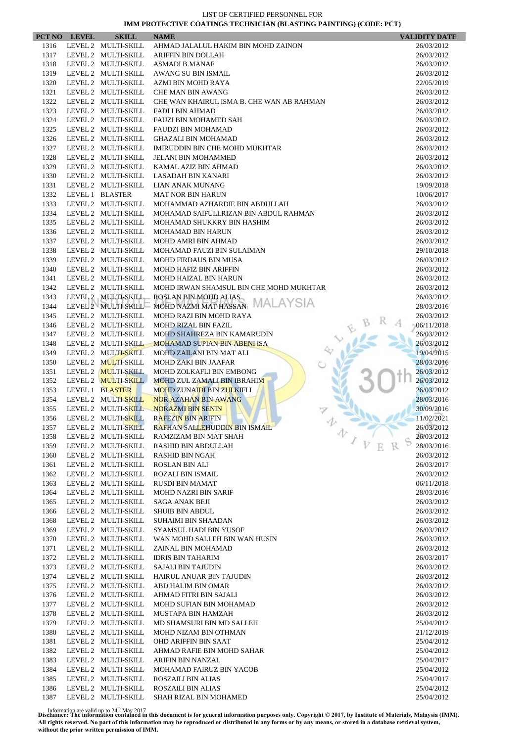LIST OF CERTIFIED PERSONNEL FOR

**IMM PROTECTIVE COATINGS TECHNICIAN (BLASTING PAINTING) (CODE: PCT)**

| PCT NO | LEVEL | SKILL | NAME | VALIDITY DATE |
|---|---|---|---|---|
| 1316 | LEVEL 2 | MULTI-SKILL | AHMAD JALALUL HAKIM BIN MOHD ZAINON | 26/03/2012 |
| 1317 | LEVEL 2 | MULTI-SKILL | ARIFFIN BIN DOLLAH | 26/03/2012 |
| 1318 | LEVEL 2 | MULTI-SKILL | ASMADI B.MANAF | 26/03/2012 |
| 1319 | LEVEL 2 | MULTI-SKILL | AWANG SU BIN ISMAIL | 26/03/2012 |
| 1320 | LEVEL 2 | MULTI-SKILL | AZMI BIN MOHD RAYA | 22/05/2019 |
| 1321 | LEVEL 2 | MULTI-SKILL | CHE MAN BIN AWANG | 26/03/2012 |
| 1322 | LEVEL 2 | MULTI-SKILL | CHE WAN KHAIRUL ISMA B. CHE WAN AB RAHMAN | 26/03/2012 |
| 1323 | LEVEL 2 | MULTI-SKILL | FADLI BIN AHMAD | 26/03/2012 |
| 1324 | LEVEL 2 | MULTI-SKILL | FAUZI BIN MOHAMED SAH | 26/03/2012 |
| 1325 | LEVEL 2 | MULTI-SKILL | FAUDZI BIN MOHAMAD | 26/03/2012 |
| 1326 | LEVEL 2 | MULTI-SKILL | GHAZALI BIN MOHAMAD | 26/03/2012 |
| 1327 | LEVEL 2 | MULTI-SKILL | IMIRUDDIN BIN CHE MOHD MUKHTAR | 26/03/2012 |
| 1328 | LEVEL 2 | MULTI-SKILL | JELANI BIN MOHAMMED | 26/03/2012 |
| 1329 | LEVEL 2 | MULTI-SKILL | KAMAL AZIZ BIN AHMAD | 26/03/2012 |
| 1330 | LEVEL 2 | MULTI-SKILL | LASADAH BIN KANARI | 26/03/2012 |
| 1331 | LEVEL 2 | MULTI-SKILL | LIAN ANAK MUNANG | 19/09/2018 |
| 1332 | LEVEL 1 | BLASTER | MAT NOR BIN HARUN | 10/06/2017 |
| 1333 | LEVEL 2 | MULTI-SKILL | MOHAMMAD AZHARDIE BIN ABDULLAH | 26/03/2012 |
| 1334 | LEVEL 2 | MULTI-SKILL | MOHAMAD SAIFULLRIZAN BIN ABDUL RAHMAN | 26/03/2012 |
| 1335 | LEVEL 2 | MULTI-SKILL | MOHAMAD SHUKKRY BIN HASHIM | 26/03/2012 |
| 1336 | LEVEL 2 | MULTI-SKILL | MOHAMAD BIN HARUN | 26/03/2012 |
| 1337 | LEVEL 2 | MULTI-SKILL | MOHD AMRI BIN AHMAD | 26/03/2012 |
| 1338 | LEVEL 2 | MULTI-SKILL | MOHAMAD FAUZI BIN SULAIMAN | 29/10/2018 |
| 1339 | LEVEL 2 | MULTI-SKILL | MOHD FIRDAUS BIN MUSA | 26/03/2012 |
| 1340 | LEVEL 2 | MULTI-SKILL | MOHD HAFIZ BIN ARIFFIN | 26/03/2012 |
| 1341 | LEVEL 2 | MULTI-SKILL | MOHD HAIZAL BIN HARUN | 26/03/2012 |
| 1342 | LEVEL 2 | MULTI-SKILL | MOHD IRWAN SHAMSUL BIN CHE MOHD MUKHTAR | 26/03/2012 |
| 1343 | LEVEL 2 | MULTI-SKILL | ROSLAN BIN MOHD ALIAS | 26/03/2012 |
| 1344 | LEVEL 2 | MULTI-SKILL | MOHD NAZMI MAT HASSAN | 28/03/2016 |
| 1345 | LEVEL 2 | MULTI-SKILL | MOHD RAZI BIN MOHD RAYA | 26/03/2012 |
| 1346 | LEVEL 2 | MULTI-SKILL | MOHD RIZAL BIN FAZIL | 06/11/2018 |
| 1347 | LEVEL 2 | MULTI-SKILL | MOHD SHAHREZA BIN KAMARUDIN | 26/03/2012 |
| 1348 | LEVEL 2 | MULTI-SKILL | MOHAMAD SUPIAN BIN ABENI ISA | 26/03/2012 |
| 1349 | LEVEL 2 | MULTI-SKILL | MOHD ZAILANI BIN MAT ALI | 19/04/2015 |
| 1350 | LEVEL 2 | MULTI-SKILL | MOHD ZAKI BIN JAAFAR | 28/03/2016 |
| 1351 | LEVEL 2 | MULTI-SKILL | MOHD ZOLKAFLI BIN EMBONG | 26/03/2012 |
| 1352 | LEVEL 2 | MULTI-SKILL | MOHD ZUL ZAMALI BIN IBRAHIM | 26/03/2012 |
| 1353 | LEVEL 1 | BLASTER | MOHD ZUNAIDI BIN ZULKIFLI | 26/03/2012 |
| 1354 | LEVEL 2 | MULTI-SKILL | NOR AZAHAN BIN AWANG | 28/03/2016 |
| 1355 | LEVEL 2 | MULTI-SKILL | NORAZMI BIN SENIN | 30/09/2016 |
| 1356 | LEVEL 2 | MULTI-SKILL | RAFEZIN BIN ARIFIN | 11/02/2021 |
| 1357 | LEVEL 2 | MULTI-SKILL | RAFHAN SALLEHUDDIN BIN ISMAIL | 26/03/2012 |
| 1358 | LEVEL 2 | MULTI-SKILL | RAMZIZAM BIN MAT SHAH | 26/03/2012 |
| 1359 | LEVEL 2 | MULTI-SKILL | RASHID BIN ABDULLAH | 28/03/2016 |
| 1360 | LEVEL 2 | MULTI-SKILL | RASHID BIN NGAH | 26/03/2012 |
| 1361 | LEVEL 2 | MULTI-SKILL | ROSLAN BIN ALI | 26/03/2017 |
| 1362 | LEVEL 2 | MULTI-SKILL | ROZALI BIN ISMAIL | 26/03/2012 |
| 1363 | LEVEL 2 | MULTI-SKILL | RUSDI BIN MAMAT | 06/11/2018 |
| 1364 | LEVEL 2 | MULTI-SKILL | MOHD NAZRI BIN SARIF | 28/03/2016 |
| 1365 | LEVEL 2 | MULTI-SKILL | SAGA ANAK BEJI | 26/03/2012 |
| 1366 | LEVEL 2 | MULTI-SKILL | SHUIB BIN ABDUL | 26/03/2012 |
| 1368 | LEVEL 2 | MULTI-SKILL | SUHAIMI BIN SHAADAN | 26/03/2012 |
| 1369 | LEVEL 2 | MULTI-SKILL | SYAMSUL HADI BIN YUSOF | 26/03/2012 |
| 1370 | LEVEL 2 | MULTI-SKILL | WAN MOHD SALLEH BIN WAN HUSIN | 26/03/2012 |
| 1371 | LEVEL 2 | MULTI-SKILL | ZAINAL BIN MOHAMAD | 26/03/2012 |
| 1372 | LEVEL 2 | MULTI-SKILL | IDRIS BIN TAHARIM | 26/03/2017 |
| 1373 | LEVEL 2 | MULTI-SKILL | SAJALI BIN TAJUDIN | 26/03/2012 |
| 1374 | LEVEL 2 | MULTI-SKILL | HAIRUL ANUAR BIN TAJUDIN | 26/03/2012 |
| 1375 | LEVEL 2 | MULTI-SKILL | ABD HALIM BIN OMAR | 26/03/2012 |
| 1376 | LEVEL 2 | MULTI-SKILL | AHMAD FITRI BIN SAJALI | 26/03/2012 |
| 1377 | LEVEL 2 | MULTI-SKILL | MOHD SUFIAN BIN MOHAMAD | 26/03/2012 |
| 1378 | LEVEL 2 | MULTI-SKILL | MUSTAPA BIN HAMZAH | 26/03/2012 |
| 1379 | LEVEL 2 | MULTI-SKILL | MD SHAMSURI BIN MD SALLEH | 25/04/2012 |
| 1380 | LEVEL 2 | MULTI-SKILL | MOHD NIZAM BIN OTHMAN | 21/12/2019 |
| 1381 | LEVEL 2 | MULTI-SKILL | OHD ARIFFIN BIN SAAT | 25/04/2012 |
| 1382 | LEVEL 2 | MULTI-SKILL | AHMAD RAFIE BIN MOHD SAHAR | 25/04/2012 |
| 1383 | LEVEL 2 | MULTI-SKILL | ARIFIN BIN NANZAL | 25/04/2017 |
| 1384 | LEVEL 2 | MULTI-SKILL | MOHAMAD FAIRUZ BIN YACOB | 25/04/2012 |
| 1385 | LEVEL 2 | MULTI-SKILL | ROSZAILI BIN ALIAS | 25/04/2017 |
| 1386 | LEVEL 2 | MULTI-SKILL | ROSZAILI BIN ALIAS | 25/04/2012 |
| 1387 | LEVEL 2 | MULTI-SKILL | SHAH RIZAL BIN MOHAMED | 25/04/2012 |

Information are valid up to 24th May 2017

**Disclaimer: The information contained in this document is for general information purposes only. Copyright © 2017, by Institute of Materials, Malaysia (IMM). All rights reserved. No part of this information may be reproduced or distributed in any forms or by any means, or stored in a database retrieval system, without the prior written permission of IMM.**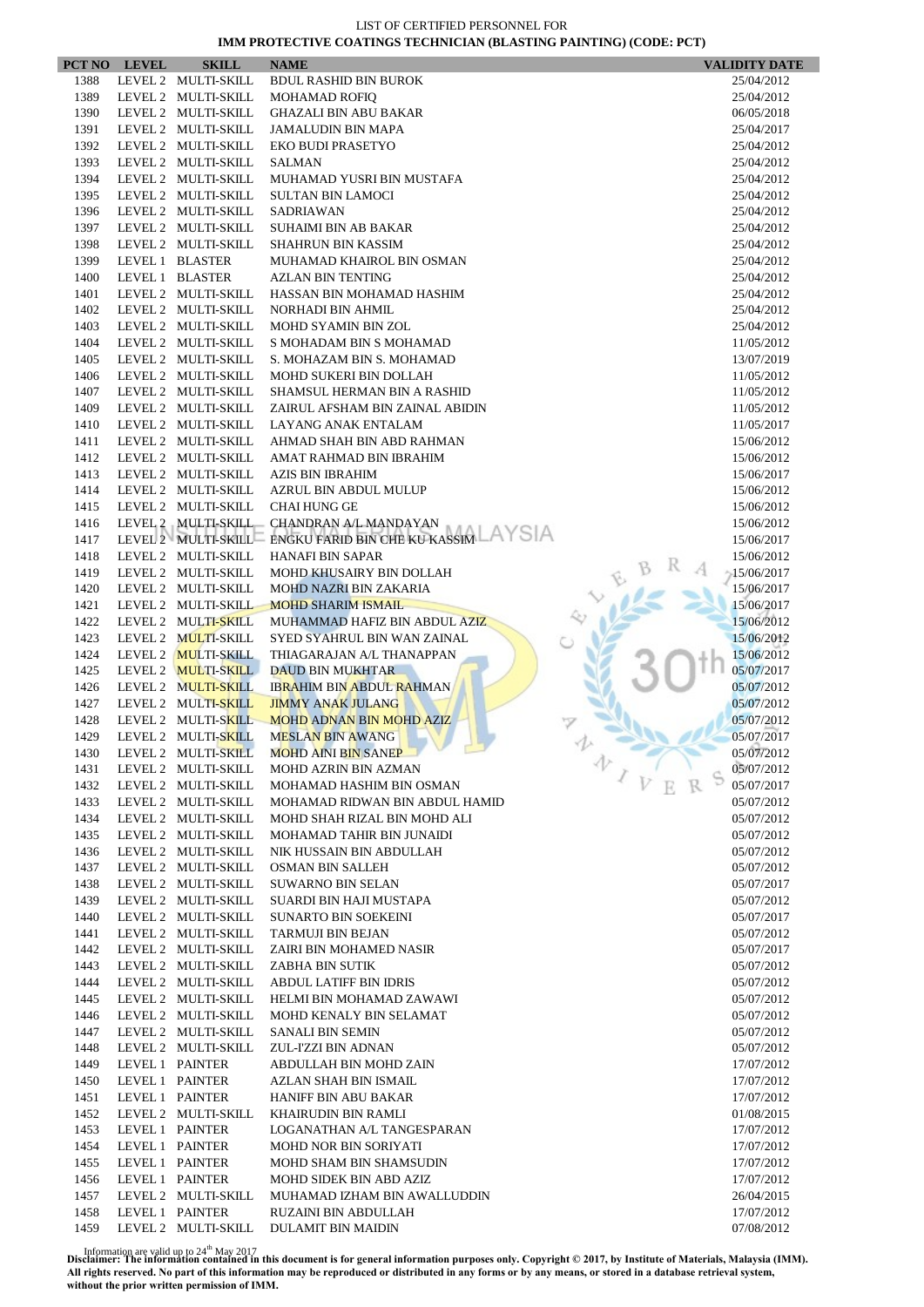LIST OF CERTIFIED PERSONNEL FOR

**IMM PROTECTIVE COATINGS TECHNICIAN (BLASTING PAINTING) (CODE: PCT)**

| PCT NO | LEVEL | SKILL | NAME | VALIDITY DATE |
|---|---|---|---|---|
| 1388 | LEVEL 2 | MULTI-SKILL | BDUL RASHID BIN BUROK | 25/04/2012 |
| 1389 | LEVEL 2 | MULTI-SKILL | MOHAMAD ROFIQ | 25/04/2012 |
| 1390 | LEVEL 2 | MULTI-SKILL | GHAZALI BIN ABU BAKAR | 06/05/2018 |
| 1391 | LEVEL 2 | MULTI-SKILL | JAMALUDIN BIN MAPA | 25/04/2017 |
| 1392 | LEVEL 2 | MULTI-SKILL | EKO BUDI PRASETYO | 25/04/2012 |
| 1393 | LEVEL 2 | MULTI-SKILL | SALMAN | 25/04/2012 |
| 1394 | LEVEL 2 | MULTI-SKILL | MUHAMAD YUSRI BIN MUSTAFA | 25/04/2012 |
| 1395 | LEVEL 2 | MULTI-SKILL | SULTAN BIN LAMOCI | 25/04/2012 |
| 1396 | LEVEL 2 | MULTI-SKILL | SADRIAWAN | 25/04/2012 |
| 1397 | LEVEL 2 | MULTI-SKILL | SUHAIMI BIN AB BAKAR | 25/04/2012 |
| 1398 | LEVEL 2 | MULTI-SKILL | SHAHRUN BIN KASSIM | 25/04/2012 |
| 1399 | LEVEL 1 | BLASTER | MUHAMAD KHAIROL BIN OSMAN | 25/04/2012 |
| 1400 | LEVEL 1 | BLASTER | AZLAN BIN TENTING | 25/04/2012 |
| 1401 | LEVEL 2 | MULTI-SKILL | HASSAN BIN MOHAMAD HASHIM | 25/04/2012 |
| 1402 | LEVEL 2 | MULTI-SKILL | NORHADI BIN AHMIL | 25/04/2012 |
| 1403 | LEVEL 2 | MULTI-SKILL | MOHD SYAMIN BIN ZOL | 25/04/2012 |
| 1404 | LEVEL 2 | MULTI-SKILL | S MOHADAM BIN S MOHAMAD | 11/05/2012 |
| 1405 | LEVEL 2 | MULTI-SKILL | S. MOHAZAM BIN S. MOHAMAD | 13/07/2019 |
| 1406 | LEVEL 2 | MULTI-SKILL | MOHD SUKERI BIN DOLLAH | 11/05/2012 |
| 1407 | LEVEL 2 | MULTI-SKILL | SHAMSUL HERMAN BIN A RASHID | 11/05/2012 |
| 1409 | LEVEL 2 | MULTI-SKILL | ZAIRUL AFSHAM BIN ZAINAL ABIDIN | 11/05/2012 |
| 1410 | LEVEL 2 | MULTI-SKILL | LAYANG ANAK ENTALAM | 11/05/2017 |
| 1411 | LEVEL 2 | MULTI-SKILL | AHMAD SHAH BIN ABD RAHMAN | 15/06/2012 |
| 1412 | LEVEL 2 | MULTI-SKILL | AMAT RAHMAD BIN IBRAHIM | 15/06/2012 |
| 1413 | LEVEL 2 | MULTI-SKILL | AZIS BIN IBRAHIM | 15/06/2017 |
| 1414 | LEVEL 2 | MULTI-SKILL | AZRUL BIN ABDUL MULUP | 15/06/2012 |
| 1415 | LEVEL 2 | MULTI-SKILL | CHAI HUNG GE | 15/06/2012 |
| 1416 | LEVEL 2 | MULTI-SKILL | CHANDRAN A/L MANDAYAN | 15/06/2012 |
| 1417 | LEVEL 2 | MULTI-SKILL | ENGKU FARID BIN CHE KU KASSIM | 15/06/2017 |
| 1418 | LEVEL 2 | MULTI-SKILL | HANAFI BIN SAPAR | 15/06/2012 |
| 1419 | LEVEL 2 | MULTI-SKILL | MOHD KHUSAIRY BIN DOLLAH | 15/06/2017 |
| 1420 | LEVEL 2 | MULTI-SKILL | MOHD NAZRI BIN ZAKARIA | 15/06/2017 |
| 1421 | LEVEL 2 | MULTI-SKILL | MOHD SHARIM ISMAIL | 15/06/2017 |
| 1422 | LEVEL 2 | MULTI-SKILL | MUHAMMAD HAFIZ BIN ABDUL AZIZ | 15/06/2012 |
| 1423 | LEVEL 2 | MULTI-SKILL | SYED SYAHRUL BIN WAN ZAINAL | 15/06/2012 |
| 1424 | LEVEL 2 | MULTI-SKILL | THIAGARAJAN A/L THANAPPAN | 15/06/2012 |
| 1425 | LEVEL 2 | MULTI-SKILL | DAUD BIN MUKHTAR | 05/07/2017 |
| 1426 | LEVEL 2 | MULTI-SKILL | IBRAHIM BIN ABDUL RAHMAN | 05/07/2012 |
| 1427 | LEVEL 2 | MULTI-SKILL | JIMMY ANAK JULANG | 05/07/2012 |
| 1428 | LEVEL 2 | MULTI-SKILL | MOHD ADNAN BIN MOHD AZIZ | 05/07/2012 |
| 1429 | LEVEL 2 | MULTI-SKILL | MESLAN BIN AWANG | 05/07/2017 |
| 1430 | LEVEL 2 | MULTI-SKILL | MOHD AINI BIN SANEP | 05/07/2012 |
| 1431 | LEVEL 2 | MULTI-SKILL | MOHD AZRIN BIN AZMAN | 05/07/2012 |
| 1432 | LEVEL 2 | MULTI-SKILL | MOHAMAD HASHIM BIN OSMAN | 05/07/2017 |
| 1433 | LEVEL 2 | MULTI-SKILL | MOHAMAD RIDWAN BIN ABDUL HAMID | 05/07/2012 |
| 1434 | LEVEL 2 | MULTI-SKILL | MOHD SHAH RIZAL BIN MOHD ALI | 05/07/2012 |
| 1435 | LEVEL 2 | MULTI-SKILL | MOHAMAD TAHIR BIN JUNAIDI | 05/07/2012 |
| 1436 | LEVEL 2 | MULTI-SKILL | NIK HUSSAIN BIN ABDULLAH | 05/07/2012 |
| 1437 | LEVEL 2 | MULTI-SKILL | OSMAN BIN SALLEH | 05/07/2012 |
| 1438 | LEVEL 2 | MULTI-SKILL | SUWARNO BIN SELAN | 05/07/2017 |
| 1439 | LEVEL 2 | MULTI-SKILL | SUARDI BIN HAJI MUSTAPA | 05/07/2012 |
| 1440 | LEVEL 2 | MULTI-SKILL | SUNARTO BIN SOEKEINI | 05/07/2017 |
| 1441 | LEVEL 2 | MULTI-SKILL | TARMUJI BIN BEJAN | 05/07/2012 |
| 1442 | LEVEL 2 | MULTI-SKILL | ZAIRI BIN MOHAMED NASIR | 05/07/2017 |
| 1443 | LEVEL 2 | MULTI-SKILL | ZABHA BIN SUTIK | 05/07/2012 |
| 1444 | LEVEL 2 | MULTI-SKILL | ABDUL LATIFF BIN IDRIS | 05/07/2012 |
| 1445 | LEVEL 2 | MULTI-SKILL | HELMI BIN MOHAMAD ZAWAWI | 05/07/2012 |
| 1446 | LEVEL 2 | MULTI-SKILL | MOHD KENALY BIN SELAMAT | 05/07/2012 |
| 1447 | LEVEL 2 | MULTI-SKILL | SANALI BIN SEMIN | 05/07/2012 |
| 1448 | LEVEL 2 | MULTI-SKILL | ZUL-I'ZZI BIN ADNAN | 05/07/2012 |
| 1449 | LEVEL 1 | PAINTER | ABDULLAH BIN MOHD ZAIN | 17/07/2012 |
| 1450 | LEVEL 1 | PAINTER | AZLAN SHAH BIN ISMAIL | 17/07/2012 |
| 1451 | LEVEL 1 | PAINTER | HANIFF BIN ABU BAKAR | 17/07/2012 |
| 1452 | LEVEL 2 | MULTI-SKILL | KHAIRUDIN BIN RAMLI | 01/08/2015 |
| 1453 | LEVEL 1 | PAINTER | LOGANATHAN A/L TANGESPARAN | 17/07/2012 |
| 1454 | LEVEL 1 | PAINTER | MOHD NOR BIN SORIYATI | 17/07/2012 |
| 1455 | LEVEL 1 | PAINTER | MOHD SHAM BIN SHAMSUDIN | 17/07/2012 |
| 1456 | LEVEL 1 | PAINTER | MOHD SIDEK BIN ABD AZIZ | 17/07/2012 |
| 1457 | LEVEL 2 | MULTI-SKILL | MUHAMAD IZHAM BIN AWALLUDDIN | 26/04/2015 |
| 1458 | LEVEL 1 | PAINTER | RUZAINI BIN ABDULLAH | 17/07/2012 |
| 1459 | LEVEL 2 | MULTI-SKILL | DULAMIT BIN MAIDIN | 07/08/2012 |

Information are valid up to 24[th] May 2017

**Disclaimer: The information contained in this document is for general information purposes only. Copyright © 2017, by Institute of Materials, Malaysia (IMM). All rights reserved. No part of this information may be reproduced or distributed in any forms or by any means, or stored in a database retrieval system, without the prior written permission of IMM.**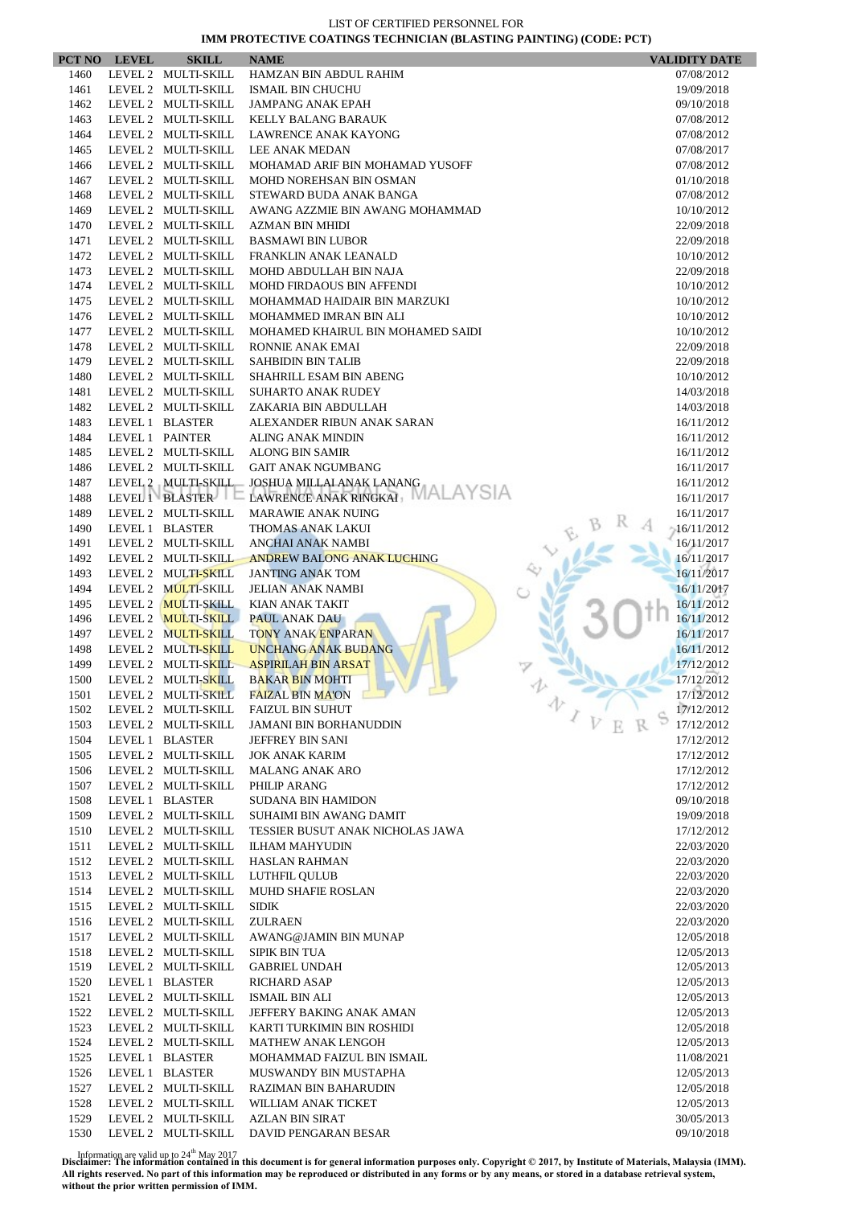LIST OF CERTIFIED PERSONNEL FOR
**IMM PROTECTIVE COATINGS TECHNICIAN (BLASTING PAINTING) (CODE: PCT)**

| PCT NO | LEVEL | SKILL | NAME | VALIDITY DATE |
|---|---|---|---|---|
| 1460 | LEVEL 2 | MULTI-SKILL | HAMZAN BIN ABDUL RAHIM | 07/08/2012 |
| 1461 | LEVEL 2 | MULTI-SKILL | ISMAIL BIN CHUCHU | 19/09/2018 |
| 1462 | LEVEL 2 | MULTI-SKILL | JAMPANG ANAK EPAH | 09/10/2018 |
| 1463 | LEVEL 2 | MULTI-SKILL | KELLY BALANG BARAUK | 07/08/2012 |
| 1464 | LEVEL 2 | MULTI-SKILL | LAWRENCE ANAK KAYONG | 07/08/2012 |
| 1465 | LEVEL 2 | MULTI-SKILL | LEE ANAK MEDAN | 07/08/2017 |
| 1466 | LEVEL 2 | MULTI-SKILL | MOHAMAD ARIF BIN MOHAMAD YUSOFF | 07/08/2012 |
| 1467 | LEVEL 2 | MULTI-SKILL | MOHD NOREHSAN BIN OSMAN | 01/10/2018 |
| 1468 | LEVEL 2 | MULTI-SKILL | STEWARD BUDA ANAK BANGA | 07/08/2012 |
| 1469 | LEVEL 2 | MULTI-SKILL | AWANG AZZMIE BIN AWANG MOHAMMAD | 10/10/2012 |
| 1470 | LEVEL 2 | MULTI-SKILL | AZMAN BIN MHIDI | 22/09/2018 |
| 1471 | LEVEL 2 | MULTI-SKILL | BASMAWI BIN LUBOR | 22/09/2018 |
| 1472 | LEVEL 2 | MULTI-SKILL | FRANKLIN ANAK LEANALD | 10/10/2012 |
| 1473 | LEVEL 2 | MULTI-SKILL | MOHD ABDULLAH BIN NAJA | 22/09/2018 |
| 1474 | LEVEL 2 | MULTI-SKILL | MOHD FIRDAOUS BIN AFFENDI | 10/10/2012 |
| 1475 | LEVEL 2 | MULTI-SKILL | MOHAMMAD HAIDAIR BIN MARZUKI | 10/10/2012 |
| 1476 | LEVEL 2 | MULTI-SKILL | MOHAMMED IMRAN BIN ALI | 10/10/2012 |
| 1477 | LEVEL 2 | MULTI-SKILL | MOHAMED KHAIRUL BIN MOHAMED SAIDI | 10/10/2012 |
| 1478 | LEVEL 2 | MULTI-SKILL | RONNIE ANAK EMAI | 22/09/2018 |
| 1479 | LEVEL 2 | MULTI-SKILL | SAHBIDIN BIN TALIB | 22/09/2018 |
| 1480 | LEVEL 2 | MULTI-SKILL | SHAHRILL ESAM BIN ABENG | 10/10/2012 |
| 1481 | LEVEL 2 | MULTI-SKILL | SUHARTO ANAK RUDEY | 14/03/2018 |
| 1482 | LEVEL 2 | MULTI-SKILL | ZAKARIA BIN ABDULLAH | 14/03/2018 |
| 1483 | LEVEL 1 | BLASTER | ALEXANDER RIBUN ANAK SARAN | 16/11/2012 |
| 1484 | LEVEL 1 | PAINTER | ALING ANAK MINDIN | 16/11/2012 |
| 1485 | LEVEL 2 | MULTI-SKILL | ALONG BIN SAMIR | 16/11/2012 |
| 1486 | LEVEL 2 | MULTI-SKILL | GAIT ANAK NGUMBANG | 16/11/2017 |
| 1487 | LEVEL 2 | MULTI-SKILL | JOSHUA MILLAI ANAK LANANG | 16/11/2012 |
| 1488 | LEVEL 1 | BLASTER | LAWRENCE ANAK RINGKAI | 16/11/2017 |
| 1489 | LEVEL 2 | MULTI-SKILL | MARAWIE ANAK NUING | 16/11/2017 |
| 1490 | LEVEL 1 | BLASTER | THOMAS ANAK LAKUI | 16/11/2012 |
| 1491 | LEVEL 2 | MULTI-SKILL | ANCHAI ANAK NAMBI | 16/11/2017 |
| 1492 | LEVEL 2 | MULTI-SKILL | ANDREW BALONG ANAK LUCHING | 16/11/2017 |
| 1493 | LEVEL 2 | MULTI-SKILL | JANTING ANAK TOM | 16/11/2017 |
| 1494 | LEVEL 2 | MULTI-SKILL | JELIAN ANAK NAMBI | 16/11/2017 |
| 1495 | LEVEL 2 | MULTI-SKILL | KIAN ANAK TAKIT | 16/11/2012 |
| 1496 | LEVEL 2 | MULTI-SKILL | PAUL ANAK DAU | 16/11/2012 |
| 1497 | LEVEL 2 | MULTI-SKILL | TONY ANAK ENPARAN | 16/11/2017 |
| 1498 | LEVEL 2 | MULTI-SKILL | UNCHANG ANAK BUDANG | 16/11/2012 |
| 1499 | LEVEL 2 | MULTI-SKILL | ASPIRILAH BIN ARSAT | 17/12/2012 |
| 1500 | LEVEL 2 | MULTI-SKILL | BAKAR BIN MOHTI | 17/12/2012 |
| 1501 | LEVEL 2 | MULTI-SKILL | FAIZAL BIN MA'ON | 17/12/2012 |
| 1502 | LEVEL 2 | MULTI-SKILL | FAIZUL BIN SUHUT | 17/12/2012 |
| 1503 | LEVEL 2 | MULTI-SKILL | JAMANI BIN BORHANUDDIN | 17/12/2012 |
| 1504 | LEVEL 1 | BLASTER | JEFFREY BIN SANI | 17/12/2012 |
| 1505 | LEVEL 2 | MULTI-SKILL | JOK ANAK KARIM | 17/12/2012 |
| 1506 | LEVEL 2 | MULTI-SKILL | MALANG ANAK ARO | 17/12/2012 |
| 1507 | LEVEL 2 | MULTI-SKILL | PHILIP ARANG | 17/12/2012 |
| 1508 | LEVEL 1 | BLASTER | SUDANA BIN HAMIDON | 09/10/2018 |
| 1509 | LEVEL 2 | MULTI-SKILL | SUHAIMI BIN AWANG DAMIT | 19/09/2018 |
| 1510 | LEVEL 2 | MULTI-SKILL | TESSIER BUSUT ANAK NICHOLAS JAWA | 17/12/2012 |
| 1511 | LEVEL 2 | MULTI-SKILL | ILHAM MAHYUDIN | 22/03/2020 |
| 1512 | LEVEL 2 | MULTI-SKILL | HASLAN RAHMAN | 22/03/2020 |
| 1513 | LEVEL 2 | MULTI-SKILL | LUTHFIL QULUB | 22/03/2020 |
| 1514 | LEVEL 2 | MULTI-SKILL | MUHD SHAFIE ROSLAN | 22/03/2020 |
| 1515 | LEVEL 2 | MULTI-SKILL | SIDIK | 22/03/2020 |
| 1516 | LEVEL 2 | MULTI-SKILL | ZULRAEN | 22/03/2020 |
| 1517 | LEVEL 2 | MULTI-SKILL | AWANG@JAMIN BIN MUNAP | 12/05/2018 |
| 1518 | LEVEL 2 | MULTI-SKILL | SIPIK BIN TUA | 12/05/2013 |
| 1519 | LEVEL 2 | MULTI-SKILL | GABRIEL UNDAH | 12/05/2013 |
| 1520 | LEVEL 1 | BLASTER | RICHARD ASAP | 12/05/2013 |
| 1521 | LEVEL 2 | MULTI-SKILL | ISMAIL BIN ALI | 12/05/2013 |
| 1522 | LEVEL 2 | MULTI-SKILL | JEFFERY BAKING ANAK AMAN | 12/05/2013 |
| 1523 | LEVEL 2 | MULTI-SKILL | KARTI TURKIMIN BIN ROSHIDI | 12/05/2018 |
| 1524 | LEVEL 2 | MULTI-SKILL | MATHEW ANAK LENGOH | 12/05/2013 |
| 1525 | LEVEL 1 | BLASTER | MOHAMMAD FAIZUL BIN ISMAIL | 11/08/2021 |
| 1526 | LEVEL 1 | BLASTER | MUSWANDY BIN MUSTAPHA | 12/05/2013 |
| 1527 | LEVEL 2 | MULTI-SKILL | RAZIMAN BIN BAHARUDIN | 12/05/2018 |
| 1528 | LEVEL 2 | MULTI-SKILL | WILLIAM ANAK TICKET | 12/05/2013 |
| 1529 | LEVEL 2 | MULTI-SKILL | AZLAN BIN SIRAT | 30/05/2013 |
| 1530 | LEVEL 2 | MULTI-SKILL | DAVID PENGARAN BESAR | 09/10/2018 |

Information are valid up to 24th May 2017

**Disclaimer: The information contained in this document is for general information purposes only. Copyright © 2017, by Institute of Materials, Malaysia (IMM). All rights reserved. No part of this information may be reproduced or distributed in any forms or by any means, or stored in a database retrieval system, without the prior written permission of IMM.**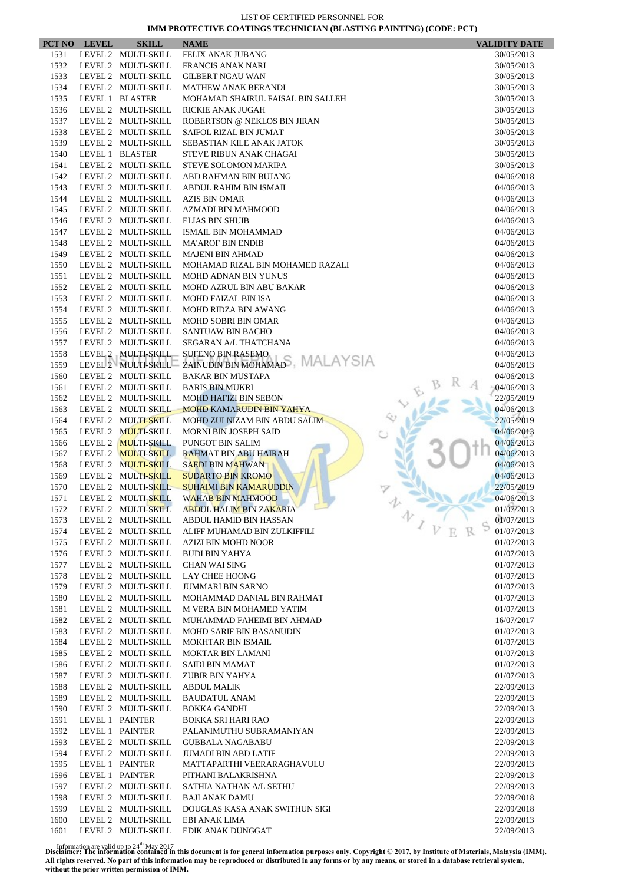LIST OF CERTIFIED PERSONNEL FOR

**IMM PROTECTIVE COATINGS TECHNICIAN (BLASTING PAINTING) (CODE: PCT)**

| PCT NO | LEVEL | SKILL | NAME | VALIDITY DATE |
|---|---|---|---|---|
| 1531 | LEVEL 2 | MULTI-SKILL | FELIX ANAK JUBANG | 30/05/2013 |
| 1532 | LEVEL 2 | MULTI-SKILL | FRANCIS ANAK NARI | 30/05/2013 |
| 1533 | LEVEL 2 | MULTI-SKILL | GILBERT NGAU WAN | 30/05/2013 |
| 1534 | LEVEL 2 | MULTI-SKILL | MATHEW ANAK BERANDI | 30/05/2013 |
| 1535 | LEVEL 1 | BLASTER | MOHAMAD SHAIRUL FAISAL BIN SALLEH | 30/05/2013 |
| 1536 | LEVEL 2 | MULTI-SKILL | RICKIE ANAK JUGAH | 30/05/2013 |
| 1537 | LEVEL 2 | MULTI-SKILL | ROBERTSON @ NEKLOS BIN JIRAN | 30/05/2013 |
| 1538 | LEVEL 2 | MULTI-SKILL | SAIFOL RIZAL BIN JUMAT | 30/05/2013 |
| 1539 | LEVEL 2 | MULTI-SKILL | SEBASTIAN KILE ANAK JATOK | 30/05/2013 |
| 1540 | LEVEL 1 | BLASTER | STEVE RIBUN ANAK CHAGAI | 30/05/2013 |
| 1541 | LEVEL 2 | MULTI-SKILL | STEVE SOLOMON MARIPA | 30/05/2013 |
| 1542 | LEVEL 2 | MULTI-SKILL | ABD RAHMAN BIN BUJANG | 04/06/2018 |
| 1543 | LEVEL 2 | MULTI-SKILL | ABDUL RAHIM BIN ISMAIL | 04/06/2013 |
| 1544 | LEVEL 2 | MULTI-SKILL | AZIS BIN OMAR | 04/06/2013 |
| 1545 | LEVEL 2 | MULTI-SKILL | AZMADI BIN MAHMOOD | 04/06/2013 |
| 1546 | LEVEL 2 | MULTI-SKILL | ELIAS BIN SHUIB | 04/06/2013 |
| 1547 | LEVEL 2 | MULTI-SKILL | ISMAIL BIN MOHAMMAD | 04/06/2013 |
| 1548 | LEVEL 2 | MULTI-SKILL | MA'AROF BIN ENDIB | 04/06/2013 |
| 1549 | LEVEL 2 | MULTI-SKILL | MAJENI BIN AHMAD | 04/06/2013 |
| 1550 | LEVEL 2 | MULTI-SKILL | MOHAMAD RIZAL BIN MOHAMED RAZALI | 04/06/2013 |
| 1551 | LEVEL 2 | MULTI-SKILL | MOHD ADNAN BIN YUNUS | 04/06/2013 |
| 1552 | LEVEL 2 | MULTI-SKILL | MOHD AZRUL BIN ABU BAKAR | 04/06/2013 |
| 1553 | LEVEL 2 | MULTI-SKILL | MOHD FAIZAL BIN ISA | 04/06/2013 |
| 1554 | LEVEL 2 | MULTI-SKILL | MOHD RIDZA BIN AWANG | 04/06/2013 |
| 1555 | LEVEL 2 | MULTI-SKILL | MOHD SOBRI BIN OMAR | 04/06/2013 |
| 1556 | LEVEL 2 | MULTI-SKILL | SANTUAW BIN BACHO | 04/06/2013 |
| 1557 | LEVEL 2 | MULTI-SKILL | SEGARAN A/L THATCHANA | 04/06/2013 |
| 1558 | LEVEL 2 | MULTI-SKILL | SUFENO BIN RASEMO | 04/06/2013 |
| 1559 | LEVEL 2 | MULTI-SKILL | ZAINUDIN BIN MOHAMAD | 04/06/2013 |
| 1560 | LEVEL 2 | MULTI-SKILL | BAKAR BIN MUSTAPA | 04/06/2013 |
| 1561 | LEVEL 2 | MULTI-SKILL | BARIS BIN MUKRI | 04/06/2013 |
| 1562 | LEVEL 2 | MULTI-SKILL | MOHD HAFIZI BIN SEBON | 22/05/2019 |
| 1563 | LEVEL 2 | MULTI-SKILL | MOHD KAMARUDIN BIN YAHYA | 04/06/2013 |
| 1564 | LEVEL 2 | MULTI-SKILL | MOHD ZULNIZAM BIN ABDU SALIM | 22/05/2019 |
| 1565 | LEVEL 2 | MULTI-SKILL | MORNI BIN JOSEPH SAID | 04/06/2013 |
| 1566 | LEVEL 2 | MULTI-SKILL | PUNGOT BIN SALIM | 04/06/2013 |
| 1567 | LEVEL 2 | MULTI-SKILL | RAHMAT BIN ABU HAIRAH | 04/06/2013 |
| 1568 | LEVEL 2 | MULTI-SKILL | SAEDI BIN MAHWAN | 04/06/2013 |
| 1569 | LEVEL 2 | MULTI-SKILL | SUDARTO BIN KROMO | 04/06/2013 |
| 1570 | LEVEL 2 | MULTI-SKILL | SUHAIMI BIN KAMARUDDIN | 22/05/2019 |
| 1571 | LEVEL 2 | MULTI-SKILL | WAHAB BIN MAHMOOD | 04/06/2013 |
| 1572 | LEVEL 2 | MULTI-SKILL | ABDUL HALIM BIN ZAKARIA | 01/07/2013 |
| 1573 | LEVEL 2 | MULTI-SKILL | ABDUL HAMID BIN HASSAN | 01/07/2013 |
| 1574 | LEVEL 2 | MULTI-SKILL | ALIFF MUHAMAD BIN ZULKIFFILI | 01/07/2013 |
| 1575 | LEVEL 2 | MULTI-SKILL | AZIZI BIN MOHD NOOR | 01/07/2013 |
| 1576 | LEVEL 2 | MULTI-SKILL | BUDI BIN YAHYA | 01/07/2013 |
| 1577 | LEVEL 2 | MULTI-SKILL | CHAN WAI SING | 01/07/2013 |
| 1578 | LEVEL 2 | MULTI-SKILL | LAY CHEE HOONG | 01/07/2013 |
| 1579 | LEVEL 2 | MULTI-SKILL | JUMMARI BIN SARNO | 01/07/2013 |
| 1580 | LEVEL 2 | MULTI-SKILL | MOHAMMAD DANIAL BIN RAHMAT | 01/07/2013 |
| 1581 | LEVEL 2 | MULTI-SKILL | M VERA BIN MOHAMED YATIM | 01/07/2013 |
| 1582 | LEVEL 2 | MULTI-SKILL | MUHAMMAD FAHEIMI BIN AHMAD | 16/07/2017 |
| 1583 | LEVEL 2 | MULTI-SKILL | MOHD SARIF BIN BASANUDIN | 01/07/2013 |
| 1584 | LEVEL 2 | MULTI-SKILL | MOKHTAR BIN ISMAIL | 01/07/2013 |
| 1585 | LEVEL 2 | MULTI-SKILL | MOKTAR BIN LAMANI | 01/07/2013 |
| 1586 | LEVEL 2 | MULTI-SKILL | SAIDI BIN MAMAT | 01/07/2013 |
| 1587 | LEVEL 2 | MULTI-SKILL | ZUBIR BIN YAHYA | 01/07/2013 |
| 1588 | LEVEL 2 | MULTI-SKILL | ABDUL MALIK | 22/09/2013 |
| 1589 | LEVEL 2 | MULTI-SKILL | BAUDATUL ANAM | 22/09/2013 |
| 1590 | LEVEL 2 | MULTI-SKILL | BOKKA GANDHI | 22/09/2013 |
| 1591 | LEVEL 1 | PAINTER | BOKKA SRI HARI RAO | 22/09/2013 |
| 1592 | LEVEL 1 | PAINTER | PALANIMUTHU SUBRAMANIYAN | 22/09/2013 |
| 1593 | LEVEL 2 | MULTI-SKILL | GUBBALA NAGABABU | 22/09/2013 |
| 1594 | LEVEL 2 | MULTI-SKILL | JUMADI BIN ABD LATIF | 22/09/2013 |
| 1595 | LEVEL 1 | PAINTER | MATTAPARTHI VEERARAGHAVULU | 22/09/2013 |
| 1596 | LEVEL 1 | PAINTER | PITHANI BALAKRISHNA | 22/09/2013 |
| 1597 | LEVEL 2 | MULTI-SKILL | SATHIA NATHAN A/L SETHU | 22/09/2013 |
| 1598 | LEVEL 2 | MULTI-SKILL | BAJI ANAK DAMU | 22/09/2018 |
| 1599 | LEVEL 2 | MULTI-SKILL | DOUGLAS KASA ANAK SWITHUN SIGI | 22/09/2018 |
| 1600 | LEVEL 2 | MULTI-SKILL | EBI ANAK LIMA | 22/09/2013 |
| 1601 | LEVEL 2 | MULTI-SKILL | EDIK ANAK DUNGGAT | 22/09/2013 |

Information are valid up to 24th May 2017

**Disclaimer: The information contained in this document is for general information purposes only. Copyright © 2017, by Institute of Materials, Malaysia (IMM). All rights reserved. No part of this information may be reproduced or distributed in any forms or by any means, or stored in a database retrieval system, without the prior written permission of IMM.**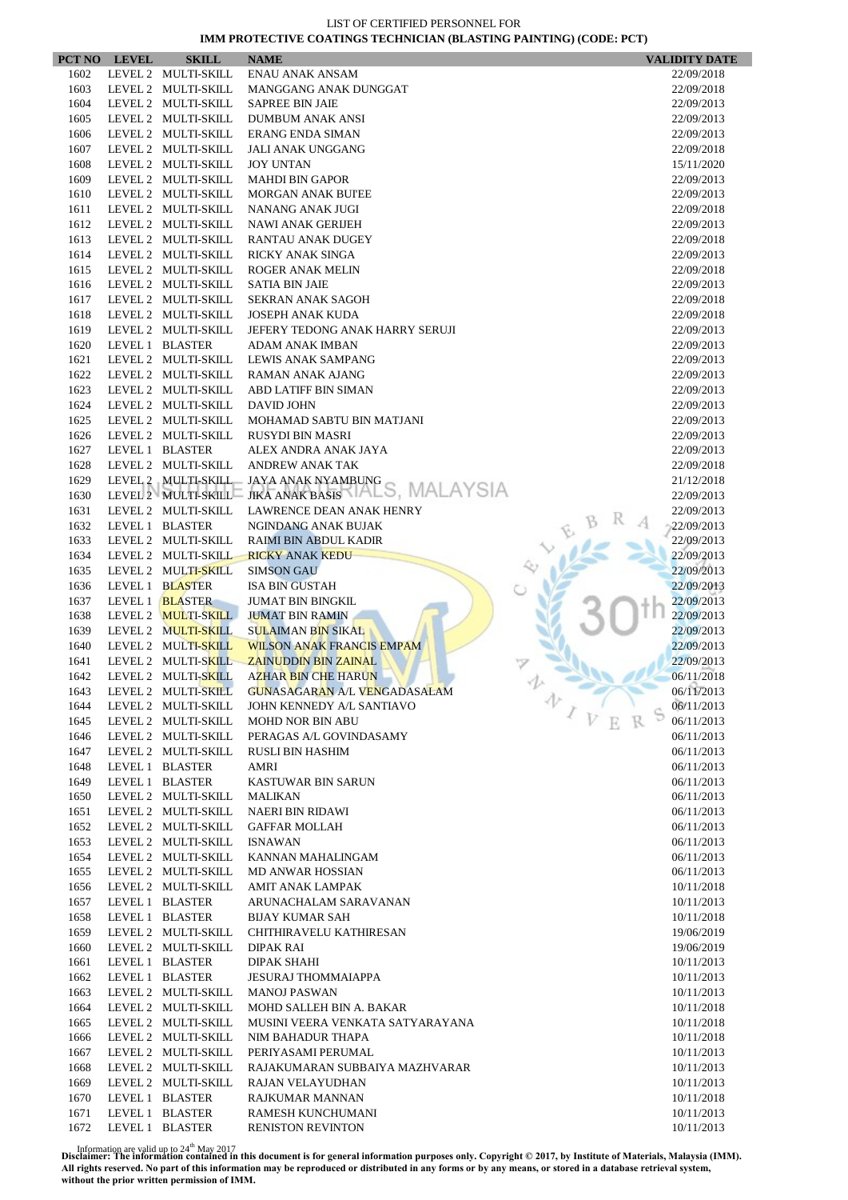LIST OF CERTIFIED PERSONNEL FOR

**IMM PROTECTIVE COATINGS TECHNICIAN (BLASTING PAINTING) (CODE: PCT)**

| PCT NO | LEVEL | SKILL | NAME | VALIDITY DATE |
|---|---|---|---|---|
| 1602 | LEVEL 2 | MULTI-SKILL | ENAU ANAK ANSAM | 22/09/2018 |
| 1603 | LEVEL 2 | MULTI-SKILL | MANGGANG ANAK DUNGGAT | 22/09/2018 |
| 1604 | LEVEL 2 | MULTI-SKILL | SAPREE BIN JAIE | 22/09/2013 |
| 1605 | LEVEL 2 | MULTI-SKILL | DUMBUM ANAK ANSI | 22/09/2013 |
| 1606 | LEVEL 2 | MULTI-SKILL | ERANG ENDA SIMAN | 22/09/2013 |
| 1607 | LEVEL 2 | MULTI-SKILL | JALI ANAK UNGGANG | 22/09/2018 |
| 1608 | LEVEL 2 | MULTI-SKILL | JOY UNTAN | 15/11/2020 |
| 1609 | LEVEL 2 | MULTI-SKILL | MAHDI BIN GAPOR | 22/09/2013 |
| 1610 | LEVEL 2 | MULTI-SKILL | MORGAN ANAK BUI'EE | 22/09/2013 |
| 1611 | LEVEL 2 | MULTI-SKILL | NANANG ANAK JUGI | 22/09/2018 |
| 1612 | LEVEL 2 | MULTI-SKILL | NAWI ANAK GERIJEH | 22/09/2013 |
| 1613 | LEVEL 2 | MULTI-SKILL | RANTAU ANAK DUGEY | 22/09/2018 |
| 1614 | LEVEL 2 | MULTI-SKILL | RICKY ANAK SINGA | 22/09/2013 |
| 1615 | LEVEL 2 | MULTI-SKILL | ROGER ANAK MELIN | 22/09/2018 |
| 1616 | LEVEL 2 | MULTI-SKILL | SATIA BIN JAIE | 22/09/2013 |
| 1617 | LEVEL 2 | MULTI-SKILL | SEKRAN ANAK SAGOH | 22/09/2018 |
| 1618 | LEVEL 2 | MULTI-SKILL | JOSEPH ANAK KUDA | 22/09/2018 |
| 1619 | LEVEL 2 | MULTI-SKILL | JEFERY TEDONG ANAK HARRY SERUJI | 22/09/2013 |
| 1620 | LEVEL 1 | BLASTER | ADAM ANAK IMBAN | 22/09/2013 |
| 1621 | LEVEL 2 | MULTI-SKILL | LEWIS ANAK SAMPANG | 22/09/2013 |
| 1622 | LEVEL 2 | MULTI-SKILL | RAMAN ANAK AJANG | 22/09/2013 |
| 1623 | LEVEL 2 | MULTI-SKILL | ABD LATIFF BIN SIMAN | 22/09/2013 |
| 1624 | LEVEL 2 | MULTI-SKILL | DAVID JOHN | 22/09/2013 |
| 1625 | LEVEL 2 | MULTI-SKILL | MOHAMAD SABTU BIN MATJANI | 22/09/2013 |
| 1626 | LEVEL 2 | MULTI-SKILL | RUSYDI BIN MASRI | 22/09/2013 |
| 1627 | LEVEL 1 | BLASTER | ALEX ANDRA ANAK JAYA | 22/09/2013 |
| 1628 | LEVEL 2 | MULTI-SKILL | ANDREW ANAK TAK | 22/09/2018 |
| 1629 | LEVEL 2 | MULTI-SKILL | JAYA ANAK NYAMBUNG | 21/12/2018 |
| 1630 | LEVEL 2 | MULTI-SKILL | JIKA ANAK BASIS | 22/09/2013 |
| 1631 | LEVEL 2 | MULTI-SKILL | LAWRENCE DEAN ANAK HENRY | 22/09/2013 |
| 1632 | LEVEL 1 | BLASTER | NGINDANG ANAK BUJAK | 22/09/2013 |
| 1633 | LEVEL 2 | MULTI-SKILL | RAIMI BIN ABDUL KADIR | 22/09/2013 |
| 1634 | LEVEL 2 | MULTI-SKILL | RICKY ANAK KEDU | 22/09/2013 |
| 1635 | LEVEL 2 | MULTI-SKILL | SIMSON GAU | 22/09/2013 |
| 1636 | LEVEL 1 | BLASTER | ISA BIN GUSTAH | 22/09/2013 |
| 1637 | LEVEL 1 | BLASTER | JUMAT BIN BINGKIL | 22/09/2013 |
| 1638 | LEVEL 2 | MULTI-SKILL | JUMAT BIN RAMIN | 22/09/2013 |
| 1639 | LEVEL 2 | MULTI-SKILL | SULAIMAN BIN SIKAL | 22/09/2013 |
| 1640 | LEVEL 2 | MULTI-SKILL | WILSON ANAK FRANCIS EMPAM | 22/09/2013 |
| 1641 | LEVEL 2 | MULTI-SKILL | ZAINUDDIN BIN ZAINAL | 22/09/2013 |
| 1642 | LEVEL 2 | MULTI-SKILL | AZHAR BIN CHE HARUN | 06/11/2018 |
| 1643 | LEVEL 2 | MULTI-SKILL | GUNASAGARAN A/L VENGADASALAM | 06/11/2013 |
| 1644 | LEVEL 2 | MULTI-SKILL | JOHN KENNEDY A/L SANTIAVO | 06/11/2013 |
| 1645 | LEVEL 2 | MULTI-SKILL | MOHD NOR BIN ABU | 06/11/2013 |
| 1646 | LEVEL 2 | MULTI-SKILL | PERAGAS A/L GOVINDASAMY | 06/11/2013 |
| 1647 | LEVEL 2 | MULTI-SKILL | RUSLI BIN HASHIM | 06/11/2013 |
| 1648 | LEVEL 1 | BLASTER | AMRI | 06/11/2013 |
| 1649 | LEVEL 1 | BLASTER | KASTUWAR BIN SARUN | 06/11/2013 |
| 1650 | LEVEL 2 | MULTI-SKILL | MALIKAN | 06/11/2013 |
| 1651 | LEVEL 2 | MULTI-SKILL | NAERI BIN RIDAWI | 06/11/2013 |
| 1652 | LEVEL 2 | MULTI-SKILL | GAFFAR MOLLAH | 06/11/2013 |
| 1653 | LEVEL 2 | MULTI-SKILL | ISNAWAN | 06/11/2013 |
| 1654 | LEVEL 2 | MULTI-SKILL | KANNAN MAHALINGAM | 06/11/2013 |
| 1655 | LEVEL 2 | MULTI-SKILL | MD ANWAR HOSSIAN | 06/11/2013 |
| 1656 | LEVEL 2 | MULTI-SKILL | AMIT ANAK LAMPAK | 10/11/2018 |
| 1657 | LEVEL 1 | BLASTER | ARUNACHALAM SARAVANAN | 10/11/2013 |
| 1658 | LEVEL 1 | BLASTER | BIJAY KUMAR SAH | 10/11/2018 |
| 1659 | LEVEL 2 | MULTI-SKILL | CHITHIRAVELU KATHIRESAN | 19/06/2019 |
| 1660 | LEVEL 2 | MULTI-SKILL | DIPAK RAI | 19/06/2019 |
| 1661 | LEVEL 1 | BLASTER | DIPAK SHAHI | 10/11/2013 |
| 1662 | LEVEL 1 | BLASTER | JESURAJ THOMMAIAPPA | 10/11/2013 |
| 1663 | LEVEL 2 | MULTI-SKILL | MANOJ PASWAN | 10/11/2013 |
| 1664 | LEVEL 2 | MULTI-SKILL | MOHD SALLEH BIN A. BAKAR | 10/11/2018 |
| 1665 | LEVEL 2 | MULTI-SKILL | MUSINI VEERA VENKATA SATYARAYANA | 10/11/2018 |
| 1666 | LEVEL 2 | MULTI-SKILL | NIM BAHADUR THAPA | 10/11/2018 |
| 1667 | LEVEL 2 | MULTI-SKILL | PERIYASAMI PERUMAL | 10/11/2013 |
| 1668 | LEVEL 2 | MULTI-SKILL | RAJAKUMARAN SUBBAIYA MAZHVARAR | 10/11/2013 |
| 1669 | LEVEL 2 | MULTI-SKILL | RAJAN VELAYUDHAN | 10/11/2013 |
| 1670 | LEVEL 1 | BLASTER | RAJKUMAR MANNAN | 10/11/2018 |
| 1671 | LEVEL 1 | BLASTER | RAMESH KUNCHUMANI | 10/11/2013 |
| 1672 | LEVEL 1 | BLASTER | RENISTON REVINTON | 10/11/2013 |

Information are valid up to 24th May 2017

**Disclaimer: The information contained in this document is for general information purposes only. Copyright © 2017, by Institute of Materials, Malaysia (IMM). All rights reserved. No part of this information may be reproduced or distributed in any forms or by any means, or stored in a database retrieval system, without the prior written permission of IMM.**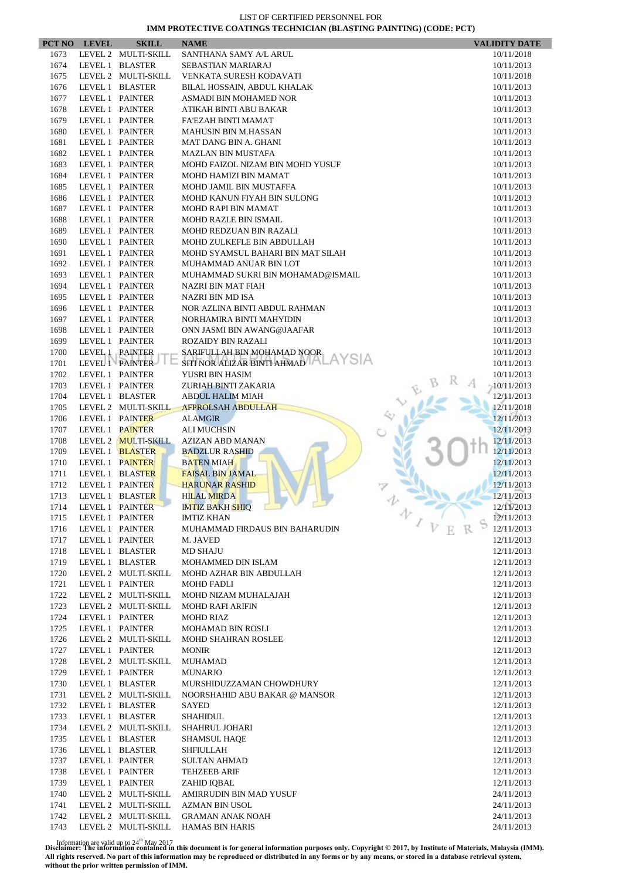LIST OF CERTIFIED PERSONNEL FOR

**IMM PROTECTIVE COATINGS TECHNICIAN (BLASTING PAINTING) (CODE: PCT)**

| PCT NO | LEVEL | SKILL | NAME | VALIDITY DATE |
|---|---|---|---|---|
| 1673 | LEVEL 2 | MULTI-SKILL | SANTHANA SAMY A/L ARUL | 10/11/2018 |
| 1674 | LEVEL 1 | BLASTER | SEBASTIAN MARIARAJ | 10/11/2013 |
| 1675 | LEVEL 2 | MULTI-SKILL | VENKATA SURESH KODAVATI | 10/11/2018 |
| 1676 | LEVEL 1 | BLASTER | BILAL HOSSAIN, ABDUL KHALAK | 10/11/2013 |
| 1677 | LEVEL 1 | PAINTER | ASMADI BIN MOHAMED NOR | 10/11/2013 |
| 1678 | LEVEL 1 | PAINTER | ATIKAH BINTI ABU BAKAR | 10/11/2013 |
| 1679 | LEVEL 1 | PAINTER | FA'EZAH BINTI MAMAT | 10/11/2013 |
| 1680 | LEVEL 1 | PAINTER | MAHUSIN BIN M.HASSAN | 10/11/2013 |
| 1681 | LEVEL 1 | PAINTER | MAT DANG BIN A. GHANI | 10/11/2013 |
| 1682 | LEVEL 1 | PAINTER | MAZLAN BIN MUSTAFA | 10/11/2013 |
| 1683 | LEVEL 1 | PAINTER | MOHD FAIZOL NIZAM BIN MOHD YUSUF | 10/11/2013 |
| 1684 | LEVEL 1 | PAINTER | MOHD HAMIZI BIN MAMAT | 10/11/2013 |
| 1685 | LEVEL 1 | PAINTER | MOHD JAMIL BIN MUSTAFFA | 10/11/2013 |
| 1686 | LEVEL 1 | PAINTER | MOHD KANUN FIYAH BIN SULONG | 10/11/2013 |
| 1687 | LEVEL 1 | PAINTER | MOHD RAPI BIN MAMAT | 10/11/2013 |
| 1688 | LEVEL 1 | PAINTER | MOHD RAZLE BIN ISMAIL | 10/11/2013 |
| 1689 | LEVEL 1 | PAINTER | MOHD REDZUAN BIN RAZALI | 10/11/2013 |
| 1690 | LEVEL 1 | PAINTER | MOHD ZULKEFLE BIN ABDULLAH | 10/11/2013 |
| 1691 | LEVEL 1 | PAINTER | MOHD SYAMSUL BAHARI BIN MAT SILAH | 10/11/2013 |
| 1692 | LEVEL 1 | PAINTER | MUHAMMAD ANUAR BIN LOT | 10/11/2013 |
| 1693 | LEVEL 1 | PAINTER | MUHAMMAD SUKRI BIN MOHAMAD@ISMAIL | 10/11/2013 |
| 1694 | LEVEL 1 | PAINTER | NAZRI BIN MAT FIAH | 10/11/2013 |
| 1695 | LEVEL 1 | PAINTER | NAZRI BIN MD ISA | 10/11/2013 |
| 1696 | LEVEL 1 | PAINTER | NOR AZLINA BINTI ABDUL RAHMAN | 10/11/2013 |
| 1697 | LEVEL 1 | PAINTER | NORHAMIRA BINTI MAHYIDIN | 10/11/2013 |
| 1698 | LEVEL 1 | PAINTER | ONN JASMI BIN AWANG@JAAFAR | 10/11/2013 |
| 1699 | LEVEL 1 | PAINTER | ROZAIDY BIN RAZALI | 10/11/2013 |
| 1700 | LEVEL 1 | PAINTER | SARIFULLAH BIN MOHAMAD NOOR | 10/11/2013 |
| 1701 | LEVEL 1 | PAINTER | SITI NOR ALIZAR BINTI AHMAD | 10/11/2013 |
| 1702 | LEVEL 1 | PAINTER | YUSRI BIN HASIM | 10/11/2013 |
| 1703 | LEVEL 1 | PAINTER | ZURIAH BINTI ZAKARIA | 10/11/2013 |
| 1704 | LEVEL 1 | BLASTER | ABDUL HALIM MIAH | 12/11/2013 |
| 1705 | LEVEL 2 | MULTI-SKILL | AFPROLSAH ABDULLAH | 12/11/2018 |
| 1706 | LEVEL 1 | PAINTER | ALAMGIR | 12/11/2013 |
| 1707 | LEVEL 1 | PAINTER | ALI MUCHSIN | 12/11/2013 |
| 1708 | LEVEL 2 | MULTI-SKILL | AZIZAN ABD MANAN | 12/11/2013 |
| 1709 | LEVEL 1 | BLASTER | BADZLUR RASHID | 12/11/2013 |
| 1710 | LEVEL 1 | PAINTER | BATEN MIAH | 12/11/2013 |
| 1711 | LEVEL 1 | BLASTER | FAISAL BIN JAMAL | 12/11/2013 |
| 1712 | LEVEL 1 | PAINTER | HARUNAR RASHID | 12/11/2013 |
| 1713 | LEVEL 1 | BLASTER | HILAL MIRDA | 12/11/2013 |
| 1714 | LEVEL 1 | PAINTER | IMTIZ BAKH SHIQ | 12/11/2013 |
| 1715 | LEVEL 1 | PAINTER | IMTIZ KHAN | 12/11/2013 |
| 1716 | LEVEL 1 | PAINTER | MUHAMMAD FIRDAUS BIN BAHARUDIN | 12/11/2013 |
| 1717 | LEVEL 1 | PAINTER | M. JAVED | 12/11/2013 |
| 1718 | LEVEL 1 | BLASTER | MD SHAJU | 12/11/2013 |
| 1719 | LEVEL 1 | BLASTER | MOHAMMED DIN ISLAM | 12/11/2013 |
| 1720 | LEVEL 2 | MULTI-SKILL | MOHD AZHAR BIN ABDULLAH | 12/11/2013 |
| 1721 | LEVEL 1 | PAINTER | MOHD FADLI | 12/11/2013 |
| 1722 | LEVEL 2 | MULTI-SKILL | MOHD NIZAM MUHALAJAH | 12/11/2013 |
| 1723 | LEVEL 2 | MULTI-SKILL | MOHD RAFI ARIFIN | 12/11/2013 |
| 1724 | LEVEL 1 | PAINTER | MOHD RIAZ | 12/11/2013 |
| 1725 | LEVEL 1 | PAINTER | MOHAMAD BIN ROSLI | 12/11/2013 |
| 1726 | LEVEL 2 | MULTI-SKILL | MOHD SHAHRAN ROSLEE | 12/11/2013 |
| 1727 | LEVEL 1 | PAINTER | MONIR | 12/11/2013 |
| 1728 | LEVEL 2 | MULTI-SKILL | MUHAMAD | 12/11/2013 |
| 1729 | LEVEL 1 | PAINTER | MUNARJO | 12/11/2013 |
| 1730 | LEVEL 1 | BLASTER | MURSHIDUZZAMAN CHOWDHURY | 12/11/2013 |
| 1731 | LEVEL 2 | MULTI-SKILL | NOORSHAHID ABU BAKAR @ MANSOR | 12/11/2013 |
| 1732 | LEVEL 1 | BLASTER | SAYED | 12/11/2013 |
| 1733 | LEVEL 1 | BLASTER | SHAHIDUL | 12/11/2013 |
| 1734 | LEVEL 2 | MULTI-SKILL | SHAHRUL JOHARI | 12/11/2013 |
| 1735 | LEVEL 1 | BLASTER | SHAMSUL HAQE | 12/11/2013 |
| 1736 | LEVEL 1 | BLASTER | SHFIULLAH | 12/11/2013 |
| 1737 | LEVEL 1 | PAINTER | SULTAN AHMAD | 12/11/2013 |
| 1738 | LEVEL 1 | PAINTER | TEHZEEB ARIF | 12/11/2013 |
| 1739 | LEVEL 1 | PAINTER | ZAHID IQBAL | 12/11/2013 |
| 1740 | LEVEL 2 | MULTI-SKILL | AMIRRUDIN BIN MAD YUSUF | 24/11/2013 |
| 1741 | LEVEL 2 | MULTI-SKILL | AZMAN BIN USOL | 24/11/2013 |
| 1742 | LEVEL 2 | MULTI-SKILL | GRAMAN ANAK NOAH | 24/11/2013 |
| 1743 | LEVEL 2 | MULTI-SKILL | HAMAS BIN HARIS | 24/11/2013 |

Information are valid up to 24th May 2017

**Disclaimer: The information contained in this document is for general information purposes only. Copyright © 2017, by Institute of Materials, Malaysia (IMM). All rights reserved. No part of this information may be reproduced or distributed in any forms or by any means, or stored in a database retrieval system, without the prior written permission of IMM.**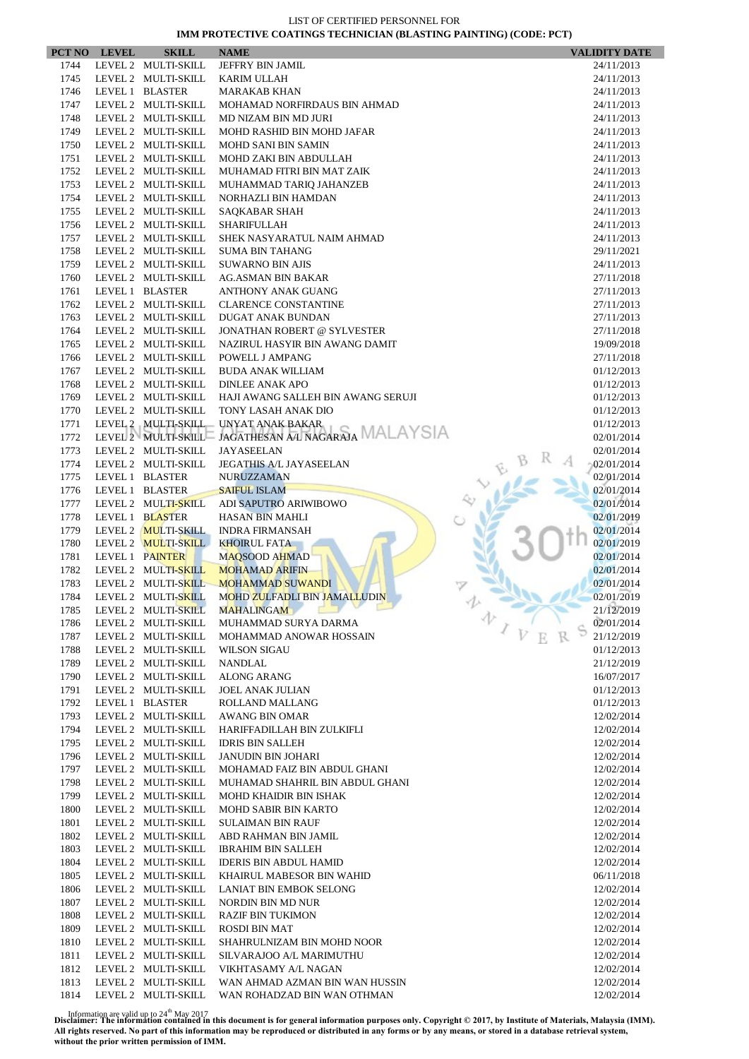LIST OF CERTIFIED PERSONNEL FOR

**IMM PROTECTIVE COATINGS TECHNICIAN (BLASTING PAINTING) (CODE: PCT)**

| PCT NO | LEVEL | SKILL | NAME | VALIDITY DATE |
|---|---|---|---|---|
| 1744 | LEVEL 2 | MULTI-SKILL | JEFFRY BIN JAMIL | 24/11/2013 |
| 1745 | LEVEL 2 | MULTI-SKILL | KARIM ULLAH | 24/11/2013 |
| 1746 | LEVEL 1 | BLASTER | MARAKAB KHAN | 24/11/2013 |
| 1747 | LEVEL 2 | MULTI-SKILL | MOHAMAD NORFIRDAUS BIN AHMAD | 24/11/2013 |
| 1748 | LEVEL 2 | MULTI-SKILL | MD NIZAM BIN MD JURI | 24/11/2013 |
| 1749 | LEVEL 2 | MULTI-SKILL | MOHD RASHID BIN MOHD JAFAR | 24/11/2013 |
| 1750 | LEVEL 2 | MULTI-SKILL | MOHD SANI BIN SAMIN | 24/11/2013 |
| 1751 | LEVEL 2 | MULTI-SKILL | MOHD ZAKI BIN ABDULLAH | 24/11/2013 |
| 1752 | LEVEL 2 | MULTI-SKILL | MUHAMAD FITRI BIN MAT ZAIK | 24/11/2013 |
| 1753 | LEVEL 2 | MULTI-SKILL | MUHAMMAD TARIQ JAHANZEB | 24/11/2013 |
| 1754 | LEVEL 2 | MULTI-SKILL | NORHAZLI BIN HAMDAN | 24/11/2013 |
| 1755 | LEVEL 2 | MULTI-SKILL | SAQKABAR SHAH | 24/11/2013 |
| 1756 | LEVEL 2 | MULTI-SKILL | SHARIFULLAH | 24/11/2013 |
| 1757 | LEVEL 2 | MULTI-SKILL | SHEK NASYARATUL NAIM AHMAD | 24/11/2013 |
| 1758 | LEVEL 2 | MULTI-SKILL | SUMA BIN TAHANG | 29/11/2021 |
| 1759 | LEVEL 2 | MULTI-SKILL | SUWARNO BIN AJIS | 24/11/2013 |
| 1760 | LEVEL 2 | MULTI-SKILL | AG.ASMAN BIN BAKAR | 27/11/2018 |
| 1761 | LEVEL 1 | BLASTER | ANTHONY ANAK GUANG | 27/11/2013 |
| 1762 | LEVEL 2 | MULTI-SKILL | CLARENCE CONSTANTINE | 27/11/2013 |
| 1763 | LEVEL 2 | MULTI-SKILL | DUGAT ANAK BUNDAN | 27/11/2013 |
| 1764 | LEVEL 2 | MULTI-SKILL | JONATHAN ROBERT @ SYLVESTER | 27/11/2018 |
| 1765 | LEVEL 2 | MULTI-SKILL | NAZIRUL HASYIR BIN AWANG DAMIT | 19/09/2018 |
| 1766 | LEVEL 2 | MULTI-SKILL | POWELL J AMPANG | 27/11/2018 |
| 1767 | LEVEL 2 | MULTI-SKILL | BUDA ANAK WILLIAM | 01/12/2013 |
| 1768 | LEVEL 2 | MULTI-SKILL | DINLEE ANAK APO | 01/12/2013 |
| 1769 | LEVEL 2 | MULTI-SKILL | HAJI AWANG SALLEH BIN AWANG SERUJI | 01/12/2013 |
| 1770 | LEVEL 2 | MULTI-SKILL | TONY LASAH ANAK DIO | 01/12/2013 |
| 1771 | LEVEL 2 | MULTI-SKILL | UNYAT ANAK BAKAR | 01/12/2013 |
| 1772 | LEVEL 2 | MULTI-SKILL | JAGATHESAN A/L NAGARAJA | 02/01/2014 |
| 1773 | LEVEL 2 | MULTI-SKILL | JAYASEELAN | 02/01/2014 |
| 1774 | LEVEL 2 | MULTI-SKILL | JEGATHIS A/L JAYASEELAN | 02/01/2014 |
| 1775 | LEVEL 1 | BLASTER | NURUZZAMAN | 02/01/2014 |
| 1776 | LEVEL 1 | BLASTER | SAIFUL ISLAM | 02/01/2014 |
| 1777 | LEVEL 2 | MULTI-SKILL | ADI SAPUTRO ARIWIBOWO | 02/01/2014 |
| 1778 | LEVEL 1 | BLASTER | HASAN BIN MAHLI | 02/01/2019 |
| 1779 | LEVEL 2 | MULTI-SKILL | INDRA FIRMANSAH | 02/01/2014 |
| 1780 | LEVEL 2 | MULTI-SKILL | KHOIRUL FATA | 02/01/2019 |
| 1781 | LEVEL 1 | PAINTER | MAQSOOD AHMAD | 02/01/2014 |
| 1782 | LEVEL 2 | MULTI-SKILL | MOHAMAD ARIFIN | 02/01/2014 |
| 1783 | LEVEL 2 | MULTI-SKILL | MOHAMMAD SUWANDI | 02/01/2014 |
| 1784 | LEVEL 2 | MULTI-SKILL | MOHD ZULFADLI BIN JAMALLUDIN | 02/01/2019 |
| 1785 | LEVEL 2 | MULTI-SKILL | MAHALINGAM | 21/12/2019 |
| 1786 | LEVEL 2 | MULTI-SKILL | MUHAMMAD SURYA DARMA | 02/01/2014 |
| 1787 | LEVEL 2 | MULTI-SKILL | MOHAMMAD ANOWAR HOSSAIN | 21/12/2019 |
| 1788 | LEVEL 2 | MULTI-SKILL | WILSON SIGAU | 01/12/2013 |
| 1789 | LEVEL 2 | MULTI-SKILL | NANDLAL | 21/12/2019 |
| 1790 | LEVEL 2 | MULTI-SKILL | ALONG ARANG | 16/07/2017 |
| 1791 | LEVEL 2 | MULTI-SKILL | JOEL ANAK JULIAN | 01/12/2013 |
| 1792 | LEVEL 1 | BLASTER | ROLLAND MALLANG | 01/12/2013 |
| 1793 | LEVEL 2 | MULTI-SKILL | AWANG BIN OMAR | 12/02/2014 |
| 1794 | LEVEL 2 | MULTI-SKILL | HARIFFADILLAH BIN ZULKIFLI | 12/02/2014 |
| 1795 | LEVEL 2 | MULTI-SKILL | IDRIS BIN SALLEH | 12/02/2014 |
| 1796 | LEVEL 2 | MULTI-SKILL | JANUDIN BIN JOHARI | 12/02/2014 |
| 1797 | LEVEL 2 | MULTI-SKILL | MOHAMAD FAIZ BIN ABDUL GHANI | 12/02/2014 |
| 1798 | LEVEL 2 | MULTI-SKILL | MUHAMAD SHAHRIL BIN ABDUL GHANI | 12/02/2014 |
| 1799 | LEVEL 2 | MULTI-SKILL | MOHD KHAIDIR BIN ISHAK | 12/02/2014 |
| 1800 | LEVEL 2 | MULTI-SKILL | MOHD SABIR BIN KARTO | 12/02/2014 |
| 1801 | LEVEL 2 | MULTI-SKILL | SULAIMAN BIN RAUF | 12/02/2014 |
| 1802 | LEVEL 2 | MULTI-SKILL | ABD RAHMAN BIN JAMIL | 12/02/2014 |
| 1803 | LEVEL 2 | MULTI-SKILL | IBRAHIM BIN SALLEH | 12/02/2014 |
| 1804 | LEVEL 2 | MULTI-SKILL | IDERIS BIN ABDUL HAMID | 12/02/2014 |
| 1805 | LEVEL 2 | MULTI-SKILL | KHAIRUL MABESOR BIN WAHID | 06/11/2018 |
| 1806 | LEVEL 2 | MULTI-SKILL | LANIAT BIN EMBOK SELONG | 12/02/2014 |
| 1807 | LEVEL 2 | MULTI-SKILL | NORDIN BIN MD NUR | 12/02/2014 |
| 1808 | LEVEL 2 | MULTI-SKILL | RAZIF BIN TUKIMON | 12/02/2014 |
| 1809 | LEVEL 2 | MULTI-SKILL | ROSDI BIN MAT | 12/02/2014 |
| 1810 | LEVEL 2 | MULTI-SKILL | SHAHRULNIZAM BIN MOHD NOOR | 12/02/2014 |
| 1811 | LEVEL 2 | MULTI-SKILL | SILVARAJOO A/L MARIMUTHU | 12/02/2014 |
| 1812 | LEVEL 2 | MULTI-SKILL | VIKHTASAMY A/L NAGAN | 12/02/2014 |
| 1813 | LEVEL 2 | MULTI-SKILL | WAN AHMAD AZMAN BIN WAN HUSSIN | 12/02/2014 |
| 1814 | LEVEL 2 | MULTI-SKILL | WAN ROHADZAD BIN WAN OTHMAN | 12/02/2014 |

Information are valid up to 24th May 2017

**Disclaimer: The information contained in this document is for general information purposes only. Copyright © 2017, by Institute of Materials, Malaysia (IMM). All rights reserved. No part of this information may be reproduced or distributed in any forms or by any means, or stored in a database retrieval system, without the prior written permission of IMM.**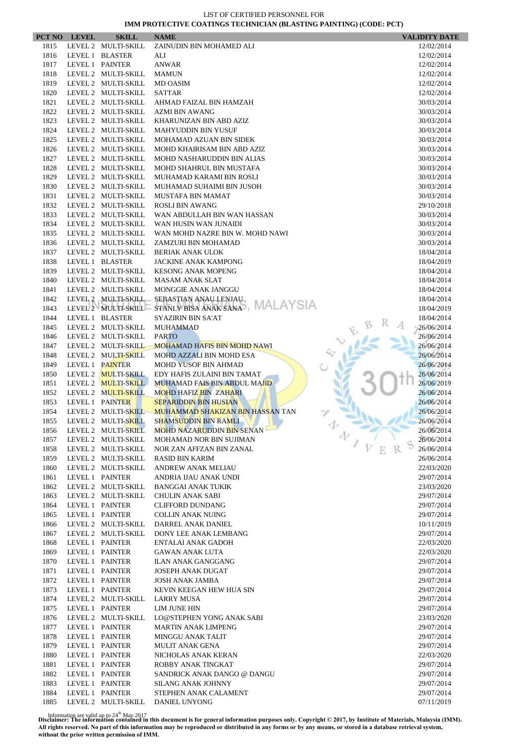LIST OF CERTIFIED PERSONNEL FOR

**IMM PROTECTIVE COATINGS TECHNICIAN (BLASTING PAINTING) (CODE: PCT)**

| PCT NO | LEVEL | SKILL | NAME | VALIDITY DATE |
|---|---|---|---|---|
| 1815 | LEVEL 2 | MULTI-SKILL | ZAINUDIN BIN MOHAMED ALI | 12/02/2014 |
| 1816 | LEVEL 1 | BLASTER | ALI | 12/02/2014 |
| 1817 | LEVEL 1 | PAINTER | ANWAR | 12/02/2014 |
| 1818 | LEVEL 2 | MULTI-SKILL | MAMUN | 12/02/2014 |
| 1819 | LEVEL 2 | MULTI-SKILL | MD OASIM | 12/02/2014 |
| 1820 | LEVEL 2 | MULTI-SKILL | SATTAR | 12/02/2014 |
| 1821 | LEVEL 2 | MULTI-SKILL | AHMAD FAIZAL BIN HAMZAH | 30/03/2014 |
| 1822 | LEVEL 2 | MULTI-SKILL | AZMI BIN AWANG | 30/03/2014 |
| 1823 | LEVEL 2 | MULTI-SKILL | KHARUNIZAN BIN ABD AZIZ | 30/03/2014 |
| 1824 | LEVEL 2 | MULTI-SKILL | MAHYUDDIN BIN YUSUF | 30/03/2014 |
| 1825 | LEVEL 2 | MULTI-SKILL | MOHAMAD AZUAN BIN SIDEK | 30/03/2014 |
| 1826 | LEVEL 2 | MULTI-SKILL | MOHD KHAIRISAM BIN ABD AZIZ | 30/03/2014 |
| 1827 | LEVEL 2 | MULTI-SKILL | MOHD NASHARUDDIN BIN ALIAS | 30/03/2014 |
| 1828 | LEVEL 2 | MULTI-SKILL | MOHD SHAHRUL BIN MUSTAFA | 30/03/2014 |
| 1829 | LEVEL 2 | MULTI-SKILL | MUHAMAD KARAMI BIN ROSLI | 30/03/2014 |
| 1830 | LEVEL 2 | MULTI-SKILL | MUHAMAD SUHAIMI BIN JUSOH | 30/03/2014 |
| 1831 | LEVEL 2 | MULTI-SKILL | MUSTAFA BIN MAMAT | 30/03/2014 |
| 1832 | LEVEL 2 | MULTI-SKILL | ROSLI BIN AWANG | 29/10/2018 |
| 1833 | LEVEL 2 | MULTI-SKILL | WAN ABDULLAH BIN WAN HASSAN | 30/03/2014 |
| 1834 | LEVEL 2 | MULTI-SKILL | WAN HUSIN WAN JUNAIDI | 30/03/2014 |
| 1835 | LEVEL 2 | MULTI-SKILL | WAN MOHD NAZRE BIN W. MOHD NAWI | 30/03/2014 |
| 1836 | LEVEL 2 | MULTI-SKILL | ZAMZURI BIN MOHAMAD | 30/03/2014 |
| 1837 | LEVEL 2 | MULTI-SKILL | BERIAK ANAK ULOK | 18/04/2014 |
| 1838 | LEVEL 1 | BLASTER | JACKINE ANAK KAMPONG | 18/04/2019 |
| 1839 | LEVEL 2 | MULTI-SKILL | KESONG ANAK MOPENG | 18/04/2014 |
| 1840 | LEVEL 2 | MULTI-SKILL | MASAM ANAK SLAT | 18/04/2014 |
| 1841 | LEVEL 2 | MULTI-SKILL | MONGGIE ANAK JANGGU | 18/04/2014 |
| 1842 | LEVEL 2 | MULTI-SKILL | SEBASTIAN ANAU LENJAU | 18/04/2014 |
| 1843 | LEVEL 2 | MULTI-SKILL | STANLY BISA ANAK SANA | 18/04/2019 |
| 1844 | LEVEL 1 | BLASTER | SYAZIRIN BIN SA'AT | 18/04/2014 |
| 1845 | LEVEL 2 | MULTI-SKILL | MUHAMMAD | 26/06/2014 |
| 1846 | LEVEL 2 | MULTI-SKILL | PARTO | 26/06/2014 |
| 1847 | LEVEL 2 | MULTI-SKILL | MOHAMAD HAFIS BIN MOHD NAWI | 26/06/2014 |
| 1848 | LEVEL 2 | MULTI-SKILL | MOHD AZZALI BIN MOHD ESA | 26/06/2014 |
| 1849 | LEVEL 1 | PAINTER | MOHD YUSOF BIN AHMAD | 26/06/2014 |
| 1850 | LEVEL 2 | MULTI-SKILL | EDY HAFIS ZULAINI BIN TAMAT | 26/06/2014 |
| 1851 | LEVEL 2 | MULTI-SKILL | MUHAMAD FAIS BIN ABDUL MAJID | 26/06/2019 |
| 1852 | LEVEL 2 | MULTI-SKILL | MOHD HAFIZ BIN ZAHARI | 26/06/2014 |
| 1853 | LEVEL 1 | PAINTER | SEPARIDDIN BIN HUSIAN | 26/06/2014 |
| 1854 | LEVEL 2 | MULTI-SKILL | MUHAMMAD SHAKIZAN BIN HASSAN TAN | 26/06/2014 |
| 1855 | LEVEL 2 | MULTI-SKILL | SHAMSUDDIN BIN RAMLI | 26/06/2014 |
| 1856 | LEVEL 2 | MULTI-SKILL | MOHD NAZARUDDIN BIN SENAN | 26/06/2014 |
| 1857 | LEVEL 2 | MULTI-SKILL | MOHAMAD NOR BIN SUJIMAN | 26/06/2014 |
| 1858 | LEVEL 2 | MULTI-SKILL | NOR ZAN AFFZAN BIN ZANAL | 26/06/2014 |
| 1859 | LEVEL 2 | MULTI-SKILL | RASID BIN KARIM | 26/06/2014 |
| 1860 | LEVEL 2 | MULTI-SKILL | ANDREW ANAK MELIAU | 22/03/2020 |
| 1861 | LEVEL 1 | PAINTER | ANDRIA IJAU ANAK UNDI | 29/07/2014 |
| 1862 | LEVEL 2 | MULTI-SKILL | BANGGAI ANAK TUKIK | 23/03/2020 |
| 1863 | LEVEL 2 | MULTI-SKILL | CHULIN ANAK SABI | 29/07/2014 |
| 1864 | LEVEL 1 | PAINTER | CLIFFORD DUNDANG | 29/07/2014 |
| 1865 | LEVEL 1 | PAINTER | COLLIN ANAK NUING | 29/07/2014 |
| 1866 | LEVEL 2 | MULTI-SKILL | DARREL ANAK DANIEL | 10/11/2019 |
| 1867 | LEVEL 2 | MULTI-SKILL | DONY LEE ANAK LEMBANG | 29/07/2014 |
| 1868 | LEVEL 1 | PAINTER | ENTALAI ANAK GADOH | 22/03/2020 |
| 1869 | LEVEL 1 | PAINTER | GAWAN ANAK LUTA | 22/03/2020 |
| 1870 | LEVEL 1 | PAINTER | ILAN ANAK GANGGANG | 29/07/2014 |
| 1871 | LEVEL 1 | PAINTER | JOSEPH ANAK DUGAT | 29/07/2014 |
| 1872 | LEVEL 1 | PAINTER | JOSH ANAK JAMBA | 29/07/2014 |
| 1873 | LEVEL 1 | PAINTER | KEVIN KEEGAN HEW HUA SIN | 29/07/2014 |
| 1874 | LEVEL 2 | MULTI-SKILL | LARRY MUSA | 29/07/2014 |
| 1875 | LEVEL 1 | PAINTER | LIM JUNE HIN | 29/07/2014 |
| 1876 | LEVEL 2 | MULTI-SKILL | LO@STEPHEN YONG ANAK SABI | 23/03/2020 |
| 1877 | LEVEL 1 | PAINTER | MARTIN ANAK LIMPENG | 29/07/2014 |
| 1878 | LEVEL 1 | PAINTER | MINGGU ANAK TALIT | 29/07/2014 |
| 1879 | LEVEL 1 | PAINTER | MULIT ANAK GENA | 29/07/2014 |
| 1880 | LEVEL 1 | PAINTER | NICHOLAS ANAK KERAN | 22/03/2020 |
| 1881 | LEVEL 1 | PAINTER | ROBBY ANAK TINGKAT | 29/07/2014 |
| 1882 | LEVEL 1 | PAINTER | SANDRICK ANAK DANGO @ DANGU | 29/07/2014 |
| 1883 | LEVEL 1 | PAINTER | SILANG ANAK JOHNNY | 29/07/2014 |
| 1884 | LEVEL 1 | PAINTER | STEPHEN ANAK CALAMENT | 29/07/2014 |
| 1885 | LEVEL 2 | MULTI-SKILL | DANIEL UNYONG | 07/11/2019 |

Information are valid up to 24th May 2017

**Disclaimer: The information contained in this document is for general information purposes only. Copyright © 2017, by Institute of Materials, Malaysia (IMM). All rights reserved. No part of this information may be reproduced or distributed in any forms or by any means, or stored in a database retrieval system, without the prior written permission of IMM.**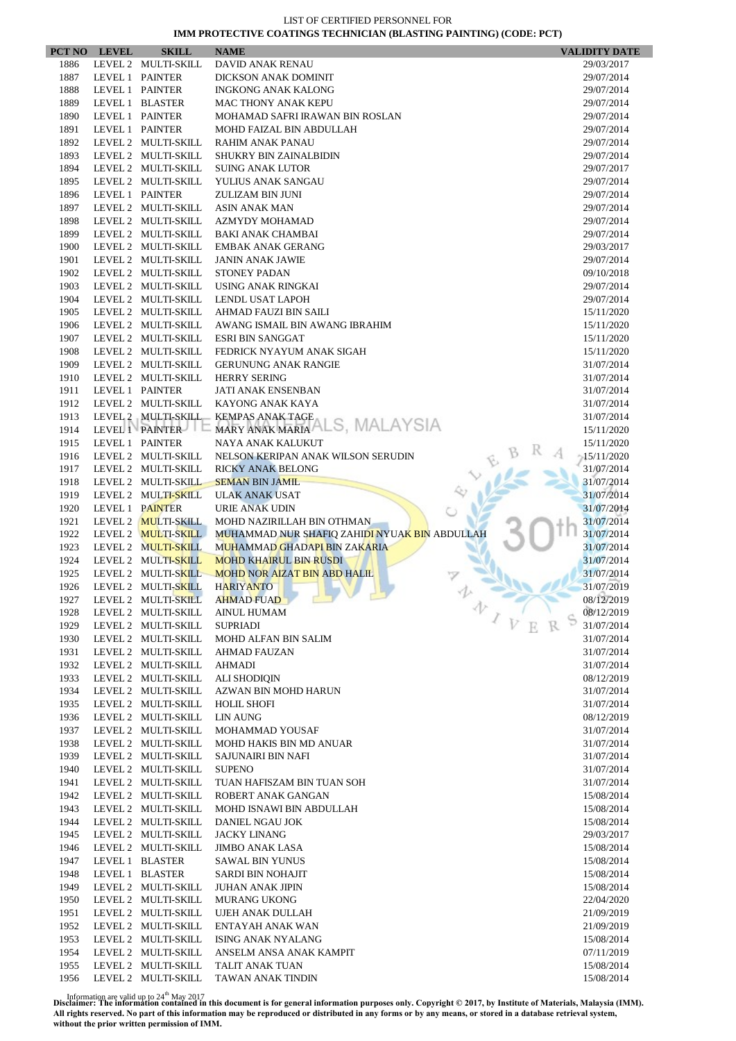LIST OF CERTIFIED PERSONNEL FOR
**IMM PROTECTIVE COATINGS TECHNICIAN (BLASTING PAINTING) (CODE: PCT)**

| PCT NO | LEVEL | SKILL | NAME | VALIDITY DATE |
|---|---|---|---|---|
| 1886 | LEVEL 2 | MULTI-SKILL | DAVID ANAK RENAU | 29/03/2017 |
| 1887 | LEVEL 1 | PAINTER | DICKSON ANAK DOMINIT | 29/07/2014 |
| 1888 | LEVEL 1 | PAINTER | INGKONG ANAK KALONG | 29/07/2014 |
| 1889 | LEVEL 1 | BLASTER | MAC THONY ANAK KEPU | 29/07/2014 |
| 1890 | LEVEL 1 | PAINTER | MOHAMAD SAFRI IRAWAN BIN ROSLAN | 29/07/2014 |
| 1891 | LEVEL 1 | PAINTER | MOHD FAIZAL BIN ABDULLAH | 29/07/2014 |
| 1892 | LEVEL 2 | MULTI-SKILL | RAHIM ANAK PANAU | 29/07/2014 |
| 1893 | LEVEL 2 | MULTI-SKILL | SHUKRY BIN ZAINALBIDIN | 29/07/2014 |
| 1894 | LEVEL 2 | MULTI-SKILL | SUING ANAK LUTOR | 29/07/2017 |
| 1895 | LEVEL 2 | MULTI-SKILL | YULIUS ANAK SANGAU | 29/07/2014 |
| 1896 | LEVEL 1 | PAINTER | ZULIZAM BIN JUNI | 29/07/2014 |
| 1897 | LEVEL 2 | MULTI-SKILL | ASIN ANAK MAN | 29/07/2014 |
| 1898 | LEVEL 2 | MULTI-SKILL | AZMYDY MOHAMAD | 29/07/2014 |
| 1899 | LEVEL 2 | MULTI-SKILL | BAKI ANAK CHAMBAI | 29/07/2014 |
| 1900 | LEVEL 2 | MULTI-SKILL | EMBAK ANAK GERANG | 29/03/2017 |
| 1901 | LEVEL 2 | MULTI-SKILL | JANIN ANAK JAWIE | 29/07/2014 |
| 1902 | LEVEL 2 | MULTI-SKILL | STONEY PADAN | 09/10/2018 |
| 1903 | LEVEL 2 | MULTI-SKILL | USING ANAK RINGKAI | 29/07/2014 |
| 1904 | LEVEL 2 | MULTI-SKILL | LENDL USAT LAPOH | 29/07/2014 |
| 1905 | LEVEL 2 | MULTI-SKILL | AHMAD FAUZI BIN SAILI | 15/11/2020 |
| 1906 | LEVEL 2 | MULTI-SKILL | AWANG ISMAIL BIN AWANG IBRAHIM | 15/11/2020 |
| 1907 | LEVEL 2 | MULTI-SKILL | ESRI BIN SANGGAT | 15/11/2020 |
| 1908 | LEVEL 2 | MULTI-SKILL | FEDRICK NYAYUM ANAK SIGAH | 15/11/2020 |
| 1909 | LEVEL 2 | MULTI-SKILL | GERUNUNG ANAK RANGIE | 31/07/2014 |
| 1910 | LEVEL 2 | MULTI-SKILL | HERRY SERING | 31/07/2014 |
| 1911 | LEVEL 1 | PAINTER | JATI ANAK ENSENBAN | 31/07/2014 |
| 1912 | LEVEL 2 | MULTI-SKILL | KAYONG ANAK KAYA | 31/07/2014 |
| 1913 | LEVEL 2 | MULTI-SKILL | KEMPAS ANAK TAGE | 31/07/2014 |
| 1914 | LEVEL 1 | PAINTER | MARY ANAK MARIA | 15/11/2020 |
| 1915 | LEVEL 1 | PAINTER | NAYA ANAK KALUKUT | 15/11/2020 |
| 1916 | LEVEL 2 | MULTI-SKILL | NELSON KERIPAN ANAK WILSON SERUDIN | 15/11/2020 |
| 1917 | LEVEL 2 | MULTI-SKILL | RICKY ANAK BELONG | 31/07/2014 |
| 1918 | LEVEL 2 | MULTI-SKILL | SEMAN BIN JAMIL | 31/07/2014 |
| 1919 | LEVEL 2 | MULTI-SKILL | ULAK ANAK USAT | 31/07/2014 |
| 1920 | LEVEL 1 | PAINTER | URIE ANAK UDIN | 31/07/2014 |
| 1921 | LEVEL 2 | MULTI-SKILL | MOHD NAZIRILLAH BIN OTHMAN | 31/07/2014 |
| 1922 | LEVEL 2 | MULTI-SKILL | MUHAMMAD NUR SHAFIQ ZAHIDI NYUAK BIN ABDULLAH | 31/07/2014 |
| 1923 | LEVEL 2 | MULTI-SKILL | MUHAMMAD GHADAPI BIN ZAKARIA | 31/07/2014 |
| 1924 | LEVEL 2 | MULTI-SKILL | MOHD KHAIRUL BIN RUSDI | 31/07/2014 |
| 1925 | LEVEL 2 | MULTI-SKILL | MOHD NOR AIZAT BIN ABD HALIL | 31/07/2014 |
| 1926 | LEVEL 2 | MULTI-SKILL | HARIYANTO | 31/07/2019 |
| 1927 | LEVEL 2 | MULTI-SKILL | AHMAD FUAD | 08/12/2019 |
| 1928 | LEVEL 2 | MULTI-SKILL | AINUL HUMAM | 08/12/2019 |
| 1929 | LEVEL 2 | MULTI-SKILL | SUPRIADI | 31/07/2014 |
| 1930 | LEVEL 2 | MULTI-SKILL | MOHD ALFAN BIN SALIM | 31/07/2014 |
| 1931 | LEVEL 2 | MULTI-SKILL | AHMAD FAUZAN | 31/07/2014 |
| 1932 | LEVEL 2 | MULTI-SKILL | AHMADI | 31/07/2014 |
| 1933 | LEVEL 2 | MULTI-SKILL | ALI SHODIQIN | 08/12/2019 |
| 1934 | LEVEL 2 | MULTI-SKILL | AZWAN BIN MOHD HARUN | 31/07/2014 |
| 1935 | LEVEL 2 | MULTI-SKILL | HOLIL SHOFI | 31/07/2014 |
| 1936 | LEVEL 2 | MULTI-SKILL | LIN AUNG | 08/12/2019 |
| 1937 | LEVEL 2 | MULTI-SKILL | MOHAMMAD YOUSAF | 31/07/2014 |
| 1938 | LEVEL 2 | MULTI-SKILL | MOHD HAKIS BIN MD ANUAR | 31/07/2014 |
| 1939 | LEVEL 2 | MULTI-SKILL | SAJUNAIRI BIN NAFI | 31/07/2014 |
| 1940 | LEVEL 2 | MULTI-SKILL | SUPENO | 31/07/2014 |
| 1941 | LEVEL 2 | MULTI-SKILL | TUAN HAFISZAM BIN TUAN SOH | 31/07/2014 |
| 1942 | LEVEL 2 | MULTI-SKILL | ROBERT ANAK GANGAN | 15/08/2014 |
| 1943 | LEVEL 2 | MULTI-SKILL | MOHD ISNAWI BIN ABDULLAH | 15/08/2014 |
| 1944 | LEVEL 2 | MULTI-SKILL | DANIEL NGAU JOK | 15/08/2014 |
| 1945 | LEVEL 2 | MULTI-SKILL | JACKY LINANG | 29/03/2017 |
| 1946 | LEVEL 2 | MULTI-SKILL | JIMBO ANAK LASA | 15/08/2014 |
| 1947 | LEVEL 1 | BLASTER | SAWAL BIN YUNUS | 15/08/2014 |
| 1948 | LEVEL 1 | BLASTER | SARDI BIN NOHAJIT | 15/08/2014 |
| 1949 | LEVEL 2 | MULTI-SKILL | JUHAN ANAK JIPIN | 15/08/2014 |
| 1950 | LEVEL 2 | MULTI-SKILL | MURANG UKONG | 22/04/2020 |
| 1951 | LEVEL 2 | MULTI-SKILL | UJEH ANAK DULLAH | 21/09/2019 |
| 1952 | LEVEL 2 | MULTI-SKILL | ENTAYAH ANAK WAN | 21/09/2019 |
| 1953 | LEVEL 2 | MULTI-SKILL | ISING ANAK NYALANG | 15/08/2014 |
| 1954 | LEVEL 2 | MULTI-SKILL | ANSELM ANSA ANAK KAMPIT | 07/11/2019 |
| 1955 | LEVEL 2 | MULTI-SKILL | TALIT ANAK TUAN | 15/08/2014 |
| 1956 | LEVEL 2 | MULTI-SKILL | TAWAN ANAK TINDIN | 15/08/2014 |

Information are valid up to 24th May 2017

**Disclaimer: The information contained in this document is for general information purposes only. Copyright © 2017, by Institute of Materials, Malaysia (IMM). All rights reserved. No part of this information may be reproduced or distributed in any forms or by any means, or stored in a database retrieval system, without the prior written permission of IMM.**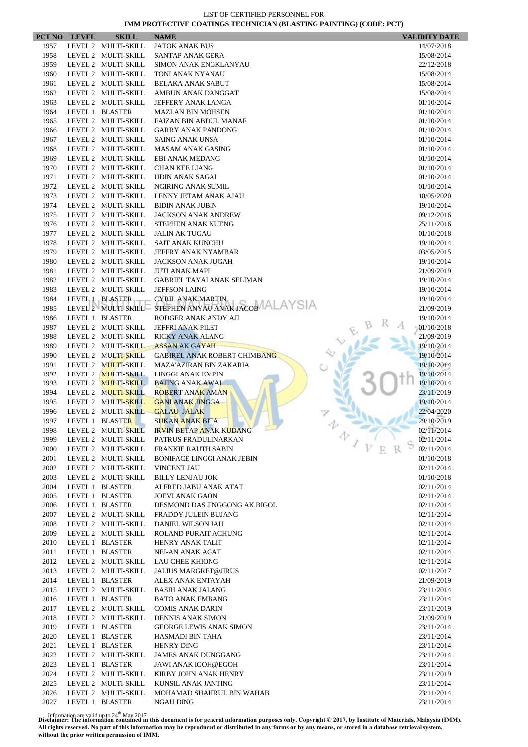LIST OF CERTIFIED PERSONNEL FOR

**IMM PROTECTIVE COATINGS TECHNICIAN (BLASTING PAINTING) (CODE: PCT)**

| PCT NO | LEVEL | SKILL | NAME | VALIDITY DATE |
|---|---|---|---|---|
| 1957 | LEVEL 2 | MULTI-SKILL | JATOK ANAK BUS | 14/07/2018 |
| 1958 | LEVEL 2 | MULTI-SKILL | SANTAP ANAK GERA | 15/08/2014 |
| 1959 | LEVEL 2 | MULTI-SKILL | SIMON ANAK ENGKLANYAU | 22/12/2018 |
| 1960 | LEVEL 2 | MULTI-SKILL | TONI ANAK NYANAU | 15/08/2014 |
| 1961 | LEVEL 2 | MULTI-SKILL | BELAKA ANAK SABUT | 15/08/2014 |
| 1962 | LEVEL 2 | MULTI-SKILL | AMBUN ANAK DANGGAT | 15/08/2014 |
| 1963 | LEVEL 2 | MULTI-SKILL | JEFFERY ANAK LANGA | 01/10/2014 |
| 1964 | LEVEL 1 | BLASTER | MAZLAN BIN MOHSEN | 01/10/2014 |
| 1965 | LEVEL 2 | MULTI-SKILL | FAIZAN BIN ABDUL MANAF | 01/10/2014 |
| 1966 | LEVEL 2 | MULTI-SKILL | GARRY ANAK PANDONG | 01/10/2014 |
| 1967 | LEVEL 2 | MULTI-SKILL | SAING ANAK UNSA | 01/10/2014 |
| 1968 | LEVEL 2 | MULTI-SKILL | MASAM ANAK GASING | 01/10/2014 |
| 1969 | LEVEL 2 | MULTI-SKILL | EBI ANAK MEDANG | 01/10/2014 |
| 1970 | LEVEL 2 | MULTI-SKILL | CHAN KEE LIANG | 01/10/2014 |
| 1971 | LEVEL 2 | MULTI-SKILL | UDIN ANAK SAGAI | 01/10/2014 |
| 1972 | LEVEL 2 | MULTI-SKILL | NGIRING ANAK SUMIL | 01/10/2014 |
| 1973 | LEVEL 2 | MULTI-SKILL | LENNY JETAM ANAK AJAU | 10/05/2020 |
| 1974 | LEVEL 2 | MULTI-SKILL | BIDIN ANAK JUBIN | 19/10/2014 |
| 1975 | LEVEL 2 | MULTI-SKILL | JACKSON ANAK ANDREW | 09/12/2016 |
| 1976 | LEVEL 2 | MULTI-SKILL | STEPHEN ANAK NUENG | 25/11/2016 |
| 1977 | LEVEL 2 | MULTI-SKILL | JALIN AK TUGAU | 01/10/2018 |
| 1978 | LEVEL 2 | MULTI-SKILL | SAIT ANAK KUNCHU | 19/10/2014 |
| 1979 | LEVEL 2 | MULTI-SKILL | JEFFRY ANAK NYAMBAR | 03/05/2015 |
| 1980 | LEVEL 2 | MULTI-SKILL | JACKSON ANAK JUGAH | 19/10/2014 |
| 1981 | LEVEL 2 | MULTI-SKILL | JUTI ANAK MAPI | 21/09/2019 |
| 1982 | LEVEL 2 | MULTI-SKILL | GABRIEL TAYAI ANAK SELIMAN | 19/10/2014 |
| 1983 | LEVEL 2 | MULTI-SKILL | JEFFSON LAING | 19/10/2014 |
| 1984 | LEVEL 1 | BLASTER | CYRIL ANAK MARTIN | 19/10/2014 |
| 1985 | LEVEL 2 | MULTI-SKILL | STEPHEN ANYAU ANAK JACOB | 21/09/2019 |
| 1986 | LEVEL 1 | BLASTER | RODGER ANAK ANDY AJI | 19/10/2014 |
| 1987 | LEVEL 2 | MULTI-SKILL | JEFFRI ANAK PILET | 01/10/2018 |
| 1988 | LEVEL 2 | MULTI-SKILL | RICKY ANAK ALANG | 21/09/2019 |
| 1989 | LEVEL 2 | MULTI-SKILL | ASSAN AK GAYAH | 19/10/2014 |
| 1990 | LEVEL 2 | MULTI-SKILL | GABIREL ANAK ROBERT CHIMBANG | 19/10/2014 |
| 1991 | LEVEL 2 | MULTI-SKILL | MAZA'AZIRAN BIN ZAKARIA | 19/10/2014 |
| 1992 | LEVEL 2 | MULTI-SKILL | LINGGI ANAK EMPIN | 19/10/2014 |
| 1993 | LEVEL 2 | MULTI-SKILL | BAJING ANAK AWAI | 19/10/2014 |
| 1994 | LEVEL 2 | MULTI-SKILL | ROBERT ANAK AMAN | 23/11/2019 |
| 1995 | LEVEL 2 | MULTI-SKILL | GANI ANAK JINGGA | 19/10/2014 |
| 1996 | LEVEL 2 | MULTI-SKILL | GALAU JALAK | 22/04/2020 |
| 1997 | LEVEL 1 | BLASTER | SUKAN ANAK BITA | 29/10/2019 |
| 1998 | LEVEL 2 | MULTI-SKILL | IRVIN BETAP ANAK KUDANG | 02/11/2014 |
| 1999 | LEVEL 2 | MULTI-SKILL | PATRUS FRADULINARKAN | 02/11/2014 |
| 2000 | LEVEL 2 | MULTI-SKILL | FRANKIE RAUTH SABIN | 02/11/2014 |
| 2001 | LEVEL 2 | MULTI-SKILL | BONIFACE LINGGI ANAK JEBIN | 01/10/2018 |
| 2002 | LEVEL 2 | MULTI-SKILL | VINCENT JAU | 02/11/2014 |
| 2003 | LEVEL 2 | MULTI-SKILL | BILLY LENJAU JOK | 01/10/2018 |
| 2004 | LEVEL 1 | BLASTER | ALFRED JABU ANAK ATAT | 02/11/2014 |
| 2005 | LEVEL 1 | BLASTER | JOEVI ANAK GAON | 02/11/2014 |
| 2006 | LEVEL 1 | BLASTER | DESMOND DAS JINGGONG AK BIGOL | 02/11/2014 |
| 2007 | LEVEL 2 | MULTI-SKILL | FRADDY JULEIN BUJANG | 02/11/2014 |
| 2008 | LEVEL 2 | MULTI-SKILL | DANIEL WILSON JAU | 02/11/2014 |
| 2009 | LEVEL 2 | MULTI-SKILL | ROLAND PURAIT ACHUNG | 02/11/2014 |
| 2010 | LEVEL 1 | BLASTER | HENRY ANAK TALIT | 02/11/2014 |
| 2011 | LEVEL 1 | BLASTER | NEI-AN ANAK AGAT | 02/11/2014 |
| 2012 | LEVEL 2 | MULTI-SKILL | LAU CHEE KHIONG | 02/11/2014 |
| 2013 | LEVEL 2 | MULTI-SKILL | JALIUS MARGRET@JIRUS | 02/11/2017 |
| 2014 | LEVEL 1 | BLASTER | ALEX ANAK ENTAYAH | 21/09/2019 |
| 2015 | LEVEL 2 | MULTI-SKILL | BASIH ANAK JALANG | 23/11/2014 |
| 2016 | LEVEL 1 | BLASTER | BATO ANAK EMBANG | 23/11/2014 |
| 2017 | LEVEL 2 | MULTI-SKILL | COMIS ANAK DARIN | 23/11/2019 |
| 2018 | LEVEL 2 | MULTI-SKILL | DENNIS ANAK SIMON | 21/09/2019 |
| 2019 | LEVEL 1 | BLASTER | GEORGE LEWIS ANAK SIMON | 23/11/2014 |
| 2020 | LEVEL 1 | BLASTER | HASMADI BIN TAHA | 23/11/2014 |
| 2021 | LEVEL 1 | BLASTER | HENRY DING | 23/11/2014 |
| 2022 | LEVEL 2 | MULTI-SKILL | JAMES ANAK DUNGGANG | 23/11/2014 |
| 2023 | LEVEL 1 | BLASTER | JAWI ANAK IGOH@EGOH | 23/11/2014 |
| 2024 | LEVEL 2 | MULTI-SKILL | KIRBY JOHN ANAK HENRY | 23/11/2019 |
| 2025 | LEVEL 2 | MULTI-SKILL | KUNSIL ANAK JANTING | 23/11/2014 |
| 2026 | LEVEL 2 | MULTI-SKILL | MOHAMAD SHAHRUL BIN WAHAB | 23/11/2014 |
| 2027 | LEVEL 1 | BLASTER | NGAU DING | 23/11/2014 |

Information are valid up to 24th May 2017

**Disclaimer: The information contained in this document is for general information purposes only. Copyright © 2017, by Institute of Materials, Malaysia (IMM). All rights reserved. No part of this information may be reproduced or distributed in any forms or by any means, or stored in a database retrieval system, without the prior written permission of IMM.**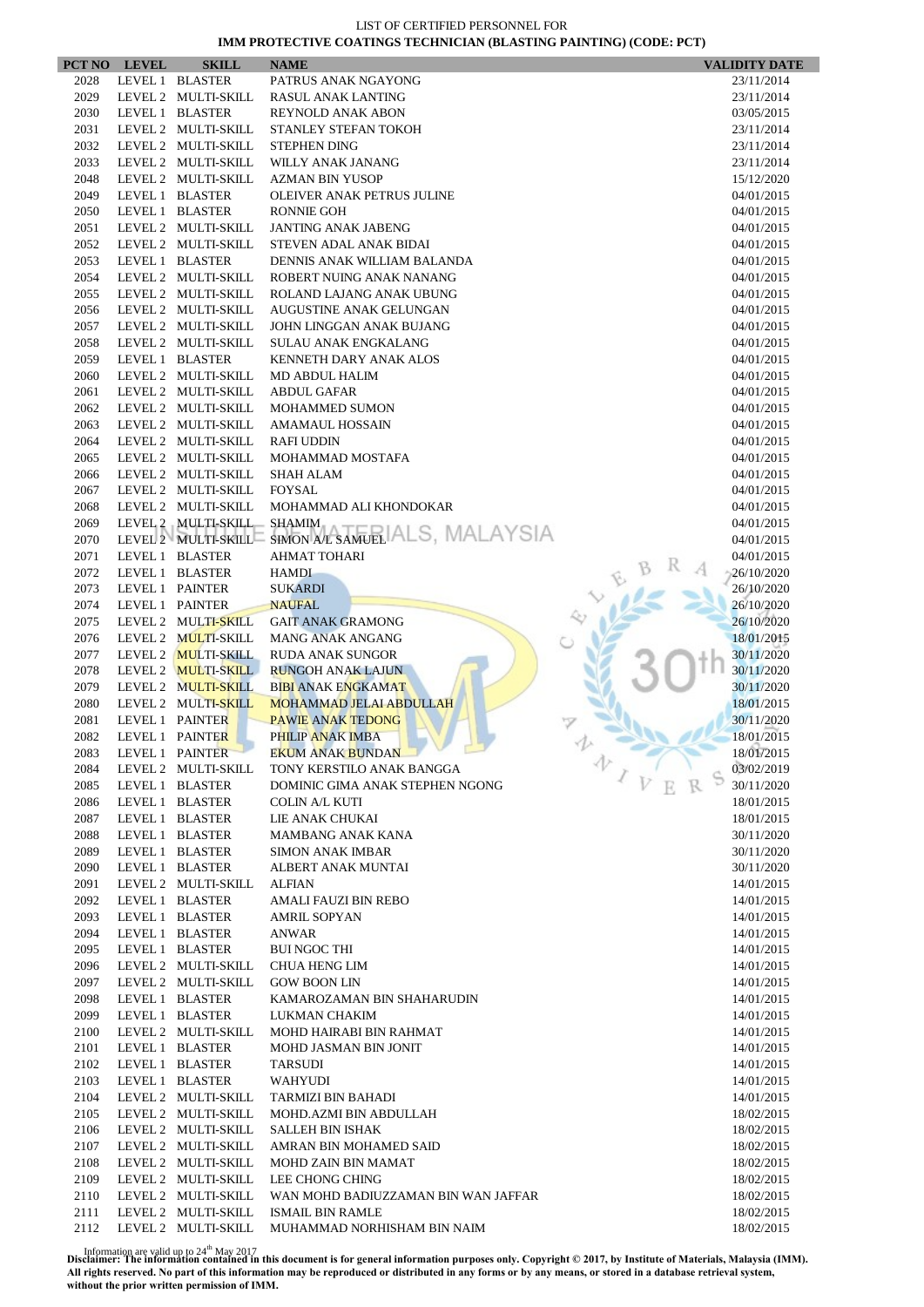LIST OF CERTIFIED PERSONNEL FOR

**IMM PROTECTIVE COATINGS TECHNICIAN (BLASTING PAINTING) (CODE: PCT)**

| PCT NO | LEVEL | SKILL | NAME | VALIDITY DATE |
|---|---|---|---|---|
| 2028 | LEVEL 1 | BLASTER | PATRUS ANAK NGAYONG | 23/11/2014 |
| 2029 | LEVEL 2 | MULTI-SKILL | RASUL ANAK LANTING | 23/11/2014 |
| 2030 | LEVEL 1 | BLASTER | REYNOLD ANAK ABON | 03/05/2015 |
| 2031 | LEVEL 2 | MULTI-SKILL | STANLEY STEFAN TOKOH | 23/11/2014 |
| 2032 | LEVEL 2 | MULTI-SKILL | STEPHEN DING | 23/11/2014 |
| 2033 | LEVEL 2 | MULTI-SKILL | WILLY ANAK JANANG | 23/11/2014 |
| 2048 | LEVEL 2 | MULTI-SKILL | AZMAN BIN YUSOP | 15/12/2020 |
| 2049 | LEVEL 1 | BLASTER | OLEIVER ANAK PETRUS JULINE | 04/01/2015 |
| 2050 | LEVEL 1 | BLASTER | RONNIE GOH | 04/01/2015 |
| 2051 | LEVEL 2 | MULTI-SKILL | JANTING ANAK JABENG | 04/01/2015 |
| 2052 | LEVEL 2 | MULTI-SKILL | STEVEN ADAL ANAK BIDAI | 04/01/2015 |
| 2053 | LEVEL 1 | BLASTER | DENNIS ANAK WILLIAM BALANDA | 04/01/2015 |
| 2054 | LEVEL 2 | MULTI-SKILL | ROBERT NUING ANAK NANANG | 04/01/2015 |
| 2055 | LEVEL 2 | MULTI-SKILL | ROLAND LAJANG ANAK UBUNG | 04/01/2015 |
| 2056 | LEVEL 2 | MULTI-SKILL | AUGUSTINE ANAK GELUNGAN | 04/01/2015 |
| 2057 | LEVEL 2 | MULTI-SKILL | JOHN LINGGAN ANAK BUJANG | 04/01/2015 |
| 2058 | LEVEL 2 | MULTI-SKILL | SULAU ANAK ENGKALANG | 04/01/2015 |
| 2059 | LEVEL 1 | BLASTER | KENNETH DARY ANAK ALOS | 04/01/2015 |
| 2060 | LEVEL 2 | MULTI-SKILL | MD ABDUL HALIM | 04/01/2015 |
| 2061 | LEVEL 2 | MULTI-SKILL | ABDUL GAFAR | 04/01/2015 |
| 2062 | LEVEL 2 | MULTI-SKILL | MOHAMMED SUMON | 04/01/2015 |
| 2063 | LEVEL 2 | MULTI-SKILL | AMAMAUL HOSSAIN | 04/01/2015 |
| 2064 | LEVEL 2 | MULTI-SKILL | RAFI UDDIN | 04/01/2015 |
| 2065 | LEVEL 2 | MULTI-SKILL | MOHAMMAD MOSTAFA | 04/01/2015 |
| 2066 | LEVEL 2 | MULTI-SKILL | SHAH ALAM | 04/01/2015 |
| 2067 | LEVEL 2 | MULTI-SKILL | FOYSAL | 04/01/2015 |
| 2068 | LEVEL 2 | MULTI-SKILL | MOHAMMAD ALI KHONDOKAR | 04/01/2015 |
| 2069 | LEVEL 2 | MULTI-SKILL | SHAMIM | 04/01/2015 |
| 2070 | LEVEL 2 | MULTI-SKILL | SIMON A/L SAMUEL | 04/01/2015 |
| 2071 | LEVEL 1 | BLASTER | AHMAT TOHARI | 04/01/2015 |
| 2072 | LEVEL 1 | BLASTER | HAMDI | 26/10/2020 |
| 2073 | LEVEL 1 | PAINTER | SUKARDI | 26/10/2020 |
| 2074 | LEVEL 1 | PAINTER | NAUFAL | 26/10/2020 |
| 2075 | LEVEL 2 | MULTI-SKILL | GAIT ANAK GRAMONG | 26/10/2020 |
| 2076 | LEVEL 2 | MULTI-SKILL | MANG ANAK ANGANG | 18/01/2015 |
| 2077 | LEVEL 2 | MULTI-SKILL | RUDA ANAK SUNGOR | 30/11/2020 |
| 2078 | LEVEL 2 | MULTI-SKILL | RUNGOH ANAK LAJUN | 30/11/2020 |
| 2079 | LEVEL 2 | MULTI-SKILL | BIBI ANAK ENGKAMAT | 30/11/2020 |
| 2080 | LEVEL 2 | MULTI-SKILL | MOHAMMAD JELAI ABDULLAH | 18/01/2015 |
| 2081 | LEVEL 1 | PAINTER | PAWIE ANAK TEDONG | 30/11/2020 |
| 2082 | LEVEL 1 | PAINTER | PHILIP ANAK IMBA | 18/01/2015 |
| 2083 | LEVEL 1 | PAINTER | EKUM ANAK BUNDAN | 18/01/2015 |
| 2084 | LEVEL 2 | MULTI-SKILL | TONY KERSTILO ANAK BANGGA | 03/02/2019 |
| 2085 | LEVEL 1 | BLASTER | DOMINIC GIMA ANAK STEPHEN NGONG | 30/11/2020 |
| 2086 | LEVEL 1 | BLASTER | COLIN A/L KUTI | 18/01/2015 |
| 2087 | LEVEL 1 | BLASTER | LIE ANAK CHUKAI | 18/01/2015 |
| 2088 | LEVEL 1 | BLASTER | MAMBANG ANAK KANA | 30/11/2020 |
| 2089 | LEVEL 1 | BLASTER | SIMON ANAK IMBAR | 30/11/2020 |
| 2090 | LEVEL 1 | BLASTER | ALBERT ANAK MUNTAI | 30/11/2020 |
| 2091 | LEVEL 2 | MULTI-SKILL | ALFIAN | 14/01/2015 |
| 2092 | LEVEL 1 | BLASTER | AMALI FAUZI BIN REBO | 14/01/2015 |
| 2093 | LEVEL 1 | BLASTER | AMRIL SOPYAN | 14/01/2015 |
| 2094 | LEVEL 1 | BLASTER | ANWAR | 14/01/2015 |
| 2095 | LEVEL 1 | BLASTER | BUI NGOC THI | 14/01/2015 |
| 2096 | LEVEL 2 | MULTI-SKILL | CHUA HENG LIM | 14/01/2015 |
| 2097 | LEVEL 2 | MULTI-SKILL | GOW BOON LIN | 14/01/2015 |
| 2098 | LEVEL 1 | BLASTER | KAMAROZAMAN BIN SHAHARUDIN | 14/01/2015 |
| 2099 | LEVEL 1 | BLASTER | LUKMAN CHAKIM | 14/01/2015 |
| 2100 | LEVEL 2 | MULTI-SKILL | MOHD HAIRABI BIN RAHMAT | 14/01/2015 |
| 2101 | LEVEL 1 | BLASTER | MOHD JASMAN BIN JONIT | 14/01/2015 |
| 2102 | LEVEL 1 | BLASTER | TARSUDI | 14/01/2015 |
| 2103 | LEVEL 1 | BLASTER | WAHYUDI | 14/01/2015 |
| 2104 | LEVEL 2 | MULTI-SKILL | TARMIZI BIN BAHADI | 14/01/2015 |
| 2105 | LEVEL 2 | MULTI-SKILL | MOHD.AZMI BIN ABDULLAH | 18/02/2015 |
| 2106 | LEVEL 2 | MULTI-SKILL | SALLEH BIN ISHAK | 18/02/2015 |
| 2107 | LEVEL 2 | MULTI-SKILL | AMRAN BIN MOHAMED SAID | 18/02/2015 |
| 2108 | LEVEL 2 | MULTI-SKILL | MOHD ZAIN BIN MAMAT | 18/02/2015 |
| 2109 | LEVEL 2 | MULTI-SKILL | LEE CHONG CHING | 18/02/2015 |
| 2110 | LEVEL 2 | MULTI-SKILL | WAN MOHD BADIUZZAMAN BIN WAN JAFFAR | 18/02/2015 |
| 2111 | LEVEL 2 | MULTI-SKILL | ISMAIL BIN RAMLE | 18/02/2015 |
| 2112 | LEVEL 2 | MULTI-SKILL | MUHAMMAD NORHISHAM BIN NAIM | 18/02/2015 |

Information are valid up to 24th May 2017

**Disclaimer: The information contained in this document is for general information purposes only. Copyright © 2017, by Institute of Materials, Malaysia (IMM). All rights reserved. No part of this information may be reproduced or distributed in any forms or by any means, or stored in a database retrieval system, without the prior written permission of IMM.**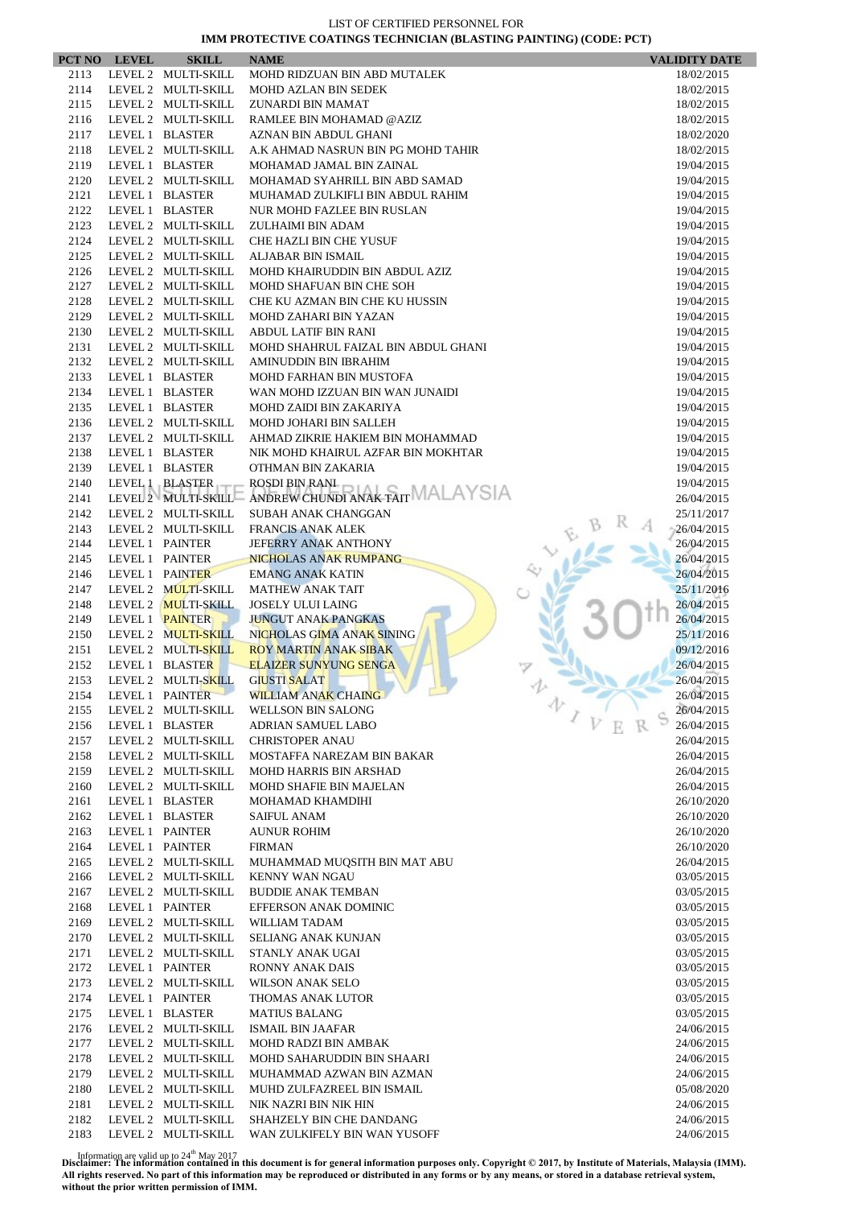LIST OF CERTIFIED PERSONNEL FOR

**IMM PROTECTIVE COATINGS TECHNICIAN (BLASTING PAINTING) (CODE: PCT)**

| PCT NO | LEVEL | SKILL | NAME | VALIDITY DATE |
|---|---|---|---|---|
| 2113 | LEVEL 2 | MULTI-SKILL | MOHD RIDZUAN BIN ABD MUTALEK | 18/02/2015 |
| 2114 | LEVEL 2 | MULTI-SKILL | MOHD AZLAN BIN SEDEK | 18/02/2015 |
| 2115 | LEVEL 2 | MULTI-SKILL | ZUNARDI BIN MAMAT | 18/02/2015 |
| 2116 | LEVEL 2 | MULTI-SKILL | RAMLEE BIN MOHAMAD @AZIZ | 18/02/2015 |
| 2117 | LEVEL 1 | BLASTER | AZNAN BIN ABDUL GHANI | 18/02/2020 |
| 2118 | LEVEL 2 | MULTI-SKILL | A.K AHMAD NASRUN BIN PG MOHD TAHIR | 18/02/2015 |
| 2119 | LEVEL 1 | BLASTER | MOHAMAD JAMAL BIN ZAINAL | 19/04/2015 |
| 2120 | LEVEL 2 | MULTI-SKILL | MOHAMAD SYAHRILL BIN ABD SAMAD | 19/04/2015 |
| 2121 | LEVEL 1 | BLASTER | MUHAMAD ZULKIFLI BIN ABDUL RAHIM | 19/04/2015 |
| 2122 | LEVEL 1 | BLASTER | NUR MOHD FAZLEE BIN RUSLAN | 19/04/2015 |
| 2123 | LEVEL 2 | MULTI-SKILL | ZULHAIMI BIN ADAM | 19/04/2015 |
| 2124 | LEVEL 2 | MULTI-SKILL | CHE HAZLI BIN CHE YUSUF | 19/04/2015 |
| 2125 | LEVEL 2 | MULTI-SKILL | ALJABAR BIN ISMAIL | 19/04/2015 |
| 2126 | LEVEL 2 | MULTI-SKILL | MOHD KHAIRUDDIN BIN ABDUL AZIZ | 19/04/2015 |
| 2127 | LEVEL 2 | MULTI-SKILL | MOHD SHAFUAN BIN CHE SOH | 19/04/2015 |
| 2128 | LEVEL 2 | MULTI-SKILL | CHE KU AZMAN BIN CHE KU HUSSIN | 19/04/2015 |
| 2129 | LEVEL 2 | MULTI-SKILL | MOHD ZAHARI BIN YAZAN | 19/04/2015 |
| 2130 | LEVEL 2 | MULTI-SKILL | ABDUL LATIF BIN RANI | 19/04/2015 |
| 2131 | LEVEL 2 | MULTI-SKILL | MOHD SHAHRUL FAIZAL BIN ABDUL GHANI | 19/04/2015 |
| 2132 | LEVEL 2 | MULTI-SKILL | AMINUDDIN BIN IBRAHIM | 19/04/2015 |
| 2133 | LEVEL 1 | BLASTER | MOHD FARHAN BIN MUSTOFA | 19/04/2015 |
| 2134 | LEVEL 1 | BLASTER | WAN MOHD IZZUAN BIN WAN JUNAIDI | 19/04/2015 |
| 2135 | LEVEL 1 | BLASTER | MOHD ZAIDI BIN ZAKARIYA | 19/04/2015 |
| 2136 | LEVEL 2 | MULTI-SKILL | MOHD JOHARI BIN SALLEH | 19/04/2015 |
| 2137 | LEVEL 2 | MULTI-SKILL | AHMAD ZIKRIE HAKIEM BIN MOHAMMAD | 19/04/2015 |
| 2138 | LEVEL 1 | BLASTER | NIK MOHD KHAIRUL AZFAR BIN MOKHTAR | 19/04/2015 |
| 2139 | LEVEL 1 | BLASTER | OTHMAN BIN ZAKARIA | 19/04/2015 |
| 2140 | LEVEL 1 | BLASTER | ROSDI BIN RANI | 19/04/2015 |
| 2141 | LEVEL 2 | MULTI-SKILL | ANDREW CHUNDI ANAK TAIT | 26/04/2015 |
| 2142 | LEVEL 2 | MULTI-SKILL | SUBAH ANAK CHANGGAN | 25/11/2017 |
| 2143 | LEVEL 2 | MULTI-SKILL | FRANCIS ANAK ALEK | 26/04/2015 |
| 2144 | LEVEL 1 | PAINTER | JEFERRY ANAK ANTHONY | 26/04/2015 |
| 2145 | LEVEL 1 | PAINTER | NICHOLAS ANAK RUMPANG | 26/04/2015 |
| 2146 | LEVEL 1 | PAINTER | EMANG ANAK KATIN | 26/04/2015 |
| 2147 | LEVEL 2 | MULTI-SKILL | MATHEW ANAK TAIT | 25/11/2016 |
| 2148 | LEVEL 2 | MULTI-SKILL | JOSELY ULUI LAING | 26/04/2015 |
| 2149 | LEVEL 1 | PAINTER | JUNGUT ANAK PANGKAS | 26/04/2015 |
| 2150 | LEVEL 2 | MULTI-SKILL | NICHOLAS GIMA ANAK SINING | 25/11/2016 |
| 2151 | LEVEL 2 | MULTI-SKILL | ROY MARTIN ANAK SIBAK | 09/12/2016 |
| 2152 | LEVEL 1 | BLASTER | ELAIZER SUNYUNG SENGA | 26/04/2015 |
| 2153 | LEVEL 2 | MULTI-SKILL | GIUSTI SALAT | 26/04/2015 |
| 2154 | LEVEL 1 | PAINTER | WILLIAM ANAK CHAING | 26/04/2015 |
| 2155 | LEVEL 2 | MULTI-SKILL | WELLSON BIN SALONG | 26/04/2015 |
| 2156 | LEVEL 1 | BLASTER | ADRIAN SAMUEL LABO | 26/04/2015 |
| 2157 | LEVEL 2 | MULTI-SKILL | CHRISTOPER ANAU | 26/04/2015 |
| 2158 | LEVEL 2 | MULTI-SKILL | MOSTAFFA NAREZAM BIN BAKAR | 26/04/2015 |
| 2159 | LEVEL 2 | MULTI-SKILL | MOHD HARRIS BIN ARSHAD | 26/04/2015 |
| 2160 | LEVEL 2 | MULTI-SKILL | MOHD SHAFIE BIN MAJELAN | 26/04/2015 |
| 2161 | LEVEL 1 | BLASTER | MOHAMAD KHAMDIHI | 26/10/2020 |
| 2162 | LEVEL 1 | BLASTER | SAIFUL ANAM | 26/10/2020 |
| 2163 | LEVEL 1 | PAINTER | AUNUR ROHIM | 26/10/2020 |
| 2164 | LEVEL 1 | PAINTER | FIRMAN | 26/10/2020 |
| 2165 | LEVEL 2 | MULTI-SKILL | MUHAMMAD MUQSITH BIN MAT ABU | 26/04/2015 |
| 2166 | LEVEL 2 | MULTI-SKILL | KENNY WAN NGAU | 03/05/2015 |
| 2167 | LEVEL 2 | MULTI-SKILL | BUDDIE ANAK TEMBAN | 03/05/2015 |
| 2168 | LEVEL 1 | PAINTER | EFFERSON ANAK DOMINIC | 03/05/2015 |
| 2169 | LEVEL 2 | MULTI-SKILL | WILLIAM TADAM | 03/05/2015 |
| 2170 | LEVEL 2 | MULTI-SKILL | SELIANG ANAK KUNJAN | 03/05/2015 |
| 2171 | LEVEL 2 | MULTI-SKILL | STANLY ANAK UGAI | 03/05/2015 |
| 2172 | LEVEL 1 | PAINTER | RONNY ANAK DAIS | 03/05/2015 |
| 2173 | LEVEL 2 | MULTI-SKILL | WILSON ANAK SELO | 03/05/2015 |
| 2174 | LEVEL 1 | PAINTER | THOMAS ANAK LUTOR | 03/05/2015 |
| 2175 | LEVEL 1 | BLASTER | MATIUS BALANG | 03/05/2015 |
| 2176 | LEVEL 2 | MULTI-SKILL | ISMAIL BIN JAAFAR | 24/06/2015 |
| 2177 | LEVEL 2 | MULTI-SKILL | MOHD RADZI BIN AMBAK | 24/06/2015 |
| 2178 | LEVEL 2 | MULTI-SKILL | MOHD SAHARUDDIN BIN SHAARI | 24/06/2015 |
| 2179 | LEVEL 2 | MULTI-SKILL | MUHAMMAD AZWAN BIN AZMAN | 24/06/2015 |
| 2180 | LEVEL 2 | MULTI-SKILL | MUHD ZULFAZREEL BIN ISMAIL | 05/08/2020 |
| 2181 | LEVEL 2 | MULTI-SKILL | NIK NAZRI BIN NIK HIN | 24/06/2015 |
| 2182 | LEVEL 2 | MULTI-SKILL | SHAHZELY BIN CHE DANDANG | 24/06/2015 |
| 2183 | LEVEL 2 | MULTI-SKILL | WAN ZULKIFELY BIN WAN YUSOFF | 24/06/2015 |

Information are valid up to 24th May 2017

**Disclaimer: The information contained in this document is for general information purposes only. Copyright © 2017, by Institute of Materials, Malaysia (IMM). All rights reserved. No part of this information may be reproduced or distributed in any forms or by any means, or stored in a database retrieval system, without the prior written permission of IMM.**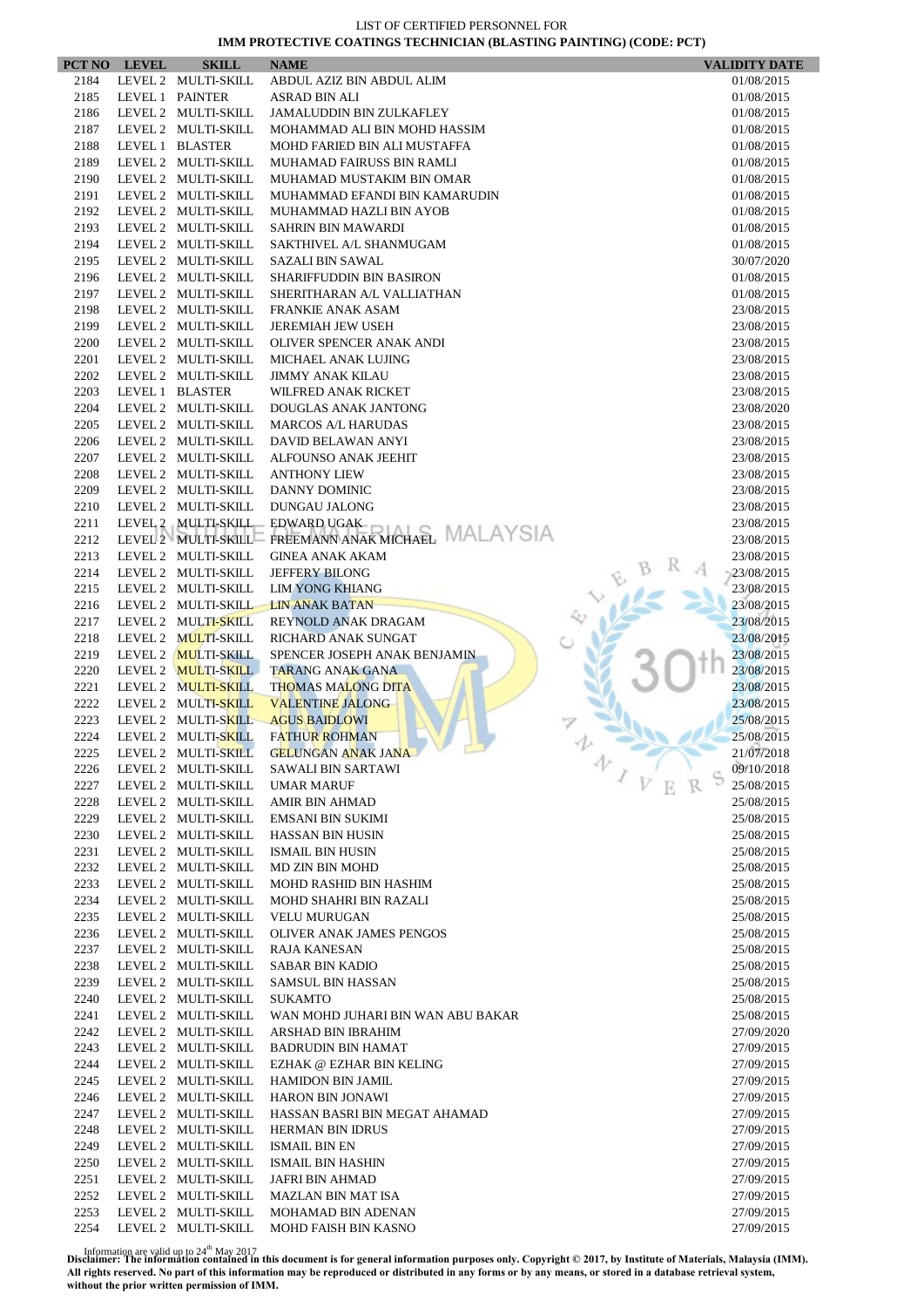LIST OF CERTIFIED PERSONNEL FOR

**IMM PROTECTIVE COATINGS TECHNICIAN (BLASTING PAINTING) (CODE: PCT)**

| PCT NO | LEVEL | SKILL | NAME | VALIDITY DATE |
|---|---|---|---|---|
| 2184 | LEVEL 2 | MULTI-SKILL | ABDUL AZIZ BIN ABDUL ALIM | 01/08/2015 |
| 2185 | LEVEL 1 | PAINTER | ASRAD BIN ALI | 01/08/2015 |
| 2186 | LEVEL 2 | MULTI-SKILL | JAMALUDDIN BIN ZULKAFLEY | 01/08/2015 |
| 2187 | LEVEL 2 | MULTI-SKILL | MOHAMMAD ALI BIN MOHD HASSIM | 01/08/2015 |
| 2188 | LEVEL 1 | BLASTER | MOHD FARIED BIN ALI MUSTAFFA | 01/08/2015 |
| 2189 | LEVEL 2 | MULTI-SKILL | MUHAMAD FAIRUSS BIN RAMLI | 01/08/2015 |
| 2190 | LEVEL 2 | MULTI-SKILL | MUHAMAD MUSTAKIM BIN OMAR | 01/08/2015 |
| 2191 | LEVEL 2 | MULTI-SKILL | MUHAMMAD EFANDI BIN KAMARUDIN | 01/08/2015 |
| 2192 | LEVEL 2 | MULTI-SKILL | MUHAMMAD HAZLI BIN AYOB | 01/08/2015 |
| 2193 | LEVEL 2 | MULTI-SKILL | SAHRIN BIN MAWARDI | 01/08/2015 |
| 2194 | LEVEL 2 | MULTI-SKILL | SAKTHIVEL A/L SHANMUGAM | 01/08/2015 |
| 2195 | LEVEL 2 | MULTI-SKILL | SAZALI BIN SAWAL | 30/07/2020 |
| 2196 | LEVEL 2 | MULTI-SKILL | SHARIFFUDDIN BIN BASIRON | 01/08/2015 |
| 2197 | LEVEL 2 | MULTI-SKILL | SHERITHARAN A/L VALLIATHAN | 01/08/2015 |
| 2198 | LEVEL 2 | MULTI-SKILL | FRANKIE ANAK ASAM | 23/08/2015 |
| 2199 | LEVEL 2 | MULTI-SKILL | JEREMIAH JEW USEH | 23/08/2015 |
| 2200 | LEVEL 2 | MULTI-SKILL | OLIVER SPENCER ANAK ANDI | 23/08/2015 |
| 2201 | LEVEL 2 | MULTI-SKILL | MICHAEL ANAK LUJING | 23/08/2015 |
| 2202 | LEVEL 2 | MULTI-SKILL | JIMMY ANAK KILAU | 23/08/2015 |
| 2203 | LEVEL 1 | BLASTER | WILFRED ANAK RICKET | 23/08/2015 |
| 2204 | LEVEL 2 | MULTI-SKILL | DOUGLAS ANAK JANTONG | 23/08/2020 |
| 2205 | LEVEL 2 | MULTI-SKILL | MARCOS A/L HARUDAS | 23/08/2015 |
| 2206 | LEVEL 2 | MULTI-SKILL | DAVID BELAWAN ANYI | 23/08/2015 |
| 2207 | LEVEL 2 | MULTI-SKILL | ALFOUNSO ANAK JEEHIT | 23/08/2015 |
| 2208 | LEVEL 2 | MULTI-SKILL | ANTHONY LIEW | 23/08/2015 |
| 2209 | LEVEL 2 | MULTI-SKILL | DANNY DOMINIC | 23/08/2015 |
| 2210 | LEVEL 2 | MULTI-SKILL | DUNGAU JALONG | 23/08/2015 |
| 2211 | LEVEL 2 | MULTI-SKILL | EDWARD UGAK | 23/08/2015 |
| 2212 | LEVEL 2 | MULTI-SKILL | FREEMANN ANAK MICHAEL | 23/08/2015 |
| 2213 | LEVEL 2 | MULTI-SKILL | GINEA ANAK AKAM | 23/08/2015 |
| 2214 | LEVEL 2 | MULTI-SKILL | JEFFERY BILONG | 23/08/2015 |
| 2215 | LEVEL 2 | MULTI-SKILL | LIM YONG KHIANG | 23/08/2015 |
| 2216 | LEVEL 2 | MULTI-SKILL | LIN ANAK BATAN | 23/08/2015 |
| 2217 | LEVEL 2 | MULTI-SKILL | REYNOLD ANAK DRAGAM | 23/08/2015 |
| 2218 | LEVEL 2 | MULTI-SKILL | RICHARD ANAK SUNGAT | 23/08/2015 |
| 2219 | LEVEL 2 | MULTI-SKILL | SPENCER JOSEPH ANAK BENJAMIN | 23/08/2015 |
| 2220 | LEVEL 2 | MULTI-SKILL | TARANG ANAK GANA | 23/08/2015 |
| 2221 | LEVEL 2 | MULTI-SKILL | THOMAS MALONG DITA | 23/08/2015 |
| 2222 | LEVEL 2 | MULTI-SKILL | VALENTINE JALONG | 23/08/2015 |
| 2223 | LEVEL 2 | MULTI-SKILL | AGUS BAIDLOWI | 25/08/2015 |
| 2224 | LEVEL 2 | MULTI-SKILL | FATHUR ROHMAN | 25/08/2015 |
| 2225 | LEVEL 2 | MULTI-SKILL | GELUNGAN ANAK JANA | 21/07/2018 |
| 2226 | LEVEL 2 | MULTI-SKILL | SAWALI BIN SARTAWI | 09/10/2018 |
| 2227 | LEVEL 2 | MULTI-SKILL | UMAR MARUF | 25/08/2015 |
| 2228 | LEVEL 2 | MULTI-SKILL | AMIR BIN AHMAD | 25/08/2015 |
| 2229 | LEVEL 2 | MULTI-SKILL | EMSANI BIN SUKIMI | 25/08/2015 |
| 2230 | LEVEL 2 | MULTI-SKILL | HASSAN BIN HUSIN | 25/08/2015 |
| 2231 | LEVEL 2 | MULTI-SKILL | ISMAIL BIN HUSIN | 25/08/2015 |
| 2232 | LEVEL 2 | MULTI-SKILL | MD ZIN BIN MOHD | 25/08/2015 |
| 2233 | LEVEL 2 | MULTI-SKILL | MOHD RASHID BIN HASHIM | 25/08/2015 |
| 2234 | LEVEL 2 | MULTI-SKILL | MOHD SHAHRI BIN RAZALI | 25/08/2015 |
| 2235 | LEVEL 2 | MULTI-SKILL | VELU MURUGAN | 25/08/2015 |
| 2236 | LEVEL 2 | MULTI-SKILL | OLIVER ANAK JAMES PENGOS | 25/08/2015 |
| 2237 | LEVEL 2 | MULTI-SKILL | RAJA KANESAN | 25/08/2015 |
| 2238 | LEVEL 2 | MULTI-SKILL | SABAR BIN KADIO | 25/08/2015 |
| 2239 | LEVEL 2 | MULTI-SKILL | SAMSUL BIN HASSAN | 25/08/2015 |
| 2240 | LEVEL 2 | MULTI-SKILL | SUKAMTO | 25/08/2015 |
| 2241 | LEVEL 2 | MULTI-SKILL | WAN MOHD JUHARI BIN WAN ABU BAKAR | 25/08/2015 |
| 2242 | LEVEL 2 | MULTI-SKILL | ARSHAD BIN IBRAHIM | 27/09/2020 |
| 2243 | LEVEL 2 | MULTI-SKILL | BADRUDIN BIN HAMAT | 27/09/2015 |
| 2244 | LEVEL 2 | MULTI-SKILL | EZHAK @ EZHAR BIN KELING | 27/09/2015 |
| 2245 | LEVEL 2 | MULTI-SKILL | HAMIDON BIN JAMIL | 27/09/2015 |
| 2246 | LEVEL 2 | MULTI-SKILL | HARON BIN JONAWI | 27/09/2015 |
| 2247 | LEVEL 2 | MULTI-SKILL | HASSAN BASRI BIN MEGAT AHAMAD | 27/09/2015 |
| 2248 | LEVEL 2 | MULTI-SKILL | HERMAN BIN IDRUS | 27/09/2015 |
| 2249 | LEVEL 2 | MULTI-SKILL | ISMAIL BIN EN | 27/09/2015 |
| 2250 | LEVEL 2 | MULTI-SKILL | ISMAIL BIN HASHIN | 27/09/2015 |
| 2251 | LEVEL 2 | MULTI-SKILL | JAFRI BIN AHMAD | 27/09/2015 |
| 2252 | LEVEL 2 | MULTI-SKILL | MAZLAN BIN MAT ISA | 27/09/2015 |
| 2253 | LEVEL 2 | MULTI-SKILL | MOHAMAD BIN ADENAN | 27/09/2015 |
| 2254 | LEVEL 2 | MULTI-SKILL | MOHD FAISH BIN KASNO | 27/09/2015 |

Information are valid up to 24th May 2017

**Disclaimer: The information contained in this document is for general information purposes only. Copyright © 2017, by Institute of Materials, Malaysia (IMM). All rights reserved. No part of this information may be reproduced or distributed in any forms or by any means, or stored in a database retrieval system, without the prior written permission of IMM.**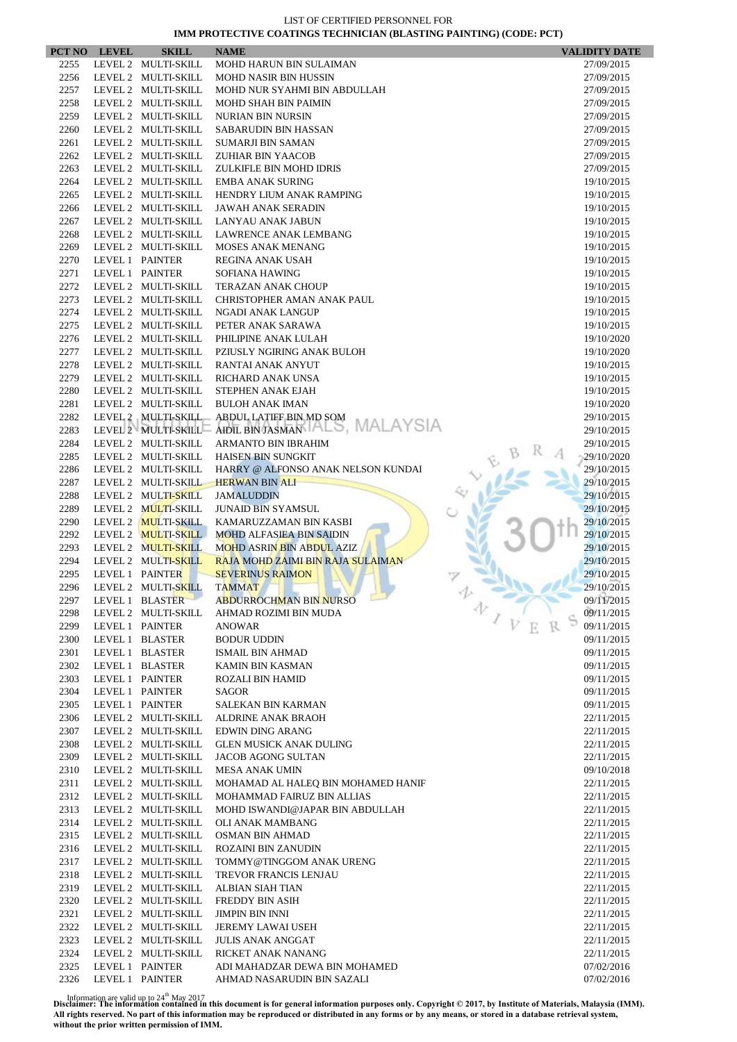LIST OF CERTIFIED PERSONNEL FOR

**IMM PROTECTIVE COATINGS TECHNICIAN (BLASTING PAINTING) (CODE: PCT)**

| PCT NO | LEVEL | SKILL | NAME | VALIDITY DATE |
|---|---|---|---|---|
| 2255 | LEVEL 2 | MULTI-SKILL | MOHD HARUN BIN SULAIMAN | 27/09/2015 |
| 2256 | LEVEL 2 | MULTI-SKILL | MOHD NASIR BIN HUSSIN | 27/09/2015 |
| 2257 | LEVEL 2 | MULTI-SKILL | MOHD NUR SYAHMI BIN ABDULLAH | 27/09/2015 |
| 2258 | LEVEL 2 | MULTI-SKILL | MOHD SHAH BIN PAIMIN | 27/09/2015 |
| 2259 | LEVEL 2 | MULTI-SKILL | NURIAN BIN NURSIN | 27/09/2015 |
| 2260 | LEVEL 2 | MULTI-SKILL | SABARUDIN BIN HASSAN | 27/09/2015 |
| 2261 | LEVEL 2 | MULTI-SKILL | SUMARJI BIN SAMAN | 27/09/2015 |
| 2262 | LEVEL 2 | MULTI-SKILL | ZUHIAR BIN YAACOB | 27/09/2015 |
| 2263 | LEVEL 2 | MULTI-SKILL | ZULKIFLE BIN MOHD IDRIS | 27/09/2015 |
| 2264 | LEVEL 2 | MULTI-SKILL | EMBA ANAK SURING | 19/10/2015 |
| 2265 | LEVEL 2 | MULTI-SKILL | HENDRY LIUM ANAK RAMPING | 19/10/2015 |
| 2266 | LEVEL 2 | MULTI-SKILL | JAWAH ANAK SERADIN | 19/10/2015 |
| 2267 | LEVEL 2 | MULTI-SKILL | LANYAU ANAK JABUN | 19/10/2015 |
| 2268 | LEVEL 2 | MULTI-SKILL | LAWRENCE ANAK LEMBANG | 19/10/2015 |
| 2269 | LEVEL 2 | MULTI-SKILL | MOSES ANAK MENANG | 19/10/2015 |
| 2270 | LEVEL 1 | PAINTER | REGINA ANAK USAH | 19/10/2015 |
| 2271 | LEVEL 1 | PAINTER | SOFIANA HAWING | 19/10/2015 |
| 2272 | LEVEL 2 | MULTI-SKILL | TERAZAN ANAK CHOUP | 19/10/2015 |
| 2273 | LEVEL 2 | MULTI-SKILL | CHRISTOPHER AMAN ANAK PAUL | 19/10/2015 |
| 2274 | LEVEL 2 | MULTI-SKILL | NGADI ANAK LANGUP | 19/10/2015 |
| 2275 | LEVEL 2 | MULTI-SKILL | PETER ANAK SARAWA | 19/10/2015 |
| 2276 | LEVEL 2 | MULTI-SKILL | PHILIPINE ANAK LULAH | 19/10/2020 |
| 2277 | LEVEL 2 | MULTI-SKILL | PZIUSLY NGIRING ANAK BULOH | 19/10/2020 |
| 2278 | LEVEL 2 | MULTI-SKILL | RANTAI ANAK ANYUT | 19/10/2015 |
| 2279 | LEVEL 2 | MULTI-SKILL | RICHARD ANAK UNSA | 19/10/2015 |
| 2280 | LEVEL 2 | MULTI-SKILL | STEPHEN ANAK EJAH | 19/10/2015 |
| 2281 | LEVEL 2 | MULTI-SKILL | BULOH ANAK IMAN | 19/10/2020 |
| 2282 | LEVEL 2 | MULTI-SKILL | ABDUL LATIFF BIN MD SOM | 29/10/2015 |
| 2283 | LEVEL 2 | MULTI-SKILL | AIDIL BIN JASMAN | 29/10/2015 |
| 2284 | LEVEL 2 | MULTI-SKILL | ARMANTO BIN IBRAHIM | 29/10/2015 |
| 2285 | LEVEL 2 | MULTI-SKILL | HAISEN BIN SUNGKIT | 29/10/2020 |
| 2286 | LEVEL 2 | MULTI-SKILL | HARRY @ ALFONSO ANAK NELSON KUNDAI | 29/10/2015 |
| 2287 | LEVEL 2 | MULTI-SKILL | HERWAN BIN ALI | 29/10/2015 |
| 2288 | LEVEL 2 | MULTI-SKILL | JAMALUDDIN | 29/10/2015 |
| 2289 | LEVEL 2 | MULTI-SKILL | JUNAID BIN SYAMSUL | 29/10/2015 |
| 2290 | LEVEL 2 | MULTI-SKILL | KAMARUZZAMAN BIN KASBI | 29/10/2015 |
| 2292 | LEVEL 2 | MULTI-SKILL | MOHD ALFASIEA BIN SAIDIN | 29/10/2015 |
| 2293 | LEVEL 2 | MULTI-SKILL | MOHD ASRIN BIN ABDUL AZIZ | 29/10/2015 |
| 2294 | LEVEL 2 | MULTI-SKILL | RAJA MOHD ZAIMI BIN RAJA SULAIMAN | 29/10/2015 |
| 2295 | LEVEL 1 | PAINTER | SEVERINUS RAIMON | 29/10/2015 |
| 2296 | LEVEL 2 | MULTI-SKILL | TAMMAT | 29/10/2015 |
| 2297 | LEVEL 1 | BLASTER | ABDURROCHMAN BIN NURSO | 09/11/2015 |
| 2298 | LEVEL 2 | MULTI-SKILL | AHMAD ROZIMI BIN MUDA | 09/11/2015 |
| 2299 | LEVEL 1 | PAINTER | ANOWAR | 09/11/2015 |
| 2300 | LEVEL 1 | BLASTER | BODUR UDDIN | 09/11/2015 |
| 2301 | LEVEL 1 | BLASTER | ISMAIL BIN AHMAD | 09/11/2015 |
| 2302 | LEVEL 1 | BLASTER | KAMIN BIN KASMAN | 09/11/2015 |
| 2303 | LEVEL 1 | PAINTER | ROZALI BIN HAMID | 09/11/2015 |
| 2304 | LEVEL 1 | PAINTER | SAGOR | 09/11/2015 |
| 2305 | LEVEL 1 | PAINTER | SALEKAN BIN KARMAN | 09/11/2015 |
| 2306 | LEVEL 2 | MULTI-SKILL | ALDRINE ANAK BRAOH | 22/11/2015 |
| 2307 | LEVEL 2 | MULTI-SKILL | EDWIN DING ARANG | 22/11/2015 |
| 2308 | LEVEL 2 | MULTI-SKILL | GLEN MUSICK ANAK DULING | 22/11/2015 |
| 2309 | LEVEL 2 | MULTI-SKILL | JACOB AGONG SULTAN | 22/11/2015 |
| 2310 | LEVEL 2 | MULTI-SKILL | MESA ANAK UMIN | 09/10/2018 |
| 2311 | LEVEL 2 | MULTI-SKILL | MOHAMAD AL HALEQ BIN MOHAMED HANIF | 22/11/2015 |
| 2312 | LEVEL 2 | MULTI-SKILL | MOHAMMAD FAIRUZ BIN ALLIAS | 22/11/2015 |
| 2313 | LEVEL 2 | MULTI-SKILL | MOHD ISWANDI@JAPAR BIN ABDULLAH | 22/11/2015 |
| 2314 | LEVEL 2 | MULTI-SKILL | OLI ANAK MAMBANG | 22/11/2015 |
| 2315 | LEVEL 2 | MULTI-SKILL | OSMAN BIN AHMAD | 22/11/2015 |
| 2316 | LEVEL 2 | MULTI-SKILL | ROZAINI BIN ZANUDIN | 22/11/2015 |
| 2317 | LEVEL 2 | MULTI-SKILL | TOMMY@TINGGOM ANAK URENG | 22/11/2015 |
| 2318 | LEVEL 2 | MULTI-SKILL | TREVOR FRANCIS LENJAU | 22/11/2015 |
| 2319 | LEVEL 2 | MULTI-SKILL | ALBIAN SIAH TIAN | 22/11/2015 |
| 2320 | LEVEL 2 | MULTI-SKILL | FREDDY BIN ASIH | 22/11/2015 |
| 2321 | LEVEL 2 | MULTI-SKILL | JIMPIN BIN INNI | 22/11/2015 |
| 2322 | LEVEL 2 | MULTI-SKILL | JEREMY LAWAI USEH | 22/11/2015 |
| 2323 | LEVEL 2 | MULTI-SKILL | JULIS ANAK ANGGAT | 22/11/2015 |
| 2324 | LEVEL 2 | MULTI-SKILL | RICKET ANAK NANANG | 22/11/2015 |
| 2325 | LEVEL 1 | PAINTER | ADI MAHADZAR DEWA BIN MOHAMED | 07/02/2016 |
| 2326 | LEVEL 1 | PAINTER | AHMAD NASARUDIN BIN SAZALI | 07/02/2016 |

Information are valid up to 24th May 2017

**Disclaimer: The information contained in this document is for general information purposes only. Copyright © 2017, by Institute of Materials, Malaysia (IMM). All rights reserved. No part of this information may be reproduced or distributed in any forms or by any means, or stored in a database retrieval system, without the prior written permission of IMM.**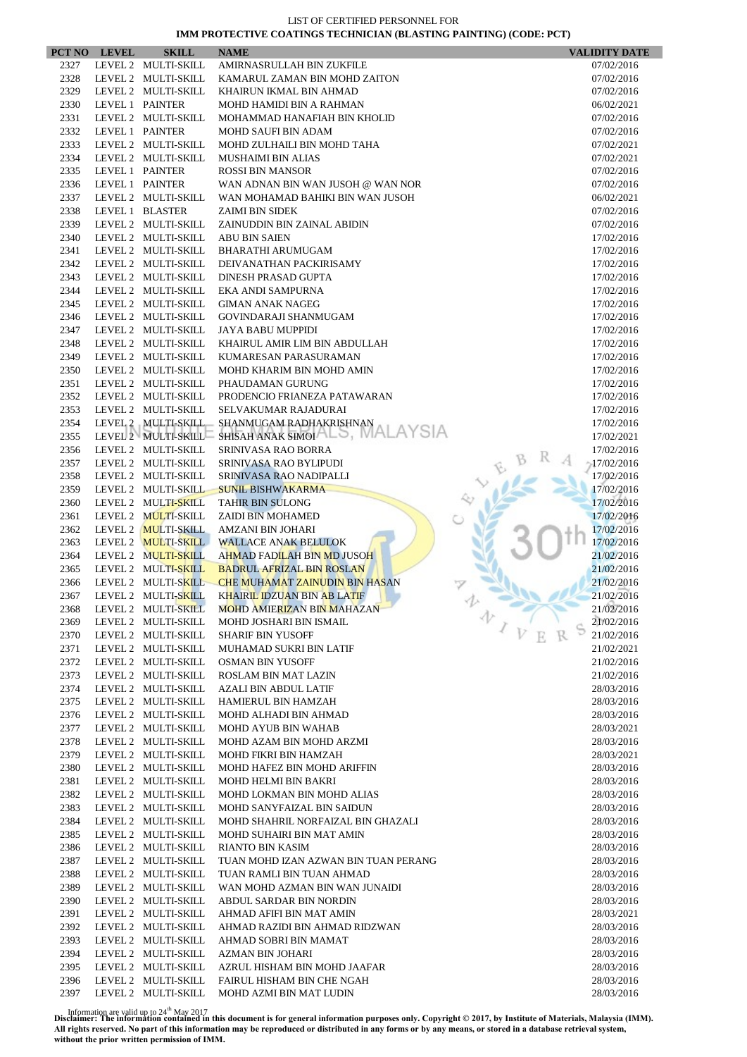LIST OF CERTIFIED PERSONNEL FOR
**IMM PROTECTIVE COATINGS TECHNICIAN (BLASTING PAINTING) (CODE: PCT)**

| PCT NO | LEVEL | SKILL | NAME | VALIDITY DATE |
|---|---|---|---|---|
| 2327 | LEVEL 2 | MULTI-SKILL | AMIRNASRULLAH BIN ZUKFILE | 07/02/2016 |
| 2328 | LEVEL 2 | MULTI-SKILL | KAMARUL ZAMAN BIN MOHD ZAITON | 07/02/2016 |
| 2329 | LEVEL 2 | MULTI-SKILL | KHAIRUN IKMAL BIN AHMAD | 07/02/2016 |
| 2330 | LEVEL 1 | PAINTER | MOHD HAMIDI BIN A RAHMAN | 06/02/2021 |
| 2331 | LEVEL 2 | MULTI-SKILL | MOHAMMAD HANAFIAH BIN KHOLID | 07/02/2016 |
| 2332 | LEVEL 1 | PAINTER | MOHD SAUFI BIN ADAM | 07/02/2016 |
| 2333 | LEVEL 2 | MULTI-SKILL | MOHD ZULHAILI BIN MOHD TAHA | 07/02/2021 |
| 2334 | LEVEL 2 | MULTI-SKILL | MUSHAIMI BIN ALIAS | 07/02/2021 |
| 2335 | LEVEL 1 | PAINTER | ROSSI BIN MANSOR | 07/02/2016 |
| 2336 | LEVEL 1 | PAINTER | WAN ADNAN BIN WAN JUSOH @ WAN NOR | 07/02/2016 |
| 2337 | LEVEL 2 | MULTI-SKILL | WAN MOHAMAD BAHIKI BIN WAN JUSOH | 06/02/2021 |
| 2338 | LEVEL 1 | BLASTER | ZAIMI BIN SIDEK | 07/02/2016 |
| 2339 | LEVEL 2 | MULTI-SKILL | ZAINUDDIN BIN ZAINAL ABIDIN | 07/02/2016 |
| 2340 | LEVEL 2 | MULTI-SKILL | ABU BIN SAIEN | 17/02/2016 |
| 2341 | LEVEL 2 | MULTI-SKILL | BHARATHI ARUMUGAM | 17/02/2016 |
| 2342 | LEVEL 2 | MULTI-SKILL | DEIVANATHAN PACKIRISAMY | 17/02/2016 |
| 2343 | LEVEL 2 | MULTI-SKILL | DINESH PRASAD GUPTA | 17/02/2016 |
| 2344 | LEVEL 2 | MULTI-SKILL | EKA ANDI SAMPURNA | 17/02/2016 |
| 2345 | LEVEL 2 | MULTI-SKILL | GIMAN ANAK NAGEG | 17/02/2016 |
| 2346 | LEVEL 2 | MULTI-SKILL | GOVINDARAJI SHANMUGAM | 17/02/2016 |
| 2347 | LEVEL 2 | MULTI-SKILL | JAYA BABU MUPPIDI | 17/02/2016 |
| 2348 | LEVEL 2 | MULTI-SKILL | KHAIRUL AMIR LIM BIN ABDULLAH | 17/02/2016 |
| 2349 | LEVEL 2 | MULTI-SKILL | KUMARESAN PARASURAMAN | 17/02/2016 |
| 2350 | LEVEL 2 | MULTI-SKILL | MOHD KHARIM BIN MOHD AMIN | 17/02/2016 |
| 2351 | LEVEL 2 | MULTI-SKILL | PHAUDAMAN GURUNG | 17/02/2016 |
| 2352 | LEVEL 2 | MULTI-SKILL | PRODENCIO FRIANEZA PATAWARAN | 17/02/2016 |
| 2353 | LEVEL 2 | MULTI-SKILL | SELVAKUMAR RAJADURAI | 17/02/2016 |
| 2354 | LEVEL 2 | MULTI-SKILL | SHANMUGAM RADHAKRISHNAN | 17/02/2016 |
| 2355 | LEVEL 2 | MULTI-SKILL | SHISAH ANAK SIMOI | 17/02/2021 |
| 2356 | LEVEL 2 | MULTI-SKILL | SRINIVASA RAO BORRA | 17/02/2016 |
| 2357 | LEVEL 2 | MULTI-SKILL | SRINIVASA RAO BYLIPUDI | 17/02/2016 |
| 2358 | LEVEL 2 | MULTI-SKILL | SRINIVASA RAO NADIPALLI | 17/02/2016 |
| 2359 | LEVEL 2 | MULTI-SKILL | SUNIL BISHWAKARMA | 17/02/2016 |
| 2360 | LEVEL 2 | MULTI-SKILL | TAHIR BIN SULONG | 17/02/2016 |
| 2361 | LEVEL 2 | MULTI-SKILL | ZAIDI BIN MOHAMED | 17/02/2016 |
| 2362 | LEVEL 2 | MULTI-SKILL | AMZANI BIN JOHARI | 17/02/2016 |
| 2363 | LEVEL 2 | MULTI-SKILL | WALLACE ANAK BELULOK | 17/02/2016 |
| 2364 | LEVEL 2 | MULTI-SKILL | AHMAD FADILAH BIN MD JUSOH | 21/02/2016 |
| 2365 | LEVEL 2 | MULTI-SKILL | BADRUL AFRIZAL BIN ROSLAN | 21/02/2016 |
| 2366 | LEVEL 2 | MULTI-SKILL | CHE MUHAMAT ZAINUDIN BIN HASAN | 21/02/2016 |
| 2367 | LEVEL 2 | MULTI-SKILL | KHAIRIL IDZUAN BIN AB LATIF | 21/02/2016 |
| 2368 | LEVEL 2 | MULTI-SKILL | MOHD AMIERIZAN BIN MAHAZAN | 21/02/2016 |
| 2369 | LEVEL 2 | MULTI-SKILL | MOHD JOSHARI BIN ISMAIL | 21/02/2016 |
| 2370 | LEVEL 2 | MULTI-SKILL | SHARIF BIN YUSOFF | 21/02/2016 |
| 2371 | LEVEL 2 | MULTI-SKILL | MUHAMAD SUKRI BIN LATIF | 21/02/2021 |
| 2372 | LEVEL 2 | MULTI-SKILL | OSMAN BIN YUSOFF | 21/02/2016 |
| 2373 | LEVEL 2 | MULTI-SKILL | ROSLAM BIN MAT LAZIN | 21/02/2016 |
| 2374 | LEVEL 2 | MULTI-SKILL | AZALI BIN ABDUL LATIF | 28/03/2016 |
| 2375 | LEVEL 2 | MULTI-SKILL | HAMIERUL BIN HAMZAH | 28/03/2016 |
| 2376 | LEVEL 2 | MULTI-SKILL | MOHD ALHADI BIN AHMAD | 28/03/2016 |
| 2377 | LEVEL 2 | MULTI-SKILL | MOHD AYUB BIN WAHAB | 28/03/2021 |
| 2378 | LEVEL 2 | MULTI-SKILL | MOHD AZAM BIN MOHD ARZMI | 28/03/2016 |
| 2379 | LEVEL 2 | MULTI-SKILL | MOHD FIKRI BIN HAMZAH | 28/03/2021 |
| 2380 | LEVEL 2 | MULTI-SKILL | MOHD HAFEZ BIN MOHD ARIFFIN | 28/03/2016 |
| 2381 | LEVEL 2 | MULTI-SKILL | MOHD HELMI BIN BAKRI | 28/03/2016 |
| 2382 | LEVEL 2 | MULTI-SKILL | MOHD LOKMAN BIN MOHD ALIAS | 28/03/2016 |
| 2383 | LEVEL 2 | MULTI-SKILL | MOHD SANYFAIZAL BIN SAIDUN | 28/03/2016 |
| 2384 | LEVEL 2 | MULTI-SKILL | MOHD SHAHRIL NORFAIZAL BIN GHAZALI | 28/03/2016 |
| 2385 | LEVEL 2 | MULTI-SKILL | MOHD SUHAIRI BIN MAT AMIN | 28/03/2016 |
| 2386 | LEVEL 2 | MULTI-SKILL | RIANTO BIN KASIM | 28/03/2016 |
| 2387 | LEVEL 2 | MULTI-SKILL | TUAN MOHD IZAN AZWAN BIN TUAN PERANG | 28/03/2016 |
| 2388 | LEVEL 2 | MULTI-SKILL | TUAN RAMLI BIN TUAN AHMAD | 28/03/2016 |
| 2389 | LEVEL 2 | MULTI-SKILL | WAN MOHD AZMAN BIN WAN JUNAIDI | 28/03/2016 |
| 2390 | LEVEL 2 | MULTI-SKILL | ABDUL SARDAR BIN NORDIN | 28/03/2016 |
| 2391 | LEVEL 2 | MULTI-SKILL | AHMAD AFIFI BIN MAT AMIN | 28/03/2021 |
| 2392 | LEVEL 2 | MULTI-SKILL | AHMAD RAZIDI BIN AHMAD RIDZWAN | 28/03/2016 |
| 2393 | LEVEL 2 | MULTI-SKILL | AHMAD SOBRI BIN MAMAT | 28/03/2016 |
| 2394 | LEVEL 2 | MULTI-SKILL | AZMAN BIN JOHARI | 28/03/2016 |
| 2395 | LEVEL 2 | MULTI-SKILL | AZRUL HISHAM BIN MOHD JAAFAR | 28/03/2016 |
| 2396 | LEVEL 2 | MULTI-SKILL | FAIRUL HISHAM BIN CHE NGAH | 28/03/2016 |
| 2397 | LEVEL 2 | MULTI-SKILL | MOHD AZMI BIN MAT LUDIN | 28/03/2016 |

Information are valid up to 24th May 2017
**Disclaimer: The information contained in this document is for general information purposes only. Copyright © 2017, by Institute of Materials, Malaysia (IMM). All rights reserved. No part of this information may be reproduced or distributed in any forms or by any means, or stored in a database retrieval system, without the prior written permission of IMM.**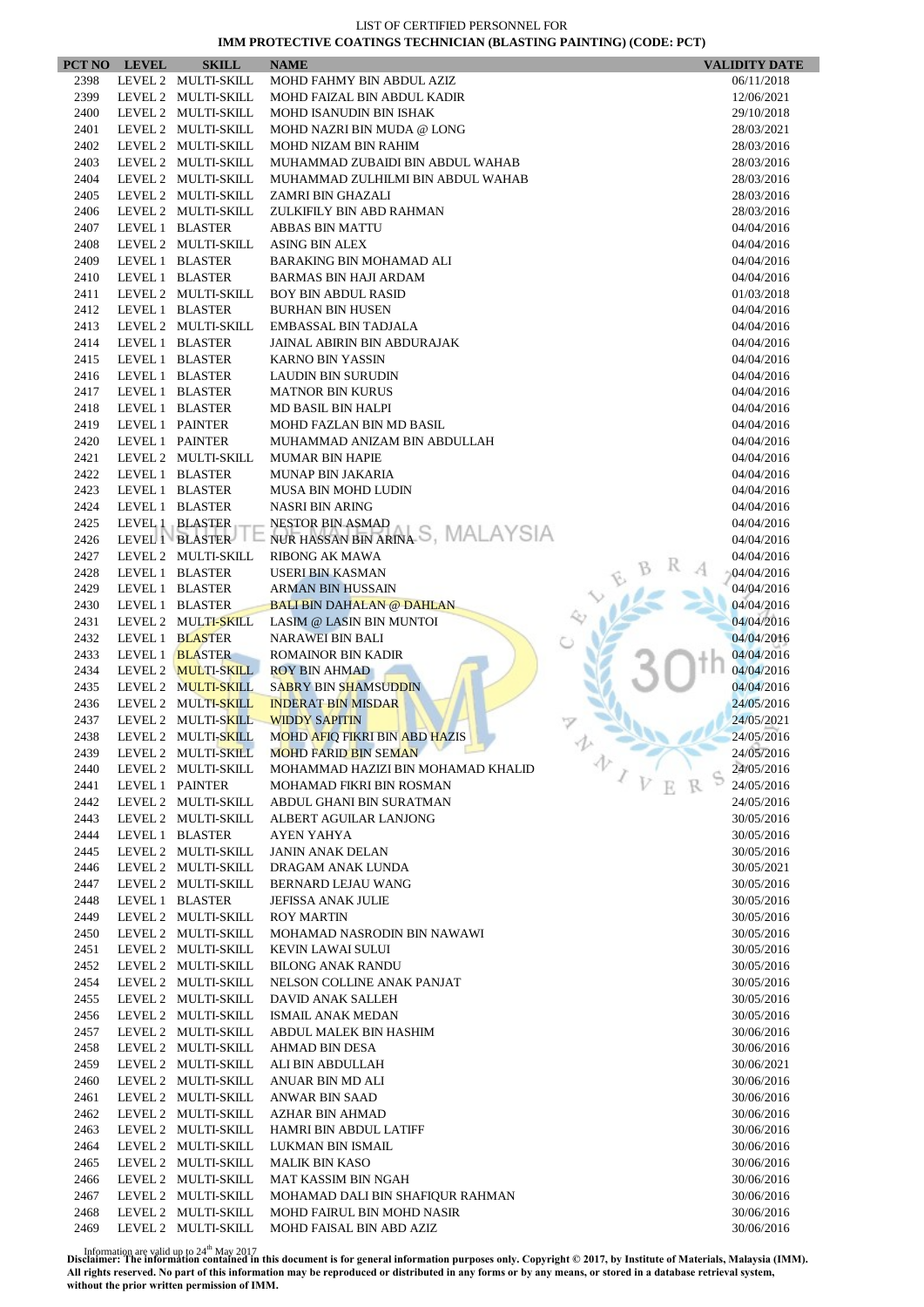LIST OF CERTIFIED PERSONNEL FOR

**IMM PROTECTIVE COATINGS TECHNICIAN (BLASTING PAINTING) (CODE: PCT)**

| PCT NO | LEVEL | SKILL | NAME | VALIDITY DATE |
|---|---|---|---|---|
| 2398 | LEVEL 2 | MULTI-SKILL | MOHD FAHMY BIN ABDUL AZIZ | 06/11/2018 |
| 2399 | LEVEL 2 | MULTI-SKILL | MOHD FAIZAL BIN ABDUL KADIR | 12/06/2021 |
| 2400 | LEVEL 2 | MULTI-SKILL | MOHD ISANUDIN BIN ISHAK | 29/10/2018 |
| 2401 | LEVEL 2 | MULTI-SKILL | MOHD NAZRI BIN MUDA @ LONG | 28/03/2021 |
| 2402 | LEVEL 2 | MULTI-SKILL | MOHD NIZAM BIN RAHIM | 28/03/2016 |
| 2403 | LEVEL 2 | MULTI-SKILL | MUHAMMAD ZUBAIDI BIN ABDUL WAHAB | 28/03/2016 |
| 2404 | LEVEL 2 | MULTI-SKILL | MUHAMMAD ZULHILMI BIN ABDUL WAHAB | 28/03/2016 |
| 2405 | LEVEL 2 | MULTI-SKILL | ZAMRI BIN GHAZALI | 28/03/2016 |
| 2406 | LEVEL 2 | MULTI-SKILL | ZULKIFILY BIN ABD RAHMAN | 28/03/2016 |
| 2407 | LEVEL 1 | BLASTER | ABBAS BIN MATTU | 04/04/2016 |
| 2408 | LEVEL 2 | MULTI-SKILL | ASING BIN ALEX | 04/04/2016 |
| 2409 | LEVEL 1 | BLASTER | BARAKING BIN MOHAMAD ALI | 04/04/2016 |
| 2410 | LEVEL 1 | BLASTER | BARMAS BIN HAJI ARDAM | 04/04/2016 |
| 2411 | LEVEL 2 | MULTI-SKILL | BOY BIN ABDUL RASID | 01/03/2018 |
| 2412 | LEVEL 1 | BLASTER | BURHAN BIN HUSEN | 04/04/2016 |
| 2413 | LEVEL 2 | MULTI-SKILL | EMBASSAL BIN TADJALA | 04/04/2016 |
| 2414 | LEVEL 1 | BLASTER | JAINAL ABIRIN BIN ABDURAJAK | 04/04/2016 |
| 2415 | LEVEL 1 | BLASTER | KARNO BIN YASSIN | 04/04/2016 |
| 2416 | LEVEL 1 | BLASTER | LAUDIN BIN SURUDIN | 04/04/2016 |
| 2417 | LEVEL 1 | BLASTER | MATNOR BIN KURUS | 04/04/2016 |
| 2418 | LEVEL 1 | BLASTER | MD BASIL BIN HALPI | 04/04/2016 |
| 2419 | LEVEL 1 | PAINTER | MOHD FAZLAN BIN MD BASIL | 04/04/2016 |
| 2420 | LEVEL 1 | PAINTER | MUHAMMAD ANIZAM BIN ABDULLAH | 04/04/2016 |
| 2421 | LEVEL 2 | MULTI-SKILL | MUMAR BIN HAPIE | 04/04/2016 |
| 2422 | LEVEL 1 | BLASTER | MUNAP BIN JAKARIA | 04/04/2016 |
| 2423 | LEVEL 1 | BLASTER | MUSA BIN MOHD LUDIN | 04/04/2016 |
| 2424 | LEVEL 1 | BLASTER | NASRI BIN ARING | 04/04/2016 |
| 2425 | LEVEL 1 | BLASTER | NESTOR BIN ASMAD | 04/04/2016 |
| 2426 | LEVEL 1 | BLASTER | NUR HASSAN BIN ARINA | 04/04/2016 |
| 2427 | LEVEL 2 | MULTI-SKILL | RIBONG AK MAWA | 04/04/2016 |
| 2428 | LEVEL 1 | BLASTER | USERI BIN KASMAN | 04/04/2016 |
| 2429 | LEVEL 1 | BLASTER | ARMAN BIN HUSSAIN | 04/04/2016 |
| 2430 | LEVEL 1 | BLASTER | BALI BIN DAHALAN @ DAHLAN | 04/04/2016 |
| 2431 | LEVEL 2 | MULTI-SKILL | LASIM @ LASIN BIN MUNTOI | 04/04/2016 |
| 2432 | LEVEL 1 | BLASTER | NARAWEI BIN BALI | 04/04/2016 |
| 2433 | LEVEL 1 | BLASTER | ROMAINOR BIN KADIR | 04/04/2016 |
| 2434 | LEVEL 2 | MULTI-SKILL | ROY BIN AHMAD | 04/04/2016 |
| 2435 | LEVEL 2 | MULTI-SKILL | SABRY BIN SHAMSUDDIN | 04/04/2016 |
| 2436 | LEVEL 2 | MULTI-SKILL | INDERAT BIN MISDAR | 24/05/2016 |
| 2437 | LEVEL 2 | MULTI-SKILL | WIDDY SAPITIN | 24/05/2021 |
| 2438 | LEVEL 2 | MULTI-SKILL | MOHD AFIQ FIKRI BIN ABD HAZIS | 24/05/2016 |
| 2439 | LEVEL 2 | MULTI-SKILL | MOHD FARID BIN SEMAN | 24/05/2016 |
| 2440 | LEVEL 2 | MULTI-SKILL | MOHAMMAD HAZIZI BIN MOHAMAD KHALID | 24/05/2016 |
| 2441 | LEVEL 1 | PAINTER | MOHAMAD FIKRI BIN ROSMAN | 24/05/2016 |
| 2442 | LEVEL 2 | MULTI-SKILL | ABDUL GHANI BIN SURATMAN | 24/05/2016 |
| 2443 | LEVEL 2 | MULTI-SKILL | ALBERT AGUILAR LANJONG | 30/05/2016 |
| 2444 | LEVEL 1 | BLASTER | AYEN YAHYA | 30/05/2016 |
| 2445 | LEVEL 2 | MULTI-SKILL | JANIN ANAK DELAN | 30/05/2016 |
| 2446 | LEVEL 2 | MULTI-SKILL | DRAGAM ANAK LUNDA | 30/05/2021 |
| 2447 | LEVEL 2 | MULTI-SKILL | BERNARD LEJAU WANG | 30/05/2016 |
| 2448 | LEVEL 1 | BLASTER | JEFISSA ANAK JULIE | 30/05/2016 |
| 2449 | LEVEL 2 | MULTI-SKILL | ROY MARTIN | 30/05/2016 |
| 2450 | LEVEL 2 | MULTI-SKILL | MOHAMAD NASRODIN BIN NAWAWI | 30/05/2016 |
| 2451 | LEVEL 2 | MULTI-SKILL | KEVIN LAWAI SULUI | 30/05/2016 |
| 2452 | LEVEL 2 | MULTI-SKILL | BILONG ANAK RANDU | 30/05/2016 |
| 2454 | LEVEL 2 | MULTI-SKILL | NELSON COLLINE ANAK PANJAT | 30/05/2016 |
| 2455 | LEVEL 2 | MULTI-SKILL | DAVID ANAK SALLEH | 30/05/2016 |
| 2456 | LEVEL 2 | MULTI-SKILL | ISMAIL ANAK MEDAN | 30/05/2016 |
| 2457 | LEVEL 2 | MULTI-SKILL | ABDUL MALEK BIN HASHIM | 30/06/2016 |
| 2458 | LEVEL 2 | MULTI-SKILL | AHMAD BIN DESA | 30/06/2016 |
| 2459 | LEVEL 2 | MULTI-SKILL | ALI BIN ABDULLAH | 30/06/2021 |
| 2460 | LEVEL 2 | MULTI-SKILL | ANUAR BIN MD ALI | 30/06/2016 |
| 2461 | LEVEL 2 | MULTI-SKILL | ANWAR BIN SAAD | 30/06/2016 |
| 2462 | LEVEL 2 | MULTI-SKILL | AZHAR BIN AHMAD | 30/06/2016 |
| 2463 | LEVEL 2 | MULTI-SKILL | HAMRI BIN ABDUL LATIFF | 30/06/2016 |
| 2464 | LEVEL 2 | MULTI-SKILL | LUKMAN BIN ISMAIL | 30/06/2016 |
| 2465 | LEVEL 2 | MULTI-SKILL | MALIK BIN KASO | 30/06/2016 |
| 2466 | LEVEL 2 | MULTI-SKILL | MAT KASSIM BIN NGAH | 30/06/2016 |
| 2467 | LEVEL 2 | MULTI-SKILL | MOHAMAD DALI BIN SHAFIQUR RAHMAN | 30/06/2016 |
| 2468 | LEVEL 2 | MULTI-SKILL | MOHD FAIRUL BIN MOHD NASIR | 30/06/2016 |
| 2469 | LEVEL 2 | MULTI-SKILL | MOHD FAISAL BIN ABD AZIZ | 30/06/2016 |

Information are valid up to 24th May 2017

**Disclaimer: The information contained in this document is for general information purposes only. Copyright © 2017, by Institute of Materials, Malaysia (IMM). All rights reserved. No part of this information may be reproduced or distributed in any forms or by any means, or stored in a database retrieval system, without the prior written permission of IMM.**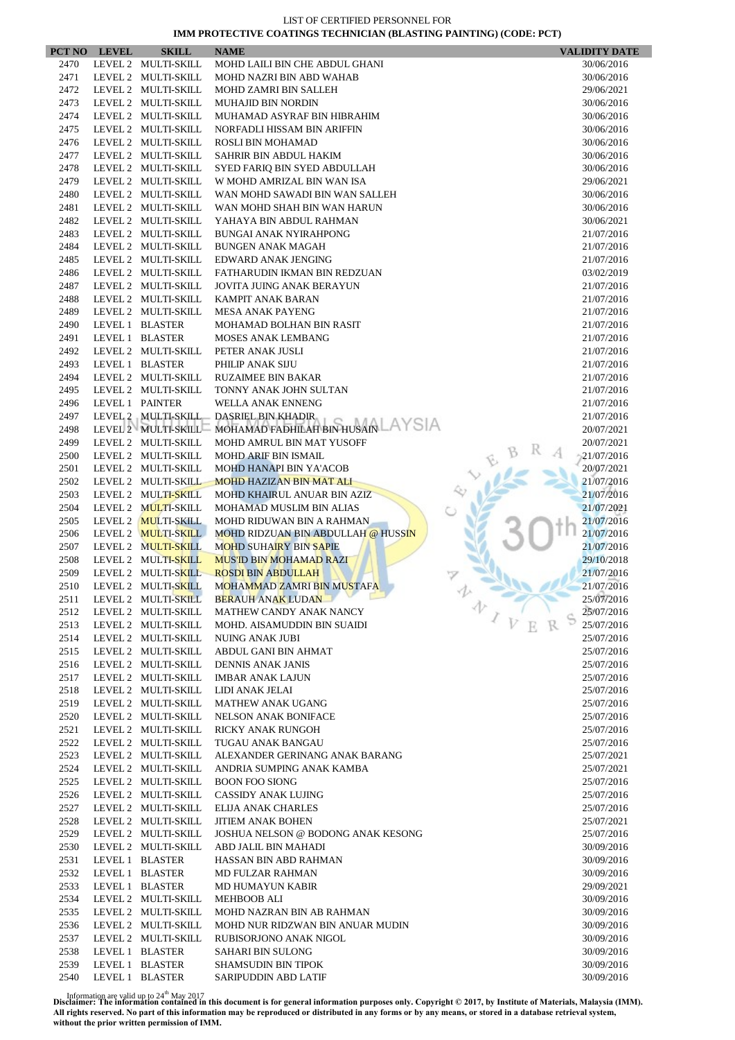LIST OF CERTIFIED PERSONNEL FOR

**IMM PROTECTIVE COATINGS TECHNICIAN (BLASTING PAINTING) (CODE: PCT)**

| PCT NO | LEVEL | SKILL | NAME | VALIDITY DATE |
|---|---|---|---|---|
| 2470 | LEVEL 2 | MULTI-SKILL | MOHD LAILI BIN CHE ABDUL GHANI | 30/06/2016 |
| 2471 | LEVEL 2 | MULTI-SKILL | MOHD NAZRI BIN ABD WAHAB | 30/06/2016 |
| 2472 | LEVEL 2 | MULTI-SKILL | MOHD ZAMRI BIN SALLEH | 29/06/2021 |
| 2473 | LEVEL 2 | MULTI-SKILL | MUHAJID BIN NORDIN | 30/06/2016 |
| 2474 | LEVEL 2 | MULTI-SKILL | MUHAMAD ASYRAF BIN HIBRAHIM | 30/06/2016 |
| 2475 | LEVEL 2 | MULTI-SKILL | NORFADLI HISSAM BIN ARIFFIN | 30/06/2016 |
| 2476 | LEVEL 2 | MULTI-SKILL | ROSLI BIN MOHAMAD | 30/06/2016 |
| 2477 | LEVEL 2 | MULTI-SKILL | SAHRIR BIN ABDUL HAKIM | 30/06/2016 |
| 2478 | LEVEL 2 | MULTI-SKILL | SYED FARIQ BIN SYED ABDULLAH | 30/06/2016 |
| 2479 | LEVEL 2 | MULTI-SKILL | W MOHD AMRIZAL BIN WAN ISA | 29/06/2021 |
| 2480 | LEVEL 2 | MULTI-SKILL | WAN MOHD SAWADI BIN WAN SALLEH | 30/06/2016 |
| 2481 | LEVEL 2 | MULTI-SKILL | WAN MOHD SHAH BIN WAN HARUN | 30/06/2016 |
| 2482 | LEVEL 2 | MULTI-SKILL | YAHAYA BIN ABDUL RAHMAN | 30/06/2021 |
| 2483 | LEVEL 2 | MULTI-SKILL | BUNGAI ANAK NYIRAHPONG | 21/07/2016 |
| 2484 | LEVEL 2 | MULTI-SKILL | BUNGEN ANAK MAGAH | 21/07/2016 |
| 2485 | LEVEL 2 | MULTI-SKILL | EDWARD ANAK JENGING | 21/07/2016 |
| 2486 | LEVEL 2 | MULTI-SKILL | FATHARUDIN IKMAN BIN REDZUAN | 03/02/2019 |
| 2487 | LEVEL 2 | MULTI-SKILL | JOVITA JUING ANAK BERAYUN | 21/07/2016 |
| 2488 | LEVEL 2 | MULTI-SKILL | KAMPIT ANAK BARAN | 21/07/2016 |
| 2489 | LEVEL 2 | MULTI-SKILL | MESA ANAK PAYENG | 21/07/2016 |
| 2490 | LEVEL 1 | BLASTER | MOHAMAD BOLHAN BIN RASIT | 21/07/2016 |
| 2491 | LEVEL 1 | BLASTER | MOSES ANAK LEMBANG | 21/07/2016 |
| 2492 | LEVEL 2 | MULTI-SKILL | PETER ANAK JUSLI | 21/07/2016 |
| 2493 | LEVEL 1 | BLASTER | PHILIP ANAK SIJU | 21/07/2016 |
| 2494 | LEVEL 2 | MULTI-SKILL | RUZAIMEE BIN BAKAR | 21/07/2016 |
| 2495 | LEVEL 2 | MULTI-SKILL | TONNY ANAK JOHN SULTAN | 21/07/2016 |
| 2496 | LEVEL 1 | PAINTER | WELLA ANAK ENNENG | 21/07/2016 |
| 2497 | LEVEL 2 | MULTI-SKILL | DASRIEL BIN KHADIR | 21/07/2016 |
| 2498 | LEVEL 2 | MULTI-SKILL | MOHAMAD FADHILAH BIN HUSAIN | 20/07/2021 |
| 2499 | LEVEL 2 | MULTI-SKILL | MOHD AMRUL BIN MAT YUSOFF | 20/07/2021 |
| 2500 | LEVEL 2 | MULTI-SKILL | MOHD ARIF BIN ISMAIL | 21/07/2016 |
| 2501 | LEVEL 2 | MULTI-SKILL | MOHD HANAPI BIN YA'ACOB | 20/07/2021 |
| 2502 | LEVEL 2 | MULTI-SKILL | MOHD HAZIZAN BIN MAT ALI | 21/07/2016 |
| 2503 | LEVEL 2 | MULTI-SKILL | MOHD KHAIRUL ANUAR BIN AZIZ | 21/07/2016 |
| 2504 | LEVEL 2 | MULTI-SKILL | MOHAMAD MUSLIM BIN ALIAS | 21/07/2021 |
| 2505 | LEVEL 2 | MULTI-SKILL | MOHD RIDUWAN BIN A RAHMAN | 21/07/2016 |
| 2506 | LEVEL 2 | MULTI-SKILL | MOHD RIDZUAN BIN ABDULLAH @ HUSSIN | 21/07/2016 |
| 2507 | LEVEL 2 | MULTI-SKILL | MOHD SUHAIRY BIN SAPIE | 21/07/2016 |
| 2508 | LEVEL 2 | MULTI-SKILL | MUS'ID BIN MOHAMAD RAZI | 29/10/2018 |
| 2509 | LEVEL 2 | MULTI-SKILL | ROSDI BIN ABDULLAH | 21/07/2016 |
| 2510 | LEVEL 2 | MULTI-SKILL | MOHAMMAD ZAMRI BIN MUSTAFA | 21/07/2016 |
| 2511 | LEVEL 2 | MULTI-SKILL | BERAUH ANAK LUDAN | 25/07/2016 |
| 2512 | LEVEL 2 | MULTI-SKILL | MATHEW CANDY ANAK NANCY | 25/07/2016 |
| 2513 | LEVEL 2 | MULTI-SKILL | MOHD. AISAMUDDIN BIN SUAIDI | 25/07/2016 |
| 2514 | LEVEL 2 | MULTI-SKILL | NUING ANAK JUBI | 25/07/2016 |
| 2515 | LEVEL 2 | MULTI-SKILL | ABDUL GANI BIN AHMAT | 25/07/2016 |
| 2516 | LEVEL 2 | MULTI-SKILL | DENNIS ANAK JANIS | 25/07/2016 |
| 2517 | LEVEL 2 | MULTI-SKILL | IMBAR ANAK LAJUN | 25/07/2016 |
| 2518 | LEVEL 2 | MULTI-SKILL | LIDI ANAK JELAI | 25/07/2016 |
| 2519 | LEVEL 2 | MULTI-SKILL | MATHEW ANAK UGANG | 25/07/2016 |
| 2520 | LEVEL 2 | MULTI-SKILL | NELSON ANAK BONIFACE | 25/07/2016 |
| 2521 | LEVEL 2 | MULTI-SKILL | RICKY ANAK RUNGOH | 25/07/2016 |
| 2522 | LEVEL 2 | MULTI-SKILL | TUGAU ANAK BANGAU | 25/07/2016 |
| 2523 | LEVEL 2 | MULTI-SKILL | ALEXANDER GERINANG ANAK BARANG | 25/07/2021 |
| 2524 | LEVEL 2 | MULTI-SKILL | ANDRIA SUMPING ANAK KAMBA | 25/07/2021 |
| 2525 | LEVEL 2 | MULTI-SKILL | BOON FOO SIONG | 25/07/2016 |
| 2526 | LEVEL 2 | MULTI-SKILL | CASSIDY ANAK LUJING | 25/07/2016 |
| 2527 | LEVEL 2 | MULTI-SKILL | ELIJA ANAK CHARLES | 25/07/2016 |
| 2528 | LEVEL 2 | MULTI-SKILL | JITIEM ANAK BOHEN | 25/07/2021 |
| 2529 | LEVEL 2 | MULTI-SKILL | JOSHUA NELSON @ BODONG ANAK KESONG | 25/07/2016 |
| 2530 | LEVEL 2 | MULTI-SKILL | ABD JALIL BIN MAHADI | 30/09/2016 |
| 2531 | LEVEL 1 | BLASTER | HASSAN BIN ABD RAHMAN | 30/09/2016 |
| 2532 | LEVEL 1 | BLASTER | MD FULZAR RAHMAN | 30/09/2016 |
| 2533 | LEVEL 1 | BLASTER | MD HUMAYUN KABIR | 29/09/2021 |
| 2534 | LEVEL 2 | MULTI-SKILL | MEHBOOB ALI | 30/09/2016 |
| 2535 | LEVEL 2 | MULTI-SKILL | MOHD NAZRAN BIN AB RAHMAN | 30/09/2016 |
| 2536 | LEVEL 2 | MULTI-SKILL | MOHD NUR RIDZWAN BIN ANUAR MUDIN | 30/09/2016 |
| 2537 | LEVEL 2 | MULTI-SKILL | RUBISORJONO ANAK NIGOL | 30/09/2016 |
| 2538 | LEVEL 1 | BLASTER | SAHARI BIN SULONG | 30/09/2016 |
| 2539 | LEVEL 1 | BLASTER | SHAMSUDIN BIN TIPOK | 30/09/2016 |
| 2540 | LEVEL 1 | BLASTER | SARIPUDDIN ABD LATIF | 30/09/2016 |

Information are valid up to 24th May 2017

**Disclaimer: The information contained in this document is for general information purposes only. Copyright © 2017, by Institute of Materials, Malaysia (IMM). All rights reserved. No part of this information may be reproduced or distributed in any forms or by any means, or stored in a database retrieval system, without the prior written permission of IMM.**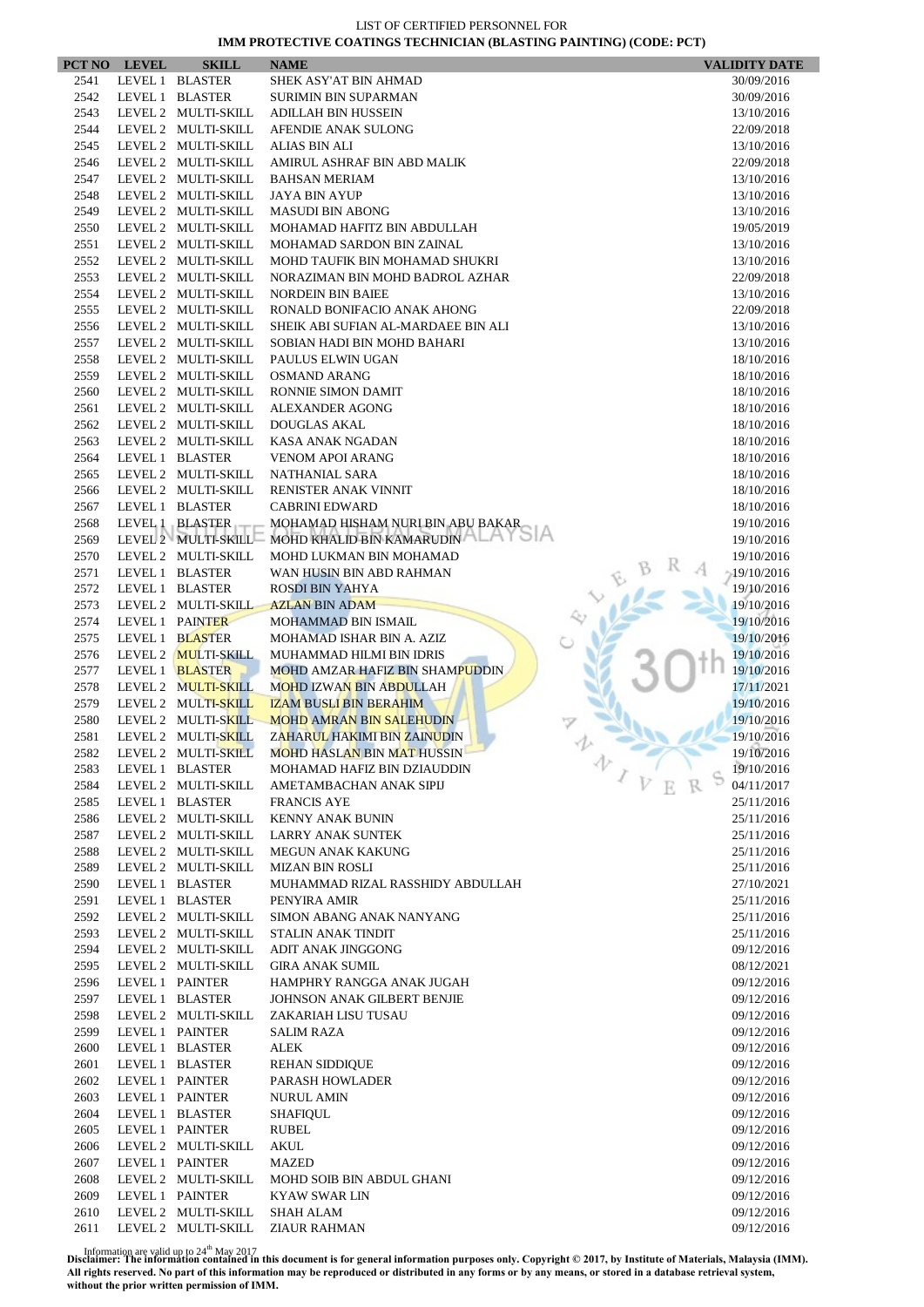LIST OF CERTIFIED PERSONNEL FOR

**IMM PROTECTIVE COATINGS TECHNICIAN (BLASTING PAINTING) (CODE: PCT)**

| PCT NO | LEVEL | SKILL | NAME | VALIDITY DATE |
|---|---|---|---|---|
| 2541 | LEVEL 1 | BLASTER | SHEK ASY'AT BIN AHMAD | 30/09/2016 |
| 2542 | LEVEL 1 | BLASTER | SURIMIN BIN SUPARMAN | 30/09/2016 |
| 2543 | LEVEL 2 | MULTI-SKILL | ADILLAH BIN HUSSEIN | 13/10/2016 |
| 2544 | LEVEL 2 | MULTI-SKILL | AFENDIE ANAK SULONG | 22/09/2018 |
| 2545 | LEVEL 2 | MULTI-SKILL | ALIAS BIN ALI | 13/10/2016 |
| 2546 | LEVEL 2 | MULTI-SKILL | AMIRUL ASHRAF BIN ABD MALIK | 22/09/2018 |
| 2547 | LEVEL 2 | MULTI-SKILL | BAHSAN MERIAM | 13/10/2016 |
| 2548 | LEVEL 2 | MULTI-SKILL | JAYA BIN AYUP | 13/10/2016 |
| 2549 | LEVEL 2 | MULTI-SKILL | MASUDI BIN ABONG | 13/10/2016 |
| 2550 | LEVEL 2 | MULTI-SKILL | MOHAMAD HAFITZ BIN ABDULLAH | 19/05/2019 |
| 2551 | LEVEL 2 | MULTI-SKILL | MOHAMAD SARDON BIN ZAINAL | 13/10/2016 |
| 2552 | LEVEL 2 | MULTI-SKILL | MOHD TAUFIK BIN MOHAMAD SHUKRI | 13/10/2016 |
| 2553 | LEVEL 2 | MULTI-SKILL | NORAZIMAN BIN MOHD BADROL AZHAR | 22/09/2018 |
| 2554 | LEVEL 2 | MULTI-SKILL | NORDEIN BIN BAIEE | 13/10/2016 |
| 2555 | LEVEL 2 | MULTI-SKILL | RONALD BONIFACIO ANAK AHONG | 22/09/2018 |
| 2556 | LEVEL 2 | MULTI-SKILL | SHEIK ABI SUFIAN AL-MARDAEE BIN ALI | 13/10/2016 |
| 2557 | LEVEL 2 | MULTI-SKILL | SOBIAN HADI BIN MOHD BAHARI | 13/10/2016 |
| 2558 | LEVEL 2 | MULTI-SKILL | PAULUS ELWIN UGAN | 18/10/2016 |
| 2559 | LEVEL 2 | MULTI-SKILL | OSMAND ARANG | 18/10/2016 |
| 2560 | LEVEL 2 | MULTI-SKILL | RONNIE SIMON DAMIT | 18/10/2016 |
| 2561 | LEVEL 2 | MULTI-SKILL | ALEXANDER AGONG | 18/10/2016 |
| 2562 | LEVEL 2 | MULTI-SKILL | DOUGLAS AKAL | 18/10/2016 |
| 2563 | LEVEL 2 | MULTI-SKILL | KASA ANAK NGADAN | 18/10/2016 |
| 2564 | LEVEL 1 | BLASTER | VENOM APOI ARANG | 18/10/2016 |
| 2565 | LEVEL 2 | MULTI-SKILL | NATHANIAL SARA | 18/10/2016 |
| 2566 | LEVEL 2 | MULTI-SKILL | RENISTER ANAK VINNIT | 18/10/2016 |
| 2567 | LEVEL 1 | BLASTER | CABRINI EDWARD | 18/10/2016 |
| 2568 | LEVEL 1 | BLASTER | MOHAMAD HISHAM NURI BIN ABU BAKAR | 19/10/2016 |
| 2569 | LEVEL 2 | MULTI-SKILL | MOHD KHALID BIN KAMARUDIN | 19/10/2016 |
| 2570 | LEVEL 2 | MULTI-SKILL | MOHD LUKMAN BIN MOHAMAD | 19/10/2016 |
| 2571 | LEVEL 1 | BLASTER | WAN HUSIN BIN ABD RAHMAN | 19/10/2016 |
| 2572 | LEVEL 1 | BLASTER | ROSDI BIN YAHYA | 19/10/2016 |
| 2573 | LEVEL 2 | MULTI-SKILL | AZLAN BIN ADAM | 19/10/2016 |
| 2574 | LEVEL 1 | PAINTER | MOHAMMAD BIN ISMAIL | 19/10/2016 |
| 2575 | LEVEL 1 | BLASTER | MOHAMAD ISHAR BIN A. AZIZ | 19/10/2016 |
| 2576 | LEVEL 2 | MULTI-SKILL | MUHAMMAD HILMI BIN IDRIS | 19/10/2016 |
| 2577 | LEVEL 1 | BLASTER | MOHD AMZAR HAFIZ BIN SHAMPUDDIN | 19/10/2016 |
| 2578 | LEVEL 2 | MULTI-SKILL | MOHD IZWAN BIN ABDULLAH | 17/11/2021 |
| 2579 | LEVEL 2 | MULTI-SKILL | IZAM BUSLI BIN BERAHIM | 19/10/2016 |
| 2580 | LEVEL 2 | MULTI-SKILL | MOHD AMRAN BIN SALEHUDIN | 19/10/2016 |
| 2581 | LEVEL 2 | MULTI-SKILL | ZAHARUL HAKIMI BIN ZAINUDIN | 19/10/2016 |
| 2582 | LEVEL 2 | MULTI-SKILL | MOHD HASLAN BIN MAT HUSSIN | 19/10/2016 |
| 2583 | LEVEL 1 | BLASTER | MOHAMAD HAFIZ BIN DZIAUDDIN | 19/10/2016 |
| 2584 | LEVEL 2 | MULTI-SKILL | AMETAMBACHAN ANAK SIPIJ | 04/11/2017 |
| 2585 | LEVEL 1 | BLASTER | FRANCIS AYE | 25/11/2016 |
| 2586 | LEVEL 2 | MULTI-SKILL | KENNY ANAK BUNIN | 25/11/2016 |
| 2587 | LEVEL 2 | MULTI-SKILL | LARRY ANAK SUNTEK | 25/11/2016 |
| 2588 | LEVEL 2 | MULTI-SKILL | MEGUN ANAK KAKUNG | 25/11/2016 |
| 2589 | LEVEL 2 | MULTI-SKILL | MIZAN BIN ROSLI | 25/11/2016 |
| 2590 | LEVEL 1 | BLASTER | MUHAMMAD RIZAL RASSHIDY ABDULLAH | 27/10/2021 |
| 2591 | LEVEL 1 | BLASTER | PENYIRA AMIR | 25/11/2016 |
| 2592 | LEVEL 2 | MULTI-SKILL | SIMON ABANG ANAK NANYANG | 25/11/2016 |
| 2593 | LEVEL 2 | MULTI-SKILL | STALIN ANAK TINDIT | 25/11/2016 |
| 2594 | LEVEL 2 | MULTI-SKILL | ADIT ANAK JINGGONG | 09/12/2016 |
| 2595 | LEVEL 2 | MULTI-SKILL | GIRA ANAK SUMIL | 08/12/2021 |
| 2596 | LEVEL 1 | PAINTER | HAMPHRY RANGGA ANAK JUGAH | 09/12/2016 |
| 2597 | LEVEL 1 | BLASTER | JOHNSON ANAK GILBERT BENJIE | 09/12/2016 |
| 2598 | LEVEL 2 | MULTI-SKILL | ZAKARIAH LISU TUSAU | 09/12/2016 |
| 2599 | LEVEL 1 | PAINTER | SALIM RAZA | 09/12/2016 |
| 2600 | LEVEL 1 | BLASTER | ALEK | 09/12/2016 |
| 2601 | LEVEL 1 | BLASTER | REHAN SIDDIQUE | 09/12/2016 |
| 2602 | LEVEL 1 | PAINTER | PARASH HOWLADER | 09/12/2016 |
| 2603 | LEVEL 1 | PAINTER | NURUL AMIN | 09/12/2016 |
| 2604 | LEVEL 1 | BLASTER | SHAFIQUL | 09/12/2016 |
| 2605 | LEVEL 1 | PAINTER | RUBEL | 09/12/2016 |
| 2606 | LEVEL 2 | MULTI-SKILL | AKUL | 09/12/2016 |
| 2607 | LEVEL 1 | PAINTER | MAZED | 09/12/2016 |
| 2608 | LEVEL 2 | MULTI-SKILL | MOHD SOIB BIN ABDUL GHANI | 09/12/2016 |
| 2609 | LEVEL 1 | PAINTER | KYAW SWAR LIN | 09/12/2016 |
| 2610 | LEVEL 2 | MULTI-SKILL | SHAH ALAM | 09/12/2016 |
| 2611 | LEVEL 2 | MULTI-SKILL | ZIAUR RAHMAN | 09/12/2016 |

Information are valid up to 24th May 2017

**Disclaimer: The information contained in this document is for general information purposes only. Copyright © 2017, by Institute of Materials, Malaysia (IMM). All rights reserved. No part of this information may be reproduced or distributed in any forms or by any means, or stored in a database retrieval system, without the prior written permission of IMM.**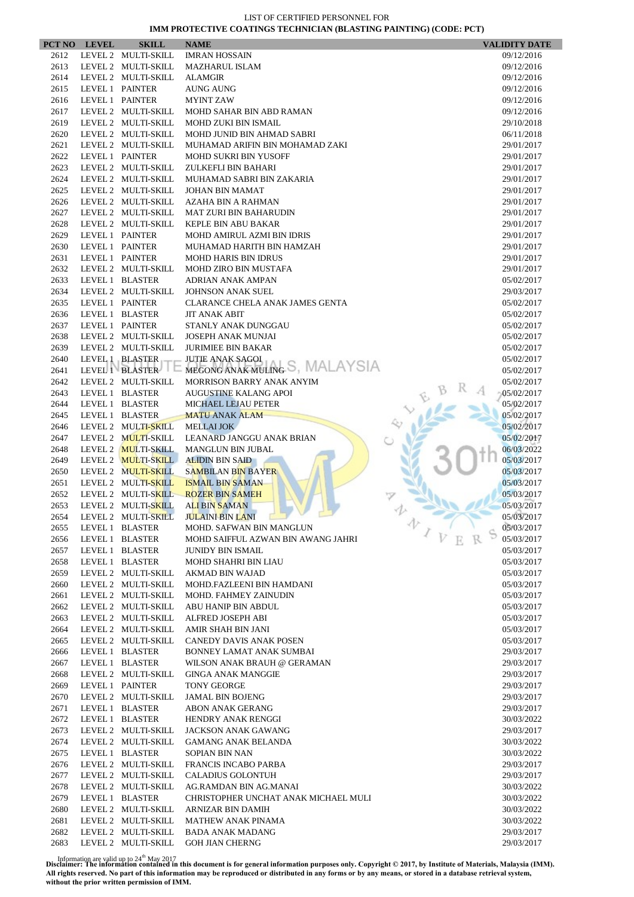LIST OF CERTIFIED PERSONNEL FOR
**IMM PROTECTIVE COATINGS TECHNICIAN (BLASTING PAINTING) (CODE: PCT)**

| PCT NO | LEVEL | SKILL | NAME | VALIDITY DATE |
|---|---|---|---|---|
| 2612 | LEVEL 2 | MULTI-SKILL | IMRAN HOSSAIN | 09/12/2016 |
| 2613 | LEVEL 2 | MULTI-SKILL | MAZHARUL ISLAM | 09/12/2016 |
| 2614 | LEVEL 2 | MULTI-SKILL | ALAMGIR | 09/12/2016 |
| 2615 | LEVEL 1 | PAINTER | AUNG AUNG | 09/12/2016 |
| 2616 | LEVEL 1 | PAINTER | MYINT ZAW | 09/12/2016 |
| 2617 | LEVEL 2 | MULTI-SKILL | MOHD SAHAR BIN ABD RAMAN | 09/12/2016 |
| 2619 | LEVEL 2 | MULTI-SKILL | MOHD ZUKI BIN ISMAIL | 29/10/2018 |
| 2620 | LEVEL 2 | MULTI-SKILL | MOHD JUNID BIN AHMAD SABRI | 06/11/2018 |
| 2621 | LEVEL 2 | MULTI-SKILL | MUHAMAD ARIFIN BIN MOHAMAD ZAKI | 29/01/2017 |
| 2622 | LEVEL 1 | PAINTER | MOHD SUKRI BIN YUSOFF | 29/01/2017 |
| 2623 | LEVEL 2 | MULTI-SKILL | ZULKEFLI BIN BAHARI | 29/01/2017 |
| 2624 | LEVEL 2 | MULTI-SKILL | MUHAMAD SABRI BIN ZAKARIA | 29/01/2017 |
| 2625 | LEVEL 2 | MULTI-SKILL | JOHAN BIN MAMAT | 29/01/2017 |
| 2626 | LEVEL 2 | MULTI-SKILL | AZAHA BIN A RAHMAN | 29/01/2017 |
| 2627 | LEVEL 2 | MULTI-SKILL | MAT ZURI BIN BAHARUDIN | 29/01/2017 |
| 2628 | LEVEL 2 | MULTI-SKILL | KEPLE BIN ABU BAKAR | 29/01/2017 |
| 2629 | LEVEL 1 | PAINTER | MOHD AMIRUL AZMI BIN IDRIS | 29/01/2017 |
| 2630 | LEVEL 1 | PAINTER | MUHAMAD HARITH BIN HAMZAH | 29/01/2017 |
| 2631 | LEVEL 1 | PAINTER | MOHD HARIS BIN IDRUS | 29/01/2017 |
| 2632 | LEVEL 2 | MULTI-SKILL | MOHD ZIRO BIN MUSTAFA | 29/01/2017 |
| 2633 | LEVEL 1 | BLASTER | ADRIAN ANAK AMPAN | 05/02/2017 |
| 2634 | LEVEL 2 | MULTI-SKILL | JOHNSON ANAK SUEL | 29/03/2017 |
| 2635 | LEVEL 1 | PAINTER | CLARANCE CHELA ANAK JAMES GENTA | 05/02/2017 |
| 2636 | LEVEL 1 | BLASTER | JIT ANAK ABIT | 05/02/2017 |
| 2637 | LEVEL 1 | PAINTER | STANLY ANAK DUNGGAU | 05/02/2017 |
| 2638 | LEVEL 2 | MULTI-SKILL | JOSEPH ANAK MUNJAI | 05/02/2017 |
| 2639 | LEVEL 2 | MULTI-SKILL | JURIMIEE BIN BAKAR | 05/02/2017 |
| 2640 | LEVEL 1 | BLASTER | JUTIE ANAK SAGOI | 05/02/2017 |
| 2641 | LEVEL 1 | BLASTER | MEGONG ANAK MULING | 05/02/2017 |
| 2642 | LEVEL 2 | MULTI-SKILL | MORRISON BARRY ANAK ANYIM | 05/02/2017 |
| 2643 | LEVEL 1 | BLASTER | AUGUSTINE KALANG APOI | 05/02/2017 |
| 2644 | LEVEL 1 | BLASTER | MICHAEL LEJAU PETER | 05/02/2017 |
| 2645 | LEVEL 1 | BLASTER | MATU ANAK ALAM | 05/02/2017 |
| 2646 | LEVEL 2 | MULTI-SKILL | MELLAI JOK | 05/02/2017 |
| 2647 | LEVEL 2 | MULTI-SKILL | LEANARD JANGGU ANAK BRIAN | 05/02/2017 |
| 2648 | LEVEL 2 | MULTI-SKILL | MANGLUN BIN JUBAL | 06/03/2022 |
| 2649 | LEVEL 2 | MULTI-SKILL | ALIDIN BIN SAID | 05/03/2017 |
| 2650 | LEVEL 2 | MULTI-SKILL | SAMBILAN BIN BAYER | 05/03/2017 |
| 2651 | LEVEL 2 | MULTI-SKILL | ISMAIL BIN SAMAN | 05/03/2017 |
| 2652 | LEVEL 2 | MULTI-SKILL | ROZER BIN SAMEH | 05/03/2017 |
| 2653 | LEVEL 2 | MULTI-SKILL | ALI BIN SAMAN | 05/03/2017 |
| 2654 | LEVEL 2 | MULTI-SKILL | JULAINI BIN LANI | 05/03/2017 |
| 2655 | LEVEL 1 | BLASTER | MOHD. SAFWAN BIN MANGLUN | 05/03/2017 |
| 2656 | LEVEL 1 | BLASTER | MOHD SAIFFUL AZWAN BIN AWANG JAHRI | 05/03/2017 |
| 2657 | LEVEL 1 | BLASTER | JUNIDY BIN ISMAIL | 05/03/2017 |
| 2658 | LEVEL 1 | BLASTER | MOHD SHAHRI BIN LIAU | 05/03/2017 |
| 2659 | LEVEL 2 | MULTI-SKILL | AKMAD BIN WAJAD | 05/03/2017 |
| 2660 | LEVEL 2 | MULTI-SKILL | MOHD.FAZLEENI BIN HAMDANI | 05/03/2017 |
| 2661 | LEVEL 2 | MULTI-SKILL | MOHD. FAHMEY ZAINUDIN | 05/03/2017 |
| 2662 | LEVEL 2 | MULTI-SKILL | ABU HANIP BIN ABDUL | 05/03/2017 |
| 2663 | LEVEL 2 | MULTI-SKILL | ALFRED JOSEPH ABI | 05/03/2017 |
| 2664 | LEVEL 2 | MULTI-SKILL | AMIR SHAH BIN JANI | 05/03/2017 |
| 2665 | LEVEL 2 | MULTI-SKILL | CANEDY DAVIS ANAK POSEN | 05/03/2017 |
| 2666 | LEVEL 1 | BLASTER | BONNEY LAMAT ANAK SUMBAI | 29/03/2017 |
| 2667 | LEVEL 1 | BLASTER | WILSON ANAK BRAUH @ GERAMAN | 29/03/2017 |
| 2668 | LEVEL 2 | MULTI-SKILL | GINGA ANAK MANGGIE | 29/03/2017 |
| 2669 | LEVEL 1 | PAINTER | TONY GEORGE | 29/03/2017 |
| 2670 | LEVEL 2 | MULTI-SKILL | JAMAL BIN BOJENG | 29/03/2017 |
| 2671 | LEVEL 1 | BLASTER | ABON ANAK GERANG | 29/03/2017 |
| 2672 | LEVEL 1 | BLASTER | HENDRY ANAK RENGGI | 30/03/2022 |
| 2673 | LEVEL 2 | MULTI-SKILL | JACKSON ANAK GAWANG | 29/03/2017 |
| 2674 | LEVEL 2 | MULTI-SKILL | GAMANG ANAK BELANDA | 30/03/2022 |
| 2675 | LEVEL 1 | BLASTER | SOPIAN BIN NAN | 30/03/2022 |
| 2676 | LEVEL 2 | MULTI-SKILL | FRANCIS INCABO PARBA | 29/03/2017 |
| 2677 | LEVEL 2 | MULTI-SKILL | CALADIUS GOLONTUH | 29/03/2017 |
| 2678 | LEVEL 2 | MULTI-SKILL | AG.RAMDAN BIN AG.MANAI | 30/03/2022 |
| 2679 | LEVEL 1 | BLASTER | CHRISTOPHER UNCHAT ANAK MICHAEL MULI | 30/03/2022 |
| 2680 | LEVEL 2 | MULTI-SKILL | ARNIZAR BIN DAMIH | 30/03/2022 |
| 2681 | LEVEL 2 | MULTI-SKILL | MATHEW ANAK PINAMA | 30/03/2022 |
| 2682 | LEVEL 2 | MULTI-SKILL | BADA ANAK MADANG | 29/03/2017 |
| 2683 | LEVEL 2 | MULTI-SKILL | GOH JIAN CHERNG | 29/03/2017 |

Information are valid up to 24th May 2017

**Disclaimer: The information contained in this document is for general information purposes only. Copyright © 2017, by Institute of Materials, Malaysia (IMM). All rights reserved. No part of this information may be reproduced or distributed in any forms or by any means, or stored in a database retrieval system, without the prior written permission of IMM.**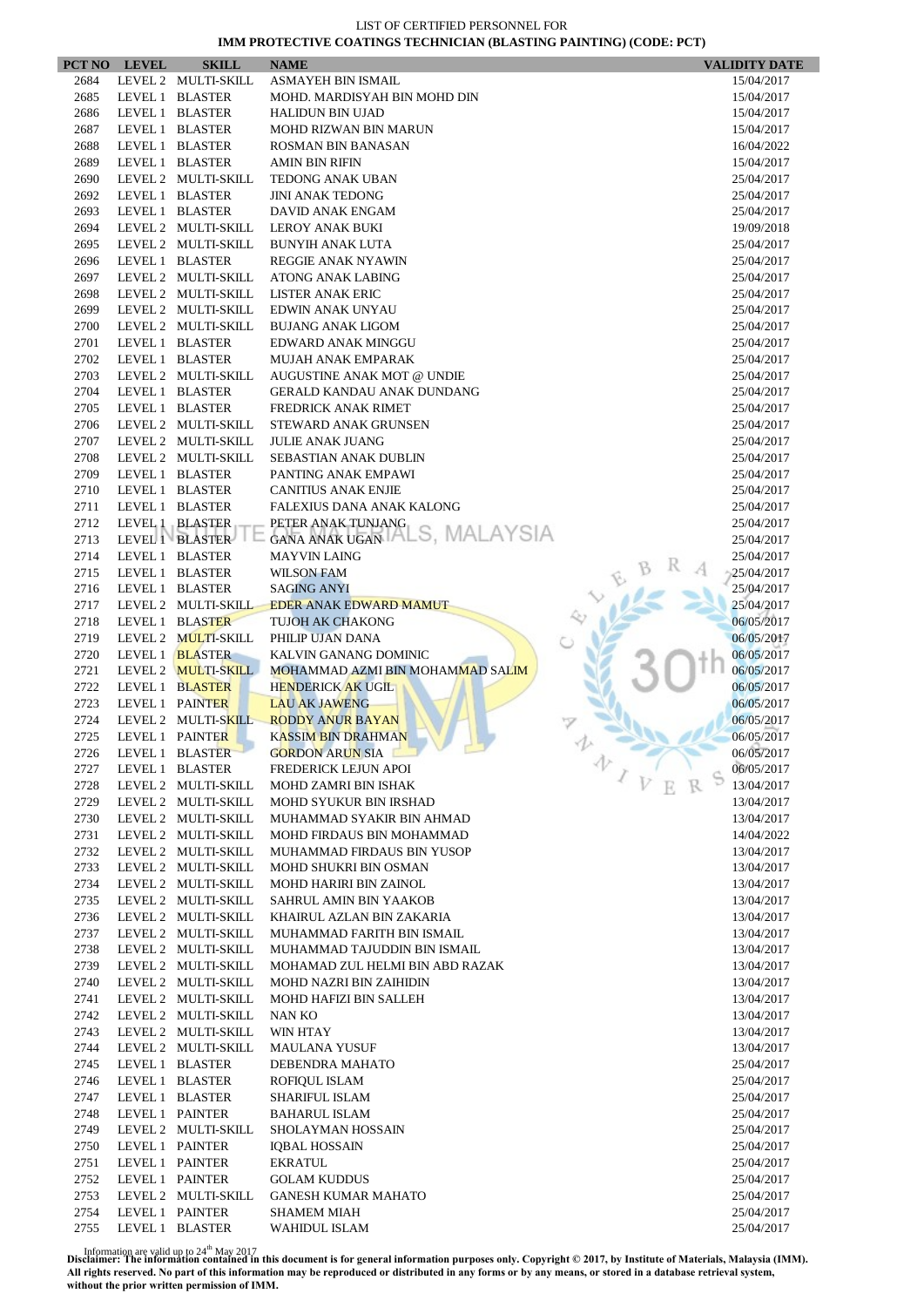LIST OF CERTIFIED PERSONNEL FOR

**IMM PROTECTIVE COATINGS TECHNICIAN (BLASTING PAINTING) (CODE: PCT)**

| PCT NO | LEVEL | SKILL | NAME | VALIDITY DATE |
|---|---|---|---|---|
| 2684 | LEVEL 2 | MULTI-SKILL | ASMAYEH BIN ISMAIL | 15/04/2017 |
| 2685 | LEVEL 1 | BLASTER | MOHD. MARDISYAH BIN MOHD DIN | 15/04/2017 |
| 2686 | LEVEL 1 | BLASTER | HALIDUN BIN UJAD | 15/04/2017 |
| 2687 | LEVEL 1 | BLASTER | MOHD RIZWAN BIN MARUN | 15/04/2017 |
| 2688 | LEVEL 1 | BLASTER | ROSMAN BIN BANASAN | 16/04/2022 |
| 2689 | LEVEL 1 | BLASTER | AMIN BIN RIFIN | 15/04/2017 |
| 2690 | LEVEL 2 | MULTI-SKILL | TEDONG ANAK UBAN | 25/04/2017 |
| 2692 | LEVEL 1 | BLASTER | JINI ANAK TEDONG | 25/04/2017 |
| 2693 | LEVEL 1 | BLASTER | DAVID ANAK ENGAM | 25/04/2017 |
| 2694 | LEVEL 2 | MULTI-SKILL | LEROY ANAK BUKI | 19/09/2018 |
| 2695 | LEVEL 2 | MULTI-SKILL | BUNYIH ANAK LUTA | 25/04/2017 |
| 2696 | LEVEL 1 | BLASTER | REGGIE ANAK NYAWIN | 25/04/2017 |
| 2697 | LEVEL 2 | MULTI-SKILL | ATONG ANAK LABING | 25/04/2017 |
| 2698 | LEVEL 2 | MULTI-SKILL | LISTER ANAK ERIC | 25/04/2017 |
| 2699 | LEVEL 2 | MULTI-SKILL | EDWIN ANAK UNYAU | 25/04/2017 |
| 2700 | LEVEL 2 | MULTI-SKILL | BUJANG ANAK LIGOM | 25/04/2017 |
| 2701 | LEVEL 1 | BLASTER | EDWARD ANAK MINGGU | 25/04/2017 |
| 2702 | LEVEL 1 | BLASTER | MUJAH ANAK EMPARAK | 25/04/2017 |
| 2703 | LEVEL 2 | MULTI-SKILL | AUGUSTINE ANAK MOT @ UNDIE | 25/04/2017 |
| 2704 | LEVEL 1 | BLASTER | GERALD KANDAU ANAK DUNDANG | 25/04/2017 |
| 2705 | LEVEL 1 | BLASTER | FREDRICK ANAK RIMET | 25/04/2017 |
| 2706 | LEVEL 2 | MULTI-SKILL | STEWARD ANAK GRUNSEN | 25/04/2017 |
| 2707 | LEVEL 2 | MULTI-SKILL | JULIE ANAK JUANG | 25/04/2017 |
| 2708 | LEVEL 2 | MULTI-SKILL | SEBASTIAN ANAK DUBLIN | 25/04/2017 |
| 2709 | LEVEL 1 | BLASTER | PANTING ANAK EMPAWI | 25/04/2017 |
| 2710 | LEVEL 1 | BLASTER | CANITIUS ANAK ENJIE | 25/04/2017 |
| 2711 | LEVEL 1 | BLASTER | FALEXIUS DANA ANAK KALONG | 25/04/2017 |
| 2712 | LEVEL 1 | BLASTER | PETER ANAK TUNJANG | 25/04/2017 |
| 2713 | LEVEL 1 | BLASTER | GANA ANAK UGAN | 25/04/2017 |
| 2714 | LEVEL 1 | BLASTER | MAYVIN LAING | 25/04/2017 |
| 2715 | LEVEL 1 | BLASTER | WILSON FAM | 25/04/2017 |
| 2716 | LEVEL 1 | BLASTER | SAGING ANYI | 25/04/2017 |
| 2717 | LEVEL 2 | MULTI-SKILL | EDER ANAK EDWARD MAMUT | 25/04/2017 |
| 2718 | LEVEL 1 | BLASTER | TUJOH AK CHAKONG | 06/05/2017 |
| 2719 | LEVEL 2 | MULTI-SKILL | PHILIP UJAN DANA | 06/05/2017 |
| 2720 | LEVEL 1 | BLASTER | KALVIN GANANG DOMINIC | 06/05/2017 |
| 2721 | LEVEL 2 | MULTI-SKILL | MOHAMMAD AZMI BIN MOHAMMAD SALIM | 06/05/2017 |
| 2722 | LEVEL 1 | BLASTER | HENDERICK AK UGIL | 06/05/2017 |
| 2723 | LEVEL 1 | PAINTER | LAU AK JAWENG | 06/05/2017 |
| 2724 | LEVEL 2 | MULTI-SKILL | RODDY ANUR BAYAN | 06/05/2017 |
| 2725 | LEVEL 1 | PAINTER | KASSIM BIN DRAHMAN | 06/05/2017 |
| 2726 | LEVEL 1 | BLASTER | GORDON ARUN SIA | 06/05/2017 |
| 2727 | LEVEL 1 | BLASTER | FREDERICK LEJUN APOI | 06/05/2017 |
| 2728 | LEVEL 2 | MULTI-SKILL | MOHD ZAMRI BIN ISHAK | 13/04/2017 |
| 2729 | LEVEL 2 | MULTI-SKILL | MOHD SYUKUR BIN IRSHAD | 13/04/2017 |
| 2730 | LEVEL 2 | MULTI-SKILL | MUHAMMAD SYAKIR BIN AHMAD | 13/04/2017 |
| 2731 | LEVEL 2 | MULTI-SKILL | MOHD FIRDAUS BIN MOHAMMAD | 14/04/2022 |
| 2732 | LEVEL 2 | MULTI-SKILL | MUHAMMAD FIRDAUS BIN YUSOP | 13/04/2017 |
| 2733 | LEVEL 2 | MULTI-SKILL | MOHD SHUKRI BIN OSMAN | 13/04/2017 |
| 2734 | LEVEL 2 | MULTI-SKILL | MOHD HARIRI BIN ZAINOL | 13/04/2017 |
| 2735 | LEVEL 2 | MULTI-SKILL | SAHRUL AMIN BIN YAAKOB | 13/04/2017 |
| 2736 | LEVEL 2 | MULTI-SKILL | KHAIRUL AZLAN BIN ZAKARIA | 13/04/2017 |
| 2737 | LEVEL 2 | MULTI-SKILL | MUHAMMAD FARITH BIN ISMAIL | 13/04/2017 |
| 2738 | LEVEL 2 | MULTI-SKILL | MUHAMMAD TAJUDDIN BIN ISMAIL | 13/04/2017 |
| 2739 | LEVEL 2 | MULTI-SKILL | MOHAMAD ZUL HELMI BIN ABD RAZAK | 13/04/2017 |
| 2740 | LEVEL 2 | MULTI-SKILL | MOHD NAZRI BIN ZAIHIDIN | 13/04/2017 |
| 2741 | LEVEL 2 | MULTI-SKILL | MOHD HAFIZI BIN SALLEH | 13/04/2017 |
| 2742 | LEVEL 2 | MULTI-SKILL | NAN KO | 13/04/2017 |
| 2743 | LEVEL 2 | MULTI-SKILL | WIN HTAY | 13/04/2017 |
| 2744 | LEVEL 2 | MULTI-SKILL | MAULANA YUSUF | 13/04/2017 |
| 2745 | LEVEL 1 | BLASTER | DEBENDRA MAHATO | 25/04/2017 |
| 2746 | LEVEL 1 | BLASTER | ROFIQUL ISLAM | 25/04/2017 |
| 2747 | LEVEL 1 | BLASTER | SHARIFUL ISLAM | 25/04/2017 |
| 2748 | LEVEL 1 | PAINTER | BAHARUL ISLAM | 25/04/2017 |
| 2749 | LEVEL 2 | MULTI-SKILL | SHOLAYMAN HOSSAIN | 25/04/2017 |
| 2750 | LEVEL 1 | PAINTER | IQBAL HOSSAIN | 25/04/2017 |
| 2751 | LEVEL 1 | PAINTER | EKRATUL | 25/04/2017 |
| 2752 | LEVEL 1 | PAINTER | GOLAM KUDDUS | 25/04/2017 |
| 2753 | LEVEL 2 | MULTI-SKILL | GANESH KUMAR MAHATO | 25/04/2017 |
| 2754 | LEVEL 1 | PAINTER | SHAMEM MIAH | 25/04/2017 |
| 2755 | LEVEL 1 | BLASTER | WAHIDUL ISLAM | 25/04/2017 |

Information are valid up to 24th May 2017

**Disclaimer: The information contained in this document is for general information purposes only. Copyright © 2017, by Institute of Materials, Malaysia (IMM). All rights reserved. No part of this information may be reproduced or distributed in any forms or by any means, or stored in a database retrieval system, without the prior written permission of IMM.**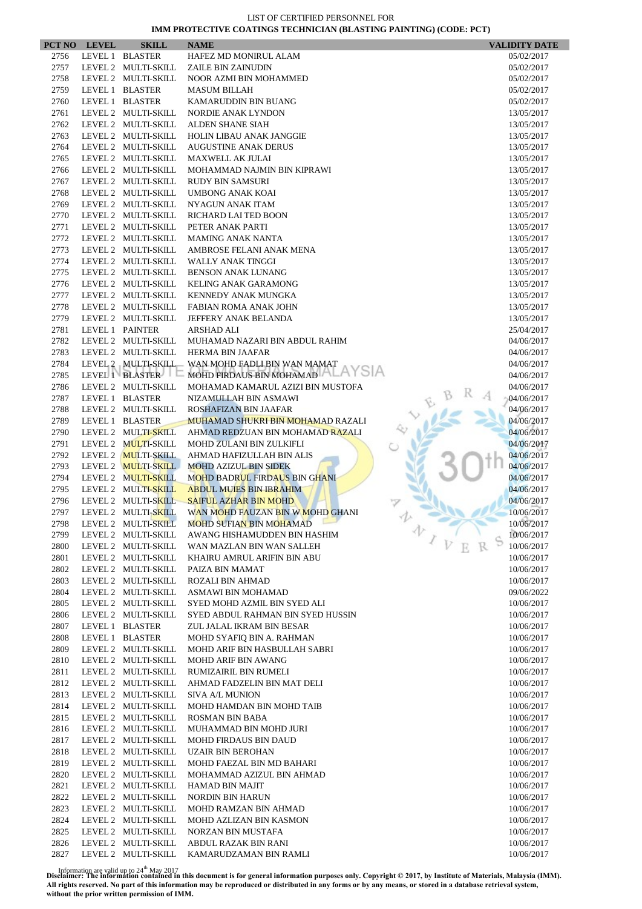LIST OF CERTIFIED PERSONNEL FOR

**IMM PROTECTIVE COATINGS TECHNICIAN (BLASTING PAINTING) (CODE: PCT)**

| PCT NO | LEVEL | SKILL | NAME | VALIDITY DATE |
|---|---|---|---|---|
| 2756 | LEVEL 1 | BLASTER | HAFEZ MD MONIRUL ALAM | 05/02/2017 |
| 2757 | LEVEL 2 | MULTI-SKILL | ZAILE BIN ZAINUDIN | 05/02/2017 |
| 2758 | LEVEL 2 | MULTI-SKILL | NOOR AZMI BIN MOHAMMED | 05/02/2017 |
| 2759 | LEVEL 1 | BLASTER | MASUM BILLAH | 05/02/2017 |
| 2760 | LEVEL 1 | BLASTER | KAMARUDDIN BIN BUANG | 05/02/2017 |
| 2761 | LEVEL 2 | MULTI-SKILL | NORDIE ANAK LYNDON | 13/05/2017 |
| 2762 | LEVEL 2 | MULTI-SKILL | ALDEN SHANE SIAH | 13/05/2017 |
| 2763 | LEVEL 2 | MULTI-SKILL | HOLIN LIBAU ANAK JANGGIE | 13/05/2017 |
| 2764 | LEVEL 2 | MULTI-SKILL | AUGUSTINE ANAK DERUS | 13/05/2017 |
| 2765 | LEVEL 2 | MULTI-SKILL | MAXWELL AK JULAI | 13/05/2017 |
| 2766 | LEVEL 2 | MULTI-SKILL | MOHAMMAD NAJMIN BIN KIPRAWI | 13/05/2017 |
| 2767 | LEVEL 2 | MULTI-SKILL | RUDY BIN SAMSURI | 13/05/2017 |
| 2768 | LEVEL 2 | MULTI-SKILL | UMBONG ANAK KOAI | 13/05/2017 |
| 2769 | LEVEL 2 | MULTI-SKILL | NYAGUN ANAK ITAM | 13/05/2017 |
| 2770 | LEVEL 2 | MULTI-SKILL | RICHARD LAI TED BOON | 13/05/2017 |
| 2771 | LEVEL 2 | MULTI-SKILL | PETER ANAK PARTI | 13/05/2017 |
| 2772 | LEVEL 2 | MULTI-SKILL | MAMING ANAK NANTA | 13/05/2017 |
| 2773 | LEVEL 2 | MULTI-SKILL | AMBROSE FELANI ANAK MENA | 13/05/2017 |
| 2774 | LEVEL 2 | MULTI-SKILL | WALLY ANAK TINGGI | 13/05/2017 |
| 2775 | LEVEL 2 | MULTI-SKILL | BENSON ANAK LUNANG | 13/05/2017 |
| 2776 | LEVEL 2 | MULTI-SKILL | KELING ANAK GARAMONG | 13/05/2017 |
| 2777 | LEVEL 2 | MULTI-SKILL | KENNEDY ANAK MUNGKA | 13/05/2017 |
| 2778 | LEVEL 2 | MULTI-SKILL | FABIAN ROMA ANAK JOHN | 13/05/2017 |
| 2779 | LEVEL 2 | MULTI-SKILL | JEFFERY ANAK BELANDA | 13/05/2017 |
| 2781 | LEVEL 1 | PAINTER | ARSHAD ALI | 25/04/2017 |
| 2782 | LEVEL 2 | MULTI-SKILL | MUHAMAD NAZARI BIN ABDUL RAHIM | 04/06/2017 |
| 2783 | LEVEL 2 | MULTI-SKILL | HERMA BIN JAAFAR | 04/06/2017 |
| 2784 | LEVEL 2 | MULTI-SKILL | WAN MOHD FADLI BIN WAN MAMAT | 04/06/2017 |
| 2785 | LEVEL 1 | BLASTER | MOHD FIRDAUS BIN MOHAMAD | 04/06/2017 |
| 2786 | LEVEL 2 | MULTI-SKILL | MOHAMAD KAMARUL AZIZI BIN MUSTOFA | 04/06/2017 |
| 2787 | LEVEL 1 | BLASTER | NIZAMULLAH BIN ASMAWI | 04/06/2017 |
| 2788 | LEVEL 2 | MULTI-SKILL | ROSHAFIZAN BIN JAAFAR | 04/06/2017 |
| 2789 | LEVEL 1 | BLASTER | MUHAMAD SHUKRI BIN MOHAMAD RAZALI | 04/06/2017 |
| 2790 | LEVEL 2 | MULTI-SKILL | AHMAD REDZUAN BIN MOHAMAD RAZALI | 04/06/2017 |
| 2791 | LEVEL 2 | MULTI-SKILL | MOHD ZULANI BIN ZULKIFLI | 04/06/2017 |
| 2792 | LEVEL 2 | MULTI-SKILL | AHMAD HAFIZULLAH BIN ALIS | 04/06/2017 |
| 2793 | LEVEL 2 | MULTI-SKILL | MOHD AZIZUL BIN SIDEK | 04/06/2017 |
| 2794 | LEVEL 2 | MULTI-SKILL | MOHD BADRUL FIRDAUS BIN GHANI | 04/06/2017 |
| 2795 | LEVEL 2 | MULTI-SKILL | ABDUL MUIES BIN IBRAHIM | 04/06/2017 |
| 2796 | LEVEL 2 | MULTI-SKILL | SAIFUL AZHAR BIN MOHD | 04/06/2017 |
| 2797 | LEVEL 2 | MULTI-SKILL | WAN MOHD FAUZAN BIN W MOHD GHANI | 10/06/2017 |
| 2798 | LEVEL 2 | MULTI-SKILL | MOHD SUFIAN BIN MOHAMAD | 10/06/2017 |
| 2799 | LEVEL 2 | MULTI-SKILL | AWANG HISHAMUDDEN BIN HASHIM | 10/06/2017 |
| 2800 | LEVEL 2 | MULTI-SKILL | WAN MAZLAN BIN WAN SALLEH | 10/06/2017 |
| 2801 | LEVEL 2 | MULTI-SKILL | KHAIRU AMRUL ARIFIN BIN ABU | 10/06/2017 |
| 2802 | LEVEL 2 | MULTI-SKILL | PAIZA BIN MAMAT | 10/06/2017 |
| 2803 | LEVEL 2 | MULTI-SKILL | ROZALI BIN AHMAD | 10/06/2017 |
| 2804 | LEVEL 2 | MULTI-SKILL | ASMAWI BIN MOHAMAD | 09/06/2022 |
| 2805 | LEVEL 2 | MULTI-SKILL | SYED MOHD AZMIL BIN SYED ALI | 10/06/2017 |
| 2806 | LEVEL 2 | MULTI-SKILL | SYED ABDUL RAHMAN BIN SYED HUSSIN | 10/06/2017 |
| 2807 | LEVEL 1 | BLASTER | ZUL JALAL IKRAM BIN BESAR | 10/06/2017 |
| 2808 | LEVEL 1 | BLASTER | MOHD SYAFIQ BIN A. RAHMAN | 10/06/2017 |
| 2809 | LEVEL 2 | MULTI-SKILL | MOHD ARIF BIN HASBULLAH SABRI | 10/06/2017 |
| 2810 | LEVEL 2 | MULTI-SKILL | MOHD ARIF BIN AWANG | 10/06/2017 |
| 2811 | LEVEL 2 | MULTI-SKILL | RUMIZAIRIL BIN RUMELI | 10/06/2017 |
| 2812 | LEVEL 2 | MULTI-SKILL | AHMAD FADZELIN BIN MAT DELI | 10/06/2017 |
| 2813 | LEVEL 2 | MULTI-SKILL | SIVA A/L MUNION | 10/06/2017 |
| 2814 | LEVEL 2 | MULTI-SKILL | MOHD HAMDAN BIN MOHD TAIB | 10/06/2017 |
| 2815 | LEVEL 2 | MULTI-SKILL | ROSMAN BIN BABA | 10/06/2017 |
| 2816 | LEVEL 2 | MULTI-SKILL | MUHAMMAD BIN MOHD JURI | 10/06/2017 |
| 2817 | LEVEL 2 | MULTI-SKILL | MOHD FIRDAUS BIN DAUD | 10/06/2017 |
| 2818 | LEVEL 2 | MULTI-SKILL | UZAIR BIN BEROHAN | 10/06/2017 |
| 2819 | LEVEL 2 | MULTI-SKILL | MOHD FAEZAL BIN MD BAHARI | 10/06/2017 |
| 2820 | LEVEL 2 | MULTI-SKILL | MOHAMMAD AZIZUL BIN AHMAD | 10/06/2017 |
| 2821 | LEVEL 2 | MULTI-SKILL | HAMAD BIN MAJIT | 10/06/2017 |
| 2822 | LEVEL 2 | MULTI-SKILL | NORDIN BIN HARUN | 10/06/2017 |
| 2823 | LEVEL 2 | MULTI-SKILL | MOHD RAMZAN BIN AHMAD | 10/06/2017 |
| 2824 | LEVEL 2 | MULTI-SKILL | MOHD AZLIZAN BIN KASMON | 10/06/2017 |
| 2825 | LEVEL 2 | MULTI-SKILL | NORZAN BIN MUSTAFA | 10/06/2017 |
| 2826 | LEVEL 2 | MULTI-SKILL | ABDUL RAZAK BIN RANI | 10/06/2017 |
| 2827 | LEVEL 2 | MULTI-SKILL | KAMARUDZAMAN BIN RAMLI | 10/06/2017 |

Information are valid up to 24th May 2017

**Disclaimer: The information contained in this document is for general information purposes only. Copyright © 2017, by Institute of Materials, Malaysia (IMM). All rights reserved. No part of this information may be reproduced or distributed in any forms or by any means, or stored in a database retrieval system, without the prior written permission of IMM.**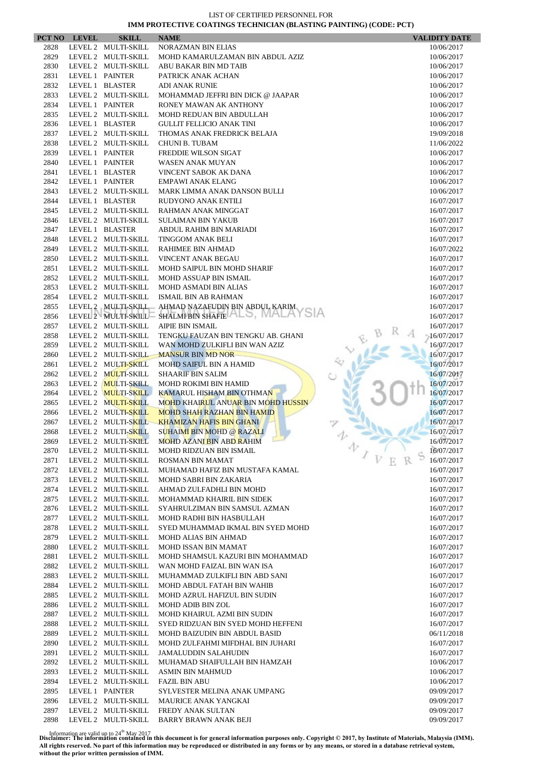LIST OF CERTIFIED PERSONNEL FOR

**IMM PROTECTIVE COATINGS TECHNICIAN (BLASTING PAINTING) (CODE: PCT)**

| PCT NO | LEVEL | SKILL | NAME | VALIDITY DATE |
|---|---|---|---|---|
| 2828 | LEVEL 2 | MULTI-SKILL | NORAZMAN BIN ELIAS | 10/06/2017 |
| 2829 | LEVEL 2 | MULTI-SKILL | MOHD KAMARULZAMAN BIN ABDUL AZIZ | 10/06/2017 |
| 2830 | LEVEL 2 | MULTI-SKILL | ABU BAKAR BIN MD TAIB | 10/06/2017 |
| 2831 | LEVEL 1 | PAINTER | PATRICK ANAK ACHAN | 10/06/2017 |
| 2832 | LEVEL 1 | BLASTER | ADI ANAK RUNIE | 10/06/2017 |
| 2833 | LEVEL 2 | MULTI-SKILL | MOHAMMAD JEFFRI BIN DICK @ JAAPAR | 10/06/2017 |
| 2834 | LEVEL 1 | PAINTER | RONEY MAWAN AK ANTHONY | 10/06/2017 |
| 2835 | LEVEL 2 | MULTI-SKILL | MOHD REDUAN BIN ABDULLAH | 10/06/2017 |
| 2836 | LEVEL 1 | BLASTER | GULLIT FELLICIO ANAK TINI | 10/06/2017 |
| 2837 | LEVEL 2 | MULTI-SKILL | THOMAS ANAK FREDRICK BELAJA | 19/09/2018 |
| 2838 | LEVEL 2 | MULTI-SKILL | CHUNI B. TUBAM | 11/06/2022 |
| 2839 | LEVEL 1 | PAINTER | FREDDIE WILSON SIGAT | 10/06/2017 |
| 2840 | LEVEL 1 | PAINTER | WASEN ANAK MUYAN | 10/06/2017 |
| 2841 | LEVEL 1 | BLASTER | VINCENT SABOK AK DANA | 10/06/2017 |
| 2842 | LEVEL 1 | PAINTER | EMPAWI ANAK ELANG | 10/06/2017 |
| 2843 | LEVEL 2 | MULTI-SKILL | MARK LIMMA ANAK DANSON BULLI | 10/06/2017 |
| 2844 | LEVEL 1 | BLASTER | RUDYONO ANAK ENTILI | 16/07/2017 |
| 2845 | LEVEL 2 | MULTI-SKILL | RAHMAN ANAK MINGGAT | 16/07/2017 |
| 2846 | LEVEL 2 | MULTI-SKILL | SULAIMAN BIN YAKUB | 16/07/2017 |
| 2847 | LEVEL 1 | BLASTER | ABDUL RAHIM BIN MARIADI | 16/07/2017 |
| 2848 | LEVEL 2 | MULTI-SKILL | TINGGOM ANAK BELI | 16/07/2017 |
| 2849 | LEVEL 2 | MULTI-SKILL | RAHIMEE BIN AHMAD | 16/07/2022 |
| 2850 | LEVEL 2 | MULTI-SKILL | VINCENT ANAK BEGAU | 16/07/2017 |
| 2851 | LEVEL 2 | MULTI-SKILL | MOHD SAIPUL BIN MOHD SHARIF | 16/07/2017 |
| 2852 | LEVEL 2 | MULTI-SKILL | MOHD ASSUAP BIN ISMAIL | 16/07/2017 |
| 2853 | LEVEL 2 | MULTI-SKILL | MOHD ASMADI BIN ALIAS | 16/07/2017 |
| 2854 | LEVEL 2 | MULTI-SKILL | ISMAIL BIN AB RAHMAN | 16/07/2017 |
| 2855 | LEVEL 2 | MULTI-SKILL | AHMAD NAZAFUDIN BIN ABDUL KARIM | 16/07/2017 |
| 2856 | LEVEL 2 | MULTI-SKILL | SHALMI BIN SHAFIE | 16/07/2017 |
| 2857 | LEVEL 2 | MULTI-SKILL | AIPIE BIN ISMAIL | 16/07/2017 |
| 2858 | LEVEL 2 | MULTI-SKILL | TENGKU FAUZAN BIN TENGKU AB. GHANI | 16/07/2017 |
| 2859 | LEVEL 2 | MULTI-SKILL | WAN MOHD ZULKIFLI BIN WAN AZIZ | 16/07/2017 |
| 2860 | LEVEL 2 | MULTI-SKILL | MANSUR BIN MD NOR | 16/07/2017 |
| 2861 | LEVEL 2 | MULTI-SKILL | MOHD SAIFUL BIN A HAMID | 16/07/2017 |
| 2862 | LEVEL 2 | MULTI-SKILL | SHAARIF BIN SALIM | 16/07/2017 |
| 2863 | LEVEL 2 | MULTI-SKILL | MOHD ROKIMI BIN HAMID | 16/07/2017 |
| 2864 | LEVEL 2 | MULTI-SKILL | KAMARUL HISHAM BIN OTHMAN | 16/07/2017 |
| 2865 | LEVEL 2 | MULTI-SKILL | MOHD KHAIRUL ANUAR BIN MOHD HUSSIN | 16/07/2017 |
| 2866 | LEVEL 2 | MULTI-SKILL | MOHD SHAH RAZHAN BIN HAMID | 16/07/2017 |
| 2867 | LEVEL 2 | MULTI-SKILL | KHAMIZAN HAFIS BIN GHANI | 16/07/2017 |
| 2868 | LEVEL 2 | MULTI-SKILL | SUHAIMI BIN MOHD @ RAZALI | 16/07/2017 |
| 2869 | LEVEL 2 | MULTI-SKILL | MOHD AZANI BIN ABD RAHIM | 16/07/2017 |
| 2870 | LEVEL 2 | MULTI-SKILL | MOHD RIDZUAN BIN ISMAIL | 16/07/2017 |
| 2871 | LEVEL 2 | MULTI-SKILL | ROSMAN BIN MAMAT | 16/07/2017 |
| 2872 | LEVEL 2 | MULTI-SKILL | MUHAMAD HAFIZ BIN MUSTAFA KAMAL | 16/07/2017 |
| 2873 | LEVEL 2 | MULTI-SKILL | MOHD SABRI BIN ZAKARIA | 16/07/2017 |
| 2874 | LEVEL 2 | MULTI-SKILL | AHMAD ZULFADHLI BIN MOHD | 16/07/2017 |
| 2875 | LEVEL 2 | MULTI-SKILL | MOHAMMAD KHAIRIL BIN SIDEK | 16/07/2017 |
| 2876 | LEVEL 2 | MULTI-SKILL | SYAHRULZIMAN BIN SAMSUL AZMAN | 16/07/2017 |
| 2877 | LEVEL 2 | MULTI-SKILL | MOHD RADHI BIN HASBULLAH | 16/07/2017 |
| 2878 | LEVEL 2 | MULTI-SKILL | SYED MUHAMMAD IKMAL BIN SYED MOHD | 16/07/2017 |
| 2879 | LEVEL 2 | MULTI-SKILL | MOHD ALIAS BIN AHMAD | 16/07/2017 |
| 2880 | LEVEL 2 | MULTI-SKILL | MOHD ISSAN BIN MAMAT | 16/07/2017 |
| 2881 | LEVEL 2 | MULTI-SKILL | MOHD SHAMSUL KAZURI BIN MOHAMMAD | 16/07/2017 |
| 2882 | LEVEL 2 | MULTI-SKILL | WAN MOHD FAIZAL BIN WAN ISA | 16/07/2017 |
| 2883 | LEVEL 2 | MULTI-SKILL | MUHAMMAD ZULKIFLI BIN ABD SANI | 16/07/2017 |
| 2884 | LEVEL 2 | MULTI-SKILL | MOHD ABDUL FATAH BIN WAHIB | 16/07/2017 |
| 2885 | LEVEL 2 | MULTI-SKILL | MOHD AZRUL HAFIZUL BIN SUDIN | 16/07/2017 |
| 2886 | LEVEL 2 | MULTI-SKILL | MOHD ADIB BIN ZOL | 16/07/2017 |
| 2887 | LEVEL 2 | MULTI-SKILL | MOHD KHAIRUL AZMI BIN SUDIN | 16/07/2017 |
| 2888 | LEVEL 2 | MULTI-SKILL | SYED RIDZUAN BIN SYED MOHD HEFFENI | 16/07/2017 |
| 2889 | LEVEL 2 | MULTI-SKILL | MOHD BAIZUDIN BIN ABDUL BASID | 06/11/2018 |
| 2890 | LEVEL 2 | MULTI-SKILL | MOHD ZULFAHMI MIFDHAL BIN JUHARI | 16/07/2017 |
| 2891 | LEVEL 2 | MULTI-SKILL | JAMALUDDIN SALAHUDIN | 16/07/2017 |
| 2892 | LEVEL 2 | MULTI-SKILL | MUHAMAD SHAIFULLAH BIN HAMZAH | 10/06/2017 |
| 2893 | LEVEL 2 | MULTI-SKILL | ASMIN BIN MAHMUD | 10/06/2017 |
| 2894 | LEVEL 2 | MULTI-SKILL | FAZIL BIN ABU | 10/06/2017 |
| 2895 | LEVEL 1 | PAINTER | SYLVESTER MELINA ANAK UMPANG | 09/09/2017 |
| 2896 | LEVEL 2 | MULTI-SKILL | MAURICE ANAK YANGKAI | 09/09/2017 |
| 2897 | LEVEL 2 | MULTI-SKILL | FREDY ANAK SULTAN | 09/09/2017 |
| 2898 | LEVEL 2 | MULTI-SKILL | BARRY BRAWN ANAK BEJI | 09/09/2017 |

Information are valid up to 24th May 2017

**Disclaimer: The information contained in this document is for general information purposes only. Copyright © 2017, by Institute of Materials, Malaysia (IMM). All rights reserved. No part of this information may be reproduced or distributed in any forms or by any means, or stored in a database retrieval system, without the prior written permission of IMM.**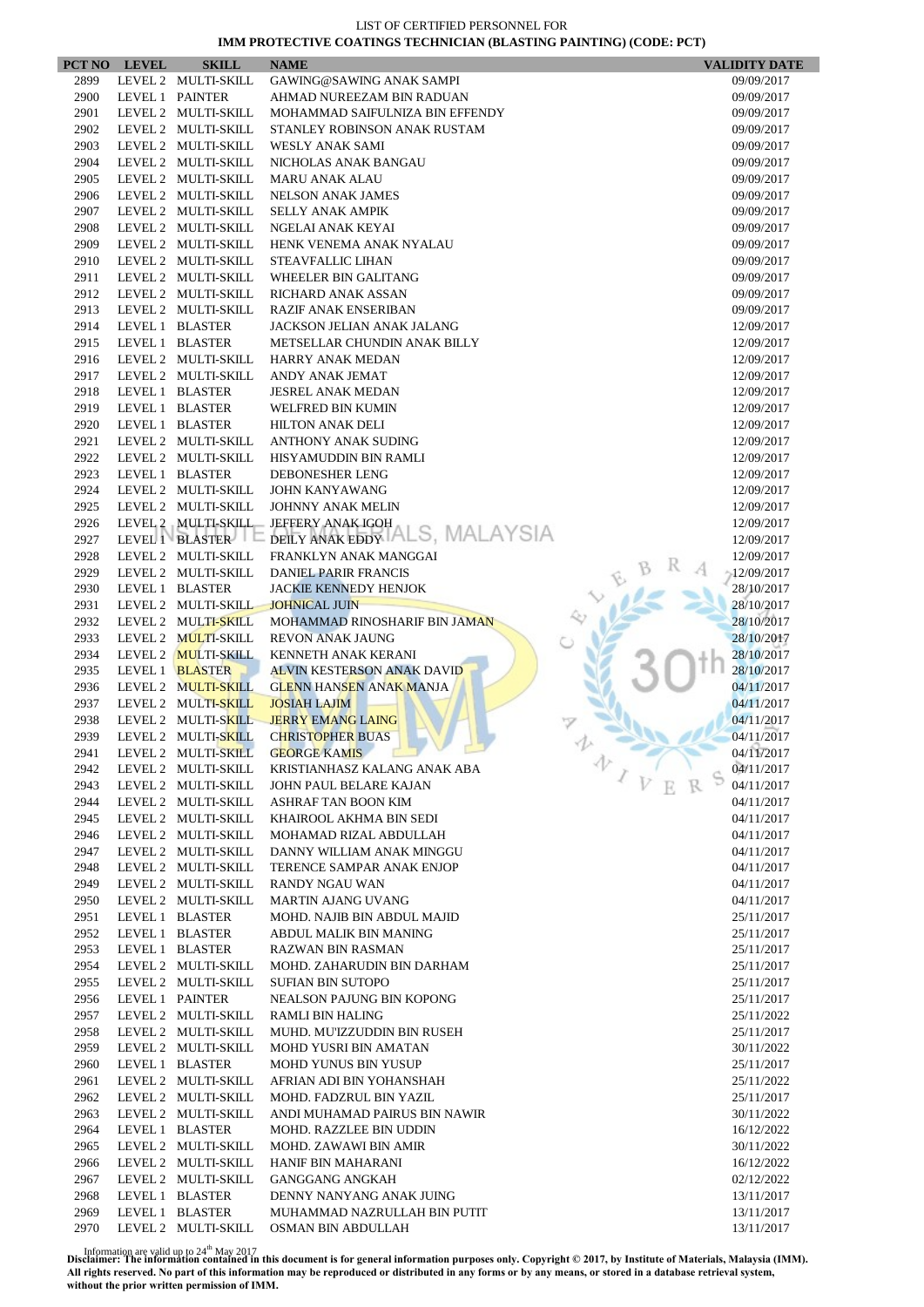LIST OF CERTIFIED PERSONNEL FOR

**IMM PROTECTIVE COATINGS TECHNICIAN (BLASTING PAINTING) (CODE: PCT)**

| PCT NO | LEVEL | SKILL | NAME | VALIDITY DATE |
|---|---|---|---|---|
| 2899 | LEVEL 2 | MULTI-SKILL | GAWING@SAWING ANAK SAMPI | 09/09/2017 |
| 2900 | LEVEL 1 | PAINTER | AHMAD NUREEZAM BIN RADUAN | 09/09/2017 |
| 2901 | LEVEL 2 | MULTI-SKILL | MOHAMMAD SAIFULNIZA BIN EFFENDY | 09/09/2017 |
| 2902 | LEVEL 2 | MULTI-SKILL | STANLEY ROBINSON ANAK RUSTAM | 09/09/2017 |
| 2903 | LEVEL 2 | MULTI-SKILL | WESLY ANAK SAMI | 09/09/2017 |
| 2904 | LEVEL 2 | MULTI-SKILL | NICHOLAS ANAK BANGAU | 09/09/2017 |
| 2905 | LEVEL 2 | MULTI-SKILL | MARU ANAK ALAU | 09/09/2017 |
| 2906 | LEVEL 2 | MULTI-SKILL | NELSON ANAK JAMES | 09/09/2017 |
| 2907 | LEVEL 2 | MULTI-SKILL | SELLY ANAK AMPIK | 09/09/2017 |
| 2908 | LEVEL 2 | MULTI-SKILL | NGELAI ANAK KEYAI | 09/09/2017 |
| 2909 | LEVEL 2 | MULTI-SKILL | HENK VENEMA ANAK NYALAU | 09/09/2017 |
| 2910 | LEVEL 2 | MULTI-SKILL | STEAVFALLIC LIHAN | 09/09/2017 |
| 2911 | LEVEL 2 | MULTI-SKILL | WHEELER BIN GALITANG | 09/09/2017 |
| 2912 | LEVEL 2 | MULTI-SKILL | RICHARD ANAK ASSAN | 09/09/2017 |
| 2913 | LEVEL 2 | MULTI-SKILL | RAZIF ANAK ENSERIBAN | 09/09/2017 |
| 2914 | LEVEL 1 | BLASTER | JACKSON JELIAN ANAK JALANG | 12/09/2017 |
| 2915 | LEVEL 1 | BLASTER | METSELLAR CHUNDIN ANAK BILLY | 12/09/2017 |
| 2916 | LEVEL 2 | MULTI-SKILL | HARRY ANAK MEDAN | 12/09/2017 |
| 2917 | LEVEL 2 | MULTI-SKILL | ANDY ANAK JEMAT | 12/09/2017 |
| 2918 | LEVEL 1 | BLASTER | JESREL ANAK MEDAN | 12/09/2017 |
| 2919 | LEVEL 1 | BLASTER | WELFRED BIN KUMIN | 12/09/2017 |
| 2920 | LEVEL 1 | BLASTER | HILTON ANAK DELI | 12/09/2017 |
| 2921 | LEVEL 2 | MULTI-SKILL | ANTHONY ANAK SUDING | 12/09/2017 |
| 2922 | LEVEL 2 | MULTI-SKILL | HISYAMUDDIN BIN RAMLI | 12/09/2017 |
| 2923 | LEVEL 1 | BLASTER | DEBONESHER LENG | 12/09/2017 |
| 2924 | LEVEL 2 | MULTI-SKILL | JOHN KANYAWANG | 12/09/2017 |
| 2925 | LEVEL 2 | MULTI-SKILL | JOHNNY ANAK MELIN | 12/09/2017 |
| 2926 | LEVEL 2 | MULTI-SKILL | JEFFERY ANAK IGOH | 12/09/2017 |
| 2927 | LEVEL 1 | BLASTER | DEILY ANAK EDDY | 12/09/2017 |
| 2928 | LEVEL 2 | MULTI-SKILL | FRANKLYN ANAK MANGGAI | 12/09/2017 |
| 2929 | LEVEL 2 | MULTI-SKILL | DANIEL PARIR FRANCIS | 12/09/2017 |
| 2930 | LEVEL 1 | BLASTER | JACKIE KENNEDY HENJOK | 28/10/2017 |
| 2931 | LEVEL 2 | MULTI-SKILL | JOHNICAL JUIN | 28/10/2017 |
| 2932 | LEVEL 2 | MULTI-SKILL | MOHAMMAD RINOSHARIF BIN JAMAN | 28/10/2017 |
| 2933 | LEVEL 2 | MULTI-SKILL | REVON ANAK JAUNG | 28/10/2017 |
| 2934 | LEVEL 2 | MULTI-SKILL | KENNETH ANAK KERANI | 28/10/2017 |
| 2935 | LEVEL 1 | BLASTER | ALVIN KESTERSON ANAK DAVID | 28/10/2017 |
| 2936 | LEVEL 2 | MULTI-SKILL | GLENN HANSEN ANAK MANJA | 04/11/2017 |
| 2937 | LEVEL 2 | MULTI-SKILL | JOSIAH LAJIM | 04/11/2017 |
| 2938 | LEVEL 2 | MULTI-SKILL | JERRY EMANG LAING | 04/11/2017 |
| 2939 | LEVEL 2 | MULTI-SKILL | CHRISTOPHER BUAS | 04/11/2017 |
| 2941 | LEVEL 2 | MULTI-SKILL | GEORGE KAMIS | 04/11/2017 |
| 2942 | LEVEL 2 | MULTI-SKILL | KRISTIANHASZ KALANG ANAK ABA | 04/11/2017 |
| 2943 | LEVEL 2 | MULTI-SKILL | JOHN PAUL BELARE KAJAN | 04/11/2017 |
| 2944 | LEVEL 2 | MULTI-SKILL | ASHRAF TAN BOON KIM | 04/11/2017 |
| 2945 | LEVEL 2 | MULTI-SKILL | KHAIROOL AKHMA BIN SEDI | 04/11/2017 |
| 2946 | LEVEL 2 | MULTI-SKILL | MOHAMAD RIZAL ABDULLAH | 04/11/2017 |
| 2947 | LEVEL 2 | MULTI-SKILL | DANNY WILLIAM ANAK MINGGU | 04/11/2017 |
| 2948 | LEVEL 2 | MULTI-SKILL | TERENCE SAMPAR ANAK ENJOP | 04/11/2017 |
| 2949 | LEVEL 2 | MULTI-SKILL | RANDY NGAU WAN | 04/11/2017 |
| 2950 | LEVEL 2 | MULTI-SKILL | MARTIN AJANG UVANG | 04/11/2017 |
| 2951 | LEVEL 1 | BLASTER | MOHD. NAJIB BIN ABDUL MAJID | 25/11/2017 |
| 2952 | LEVEL 1 | BLASTER | ABDUL MALIK BIN MANING | 25/11/2017 |
| 2953 | LEVEL 1 | BLASTER | RAZWAN BIN RASMAN | 25/11/2017 |
| 2954 | LEVEL 2 | MULTI-SKILL | MOHD. ZAHARUDIN BIN DARHAM | 25/11/2017 |
| 2955 | LEVEL 2 | MULTI-SKILL | SUFIAN BIN SUTOPO | 25/11/2017 |
| 2956 | LEVEL 1 | PAINTER | NEALSON PAJUNG BIN KOPONG | 25/11/2017 |
| 2957 | LEVEL 2 | MULTI-SKILL | RAMLI BIN HALING | 25/11/2022 |
| 2958 | LEVEL 2 | MULTI-SKILL | MUHD. MU'IZZUDDIN BIN RUSEH | 25/11/2017 |
| 2959 | LEVEL 2 | MULTI-SKILL | MOHD YUSRI BIN AMATAN | 30/11/2022 |
| 2960 | LEVEL 1 | BLASTER | MOHD YUNUS BIN YUSUP | 25/11/2017 |
| 2961 | LEVEL 2 | MULTI-SKILL | AFRIAN ADI BIN YOHANSHAH | 25/11/2022 |
| 2962 | LEVEL 2 | MULTI-SKILL | MOHD. FADZRUL BIN YAZIL | 25/11/2017 |
| 2963 | LEVEL 2 | MULTI-SKILL | ANDI MUHAMAD PAIRUS BIN NAWIR | 30/11/2022 |
| 2964 | LEVEL 1 | BLASTER | MOHD. RAZZLEE BIN UDDIN | 16/12/2022 |
| 2965 | LEVEL 2 | MULTI-SKILL | MOHD. ZAWAWI BIN AMIR | 30/11/2022 |
| 2966 | LEVEL 2 | MULTI-SKILL | HANIF BIN MAHARANI | 16/12/2022 |
| 2967 | LEVEL 2 | MULTI-SKILL | GANGGANG ANGKAH | 02/12/2022 |
| 2968 | LEVEL 1 | BLASTER | DENNY NANYANG ANAK JUING | 13/11/2017 |
| 2969 | LEVEL 1 | BLASTER | MUHAMMAD NAZRULLAH BIN PUTIT | 13/11/2017 |
| 2970 | LEVEL 2 | MULTI-SKILL | OSMAN BIN ABDULLAH | 13/11/2017 |

Information are valid up to 24th May 2017

**Disclaimer: The information contained in this document is for general information purposes only. Copyright © 2017, by Institute of Materials, Malaysia (IMM). All rights reserved. No part of this information may be reproduced or distributed in any forms or by any means, or stored in a database retrieval system, without the prior written permission of IMM.**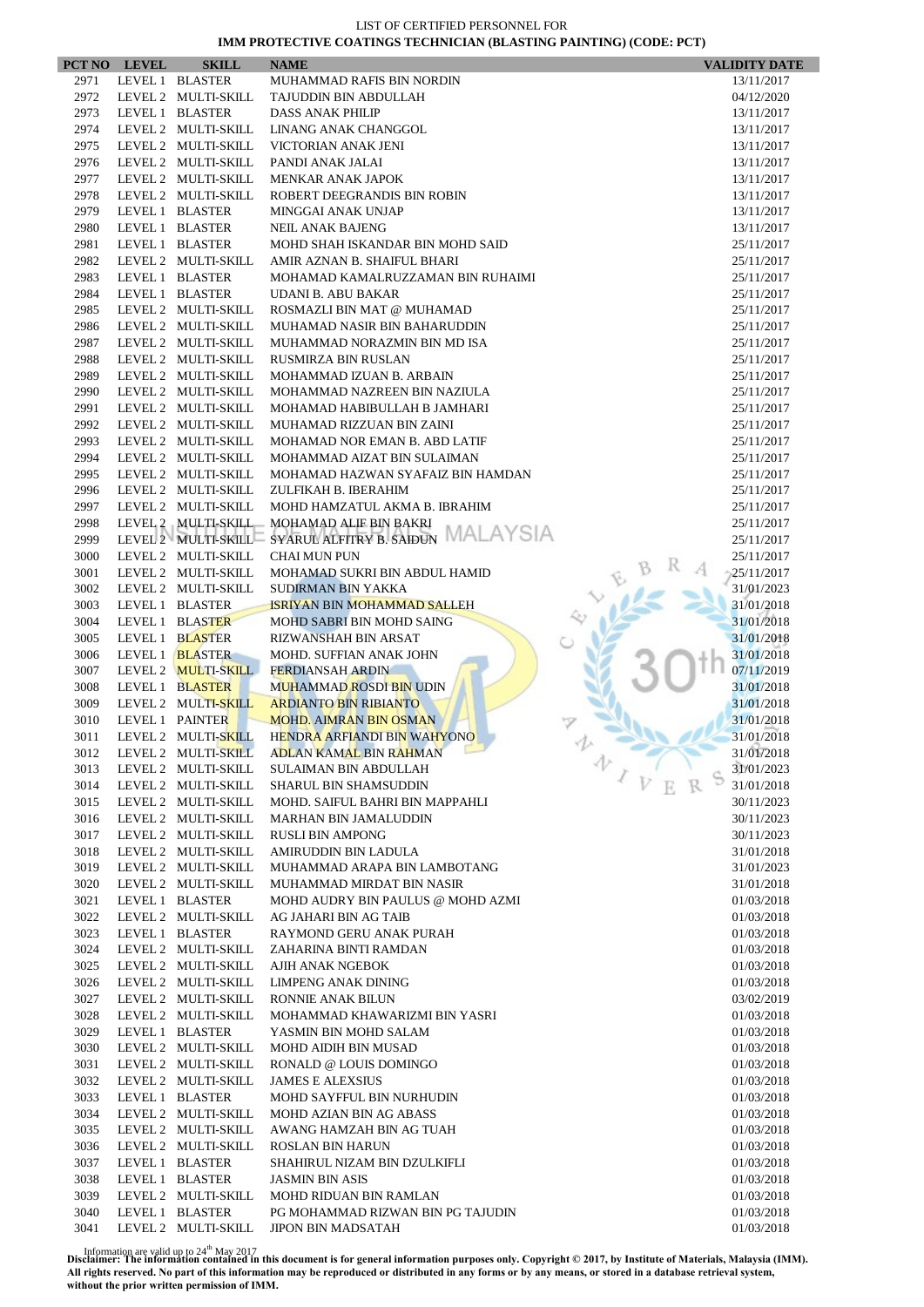LIST OF CERTIFIED PERSONNEL FOR

**IMM PROTECTIVE COATINGS TECHNICIAN (BLASTING PAINTING) (CODE: PCT)**

| PCT NO | LEVEL | SKILL | NAME | VALIDITY DATE |
|---|---|---|---|---|
| 2971 | LEVEL 1 | BLASTER | MUHAMMAD RAFIS BIN NORDIN | 13/11/2017 |
| 2972 | LEVEL 2 | MULTI-SKILL | TAJUDDIN BIN ABDULLAH | 04/12/2020 |
| 2973 | LEVEL 1 | BLASTER | DASS ANAK PHILIP | 13/11/2017 |
| 2974 | LEVEL 2 | MULTI-SKILL | LINANG ANAK CHANGGOL | 13/11/2017 |
| 2975 | LEVEL 2 | MULTI-SKILL | VICTORIAN ANAK JENI | 13/11/2017 |
| 2976 | LEVEL 2 | MULTI-SKILL | PANDI ANAK JALAI | 13/11/2017 |
| 2977 | LEVEL 2 | MULTI-SKILL | MENKAR ANAK JAPOK | 13/11/2017 |
| 2978 | LEVEL 2 | MULTI-SKILL | ROBERT DEEGRANDIS BIN ROBIN | 13/11/2017 |
| 2979 | LEVEL 1 | BLASTER | MINGGAI ANAK UNJAP | 13/11/2017 |
| 2980 | LEVEL 1 | BLASTER | NEIL ANAK BAJENG | 13/11/2017 |
| 2981 | LEVEL 1 | BLASTER | MOHD SHAH ISKANDAR BIN MOHD SAID | 25/11/2017 |
| 2982 | LEVEL 2 | MULTI-SKILL | AMIR AZNAN B. SHAIFUL BHARI | 25/11/2017 |
| 2983 | LEVEL 1 | BLASTER | MOHAMAD KAMALRUZZAMAN BIN RUHAIMI | 25/11/2017 |
| 2984 | LEVEL 1 | BLASTER | UDANI B. ABU BAKAR | 25/11/2017 |
| 2985 | LEVEL 2 | MULTI-SKILL | ROSMAZLI BIN MAT @ MUHAMAD | 25/11/2017 |
| 2986 | LEVEL 2 | MULTI-SKILL | MUHAMAD NASIR BIN BAHARUDDIN | 25/11/2017 |
| 2987 | LEVEL 2 | MULTI-SKILL | MUHAMMAD NORAZMIN BIN MD ISA | 25/11/2017 |
| 2988 | LEVEL 2 | MULTI-SKILL | RUSMIRZA BIN RUSLAN | 25/11/2017 |
| 2989 | LEVEL 2 | MULTI-SKILL | MOHAMMAD IZUAN B. ARBAIN | 25/11/2017 |
| 2990 | LEVEL 2 | MULTI-SKILL | MOHAMMAD NAZREEN BIN NAZIULA | 25/11/2017 |
| 2991 | LEVEL 2 | MULTI-SKILL | MOHAMAD HABIBULLAH B JAMHARI | 25/11/2017 |
| 2992 | LEVEL 2 | MULTI-SKILL | MUHAMAD RIZZUAN BIN ZAINI | 25/11/2017 |
| 2993 | LEVEL 2 | MULTI-SKILL | MOHAMAD NOR EMAN B. ABD LATIF | 25/11/2017 |
| 2994 | LEVEL 2 | MULTI-SKILL | MOHAMMAD AIZAT BIN SULAIMAN | 25/11/2017 |
| 2995 | LEVEL 2 | MULTI-SKILL | MOHAMAD HAZWAN SYAFAIZ BIN HAMDAN | 25/11/2017 |
| 2996 | LEVEL 2 | MULTI-SKILL | ZULFIKAH B. IBERAHIM | 25/11/2017 |
| 2997 | LEVEL 2 | MULTI-SKILL | MOHD HAMZATUL AKMA B. IBRAHIM | 25/11/2017 |
| 2998 | LEVEL 2 | MULTI-SKILL | MOHAMAD ALIF BIN BAKRI | 25/11/2017 |
| 2999 | LEVEL 2 | MULTI-SKILL | SYARUL ALFITRY B. SAIDUN | 25/11/2017 |
| 3000 | LEVEL 2 | MULTI-SKILL | CHAI MUN PUN | 25/11/2017 |
| 3001 | LEVEL 2 | MULTI-SKILL | MOHAMAD SUKRI BIN ABDUL HAMID | 25/11/2017 |
| 3002 | LEVEL 2 | MULTI-SKILL | SUDIRMAN BIN YAKKA | 31/01/2023 |
| 3003 | LEVEL 1 | BLASTER | ISRIYAN BIN MOHAMMAD SALLEH | 31/01/2018 |
| 3004 | LEVEL 1 | BLASTER | MOHD SABRI BIN MOHD SAING | 31/01/2018 |
| 3005 | LEVEL 1 | BLASTER | RIZWANSHAH BIN ARSAT | 31/01/2018 |
| 3006 | LEVEL 1 | BLASTER | MOHD. SUFFIAN ANAK JOHN | 31/01/2018 |
| 3007 | LEVEL 2 | MULTI-SKILL | FERDIANSAH ARDIN | 07/11/2019 |
| 3008 | LEVEL 1 | BLASTER | MUHAMMAD ROSDI BIN UDIN | 31/01/2018 |
| 3009 | LEVEL 2 | MULTI-SKILL | ARDIANTO BIN RIBIANTO | 31/01/2018 |
| 3010 | LEVEL 1 | PAINTER | MOHD. AIMRAN BIN OSMAN | 31/01/2018 |
| 3011 | LEVEL 2 | MULTI-SKILL | HENDRA ARFIANDI BIN WAHYONO | 31/01/2018 |
| 3012 | LEVEL 2 | MULTI-SKILL | ADLAN KAMAL BIN RAHMAN | 31/01/2018 |
| 3013 | LEVEL 2 | MULTI-SKILL | SULAIMAN BIN ABDULLAH | 31/01/2023 |
| 3014 | LEVEL 2 | MULTI-SKILL | SHARUL BIN SHAMSUDDIN | 31/01/2018 |
| 3015 | LEVEL 2 | MULTI-SKILL | MOHD. SAIFUL BAHRI BIN MAPPAHLI | 30/11/2023 |
| 3016 | LEVEL 2 | MULTI-SKILL | MARHAN BIN JAMALUDDIN | 30/11/2023 |
| 3017 | LEVEL 2 | MULTI-SKILL | RUSLI BIN AMPONG | 30/11/2023 |
| 3018 | LEVEL 2 | MULTI-SKILL | AMIRUDDIN BIN LADULA | 31/01/2018 |
| 3019 | LEVEL 2 | MULTI-SKILL | MUHAMMAD ARAPA BIN LAMBOTANG | 31/01/2023 |
| 3020 | LEVEL 2 | MULTI-SKILL | MUHAMMAD MIRDAT BIN NASIR | 31/01/2018 |
| 3021 | LEVEL 1 | BLASTER | MOHD AUDRY BIN PAULUS @ MOHD AZMI | 01/03/2018 |
| 3022 | LEVEL 2 | MULTI-SKILL | AG JAHARI BIN AG TAIB | 01/03/2018 |
| 3023 | LEVEL 1 | BLASTER | RAYMOND GERU ANAK PURAH | 01/03/2018 |
| 3024 | LEVEL 2 | MULTI-SKILL | ZAHARINA BINTI RAMDAN | 01/03/2018 |
| 3025 | LEVEL 2 | MULTI-SKILL | AJIH ANAK NGEBOK | 01/03/2018 |
| 3026 | LEVEL 2 | MULTI-SKILL | LIMPENG ANAK DINING | 01/03/2018 |
| 3027 | LEVEL 2 | MULTI-SKILL | RONNIE ANAK BILUN | 03/02/2019 |
| 3028 | LEVEL 2 | MULTI-SKILL | MOHAMMAD KHAWARIZMI BIN YASRI | 01/03/2018 |
| 3029 | LEVEL 1 | BLASTER | YASMIN BIN MOHD SALAM | 01/03/2018 |
| 3030 | LEVEL 2 | MULTI-SKILL | MOHD AIDIH BIN MUSAD | 01/03/2018 |
| 3031 | LEVEL 2 | MULTI-SKILL | RONALD @ LOUIS DOMINGO | 01/03/2018 |
| 3032 | LEVEL 2 | MULTI-SKILL | JAMES E ALEXSIUS | 01/03/2018 |
| 3033 | LEVEL 1 | BLASTER | MOHD SAYFFUL BIN NURHUDIN | 01/03/2018 |
| 3034 | LEVEL 2 | MULTI-SKILL | MOHD AZIAN BIN AG ABASS | 01/03/2018 |
| 3035 | LEVEL 2 | MULTI-SKILL | AWANG HAMZAH BIN AG TUAH | 01/03/2018 |
| 3036 | LEVEL 2 | MULTI-SKILL | ROSLAN BIN HARUN | 01/03/2018 |
| 3037 | LEVEL 1 | BLASTER | SHAHIRUL NIZAM BIN DZULKIFLI | 01/03/2018 |
| 3038 | LEVEL 1 | BLASTER | JASMIN BIN ASIS | 01/03/2018 |
| 3039 | LEVEL 2 | MULTI-SKILL | MOHD RIDUAN BIN RAMLAN | 01/03/2018 |
| 3040 | LEVEL 1 | BLASTER | PG MOHAMMAD RIZWAN BIN PG TAJUDIN | 01/03/2018 |
| 3041 | LEVEL 2 | MULTI-SKILL | JIPON BIN MADSATAH | 01/03/2018 |

Information are valid up to 24th May 2017

**Disclaimer: The information contained in this document is for general information purposes only. Copyright © 2017, by Institute of Materials, Malaysia (IMM). All rights reserved. No part of this information may be reproduced or distributed in any forms or by any means, or stored in a database retrieval system, without the prior written permission of IMM.**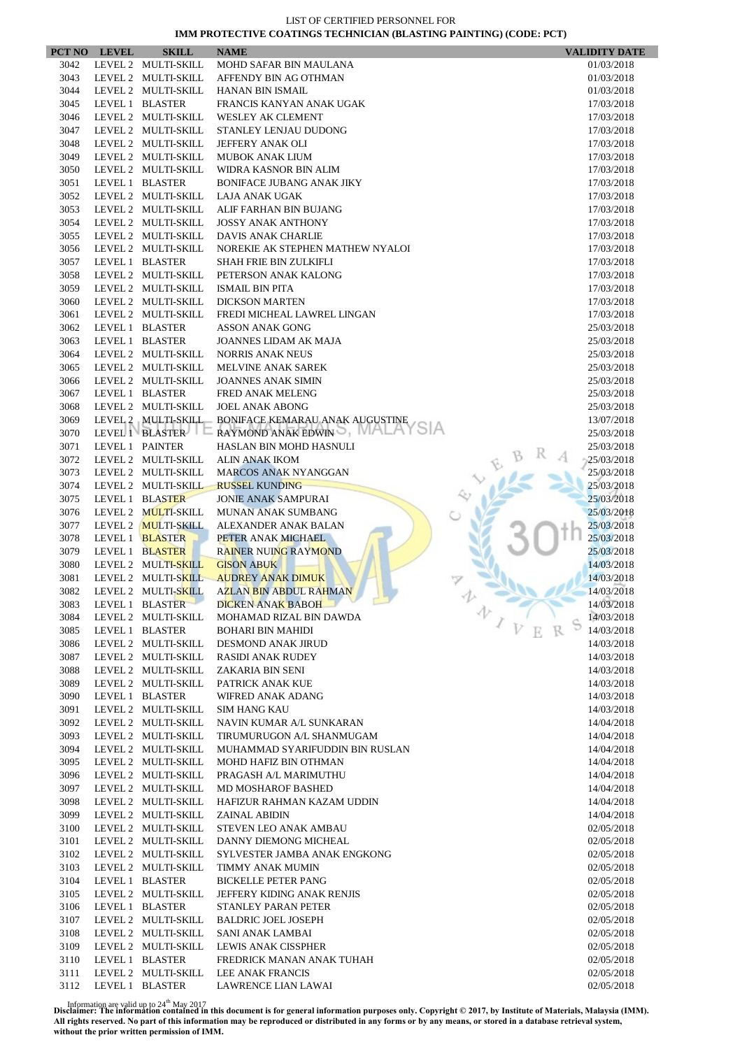LIST OF CERTIFIED PERSONNEL FOR

**IMM PROTECTIVE COATINGS TECHNICIAN (BLASTING PAINTING) (CODE: PCT)**

| PCT NO | LEVEL | SKILL | NAME | VALIDITY DATE |
|---|---|---|---|---|
| 3042 | LEVEL 2 | MULTI-SKILL | MOHD SAFAR BIN MAULANA | 01/03/2018 |
| 3043 | LEVEL 2 | MULTI-SKILL | AFFENDY BIN AG OTHMAN | 01/03/2018 |
| 3044 | LEVEL 2 | MULTI-SKILL | HANAN BIN ISMAIL | 01/03/2018 |
| 3045 | LEVEL 1 | BLASTER | FRANCIS KANYAN ANAK UGAK | 17/03/2018 |
| 3046 | LEVEL 2 | MULTI-SKILL | WESLEY AK CLEMENT | 17/03/2018 |
| 3047 | LEVEL 2 | MULTI-SKILL | STANLEY LENJAU DUDONG | 17/03/2018 |
| 3048 | LEVEL 2 | MULTI-SKILL | JEFFERY ANAK OLI | 17/03/2018 |
| 3049 | LEVEL 2 | MULTI-SKILL | MUBOK ANAK LIUM | 17/03/2018 |
| 3050 | LEVEL 2 | MULTI-SKILL | WIDRA KASNOR BIN ALIM | 17/03/2018 |
| 3051 | LEVEL 1 | BLASTER | BONIFACE JUBANG ANAK JIKY | 17/03/2018 |
| 3052 | LEVEL 2 | MULTI-SKILL | LAJA ANAK UGAK | 17/03/2018 |
| 3053 | LEVEL 2 | MULTI-SKILL | ALIF FARHAN BIN BUJANG | 17/03/2018 |
| 3054 | LEVEL 2 | MULTI-SKILL | JOSSY ANAK ANTHONY | 17/03/2018 |
| 3055 | LEVEL 2 | MULTI-SKILL | DAVIS ANAK CHARLIE | 17/03/2018 |
| 3056 | LEVEL 2 | MULTI-SKILL | NOREKIE AK STEPHEN MATHEW NYALOI | 17/03/2018 |
| 3057 | LEVEL 1 | BLASTER | SHAH FRIE BIN ZULKIFLI | 17/03/2018 |
| 3058 | LEVEL 2 | MULTI-SKILL | PETERSON ANAK KALONG | 17/03/2018 |
| 3059 | LEVEL 2 | MULTI-SKILL | ISMAIL BIN PITA | 17/03/2018 |
| 3060 | LEVEL 2 | MULTI-SKILL | DICKSON MARTEN | 17/03/2018 |
| 3061 | LEVEL 2 | MULTI-SKILL | FREDI MICHEAL LAWREL LINGAN | 17/03/2018 |
| 3062 | LEVEL 1 | BLASTER | ASSON ANAK GONG | 25/03/2018 |
| 3063 | LEVEL 1 | BLASTER | JOANNES LIDAM AK MAJA | 25/03/2018 |
| 3064 | LEVEL 2 | MULTI-SKILL | NORRIS ANAK NEUS | 25/03/2018 |
| 3065 | LEVEL 2 | MULTI-SKILL | MELVINE ANAK SAREK | 25/03/2018 |
| 3066 | LEVEL 2 | MULTI-SKILL | JOANNES ANAK SIMIN | 25/03/2018 |
| 3067 | LEVEL 1 | BLASTER | FRED ANAK MELENG | 25/03/2018 |
| 3068 | LEVEL 2 | MULTI-SKILL | JOEL ANAK ABONG | 25/03/2018 |
| 3069 | LEVEL 2 | MULTI-SKILL | BONIFACE KEMARAU ANAK AUGUSTINE | 13/07/2018 |
| 3070 | LEVEL 1 | BLASTER | RAYMOND ANAK EDWIN | 25/03/2018 |
| 3071 | LEVEL 1 | PAINTER | HASLAN BIN MOHD HASNULI | 25/03/2018 |
| 3072 | LEVEL 2 | MULTI-SKILL | ALIN ANAK IKOM | 25/03/2018 |
| 3073 | LEVEL 2 | MULTI-SKILL | MARCOS ANAK NYANGGAN | 25/03/2018 |
| 3074 | LEVEL 2 | MULTI-SKILL | RUSSEL KUNDING | 25/03/2018 |
| 3075 | LEVEL 1 | BLASTER | JONIE ANAK SAMPURAI | 25/03/2018 |
| 3076 | LEVEL 2 | MULTI-SKILL | MUNAN ANAK SUMBANG | 25/03/2018 |
| 3077 | LEVEL 2 | MULTI-SKILL | ALEXANDER ANAK BALAN | 25/03/2018 |
| 3078 | LEVEL 1 | BLASTER | PETER ANAK MICHAEL | 25/03/2018 |
| 3079 | LEVEL 1 | BLASTER | RAINER NUING RAYMOND | 25/03/2018 |
| 3080 | LEVEL 2 | MULTI-SKILL | GISON ABUK | 14/03/2018 |
| 3081 | LEVEL 2 | MULTI-SKILL | AUDREY ANAK DIMUK | 14/03/2018 |
| 3082 | LEVEL 2 | MULTI-SKILL | AZLAN BIN ABDUL RAHMAN | 14/03/2018 |
| 3083 | LEVEL 1 | BLASTER | DICKEN ANAK BABOH | 14/03/2018 |
| 3084 | LEVEL 2 | MULTI-SKILL | MOHAMAD RIZAL BIN DAWDA | 14/03/2018 |
| 3085 | LEVEL 1 | BLASTER | BOHARI BIN MAHIDI | 14/03/2018 |
| 3086 | LEVEL 2 | MULTI-SKILL | DESMOND ANAK JIRUD | 14/03/2018 |
| 3087 | LEVEL 2 | MULTI-SKILL | RASIDI ANAK RUDEY | 14/03/2018 |
| 3088 | LEVEL 2 | MULTI-SKILL | ZAKARIA BIN SENI | 14/03/2018 |
| 3089 | LEVEL 2 | MULTI-SKILL | PATRICK ANAK KUE | 14/03/2018 |
| 3090 | LEVEL 1 | BLASTER | WIFRED ANAK ADANG | 14/03/2018 |
| 3091 | LEVEL 2 | MULTI-SKILL | SIM HANG KAU | 14/03/2018 |
| 3092 | LEVEL 2 | MULTI-SKILL | NAVIN KUMAR A/L SUNKARAN | 14/04/2018 |
| 3093 | LEVEL 2 | MULTI-SKILL | TIRUMURUGON A/L SHANMUGAM | 14/04/2018 |
| 3094 | LEVEL 2 | MULTI-SKILL | MUHAMMAD SYARIFUDDIN BIN RUSLAN | 14/04/2018 |
| 3095 | LEVEL 2 | MULTI-SKILL | MOHD HAFIZ BIN OTHMAN | 14/04/2018 |
| 3096 | LEVEL 2 | MULTI-SKILL | PRAGASH A/L MARIMUTHU | 14/04/2018 |
| 3097 | LEVEL 2 | MULTI-SKILL | MD MOSHAROF BASHED | 14/04/2018 |
| 3098 | LEVEL 2 | MULTI-SKILL | HAFIZUR RAHMAN KAZAM UDDIN | 14/04/2018 |
| 3099 | LEVEL 2 | MULTI-SKILL | ZAINAL ABIDIN | 14/04/2018 |
| 3100 | LEVEL 2 | MULTI-SKILL | STEVEN LEO ANAK AMBAU | 02/05/2018 |
| 3101 | LEVEL 2 | MULTI-SKILL | DANNY DIEMONG MICHEAL | 02/05/2018 |
| 3102 | LEVEL 2 | MULTI-SKILL | SYLVESTER JAMBA ANAK ENGKONG | 02/05/2018 |
| 3103 | LEVEL 2 | MULTI-SKILL | TIMMY ANAK MUMIN | 02/05/2018 |
| 3104 | LEVEL 1 | BLASTER | BICKELLE PETER PANG | 02/05/2018 |
| 3105 | LEVEL 2 | MULTI-SKILL | JEFFERY KIDING ANAK RENJIS | 02/05/2018 |
| 3106 | LEVEL 1 | BLASTER | STANLEY PARAN PETER | 02/05/2018 |
| 3107 | LEVEL 2 | MULTI-SKILL | BALDRIC JOEL JOSEPH | 02/05/2018 |
| 3108 | LEVEL 2 | MULTI-SKILL | SANI ANAK LAMBAI | 02/05/2018 |
| 3109 | LEVEL 2 | MULTI-SKILL | LEWIS ANAK CISSPHER | 02/05/2018 |
| 3110 | LEVEL 1 | BLASTER | FREDRICK MANAN ANAK TUHAH | 02/05/2018 |
| 3111 | LEVEL 2 | MULTI-SKILL | LEE ANAK FRANCIS | 02/05/2018 |
| 3112 | LEVEL 1 | BLASTER | LAWRENCE LIAN LAWAI | 02/05/2018 |

Information are valid up to 24th May 2017

**Disclaimer: The information contained in this document is for general information purposes only. Copyright © 2017, by Institute of Materials, Malaysia (IMM). All rights reserved. No part of this information may be reproduced or distributed in any forms or by any means, or stored in a database retrieval system, without the prior written permission of IMM.**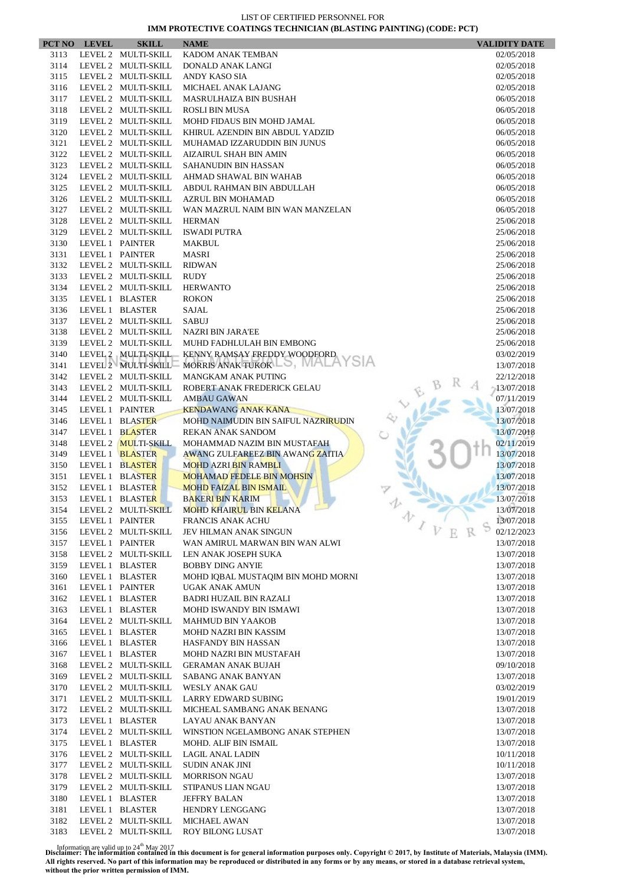LIST OF CERTIFIED PERSONNEL FOR
**IMM PROTECTIVE COATINGS TECHNICIAN (BLASTING PAINTING) (CODE: PCT)**

| PCT NO | LEVEL | SKILL | NAME | VALIDITY DATE |
|---|---|---|---|---|
| 3113 | LEVEL 2 | MULTI-SKILL | KADOM ANAK TEMBAN | 02/05/2018 |
| 3114 | LEVEL 2 | MULTI-SKILL | DONALD ANAK LANGI | 02/05/2018 |
| 3115 | LEVEL 2 | MULTI-SKILL | ANDY KASO SIA | 02/05/2018 |
| 3116 | LEVEL 2 | MULTI-SKILL | MICHAEL ANAK LAJANG | 02/05/2018 |
| 3117 | LEVEL 2 | MULTI-SKILL | MASRULHAIZA BIN BUSHAH | 06/05/2018 |
| 3118 | LEVEL 2 | MULTI-SKILL | ROSLI BIN MUSA | 06/05/2018 |
| 3119 | LEVEL 2 | MULTI-SKILL | MOHD FIDAUS BIN MOHD JAMAL | 06/05/2018 |
| 3120 | LEVEL 2 | MULTI-SKILL | KHIRUL AZENDIN BIN ABDUL YADZID | 06/05/2018 |
| 3121 | LEVEL 2 | MULTI-SKILL | MUHAMAD IZZARUDDIN BIN JUNUS | 06/05/2018 |
| 3122 | LEVEL 2 | MULTI-SKILL | AIZAIRUL SHAH BIN AMIN | 06/05/2018 |
| 3123 | LEVEL 2 | MULTI-SKILL | SAHANUDIN BIN HASSAN | 06/05/2018 |
| 3124 | LEVEL 2 | MULTI-SKILL | AHMAD SHAWAL BIN WAHAB | 06/05/2018 |
| 3125 | LEVEL 2 | MULTI-SKILL | ABDUL RAHMAN BIN ABDULLAH | 06/05/2018 |
| 3126 | LEVEL 2 | MULTI-SKILL | AZRUL BIN MOHAMAD | 06/05/2018 |
| 3127 | LEVEL 2 | MULTI-SKILL | WAN MAZRUL NAIM BIN WAN MANZELAN | 06/05/2018 |
| 3128 | LEVEL 2 | MULTI-SKILL | HERMAN | 25/06/2018 |
| 3129 | LEVEL 2 | MULTI-SKILL | ISWADI PUTRA | 25/06/2018 |
| 3130 | LEVEL 1 | PAINTER | MAKBUL | 25/06/2018 |
| 3131 | LEVEL 1 | PAINTER | MASRI | 25/06/2018 |
| 3132 | LEVEL 2 | MULTI-SKILL | RIDWAN | 25/06/2018 |
| 3133 | LEVEL 2 | MULTI-SKILL | RUDY | 25/06/2018 |
| 3134 | LEVEL 2 | MULTI-SKILL | HERWANTO | 25/06/2018 |
| 3135 | LEVEL 1 | BLASTER | ROKON | 25/06/2018 |
| 3136 | LEVEL 1 | BLASTER | SAJAL | 25/06/2018 |
| 3137 | LEVEL 2 | MULTI-SKILL | SABUJ | 25/06/2018 |
| 3138 | LEVEL 2 | MULTI-SKILL | NAZRI BIN JARA'EE | 25/06/2018 |
| 3139 | LEVEL 2 | MULTI-SKILL | MUHD FADHLULAH BIN EMBONG | 25/06/2018 |
| 3140 | LEVEL 2 | MULTI-SKILL | KENNY RAMSAY FREDDY WOODFORD | 03/02/2019 |
| 3141 | LEVEL 2 | MULTI-SKILL | MORRIS ANAK TUKOK | 13/07/2018 |
| 3142 | LEVEL 2 | MULTI-SKILL | MANGKAM ANAK PUTING | 22/12/2018 |
| 3143 | LEVEL 2 | MULTI-SKILL | ROBERT ANAK FREDERICK GELAU | 13/07/2018 |
| 3144 | LEVEL 2 | MULTI-SKILL | AMBAU GAWAN | 07/11/2019 |
| 3145 | LEVEL 1 | PAINTER | KENDAWANG ANAK KANA | 13/07/2018 |
| 3146 | LEVEL 1 | BLASTER | MOHD NAIMUDIN BIN SAIFUL NAZRIRUDIN | 13/07/2018 |
| 3147 | LEVEL 1 | BLASTER | REKAN ANAK SANDOM | 13/07/2018 |
| 3148 | LEVEL 2 | MULTI-SKILL | MOHAMMAD NAZIM BIN MUSTAFAH | 02/11/2019 |
| 3149 | LEVEL 1 | BLASTER | AWANG ZULFAREEZ BIN AWANG ZAITIA | 13/07/2018 |
| 3150 | LEVEL 1 | BLASTER | MOHD AZRI BIN RAMBLI | 13/07/2018 |
| 3151 | LEVEL 1 | BLASTER | MOHAMAD FEDELE BIN MOHSIN | 13/07/2018 |
| 3152 | LEVEL 1 | BLASTER | MOHD FAIZAL BIN ISMAIL | 13/07/2018 |
| 3153 | LEVEL 1 | BLASTER | BAKERI BIN KARIM | 13/07/2018 |
| 3154 | LEVEL 2 | MULTI-SKILL | MOHD KHAIRUL BIN KELANA | 13/07/2018 |
| 3155 | LEVEL 1 | PAINTER | FRANCIS ANAK ACHU | 13/07/2018 |
| 3156 | LEVEL 2 | MULTI-SKILL | JEV HILMAN ANAK SINGUN | 02/12/2023 |
| 3157 | LEVEL 1 | PAINTER | WAN AMIRUL MARWAN BIN WAN ALWI | 13/07/2018 |
| 3158 | LEVEL 2 | MULTI-SKILL | LEN ANAK JOSEPH SUKA | 13/07/2018 |
| 3159 | LEVEL 1 | BLASTER | BOBBY DING ANYIE | 13/07/2018 |
| 3160 | LEVEL 1 | BLASTER | MOHD IQBAL MUSTAQIM BIN MOHD MORNI | 13/07/2018 |
| 3161 | LEVEL 1 | PAINTER | UGAK ANAK AMUN | 13/07/2018 |
| 3162 | LEVEL 1 | BLASTER | BADRI HUZAIL BIN RAZALI | 13/07/2018 |
| 3163 | LEVEL 1 | BLASTER | MOHD ISWANDY BIN ISMAWI | 13/07/2018 |
| 3164 | LEVEL 2 | MULTI-SKILL | MAHMUD BIN YAAKOB | 13/07/2018 |
| 3165 | LEVEL 1 | BLASTER | MOHD NAZRI BIN KASSIM | 13/07/2018 |
| 3166 | LEVEL 1 | BLASTER | HASFANDY BIN HASSAN | 13/07/2018 |
| 3167 | LEVEL 1 | BLASTER | MOHD NAZRI BIN MUSTAFAH | 13/07/2018 |
| 3168 | LEVEL 2 | MULTI-SKILL | GERAMAN ANAK BUJAH | 09/10/2018 |
| 3169 | LEVEL 2 | MULTI-SKILL | SABANG ANAK BANYAN | 13/07/2018 |
| 3170 | LEVEL 2 | MULTI-SKILL | WESLY ANAK GAU | 03/02/2019 |
| 3171 | LEVEL 2 | MULTI-SKILL | LARRY EDWARD SUBING | 19/01/2019 |
| 3172 | LEVEL 2 | MULTI-SKILL | MICHEAL SAMBANG ANAK BENANG | 13/07/2018 |
| 3173 | LEVEL 1 | BLASTER | LAYAU ANAK BANYAN | 13/07/2018 |
| 3174 | LEVEL 2 | MULTI-SKILL | WINSTION NGELAMBONG ANAK STEPHEN | 13/07/2018 |
| 3175 | LEVEL 1 | BLASTER | MOHD. ALIF BIN ISMAIL | 13/07/2018 |
| 3176 | LEVEL 2 | MULTI-SKILL | LAGIL ANAL LADIN | 10/11/2018 |
| 3177 | LEVEL 2 | MULTI-SKILL | SUDIN ANAK JINI | 10/11/2018 |
| 3178 | LEVEL 2 | MULTI-SKILL | MORRISON NGAU | 13/07/2018 |
| 3179 | LEVEL 2 | MULTI-SKILL | STIPANUS LIAN NGAU | 13/07/2018 |
| 3180 | LEVEL 1 | BLASTER | JEFFRY BALAN | 13/07/2018 |
| 3181 | LEVEL 1 | BLASTER | HENDRY LENGGANG | 13/07/2018 |
| 3182 | LEVEL 2 | MULTI-SKILL | MICHAEL AWAN | 13/07/2018 |
| 3183 | LEVEL 2 | MULTI-SKILL | ROY BILONG LUSAT | 13/07/2018 |

Information are valid up to 24th May 2017

**Disclaimer: The information contained in this document is for general information purposes only. Copyright © 2017, by Institute of Materials, Malaysia (IMM). All rights reserved. No part of this information may be reproduced or distributed in any forms or by any means, or stored in a database retrieval system, without the prior written permission of IMM.**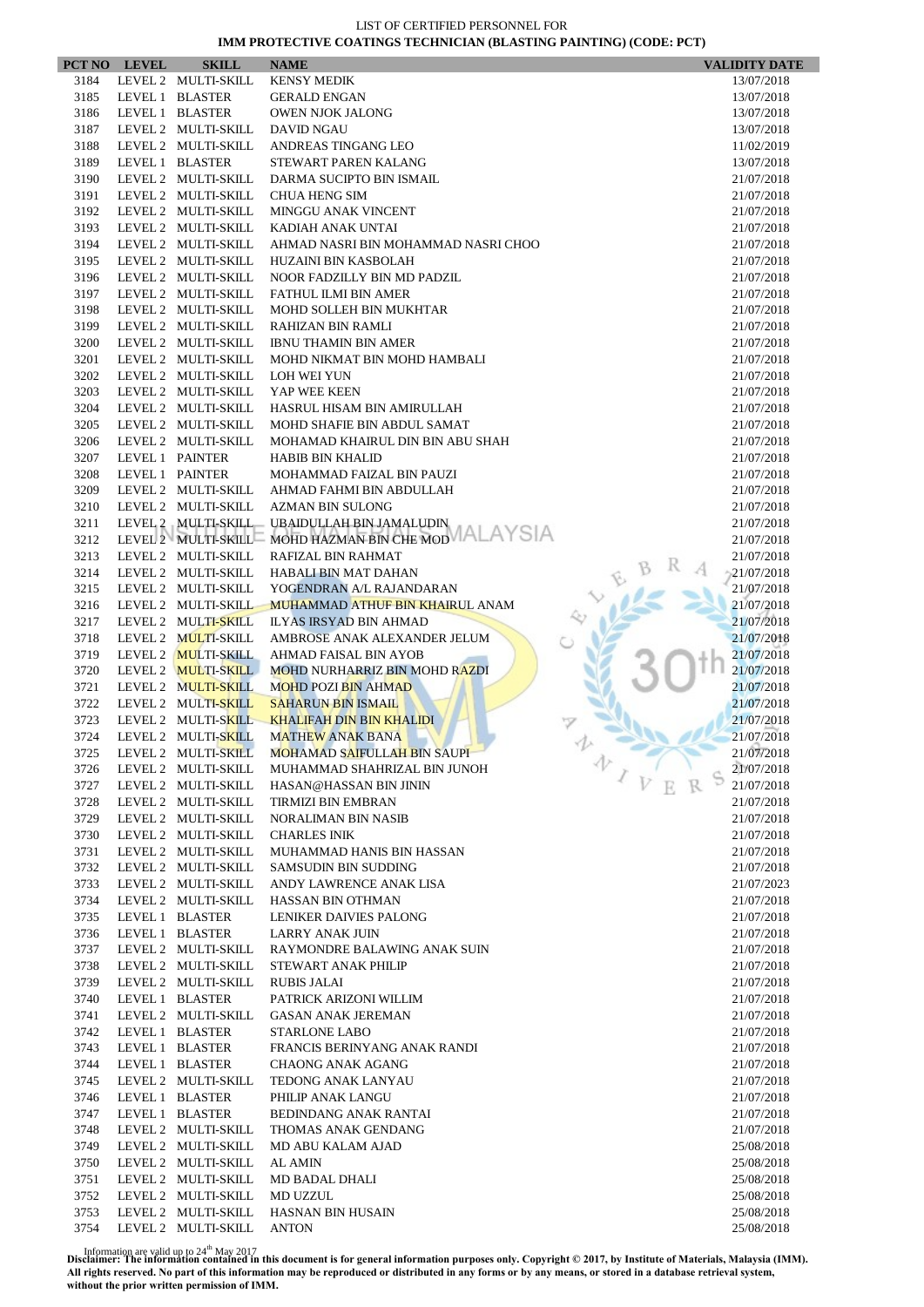LIST OF CERTIFIED PERSONNEL FOR

**IMM PROTECTIVE COATINGS TECHNICIAN (BLASTING PAINTING) (CODE: PCT)**

| PCT NO | LEVEL | SKILL | NAME | VALIDITY DATE |
|---|---|---|---|---|
| 3184 | LEVEL 2 | MULTI-SKILL | KENSY MEDIK | 13/07/2018 |
| 3185 | LEVEL 1 | BLASTER | GERALD ENGAN | 13/07/2018 |
| 3186 | LEVEL 1 | BLASTER | OWEN NJOK JALONG | 13/07/2018 |
| 3187 | LEVEL 2 | MULTI-SKILL | DAVID NGAU | 13/07/2018 |
| 3188 | LEVEL 2 | MULTI-SKILL | ANDREAS TINGANG LEO | 11/02/2019 |
| 3189 | LEVEL 1 | BLASTER | STEWART PAREN KALANG | 13/07/2018 |
| 3190 | LEVEL 2 | MULTI-SKILL | DARMA SUCIPTO BIN ISMAIL | 21/07/2018 |
| 3191 | LEVEL 2 | MULTI-SKILL | CHUA HENG SIM | 21/07/2018 |
| 3192 | LEVEL 2 | MULTI-SKILL | MINGGU ANAK VINCENT | 21/07/2018 |
| 3193 | LEVEL 2 | MULTI-SKILL | KADIAH ANAK UNTAI | 21/07/2018 |
| 3194 | LEVEL 2 | MULTI-SKILL | AHMAD NASRI BIN MOHAMMAD NASRI CHOO | 21/07/2018 |
| 3195 | LEVEL 2 | MULTI-SKILL | HUZAINI BIN KASBOLAH | 21/07/2018 |
| 3196 | LEVEL 2 | MULTI-SKILL | NOOR FADZILLY BIN MD PADZIL | 21/07/2018 |
| 3197 | LEVEL 2 | MULTI-SKILL | FATHUL ILMI BIN AMER | 21/07/2018 |
| 3198 | LEVEL 2 | MULTI-SKILL | MOHD SOLLEH BIN MUKHTAR | 21/07/2018 |
| 3199 | LEVEL 2 | MULTI-SKILL | RAHIZAN BIN RAMLI | 21/07/2018 |
| 3200 | LEVEL 2 | MULTI-SKILL | IBNU THAMIN BIN AMER | 21/07/2018 |
| 3201 | LEVEL 2 | MULTI-SKILL | MOHD NIKMAT BIN MOHD HAMBALI | 21/07/2018 |
| 3202 | LEVEL 2 | MULTI-SKILL | LOH WEI YUN | 21/07/2018 |
| 3203 | LEVEL 2 | MULTI-SKILL | YAP WEE KEEN | 21/07/2018 |
| 3204 | LEVEL 2 | MULTI-SKILL | HASRUL HISAM BIN AMIRULLAH | 21/07/2018 |
| 3205 | LEVEL 2 | MULTI-SKILL | MOHD SHAFIE BIN ABDUL SAMAT | 21/07/2018 |
| 3206 | LEVEL 2 | MULTI-SKILL | MOHAMAD KHAIRUL DIN BIN ABU SHAH | 21/07/2018 |
| 3207 | LEVEL 1 | PAINTER | HABIB BIN KHALID | 21/07/2018 |
| 3208 | LEVEL 1 | PAINTER | MOHAMMAD FAIZAL BIN PAUZI | 21/07/2018 |
| 3209 | LEVEL 2 | MULTI-SKILL | AHMAD FAHMI BIN ABDULLAH | 21/07/2018 |
| 3210 | LEVEL 2 | MULTI-SKILL | AZMAN BIN SULONG | 21/07/2018 |
| 3211 | LEVEL 2 | MULTI-SKILL | UBAIDULLAH BIN JAMALUDIN | 21/07/2018 |
| 3212 | LEVEL 2 | MULTI-SKILL | MOHD HAZMAN BIN CHE MOD | 21/07/2018 |
| 3213 | LEVEL 2 | MULTI-SKILL | RAFIZAL BIN RAHMAT | 21/07/2018 |
| 3214 | LEVEL 2 | MULTI-SKILL | HABALI BIN MAT DAHAN | 21/07/2018 |
| 3215 | LEVEL 2 | MULTI-SKILL | YOGENDRAN A/L RAJANDARAN | 21/07/2018 |
| 3216 | LEVEL 2 | MULTI-SKILL | MUHAMMAD ATHUF BIN KHAIRUL ANAM | 21/07/2018 |
| 3217 | LEVEL 2 | MULTI-SKILL | ILYAS IRSYAD BIN AHMAD | 21/07/2018 |
| 3718 | LEVEL 2 | MULTI-SKILL | AMBROSE ANAK ALEXANDER JELUM | 21/07/2018 |
| 3719 | LEVEL 2 | MULTI-SKILL | AHMAD FAISAL BIN AYOB | 21/07/2018 |
| 3720 | LEVEL 2 | MULTI-SKILL | MOHD NURHARRIZ BIN MOHD RAZDI | 21/07/2018 |
| 3721 | LEVEL 2 | MULTI-SKILL | MOHD POZI BIN AHMAD | 21/07/2018 |
| 3722 | LEVEL 2 | MULTI-SKILL | SAHARUN BIN ISMAIL | 21/07/2018 |
| 3723 | LEVEL 2 | MULTI-SKILL | KHALIFAH DIN BIN KHALIDI | 21/07/2018 |
| 3724 | LEVEL 2 | MULTI-SKILL | MATHEW ANAK BANA | 21/07/2018 |
| 3725 | LEVEL 2 | MULTI-SKILL | MOHAMAD SAIFULLAH BIN SAUPI | 21/07/2018 |
| 3726 | LEVEL 2 | MULTI-SKILL | MUHAMMAD SHAHRIZAL BIN JUNOH | 21/07/2018 |
| 3727 | LEVEL 2 | MULTI-SKILL | HASAN@HASSAN BIN JININ | 21/07/2018 |
| 3728 | LEVEL 2 | MULTI-SKILL | TIRMIZI BIN EMBRAN | 21/07/2018 |
| 3729 | LEVEL 2 | MULTI-SKILL | NORALIMAN BIN NASIB | 21/07/2018 |
| 3730 | LEVEL 2 | MULTI-SKILL | CHARLES INIK | 21/07/2018 |
| 3731 | LEVEL 2 | MULTI-SKILL | MUHAMMAD HANIS BIN HASSAN | 21/07/2018 |
| 3732 | LEVEL 2 | MULTI-SKILL | SAMSUDIN BIN SUDDING | 21/07/2018 |
| 3733 | LEVEL 2 | MULTI-SKILL | ANDY LAWRENCE ANAK LISA | 21/07/2023 |
| 3734 | LEVEL 2 | MULTI-SKILL | HASSAN BIN OTHMAN | 21/07/2018 |
| 3735 | LEVEL 1 | BLASTER | LENIKER DAIVIES PALONG | 21/07/2018 |
| 3736 | LEVEL 1 | BLASTER | LARRY ANAK JUIN | 21/07/2018 |
| 3737 | LEVEL 2 | MULTI-SKILL | RAYMONDRE BALAWING ANAK SUIN | 21/07/2018 |
| 3738 | LEVEL 2 | MULTI-SKILL | STEWART ANAK PHILIP | 21/07/2018 |
| 3739 | LEVEL 2 | MULTI-SKILL | RUBIS JALAI | 21/07/2018 |
| 3740 | LEVEL 1 | BLASTER | PATRICK ARIZONI WILLIM | 21/07/2018 |
| 3741 | LEVEL 2 | MULTI-SKILL | GASAN ANAK JEREMAN | 21/07/2018 |
| 3742 | LEVEL 1 | BLASTER | STARLONE LABO | 21/07/2018 |
| 3743 | LEVEL 1 | BLASTER | FRANCIS BERINYANG ANAK RANDI | 21/07/2018 |
| 3744 | LEVEL 1 | BLASTER | CHAONG ANAK AGANG | 21/07/2018 |
| 3745 | LEVEL 2 | MULTI-SKILL | TEDONG ANAK LANYAU | 21/07/2018 |
| 3746 | LEVEL 1 | BLASTER | PHILIP ANAK LANGU | 21/07/2018 |
| 3747 | LEVEL 1 | BLASTER | BEDINDANG ANAK RANTAI | 21/07/2018 |
| 3748 | LEVEL 2 | MULTI-SKILL | THOMAS ANAK GENDANG | 21/07/2018 |
| 3749 | LEVEL 2 | MULTI-SKILL | MD ABU KALAM AJAD | 25/08/2018 |
| 3750 | LEVEL 2 | MULTI-SKILL | AL AMIN | 25/08/2018 |
| 3751 | LEVEL 2 | MULTI-SKILL | MD BADAL DHALI | 25/08/2018 |
| 3752 | LEVEL 2 | MULTI-SKILL | MD UZZUL | 25/08/2018 |
| 3753 | LEVEL 2 | MULTI-SKILL | HASNAN BIN HUSAIN | 25/08/2018 |
| 3754 | LEVEL 2 | MULTI-SKILL | ANTON | 25/08/2018 |

Information are valid up to 24th May 2017

**Disclaimer: The information contained in this document is for general information purposes only. Copyright © 2017, by Institute of Materials, Malaysia (IMM). All rights reserved. No part of this information may be reproduced or distributed in any forms or by any means, or stored in a database retrieval system, without the prior written permission of IMM.**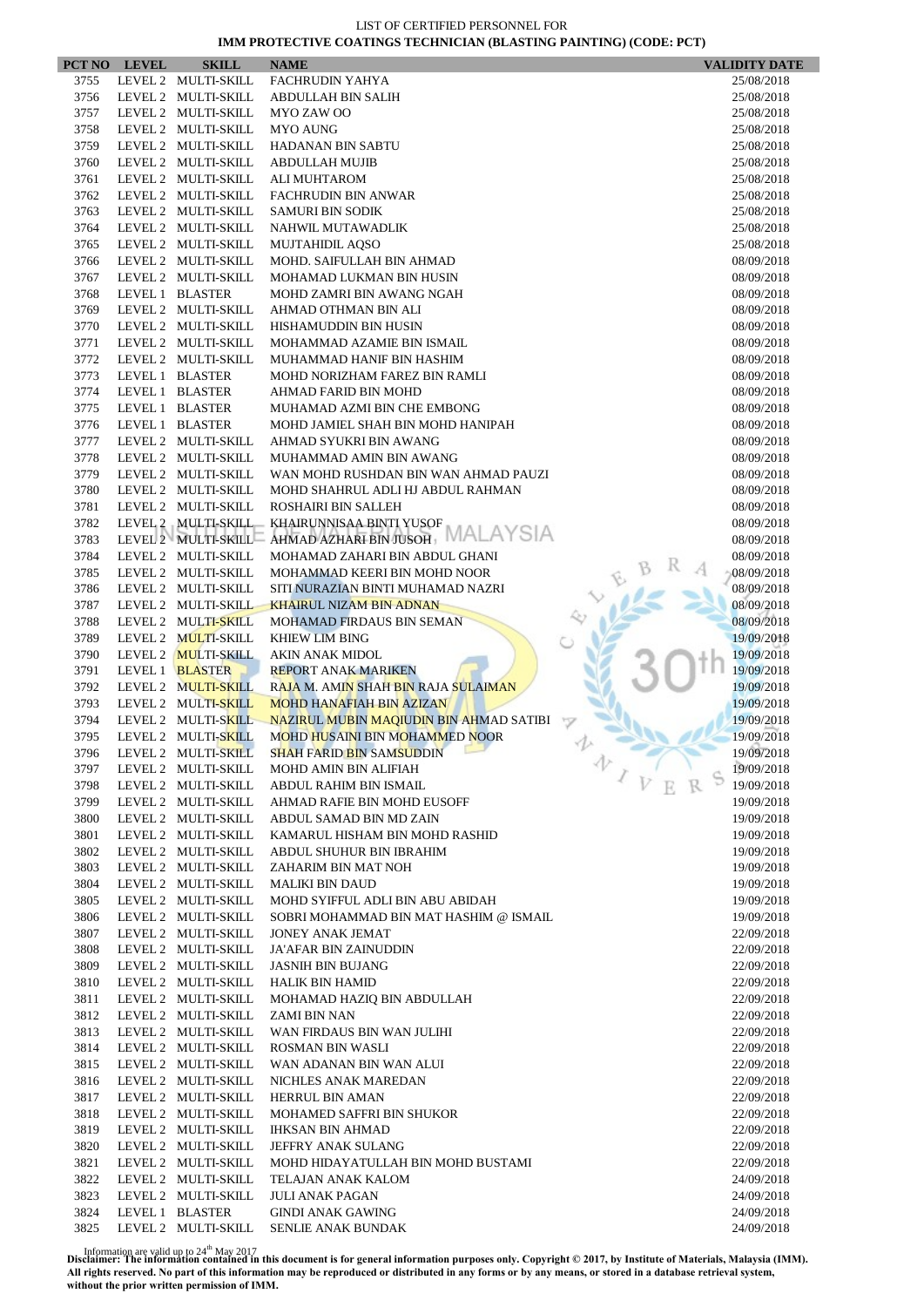LIST OF CERTIFIED PERSONNEL FOR

**IMM PROTECTIVE COATINGS TECHNICIAN (BLASTING PAINTING) (CODE: PCT)**

| PCT NO | LEVEL | SKILL | NAME | VALIDITY DATE |
|---|---|---|---|---|
| 3755 | LEVEL 2 | MULTI-SKILL | FACHRUDIN YAHYA | 25/08/2018 |
| 3756 | LEVEL 2 | MULTI-SKILL | ABDULLAH BIN SALIH | 25/08/2018 |
| 3757 | LEVEL 2 | MULTI-SKILL | MYO ZAW OO | 25/08/2018 |
| 3758 | LEVEL 2 | MULTI-SKILL | MYO AUNG | 25/08/2018 |
| 3759 | LEVEL 2 | MULTI-SKILL | HADANAN BIN SABTU | 25/08/2018 |
| 3760 | LEVEL 2 | MULTI-SKILL | ABDULLAH MUJIB | 25/08/2018 |
| 3761 | LEVEL 2 | MULTI-SKILL | ALI MUHTAROM | 25/08/2018 |
| 3762 | LEVEL 2 | MULTI-SKILL | FACHRUDIN BIN ANWAR | 25/08/2018 |
| 3763 | LEVEL 2 | MULTI-SKILL | SAMURI BIN SODIK | 25/08/2018 |
| 3764 | LEVEL 2 | MULTI-SKILL | NAHWIL MUTAWADLIK | 25/08/2018 |
| 3765 | LEVEL 2 | MULTI-SKILL | MUJTAHIDIL AQSO | 25/08/2018 |
| 3766 | LEVEL 2 | MULTI-SKILL | MOHD. SAIFULLAH BIN AHMAD | 08/09/2018 |
| 3767 | LEVEL 2 | MULTI-SKILL | MOHAMAD LUKMAN BIN HUSIN | 08/09/2018 |
| 3768 | LEVEL 1 | BLASTER | MOHD ZAMRI BIN AWANG NGAH | 08/09/2018 |
| 3769 | LEVEL 2 | MULTI-SKILL | AHMAD OTHMAN BIN ALI | 08/09/2018 |
| 3770 | LEVEL 2 | MULTI-SKILL | HISHAMUDDIN BIN HUSIN | 08/09/2018 |
| 3771 | LEVEL 2 | MULTI-SKILL | MOHAMMAD AZAMIE BIN ISMAIL | 08/09/2018 |
| 3772 | LEVEL 2 | MULTI-SKILL | MUHAMMAD HANIF BIN HASHIM | 08/09/2018 |
| 3773 | LEVEL 1 | BLASTER | MOHD NORIZHAM FAREZ BIN RAMLI | 08/09/2018 |
| 3774 | LEVEL 1 | BLASTER | AHMAD FARID BIN MOHD | 08/09/2018 |
| 3775 | LEVEL 1 | BLASTER | MUHAMAD AZMI BIN CHE EMBONG | 08/09/2018 |
| 3776 | LEVEL 1 | BLASTER | MOHD JAMIEL SHAH BIN MOHD HANIPAH | 08/09/2018 |
| 3777 | LEVEL 2 | MULTI-SKILL | AHMAD SYUKRI BIN AWANG | 08/09/2018 |
| 3778 | LEVEL 2 | MULTI-SKILL | MUHAMMAD AMIN BIN AWANG | 08/09/2018 |
| 3779 | LEVEL 2 | MULTI-SKILL | WAN MOHD RUSHDAN BIN WAN AHMAD PAUZI | 08/09/2018 |
| 3780 | LEVEL 2 | MULTI-SKILL | MOHD SHAHRUL ADLI HJ ABDUL RAHMAN | 08/09/2018 |
| 3781 | LEVEL 2 | MULTI-SKILL | ROSHAIRI BIN SALLEH | 08/09/2018 |
| 3782 | LEVEL 2 | MULTI-SKILL | KHAIRUNNISAA BINTI YUSOF | 08/09/2018 |
| 3783 | LEVEL 2 | MULTI-SKILL | AHMAD AZHARI BIN JUSOH | 08/09/2018 |
| 3784 | LEVEL 2 | MULTI-SKILL | MOHAMAD ZAHARI BIN ABDUL GHANI | 08/09/2018 |
| 3785 | LEVEL 2 | MULTI-SKILL | MOHAMMAD KEERI BIN MOHD NOOR | 08/09/2018 |
| 3786 | LEVEL 2 | MULTI-SKILL | SITI NURAZIAN BINTI MUHAMAD NAZRI | 08/09/2018 |
| 3787 | LEVEL 2 | MULTI-SKILL | KHAIRUL NIZAM BIN ADNAN | 08/09/2018 |
| 3788 | LEVEL 2 | MULTI-SKILL | MOHAMAD FIRDAUS BIN SEMAN | 08/09/2018 |
| 3789 | LEVEL 2 | MULTI-SKILL | KHIEW LIM BING | 19/09/2018 |
| 3790 | LEVEL 2 | MULTI-SKILL | AKIN ANAK MIDOL | 19/09/2018 |
| 3791 | LEVEL 1 | BLASTER | REPORT ANAK MARIKEN | 19/09/2018 |
| 3792 | LEVEL 2 | MULTI-SKILL | RAJA M. AMIN SHAH BIN RAJA SULAIMAN | 19/09/2018 |
| 3793 | LEVEL 2 | MULTI-SKILL | MOHD HANAFIAH BIN AZIZAN | 19/09/2018 |
| 3794 | LEVEL 2 | MULTI-SKILL | NAZIRUL MUBIN MAQIUDIN BIN AHMAD SATIBI | 19/09/2018 |
| 3795 | LEVEL 2 | MULTI-SKILL | MOHD HUSAINI BIN MOHAMMED NOOR | 19/09/2018 |
| 3796 | LEVEL 2 | MULTI-SKILL | SHAH FARID BIN SAMSUDDIN | 19/09/2018 |
| 3797 | LEVEL 2 | MULTI-SKILL | MOHD AMIN BIN ALIFIAH | 19/09/2018 |
| 3798 | LEVEL 2 | MULTI-SKILL | ABDUL RAHIM BIN ISMAIL | 19/09/2018 |
| 3799 | LEVEL 2 | MULTI-SKILL | AHMAD RAFIE BIN MOHD EUSOFF | 19/09/2018 |
| 3800 | LEVEL 2 | MULTI-SKILL | ABDUL SAMAD BIN MD ZAIN | 19/09/2018 |
| 3801 | LEVEL 2 | MULTI-SKILL | KAMARUL HISHAM BIN MOHD RASHID | 19/09/2018 |
| 3802 | LEVEL 2 | MULTI-SKILL | ABDUL SHUHUR BIN IBRAHIM | 19/09/2018 |
| 3803 | LEVEL 2 | MULTI-SKILL | ZAHARIM BIN MAT NOH | 19/09/2018 |
| 3804 | LEVEL 2 | MULTI-SKILL | MALIKI BIN DAUD | 19/09/2018 |
| 3805 | LEVEL 2 | MULTI-SKILL | MOHD SYIFFUL ADLI BIN ABU ABIDAH | 19/09/2018 |
| 3806 | LEVEL 2 | MULTI-SKILL | SOBRI MOHAMMAD BIN MAT HASHIM @ ISMAIL | 19/09/2018 |
| 3807 | LEVEL 2 | MULTI-SKILL | JONEY ANAK JEMAT | 22/09/2018 |
| 3808 | LEVEL 2 | MULTI-SKILL | JA'AFAR BIN ZAINUDDIN | 22/09/2018 |
| 3809 | LEVEL 2 | MULTI-SKILL | JASNIH BIN BUJANG | 22/09/2018 |
| 3810 | LEVEL 2 | MULTI-SKILL | HALIK BIN HAMID | 22/09/2018 |
| 3811 | LEVEL 2 | MULTI-SKILL | MOHAMAD HAZIQ BIN ABDULLAH | 22/09/2018 |
| 3812 | LEVEL 2 | MULTI-SKILL | ZAMI BIN NAN | 22/09/2018 |
| 3813 | LEVEL 2 | MULTI-SKILL | WAN FIRDAUS BIN WAN JULIHI | 22/09/2018 |
| 3814 | LEVEL 2 | MULTI-SKILL | ROSMAN BIN WASLI | 22/09/2018 |
| 3815 | LEVEL 2 | MULTI-SKILL | WAN ADANAN BIN WAN ALUI | 22/09/2018 |
| 3816 | LEVEL 2 | MULTI-SKILL | NICHLES ANAK MAREDAN | 22/09/2018 |
| 3817 | LEVEL 2 | MULTI-SKILL | HERRUL BIN AMAN | 22/09/2018 |
| 3818 | LEVEL 2 | MULTI-SKILL | MOHAMED SAFFRI BIN SHUKOR | 22/09/2018 |
| 3819 | LEVEL 2 | MULTI-SKILL | IHKSAN BIN AHMAD | 22/09/2018 |
| 3820 | LEVEL 2 | MULTI-SKILL | JEFFRY ANAK SULANG | 22/09/2018 |
| 3821 | LEVEL 2 | MULTI-SKILL | MOHD HIDAYATULLAH BIN MOHD BUSTAMI | 22/09/2018 |
| 3822 | LEVEL 2 | MULTI-SKILL | TELAJAN ANAK KALOM | 24/09/2018 |
| 3823 | LEVEL 2 | MULTI-SKILL | JULI ANAK PAGAN | 24/09/2018 |
| 3824 | LEVEL 1 | BLASTER | GINDI ANAK GAWING | 24/09/2018 |
| 3825 | LEVEL 2 | MULTI-SKILL | SENLIE ANAK BUNDAK | 24/09/2018 |

Information are valid up to 24th May 2017

**Disclaimer: The information contained in this document is for general information purposes only. Copyright © 2017, by Institute of Materials, Malaysia (IMM). All rights reserved. No part of this information may be reproduced or distributed in any forms or by any means, or stored in a database retrieval system, without the prior written permission of IMM.**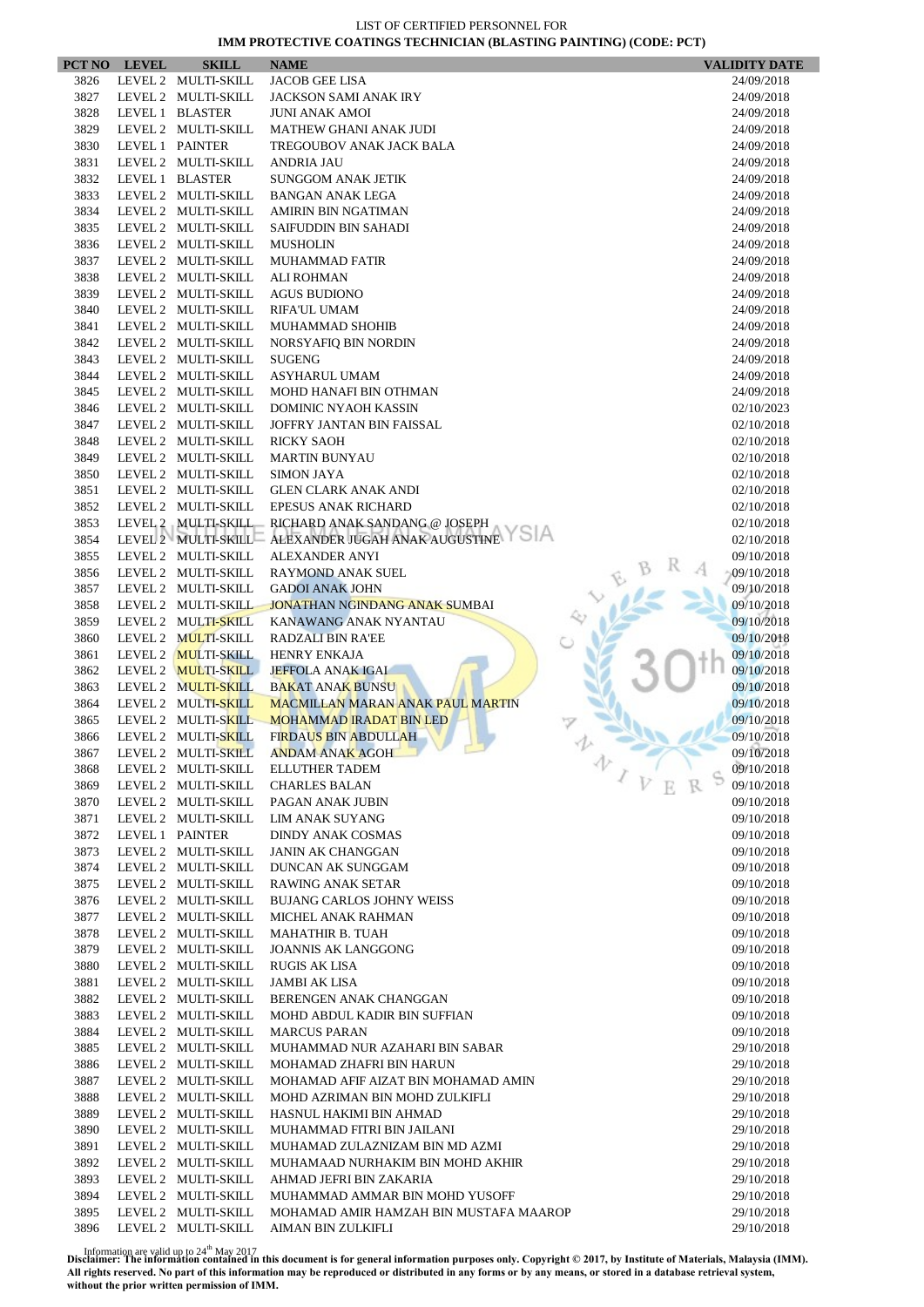LIST OF CERTIFIED PERSONNEL FOR
**IMM PROTECTIVE COATINGS TECHNICIAN (BLASTING PAINTING) (CODE: PCT)**

| PCT NO | LEVEL | SKILL | NAME | VALIDITY DATE |
|---|---|---|---|---|
| 3826 | LEVEL 2 | MULTI-SKILL | JACOB GEE LISA | 24/09/2018 |
| 3827 | LEVEL 2 | MULTI-SKILL | JACKSON SAMI ANAK IRY | 24/09/2018 |
| 3828 | LEVEL 1 | BLASTER | JUNI ANAK AMOI | 24/09/2018 |
| 3829 | LEVEL 2 | MULTI-SKILL | MATHEW GHANI ANAK JUDI | 24/09/2018 |
| 3830 | LEVEL 1 | PAINTER | TREGOUBOV ANAK JACK BALA | 24/09/2018 |
| 3831 | LEVEL 2 | MULTI-SKILL | ANDRIA JAU | 24/09/2018 |
| 3832 | LEVEL 1 | BLASTER | SUNGGOM ANAK JETIK | 24/09/2018 |
| 3833 | LEVEL 2 | MULTI-SKILL | BANGAN ANAK LEGA | 24/09/2018 |
| 3834 | LEVEL 2 | MULTI-SKILL | AMIRIN BIN NGATIMAN | 24/09/2018 |
| 3835 | LEVEL 2 | MULTI-SKILL | SAIFUDDIN BIN SAHADI | 24/09/2018 |
| 3836 | LEVEL 2 | MULTI-SKILL | MUSHOLIN | 24/09/2018 |
| 3837 | LEVEL 2 | MULTI-SKILL | MUHAMMAD FATIR | 24/09/2018 |
| 3838 | LEVEL 2 | MULTI-SKILL | ALI ROHMAN | 24/09/2018 |
| 3839 | LEVEL 2 | MULTI-SKILL | AGUS BUDIONO | 24/09/2018 |
| 3840 | LEVEL 2 | MULTI-SKILL | RIFA'UL UMAM | 24/09/2018 |
| 3841 | LEVEL 2 | MULTI-SKILL | MUHAMMAD SHOHIB | 24/09/2018 |
| 3842 | LEVEL 2 | MULTI-SKILL | NORSYAFIQ BIN NORDIN | 24/09/2018 |
| 3843 | LEVEL 2 | MULTI-SKILL | SUGENG | 24/09/2018 |
| 3844 | LEVEL 2 | MULTI-SKILL | ASYHARUL UMAM | 24/09/2018 |
| 3845 | LEVEL 2 | MULTI-SKILL | MOHD HANAFI BIN OTHMAN | 24/09/2018 |
| 3846 | LEVEL 2 | MULTI-SKILL | DOMINIC NYAOH KASSIN | 02/10/2023 |
| 3847 | LEVEL 2 | MULTI-SKILL | JOFFRY JANTAN BIN FAISSAL | 02/10/2018 |
| 3848 | LEVEL 2 | MULTI-SKILL | RICKY SAOH | 02/10/2018 |
| 3849 | LEVEL 2 | MULTI-SKILL | MARTIN BUNYAU | 02/10/2018 |
| 3850 | LEVEL 2 | MULTI-SKILL | SIMON JAYA | 02/10/2018 |
| 3851 | LEVEL 2 | MULTI-SKILL | GLEN CLARK ANAK ANDI | 02/10/2018 |
| 3852 | LEVEL 2 | MULTI-SKILL | EPESUS ANAK RICHARD | 02/10/2018 |
| 3853 | LEVEL 2 | MULTI-SKILL | RICHARD ANAK SANDANG @ JOSEPH | 02/10/2018 |
| 3854 | LEVEL 2 | MULTI-SKILL | ALEXANDER JUGAH ANAK AUGUSTINE | 02/10/2018 |
| 3855 | LEVEL 2 | MULTI-SKILL | ALEXANDER ANYI | 09/10/2018 |
| 3856 | LEVEL 2 | MULTI-SKILL | RAYMOND ANAK SUEL | 09/10/2018 |
| 3857 | LEVEL 2 | MULTI-SKILL | GADOI ANAK JOHN | 09/10/2018 |
| 3858 | LEVEL 2 | MULTI-SKILL | JONATHAN NGINDANG ANAK SUMBAI | 09/10/2018 |
| 3859 | LEVEL 2 | MULTI-SKILL | KANAWANG ANAK NYANTAU | 09/10/2018 |
| 3860 | LEVEL 2 | MULTI-SKILL | RADZALI BIN RA'EE | 09/10/2018 |
| 3861 | LEVEL 2 | MULTI-SKILL | HENRY ENKAJA | 09/10/2018 |
| 3862 | LEVEL 2 | MULTI-SKILL | JEFFOLA ANAK IGAI | 09/10/2018 |
| 3863 | LEVEL 2 | MULTI-SKILL | BAKAT ANAK BUNSU | 09/10/2018 |
| 3864 | LEVEL 2 | MULTI-SKILL | MACMILLAN MARAN ANAK PAUL MARTIN | 09/10/2018 |
| 3865 | LEVEL 2 | MULTI-SKILL | MOHAMMAD IRADAT BIN LED | 09/10/2018 |
| 3866 | LEVEL 2 | MULTI-SKILL | FIRDAUS BIN ABDULLAH | 09/10/2018 |
| 3867 | LEVEL 2 | MULTI-SKILL | ANDAM ANAK AGOH | 09/10/2018 |
| 3868 | LEVEL 2 | MULTI-SKILL | ELLUTHER TADEM | 09/10/2018 |
| 3869 | LEVEL 2 | MULTI-SKILL | CHARLES BALAN | 09/10/2018 |
| 3870 | LEVEL 2 | MULTI-SKILL | PAGAN ANAK JUBIN | 09/10/2018 |
| 3871 | LEVEL 2 | MULTI-SKILL | LIM ANAK SUYANG | 09/10/2018 |
| 3872 | LEVEL 1 | PAINTER | DINDY ANAK COSMAS | 09/10/2018 |
| 3873 | LEVEL 2 | MULTI-SKILL | JANIN AK CHANGGAN | 09/10/2018 |
| 3874 | LEVEL 2 | MULTI-SKILL | DUNCAN AK SUNGGAM | 09/10/2018 |
| 3875 | LEVEL 2 | MULTI-SKILL | RAWING ANAK SETAR | 09/10/2018 |
| 3876 | LEVEL 2 | MULTI-SKILL | BUJANG CARLOS JOHNY WEISS | 09/10/2018 |
| 3877 | LEVEL 2 | MULTI-SKILL | MICHEL ANAK RAHMAN | 09/10/2018 |
| 3878 | LEVEL 2 | MULTI-SKILL | MAHATHIR B. TUAH | 09/10/2018 |
| 3879 | LEVEL 2 | MULTI-SKILL | JOANNIS AK LANGGONG | 09/10/2018 |
| 3880 | LEVEL 2 | MULTI-SKILL | RUGIS AK LISA | 09/10/2018 |
| 3881 | LEVEL 2 | MULTI-SKILL | JAMBI AK LISA | 09/10/2018 |
| 3882 | LEVEL 2 | MULTI-SKILL | BERENGEN ANAK CHANGGAN | 09/10/2018 |
| 3883 | LEVEL 2 | MULTI-SKILL | MOHD ABDUL KADIR BIN SUFFIAN | 09/10/2018 |
| 3884 | LEVEL 2 | MULTI-SKILL | MARCUS PARAN | 09/10/2018 |
| 3885 | LEVEL 2 | MULTI-SKILL | MUHAMMAD NUR AZAHARI BIN SABAR | 29/10/2018 |
| 3886 | LEVEL 2 | MULTI-SKILL | MOHAMAD ZHAFRI BIN HARUN | 29/10/2018 |
| 3887 | LEVEL 2 | MULTI-SKILL | MOHAMAD AFIF AIZAT BIN MOHAMAD AMIN | 29/10/2018 |
| 3888 | LEVEL 2 | MULTI-SKILL | MOHD AZRIMAN BIN MOHD ZULKIFLI | 29/10/2018 |
| 3889 | LEVEL 2 | MULTI-SKILL | HASNUL HAKIMI BIN AHMAD | 29/10/2018 |
| 3890 | LEVEL 2 | MULTI-SKILL | MUHAMMAD FITRI BIN JAILANI | 29/10/2018 |
| 3891 | LEVEL 2 | MULTI-SKILL | MUHAMAD ZULAZNIZAM BIN MD AZMI | 29/10/2018 |
| 3892 | LEVEL 2 | MULTI-SKILL | MUHAMAAD NURHAKIM BIN MOHD AKHIR | 29/10/2018 |
| 3893 | LEVEL 2 | MULTI-SKILL | AHMAD JEFRI BIN ZAKARIA | 29/10/2018 |
| 3894 | LEVEL 2 | MULTI-SKILL | MUHAMMAD AMMAR BIN MOHD YUSOFF | 29/10/2018 |
| 3895 | LEVEL 2 | MULTI-SKILL | MOHAMAD AMIR HAMZAH BIN MUSTAFA MAAROP | 29/10/2018 |
| 3896 | LEVEL 2 | MULTI-SKILL | AIMAN BIN ZULKIFLI | 29/10/2018 |

Information are valid up to 24th May 2017
**Disclaimer: The information contained in this document is for general information purposes only. Copyright © 2017, by Institute of Materials, Malaysia (IMM). All rights reserved. No part of this information may be reproduced or distributed in any forms or by any means, or stored in a database retrieval system, without the prior written permission of IMM.**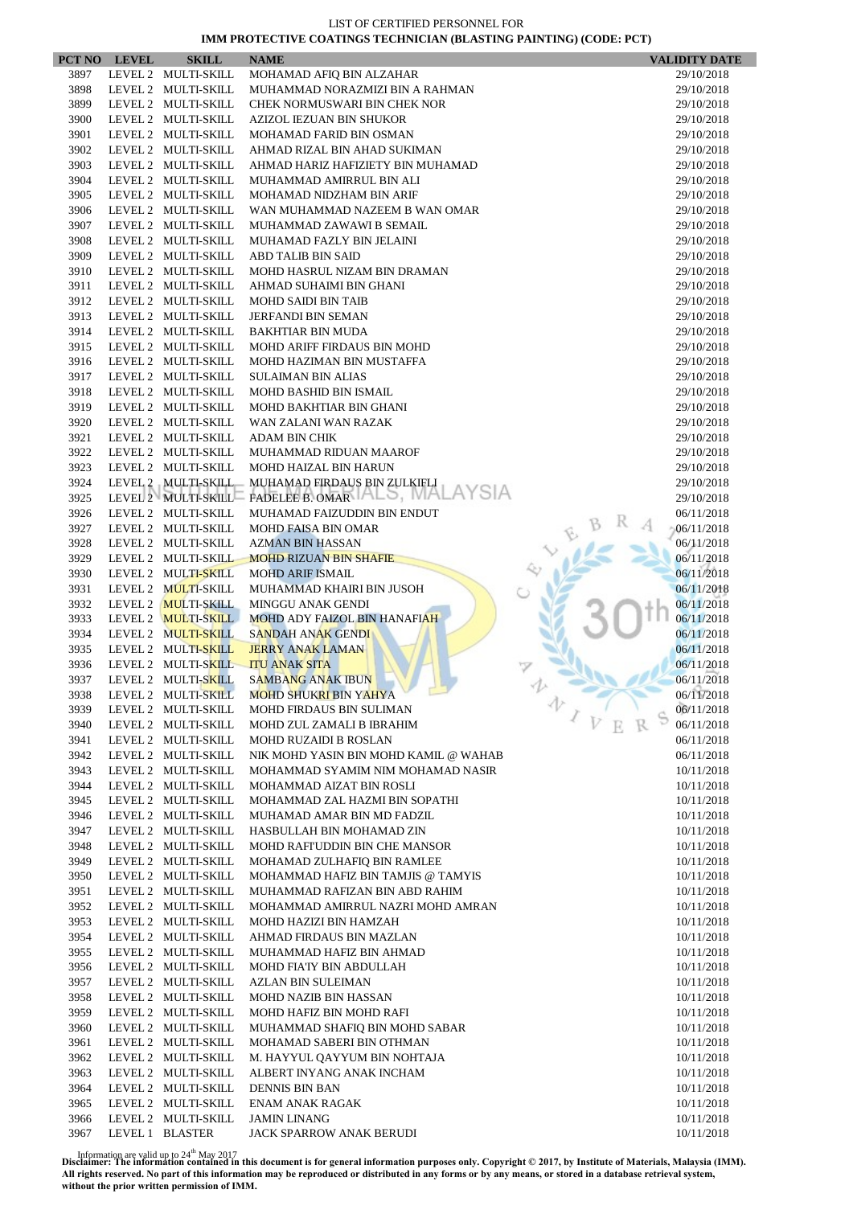LIST OF CERTIFIED PERSONNEL FOR

**IMM PROTECTIVE COATINGS TECHNICIAN (BLASTING PAINTING) (CODE: PCT)**

| PCT NO | LEVEL | SKILL | NAME | VALIDITY DATE |
|---|---|---|---|---|
| 3897 | LEVEL 2 | MULTI-SKILL | MOHAMAD AFIQ BIN ALZAHAR | 29/10/2018 |
| 3898 | LEVEL 2 | MULTI-SKILL | MUHAMMAD NORAZMIZI BIN A RAHMAN | 29/10/2018 |
| 3899 | LEVEL 2 | MULTI-SKILL | CHEK NORMUSWARI BIN CHEK NOR | 29/10/2018 |
| 3900 | LEVEL 2 | MULTI-SKILL | AZIZOL IEZUAN BIN SHUKOR | 29/10/2018 |
| 3901 | LEVEL 2 | MULTI-SKILL | MOHAMAD FARID BIN OSMAN | 29/10/2018 |
| 3902 | LEVEL 2 | MULTI-SKILL | AHMAD RIZAL BIN AHAD SUKIMAN | 29/10/2018 |
| 3903 | LEVEL 2 | MULTI-SKILL | AHMAD HARIZ HAFIZIETY BIN MUHAMAD | 29/10/2018 |
| 3904 | LEVEL 2 | MULTI-SKILL | MUHAMMAD AMIRRUL BIN ALI | 29/10/2018 |
| 3905 | LEVEL 2 | MULTI-SKILL | MOHAMAD NIDZHAM BIN ARIF | 29/10/2018 |
| 3906 | LEVEL 2 | MULTI-SKILL | WAN MUHAMMAD NAZEEM B WAN OMAR | 29/10/2018 |
| 3907 | LEVEL 2 | MULTI-SKILL | MUHAMMAD ZAWAWI B SEMAIL | 29/10/2018 |
| 3908 | LEVEL 2 | MULTI-SKILL | MUHAMAD FAZLY BIN JELAINI | 29/10/2018 |
| 3909 | LEVEL 2 | MULTI-SKILL | ABD TALIB BIN SAID | 29/10/2018 |
| 3910 | LEVEL 2 | MULTI-SKILL | MOHD HASRUL NIZAM BIN DRAMAN | 29/10/2018 |
| 3911 | LEVEL 2 | MULTI-SKILL | AHMAD SUHAIMI BIN GHANI | 29/10/2018 |
| 3912 | LEVEL 2 | MULTI-SKILL | MOHD SAIDI BIN TAIB | 29/10/2018 |
| 3913 | LEVEL 2 | MULTI-SKILL | JERFANDI BIN SEMAN | 29/10/2018 |
| 3914 | LEVEL 2 | MULTI-SKILL | BAKHTIAR BIN MUDA | 29/10/2018 |
| 3915 | LEVEL 2 | MULTI-SKILL | MOHD ARIFF FIRDAUS BIN MOHD | 29/10/2018 |
| 3916 | LEVEL 2 | MULTI-SKILL | MOHD HAZIMAN BIN MUSTAFFA | 29/10/2018 |
| 3917 | LEVEL 2 | MULTI-SKILL | SULAIMAN BIN ALIAS | 29/10/2018 |
| 3918 | LEVEL 2 | MULTI-SKILL | MOHD BASHID BIN ISMAIL | 29/10/2018 |
| 3919 | LEVEL 2 | MULTI-SKILL | MOHD BAKHTIAR BIN GHANI | 29/10/2018 |
| 3920 | LEVEL 2 | MULTI-SKILL | WAN ZALANI WAN RAZAK | 29/10/2018 |
| 3921 | LEVEL 2 | MULTI-SKILL | ADAM BIN CHIK | 29/10/2018 |
| 3922 | LEVEL 2 | MULTI-SKILL | MUHAMMAD RIDUAN MAAROF | 29/10/2018 |
| 3923 | LEVEL 2 | MULTI-SKILL | MOHD HAIZAL BIN HARUN | 29/10/2018 |
| 3924 | LEVEL 2 | MULTI-SKILL | MUHAMAD FIRDAUS BIN ZULKIFLI | 29/10/2018 |
| 3925 | LEVEL 2 | MULTI-SKILL | FADELEE B. OMAR | 29/10/2018 |
| 3926 | LEVEL 2 | MULTI-SKILL | MUHAMAD FAIZUDDIN BIN ENDUT | 06/11/2018 |
| 3927 | LEVEL 2 | MULTI-SKILL | MOHD FAISA BIN OMAR | 06/11/2018 |
| 3928 | LEVEL 2 | MULTI-SKILL | AZMAN BIN HASSAN | 06/11/2018 |
| 3929 | LEVEL 2 | MULTI-SKILL | MOHD RIZUAN BIN SHAFIE | 06/11/2018 |
| 3930 | LEVEL 2 | MULTI-SKILL | MOHD ARIF ISMAIL | 06/11/2018 |
| 3931 | LEVEL 2 | MULTI-SKILL | MUHAMMAD KHAIRI BIN JUSOH | 06/11/2018 |
| 3932 | LEVEL 2 | MULTI-SKILL | MINGGU ANAK GENDI | 06/11/2018 |
| 3933 | LEVEL 2 | MULTI-SKILL | MOHD ADY FAIZOL BIN HANAFIAH | 06/11/2018 |
| 3934 | LEVEL 2 | MULTI-SKILL | SANDAH ANAK GENDI | 06/11/2018 |
| 3935 | LEVEL 2 | MULTI-SKILL | JERRY ANAK LAMAN | 06/11/2018 |
| 3936 | LEVEL 2 | MULTI-SKILL | ITU ANAK SITA | 06/11/2018 |
| 3937 | LEVEL 2 | MULTI-SKILL | SAMBANG ANAK IBUN | 06/11/2018 |
| 3938 | LEVEL 2 | MULTI-SKILL | MOHD SHUKRI BIN YAHYA | 06/11/2018 |
| 3939 | LEVEL 2 | MULTI-SKILL | MOHD FIRDAUS BIN SULIMAN | 06/11/2018 |
| 3940 | LEVEL 2 | MULTI-SKILL | MOHD ZUL ZAMALI B IBRAHIM | 06/11/2018 |
| 3941 | LEVEL 2 | MULTI-SKILL | MOHD RUZAIDI B ROSLAN | 06/11/2018 |
| 3942 | LEVEL 2 | MULTI-SKILL | NIK MOHD YASIN BIN MOHD KAMIL @ WAHAB | 06/11/2018 |
| 3943 | LEVEL 2 | MULTI-SKILL | MOHAMMAD SYAMIM NIM MOHAMAD NASIR | 10/11/2018 |
| 3944 | LEVEL 2 | MULTI-SKILL | MOHAMMAD AIZAT BIN ROSLI | 10/11/2018 |
| 3945 | LEVEL 2 | MULTI-SKILL | MOHAMMAD ZAL HAZMI BIN SOPATHI | 10/11/2018 |
| 3946 | LEVEL 2 | MULTI-SKILL | MUHAMAD AMAR BIN MD FADZIL | 10/11/2018 |
| 3947 | LEVEL 2 | MULTI-SKILL | HASBULLAH BIN MOHAMAD ZIN | 10/11/2018 |
| 3948 | LEVEL 2 | MULTI-SKILL | MOHD RAFI'UDDIN BIN CHE MANSOR | 10/11/2018 |
| 3949 | LEVEL 2 | MULTI-SKILL | MOHAMAD ZULHAFIQ BIN RAMLEE | 10/11/2018 |
| 3950 | LEVEL 2 | MULTI-SKILL | MOHAMMAD HAFIZ BIN TAMJIS @ TAMYIS | 10/11/2018 |
| 3951 | LEVEL 2 | MULTI-SKILL | MUHAMMAD RAFIZAN BIN ABD RAHIM | 10/11/2018 |
| 3952 | LEVEL 2 | MULTI-SKILL | MOHAMMAD AMIRRUL NAZRI MOHD AMRAN | 10/11/2018 |
| 3953 | LEVEL 2 | MULTI-SKILL | MOHD HAZIZI BIN HAMZAH | 10/11/2018 |
| 3954 | LEVEL 2 | MULTI-SKILL | AHMAD FIRDAUS BIN MAZLAN | 10/11/2018 |
| 3955 | LEVEL 2 | MULTI-SKILL | MUHAMMAD HAFIZ BIN AHMAD | 10/11/2018 |
| 3956 | LEVEL 2 | MULTI-SKILL | MOHD FIA'IY BIN ABDULLAH | 10/11/2018 |
| 3957 | LEVEL 2 | MULTI-SKILL | AZLAN BIN SULEIMAN | 10/11/2018 |
| 3958 | LEVEL 2 | MULTI-SKILL | MOHD NAZIB BIN HASSAN | 10/11/2018 |
| 3959 | LEVEL 2 | MULTI-SKILL | MOHD HAFIZ BIN MOHD RAFI | 10/11/2018 |
| 3960 | LEVEL 2 | MULTI-SKILL | MUHAMMAD SHAFIQ BIN MOHD SABAR | 10/11/2018 |
| 3961 | LEVEL 2 | MULTI-SKILL | MOHAMAD SABERI BIN OTHMAN | 10/11/2018 |
| 3962 | LEVEL 2 | MULTI-SKILL | M. HAYYUL QAYYUM BIN NOHTAJA | 10/11/2018 |
| 3963 | LEVEL 2 | MULTI-SKILL | ALBERT INYANG ANAK INCHAM | 10/11/2018 |
| 3964 | LEVEL 2 | MULTI-SKILL | DENNIS BIN BAN | 10/11/2018 |
| 3965 | LEVEL 2 | MULTI-SKILL | ENAM ANAK RAGAK | 10/11/2018 |
| 3966 | LEVEL 2 | MULTI-SKILL | JAMIN LINANG | 10/11/2018 |
| 3967 | LEVEL 1 | BLASTER | JACK SPARROW ANAK BERUDI | 10/11/2018 |

Information are valid up to 24th May 2017

**Disclaimer: The information contained in this document is for general information purposes only. Copyright © 2017, by Institute of Materials, Malaysia (IMM). All rights reserved. No part of this information may be reproduced or distributed in any forms or by any means, or stored in a database retrieval system, without the prior written permission of IMM.**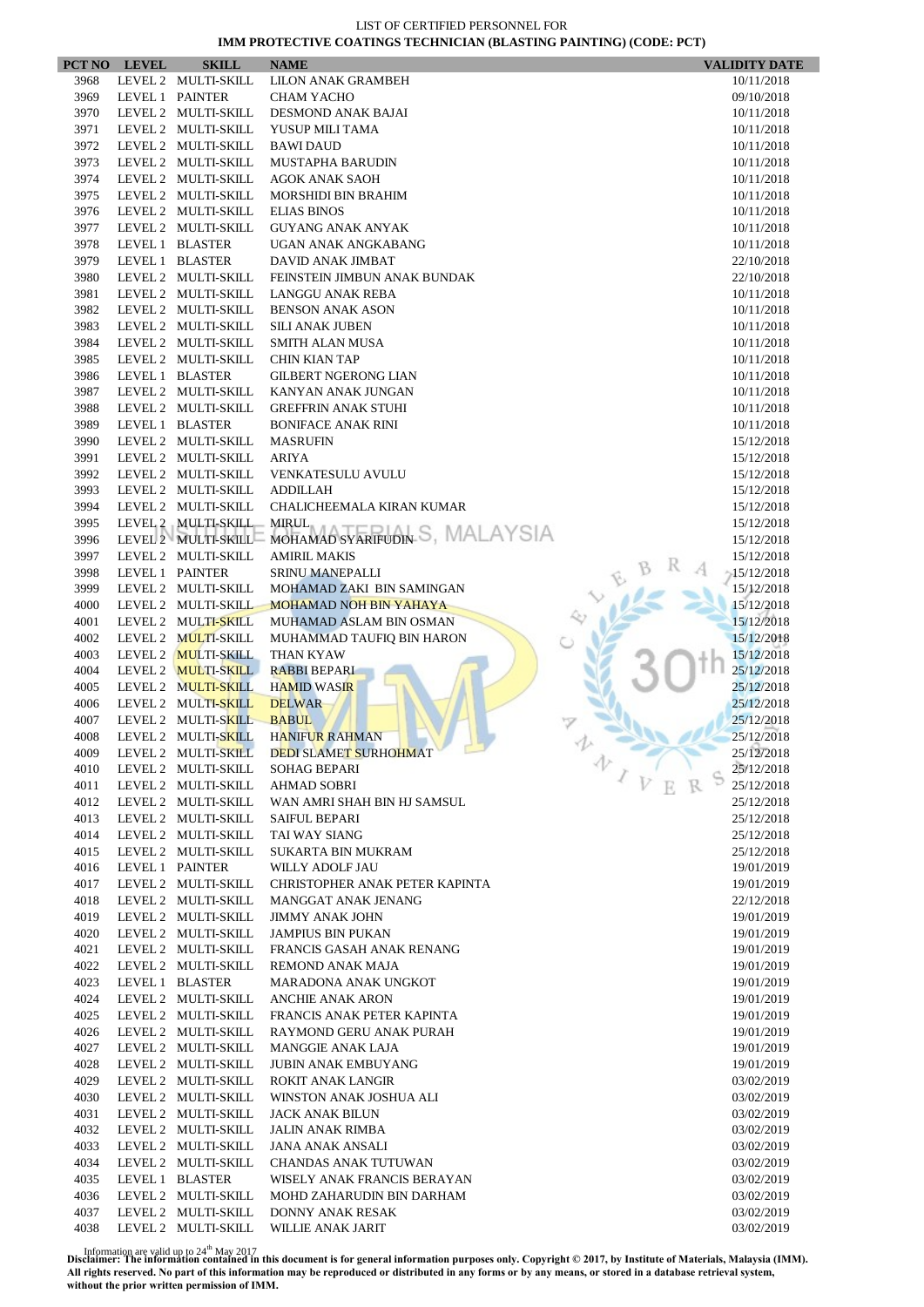LIST OF CERTIFIED PERSONNEL FOR

**IMM PROTECTIVE COATINGS TECHNICIAN (BLASTING PAINTING) (CODE: PCT)**

| PCT NO | LEVEL | SKILL | NAME | VALIDITY DATE |
|---|---|---|---|---|
| 3968 | LEVEL 2 | MULTI-SKILL | LILON ANAK GRAMBEH | 10/11/2018 |
| 3969 | LEVEL 1 | PAINTER | CHAM YACHO | 09/10/2018 |
| 3970 | LEVEL 2 | MULTI-SKILL | DESMOND ANAK BAJAI | 10/11/2018 |
| 3971 | LEVEL 2 | MULTI-SKILL | YUSUP MILI TAMA | 10/11/2018 |
| 3972 | LEVEL 2 | MULTI-SKILL | BAWI DAUD | 10/11/2018 |
| 3973 | LEVEL 2 | MULTI-SKILL | MUSTAPHA BARUDIN | 10/11/2018 |
| 3974 | LEVEL 2 | MULTI-SKILL | AGOK ANAK SAOH | 10/11/2018 |
| 3975 | LEVEL 2 | MULTI-SKILL | MORSHIDI BIN BRAHIM | 10/11/2018 |
| 3976 | LEVEL 2 | MULTI-SKILL | ELIAS BINOS | 10/11/2018 |
| 3977 | LEVEL 2 | MULTI-SKILL | GUYANG ANAK ANYAK | 10/11/2018 |
| 3978 | LEVEL 1 | BLASTER | UGAN ANAK ANGKABANG | 10/11/2018 |
| 3979 | LEVEL 1 | BLASTER | DAVID ANAK JIMBAT | 22/10/2018 |
| 3980 | LEVEL 2 | MULTI-SKILL | FEINSTEIN JIMBUN ANAK BUNDAK | 22/10/2018 |
| 3981 | LEVEL 2 | MULTI-SKILL | LANGGU ANAK REBA | 10/11/2018 |
| 3982 | LEVEL 2 | MULTI-SKILL | BENSON ANAK ASON | 10/11/2018 |
| 3983 | LEVEL 2 | MULTI-SKILL | SILI ANAK JUBEN | 10/11/2018 |
| 3984 | LEVEL 2 | MULTI-SKILL | SMITH ALAN MUSA | 10/11/2018 |
| 3985 | LEVEL 2 | MULTI-SKILL | CHIN KIAN TAP | 10/11/2018 |
| 3986 | LEVEL 1 | BLASTER | GILBERT NGERONG LIAN | 10/11/2018 |
| 3987 | LEVEL 2 | MULTI-SKILL | KANYAN ANAK JUNGAN | 10/11/2018 |
| 3988 | LEVEL 2 | MULTI-SKILL | GREFFRIN ANAK STUHI | 10/11/2018 |
| 3989 | LEVEL 1 | BLASTER | BONIFACE ANAK RINI | 10/11/2018 |
| 3990 | LEVEL 2 | MULTI-SKILL | MASRUFIN | 15/12/2018 |
| 3991 | LEVEL 2 | MULTI-SKILL | ARIYA | 15/12/2018 |
| 3992 | LEVEL 2 | MULTI-SKILL | VENKATESULU AVULU | 15/12/2018 |
| 3993 | LEVEL 2 | MULTI-SKILL | ADDILLAH | 15/12/2018 |
| 3994 | LEVEL 2 | MULTI-SKILL | CHALICHEEMALA KIRAN KUMAR | 15/12/2018 |
| 3995 | LEVEL 2 | MULTI-SKILL | MIRUL | 15/12/2018 |
| 3996 | LEVEL 2 | MULTI-SKILL | MOHAMAD SYARIFUDIN | 15/12/2018 |
| 3997 | LEVEL 2 | MULTI-SKILL | AMIRIL MAKIS | 15/12/2018 |
| 3998 | LEVEL 1 | PAINTER | SRINU MANEPALLI | 15/12/2018 |
| 3999 | LEVEL 2 | MULTI-SKILL | MOHAMAD ZAKI BIN SAMINGAN | 15/12/2018 |
| 4000 | LEVEL 2 | MULTI-SKILL | MOHAMAD NOH BIN YAHAYA | 15/12/2018 |
| 4001 | LEVEL 2 | MULTI-SKILL | MUHAMAD ASLAM BIN OSMAN | 15/12/2018 |
| 4002 | LEVEL 2 | MULTI-SKILL | MUHAMMAD TAUFIQ BIN HARON | 15/12/2018 |
| 4003 | LEVEL 2 | MULTI-SKILL | THAN KYAW | 15/12/2018 |
| 4004 | LEVEL 2 | MULTI-SKILL | RABBI BEPARI | 25/12/2018 |
| 4005 | LEVEL 2 | MULTI-SKILL | HAMID WASIR | 25/12/2018 |
| 4006 | LEVEL 2 | MULTI-SKILL | DELWAR | 25/12/2018 |
| 4007 | LEVEL 2 | MULTI-SKILL | BABUL | 25/12/2018 |
| 4008 | LEVEL 2 | MULTI-SKILL | HANIFUR RAHMAN | 25/12/2018 |
| 4009 | LEVEL 2 | MULTI-SKILL | DEDI SLAMET SURHOHMAT | 25/12/2018 |
| 4010 | LEVEL 2 | MULTI-SKILL | SOHAG BEPARI | 25/12/2018 |
| 4011 | LEVEL 2 | MULTI-SKILL | AHMAD SOBRI | 25/12/2018 |
| 4012 | LEVEL 2 | MULTI-SKILL | WAN AMRI SHAH BIN HJ SAMSUL | 25/12/2018 |
| 4013 | LEVEL 2 | MULTI-SKILL | SAIFUL BEPARI | 25/12/2018 |
| 4014 | LEVEL 2 | MULTI-SKILL | TAI WAY SIANG | 25/12/2018 |
| 4015 | LEVEL 2 | MULTI-SKILL | SUKARTA BIN MUKRAM | 25/12/2018 |
| 4016 | LEVEL 1 | PAINTER | WILLY ADOLF JAU | 19/01/2019 |
| 4017 | LEVEL 2 | MULTI-SKILL | CHRISTOPHER ANAK PETER KAPINTA | 19/01/2019 |
| 4018 | LEVEL 2 | MULTI-SKILL | MANGGAT ANAK JENANG | 22/12/2018 |
| 4019 | LEVEL 2 | MULTI-SKILL | JIMMY ANAK JOHN | 19/01/2019 |
| 4020 | LEVEL 2 | MULTI-SKILL | JAMPIUS BIN PUKAN | 19/01/2019 |
| 4021 | LEVEL 2 | MULTI-SKILL | FRANCIS GASAH ANAK RENANG | 19/01/2019 |
| 4022 | LEVEL 2 | MULTI-SKILL | REMOND ANAK MAJA | 19/01/2019 |
| 4023 | LEVEL 1 | BLASTER | MARADONA ANAK UNGKOT | 19/01/2019 |
| 4024 | LEVEL 2 | MULTI-SKILL | ANCHIE ANAK ARON | 19/01/2019 |
| 4025 | LEVEL 2 | MULTI-SKILL | FRANCIS ANAK PETER KAPINTA | 19/01/2019 |
| 4026 | LEVEL 2 | MULTI-SKILL | RAYMOND GERU ANAK PURAH | 19/01/2019 |
| 4027 | LEVEL 2 | MULTI-SKILL | MANGGIE ANAK LAJA | 19/01/2019 |
| 4028 | LEVEL 2 | MULTI-SKILL | JUBIN ANAK EMBUYANG | 19/01/2019 |
| 4029 | LEVEL 2 | MULTI-SKILL | ROKIT ANAK LANGIR | 03/02/2019 |
| 4030 | LEVEL 2 | MULTI-SKILL | WINSTON ANAK JOSHUA ALI | 03/02/2019 |
| 4031 | LEVEL 2 | MULTI-SKILL | JACK ANAK BILUN | 03/02/2019 |
| 4032 | LEVEL 2 | MULTI-SKILL | JALIN ANAK RIMBA | 03/02/2019 |
| 4033 | LEVEL 2 | MULTI-SKILL | JANA ANAK ANSALI | 03/02/2019 |
| 4034 | LEVEL 2 | MULTI-SKILL | CHANDAS ANAK TUTUWAN | 03/02/2019 |
| 4035 | LEVEL 1 | BLASTER | WISELY ANAK FRANCIS BERAYAN | 03/02/2019 |
| 4036 | LEVEL 2 | MULTI-SKILL | MOHD ZAHARUDIN BIN DARHAM | 03/02/2019 |
| 4037 | LEVEL 2 | MULTI-SKILL | DONNY ANAK RESAK | 03/02/2019 |
| 4038 | LEVEL 2 | MULTI-SKILL | WILLIE ANAK JARIT | 03/02/2019 |

Information are valid up to 24th May 2017

**Disclaimer: The information contained in this document is for general information purposes only. Copyright © 2017, by Institute of Materials, Malaysia (IMM). All rights reserved. No part of this information may be reproduced or distributed in any forms or by any means, or stored in a database retrieval system, without the prior written permission of IMM.**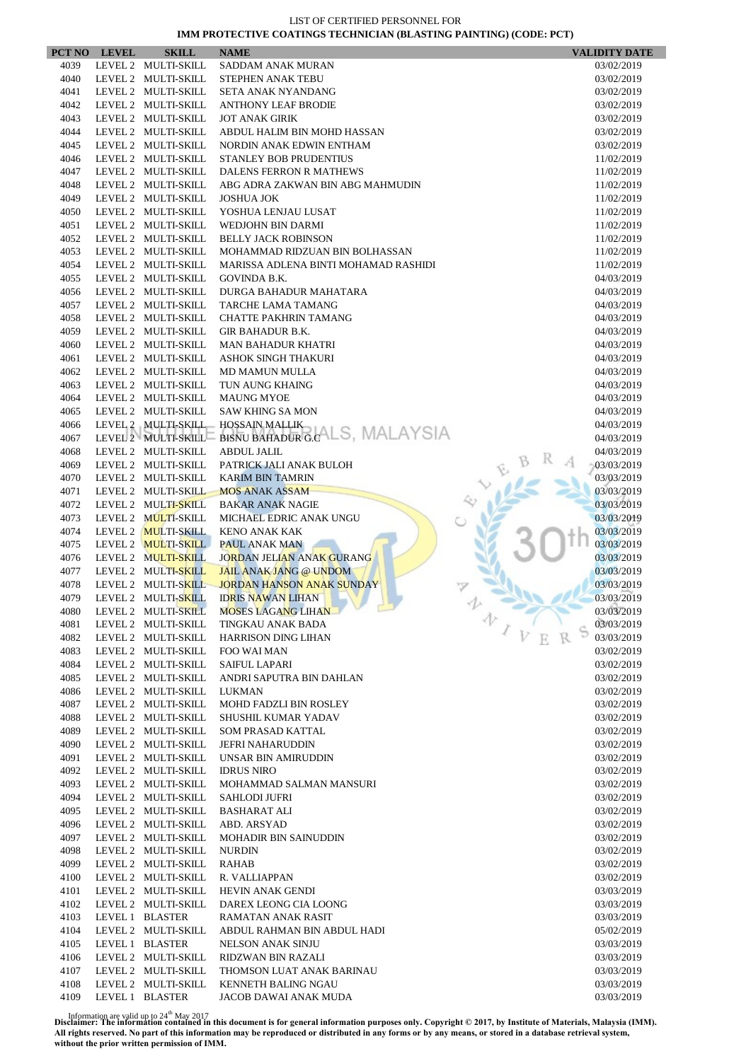LIST OF CERTIFIED PERSONNEL FOR

**IMM PROTECTIVE COATINGS TECHNICIAN (BLASTING PAINTING) (CODE: PCT)**

| PCT NO | LEVEL | SKILL | NAME | VALIDITY DATE |
|---|---|---|---|---|
| 4039 | LEVEL 2 | MULTI-SKILL | SADDAM ANAK MURAN | 03/02/2019 |
| 4040 | LEVEL 2 | MULTI-SKILL | STEPHEN ANAK TEBU | 03/02/2019 |
| 4041 | LEVEL 2 | MULTI-SKILL | SETA ANAK NYANDANG | 03/02/2019 |
| 4042 | LEVEL 2 | MULTI-SKILL | ANTHONY LEAF BRODIE | 03/02/2019 |
| 4043 | LEVEL 2 | MULTI-SKILL | JOT ANAK GIRIK | 03/02/2019 |
| 4044 | LEVEL 2 | MULTI-SKILL | ABDUL HALIM BIN MOHD HASSAN | 03/02/2019 |
| 4045 | LEVEL 2 | MULTI-SKILL | NORDIN ANAK EDWIN ENTHAM | 03/02/2019 |
| 4046 | LEVEL 2 | MULTI-SKILL | STANLEY BOB PRUDENTIUS | 11/02/2019 |
| 4047 | LEVEL 2 | MULTI-SKILL | DALENS FERRON R MATHEWS | 11/02/2019 |
| 4048 | LEVEL 2 | MULTI-SKILL | ABG ADRA ZAKWAN BIN ABG MAHMUDIN | 11/02/2019 |
| 4049 | LEVEL 2 | MULTI-SKILL | JOSHUA JOK | 11/02/2019 |
| 4050 | LEVEL 2 | MULTI-SKILL | YOSHUA LENJAU LUSAT | 11/02/2019 |
| 4051 | LEVEL 2 | MULTI-SKILL | WEDJOHN BIN DARMI | 11/02/2019 |
| 4052 | LEVEL 2 | MULTI-SKILL | BELLY JACK ROBINSON | 11/02/2019 |
| 4053 | LEVEL 2 | MULTI-SKILL | MOHAMMAD RIDZUAN BIN BOLHASSAN | 11/02/2019 |
| 4054 | LEVEL 2 | MULTI-SKILL | MARISSA ADLENA BINTI MOHAMAD RASHIDI | 11/02/2019 |
| 4055 | LEVEL 2 | MULTI-SKILL | GOVINDA B.K. | 04/03/2019 |
| 4056 | LEVEL 2 | MULTI-SKILL | DURGA BAHADUR MAHATARA | 04/03/2019 |
| 4057 | LEVEL 2 | MULTI-SKILL | TARCHE LAMA TAMANG | 04/03/2019 |
| 4058 | LEVEL 2 | MULTI-SKILL | CHATTE PAKHRIN TAMANG | 04/03/2019 |
| 4059 | LEVEL 2 | MULTI-SKILL | GIR BAHADUR B.K. | 04/03/2019 |
| 4060 | LEVEL 2 | MULTI-SKILL | MAN BAHADUR KHATRI | 04/03/2019 |
| 4061 | LEVEL 2 | MULTI-SKILL | ASHOK SINGH THAKURI | 04/03/2019 |
| 4062 | LEVEL 2 | MULTI-SKILL | MD MAMUN MULLA | 04/03/2019 |
| 4063 | LEVEL 2 | MULTI-SKILL | TUN AUNG KHAING | 04/03/2019 |
| 4064 | LEVEL 2 | MULTI-SKILL | MAUNG MYOE | 04/03/2019 |
| 4065 | LEVEL 2 | MULTI-SKILL | SAW KHING SA MON | 04/03/2019 |
| 4066 | LEVEL 2 | MULTI-SKILL | HOSSAIN MALLIK | 04/03/2019 |
| 4067 | LEVEL 2 | MULTI-SKILL | BISNU BAHADUR G.C | 04/03/2019 |
| 4068 | LEVEL 2 | MULTI-SKILL | ABDUL JALIL | 04/03/2019 |
| 4069 | LEVEL 2 | MULTI-SKILL | PATRICK JALI ANAK BULOH | 03/03/2019 |
| 4070 | LEVEL 2 | MULTI-SKILL | KARIM BIN TAMRIN | 03/03/2019 |
| 4071 | LEVEL 2 | MULTI-SKILL | MOS ANAK ASSAM | 03/03/2019 |
| 4072 | LEVEL 2 | MULTI-SKILL | BAKAR ANAK NAGIE | 03/03/2019 |
| 4073 | LEVEL 2 | MULTI-SKILL | MICHAEL EDRIC ANAK UNGU | 03/03/2019 |
| 4074 | LEVEL 2 | MULTI-SKILL | KENO ANAK KAK | 03/03/2019 |
| 4075 | LEVEL 2 | MULTI-SKILL | PAUL ANAK MAN | 03/03/2019 |
| 4076 | LEVEL 2 | MULTI-SKILL | JORDAN JELIAN ANAK GURANG | 03/03/2019 |
| 4077 | LEVEL 2 | MULTI-SKILL | JAIL ANAK JANG @ UNDOM | 03/03/2019 |
| 4078 | LEVEL 2 | MULTI-SKILL | JORDAN HANSON ANAK SUNDAY | 03/03/2019 |
| 4079 | LEVEL 2 | MULTI-SKILL | IDRIS NAWAN LIHAN | 03/03/2019 |
| 4080 | LEVEL 2 | MULTI-SKILL | MOSES LAGANG LIHAN | 03/03/2019 |
| 4081 | LEVEL 2 | MULTI-SKILL | TINGKAU ANAK BADA | 03/03/2019 |
| 4082 | LEVEL 2 | MULTI-SKILL | HARRISON DING LIHAN | 03/03/2019 |
| 4083 | LEVEL 2 | MULTI-SKILL | FOO WAI MAN | 03/02/2019 |
| 4084 | LEVEL 2 | MULTI-SKILL | SAIFUL LAPARI | 03/02/2019 |
| 4085 | LEVEL 2 | MULTI-SKILL | ANDRI SAPUTRA BIN DAHLAN | 03/02/2019 |
| 4086 | LEVEL 2 | MULTI-SKILL | LUKMAN | 03/02/2019 |
| 4087 | LEVEL 2 | MULTI-SKILL | MOHD FADZLI BIN ROSLEY | 03/02/2019 |
| 4088 | LEVEL 2 | MULTI-SKILL | SHUSHIL KUMAR YADAV | 03/02/2019 |
| 4089 | LEVEL 2 | MULTI-SKILL | SOM PRASAD KATTAL | 03/02/2019 |
| 4090 | LEVEL 2 | MULTI-SKILL | JEFRI NAHARUDDIN | 03/02/2019 |
| 4091 | LEVEL 2 | MULTI-SKILL | UNSAR BIN AMIRUDDIN | 03/02/2019 |
| 4092 | LEVEL 2 | MULTI-SKILL | IDRUS NIRO | 03/02/2019 |
| 4093 | LEVEL 2 | MULTI-SKILL | MOHAMMAD SALMAN MANSURI | 03/02/2019 |
| 4094 | LEVEL 2 | MULTI-SKILL | SAHLODI JUFRI | 03/02/2019 |
| 4095 | LEVEL 2 | MULTI-SKILL | BASHARAT ALI | 03/02/2019 |
| 4096 | LEVEL 2 | MULTI-SKILL | ABD. ARSYAD | 03/02/2019 |
| 4097 | LEVEL 2 | MULTI-SKILL | MOHADIR BIN SAINUDDIN | 03/02/2019 |
| 4098 | LEVEL 2 | MULTI-SKILL | NURDIN | 03/02/2019 |
| 4099 | LEVEL 2 | MULTI-SKILL | RAHAB | 03/02/2019 |
| 4100 | LEVEL 2 | MULTI-SKILL | R. VALLIAPPAN | 03/02/2019 |
| 4101 | LEVEL 2 | MULTI-SKILL | HEVIN ANAK GENDI | 03/03/2019 |
| 4102 | LEVEL 2 | MULTI-SKILL | DAREX LEONG CIA LOONG | 03/03/2019 |
| 4103 | LEVEL 1 | BLASTER | RAMATAN ANAK RASIT | 03/03/2019 |
| 4104 | LEVEL 2 | MULTI-SKILL | ABDUL RAHMAN BIN ABDUL HADI | 05/02/2019 |
| 4105 | LEVEL 1 | BLASTER | NELSON ANAK SINJU | 03/03/2019 |
| 4106 | LEVEL 2 | MULTI-SKILL | RIDZWAN BIN RAZALI | 03/03/2019 |
| 4107 | LEVEL 2 | MULTI-SKILL | THOMSON LUAT ANAK BARINAU | 03/03/2019 |
| 4108 | LEVEL 2 | MULTI-SKILL | KENNETH BALING NGAU | 03/03/2019 |
| 4109 | LEVEL 1 | BLASTER | JACOB DAWAI ANAK MUDA | 03/03/2019 |

Information are valid up to 24th May 2017

**Disclaimer: The information contained in this document is for general information purposes only. Copyright © 2017, by Institute of Materials, Malaysia (IMM). All rights reserved. No part of this information may be reproduced or distributed in any forms or by any means, or stored in a database retrieval system, without the prior written permission of IMM.**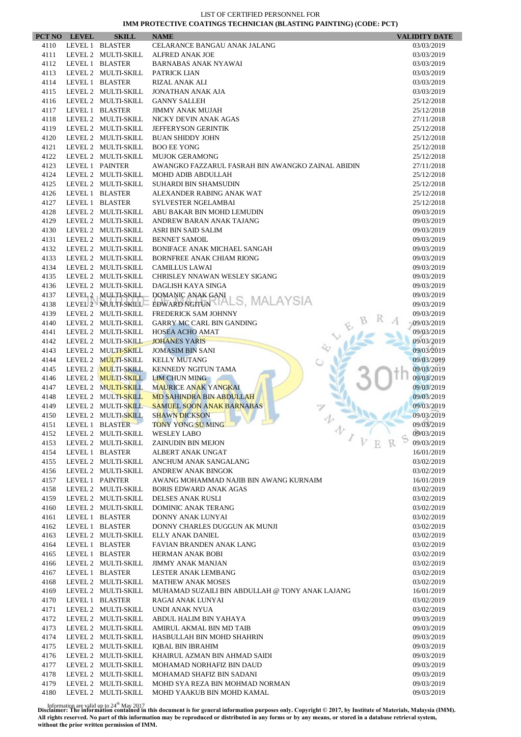LIST OF CERTIFIED PERSONNEL FOR

**IMM PROTECTIVE COATINGS TECHNICIAN (BLASTING PAINTING) (CODE: PCT)**

| PCT NO | LEVEL | SKILL | NAME | VALIDITY DATE |
|---|---|---|---|---|
| 4110 | LEVEL 1 | BLASTER | CELARANCE BANGAU ANAK JALANG | 03/03/2019 |
| 4111 | LEVEL 2 | MULTI-SKILL | ALFRED ANAK JOE | 03/03/2019 |
| 4112 | LEVEL 1 | BLASTER | BARNABAS ANAK NYAWAI | 03/03/2019 |
| 4113 | LEVEL 2 | MULTI-SKILL | PATRICK LIAN | 03/03/2019 |
| 4114 | LEVEL 1 | BLASTER | RIZAL ANAK ALI | 03/03/2019 |
| 4115 | LEVEL 2 | MULTI-SKILL | JONATHAN ANAK AJA | 03/03/2019 |
| 4116 | LEVEL 2 | MULTI-SKILL | GANNY SALLEH | 25/12/2018 |
| 4117 | LEVEL 1 | BLASTER | JIMMY ANAK MUJAH | 25/12/2018 |
| 4118 | LEVEL 2 | MULTI-SKILL | NICKY DEVIN ANAK AGAS | 27/11/2018 |
| 4119 | LEVEL 2 | MULTI-SKILL | JEFFERYSON GERINTIK | 25/12/2018 |
| 4120 | LEVEL 2 | MULTI-SKILL | BUAN SHIDDY JOHN | 25/12/2018 |
| 4121 | LEVEL 2 | MULTI-SKILL | BOO EE YONG | 25/12/2018 |
| 4122 | LEVEL 2 | MULTI-SKILL | MUJOK GERAMONG | 25/12/2018 |
| 4123 | LEVEL 1 | PAINTER | AWANGKO FAZZARUL FASRAH BIN AWANGKO ZAINAL ABIDIN | 27/11/2018 |
| 4124 | LEVEL 2 | MULTI-SKILL | MOHD ADIB ABDULLAH | 25/12/2018 |
| 4125 | LEVEL 2 | MULTI-SKILL | SUHARDI BIN SHAMSUDIN | 25/12/2018 |
| 4126 | LEVEL 1 | BLASTER | ALEXANDER RABING ANAK WAT | 25/12/2018 |
| 4127 | LEVEL 1 | BLASTER | SYLVESTER NGELAMBAI | 25/12/2018 |
| 4128 | LEVEL 2 | MULTI-SKILL | ABU BAKAR BIN MOHD LEMUDIN | 09/03/2019 |
| 4129 | LEVEL 2 | MULTI-SKILL | ANDREW BARAN ANAK TAJANG | 09/03/2019 |
| 4130 | LEVEL 2 | MULTI-SKILL | ASRI BIN SAID SALIM | 09/03/2019 |
| 4131 | LEVEL 2 | MULTI-SKILL | BENNET SAMOIL | 09/03/2019 |
| 4132 | LEVEL 2 | MULTI-SKILL | BONIFACE ANAK MICHAEL SANGAH | 09/03/2019 |
| 4133 | LEVEL 2 | MULTI-SKILL | BORNFREE ANAK CHIAM RIONG | 09/03/2019 |
| 4134 | LEVEL 2 | MULTI-SKILL | CAMILLUS LAWAI | 09/03/2019 |
| 4135 | LEVEL 2 | MULTI-SKILL | CHRISLEY NNAWAN WESLEY SIGANG | 09/03/2019 |
| 4136 | LEVEL 2 | MULTI-SKILL | DAGLISH KAYA SINGA | 09/03/2019 |
| 4137 | LEVEL 2 | MULTI-SKILL | DOMANIC ANAK GANI | 09/03/2019 |
| 4138 | LEVEL 2 | MULTI-SKILL | EDWARD NGITUN | 09/03/2019 |
| 4139 | LEVEL 2 | MULTI-SKILL | FREDERICK SAM JOHNNY | 09/03/2019 |
| 4140 | LEVEL 2 | MULTI-SKILL | GARRY MC CARL BIN GANDING | 09/03/2019 |
| 4141 | LEVEL 2 | MULTI-SKILL | HOSEA ACHO AMAT | 09/03/2019 |
| 4142 | LEVEL 2 | MULTI-SKILL | JOHANES YARIS | 09/03/2019 |
| 4143 | LEVEL 2 | MULTI-SKILL | JOMASIM BIN SANI | 09/03/2019 |
| 4144 | LEVEL 2 | MULTI-SKILL | KELLY MUTANG | 09/03/2019 |
| 4145 | LEVEL 2 | MULTI-SKILL | KENNEDY NGITUN TAMA | 09/03/2019 |
| 4146 | LEVEL 2 | MULTI-SKILL | LIM CHUN MING | 09/03/2019 |
| 4147 | LEVEL 2 | MULTI-SKILL | MAURICE ANAK YANGKAI | 09/03/2019 |
| 4148 | LEVEL 2 | MULTI-SKILL | MD SAHINDRA BIN ABDULLAH | 09/03/2019 |
| 4149 | LEVEL 2 | MULTI-SKILL | SAMUEL SOON ANAK BARNABAS | 09/03/2019 |
| 4150 | LEVEL 2 | MULTI-SKILL | SHAWN DICKSON | 09/03/2019 |
| 4151 | LEVEL 1 | BLASTER | TONY YONG SU MING | 09/03/2019 |
| 4152 | LEVEL 2 | MULTI-SKILL | WESLEY LABO | 09/03/2019 |
| 4153 | LEVEL 2 | MULTI-SKILL | ZAINUDIN BIN MEJON | 09/03/2019 |
| 4154 | LEVEL 1 | BLASTER | ALBERT ANAK UNGAT | 16/01/2019 |
| 4155 | LEVEL 2 | MULTI-SKILL | ANCHUM ANAK SANGALANG | 03/02/2019 |
| 4156 | LEVEL 2 | MULTI-SKILL | ANDREW ANAK BINGOK | 03/02/2019 |
| 4157 | LEVEL 1 | PAINTER | AWANG MOHAMMAD NAJIB BIN AWANG KURNAIM | 16/01/2019 |
| 4158 | LEVEL 2 | MULTI-SKILL | BORIS EDWARD ANAK AGAS | 03/02/2019 |
| 4159 | LEVEL 2 | MULTI-SKILL | DELSES ANAK RUSLI | 03/02/2019 |
| 4160 | LEVEL 2 | MULTI-SKILL | DOMINIC ANAK TERANG | 03/02/2019 |
| 4161 | LEVEL 1 | BLASTER | DONNY ANAK LUNYAI | 03/02/2019 |
| 4162 | LEVEL 1 | BLASTER | DONNY CHARLES DUGGUN AK MUNJI | 03/02/2019 |
| 4163 | LEVEL 2 | MULTI-SKILL | ELLY ANAK DANIEL | 03/02/2019 |
| 4164 | LEVEL 1 | BLASTER | FAVIAN BRANDEN ANAK LANG | 03/02/2019 |
| 4165 | LEVEL 1 | BLASTER | HERMAN ANAK BOBI | 03/02/2019 |
| 4166 | LEVEL 2 | MULTI-SKILL | JIMMY ANAK MANJAN | 03/02/2019 |
| 4167 | LEVEL 1 | BLASTER | LESTER ANAK LEMBANG | 03/02/2019 |
| 4168 | LEVEL 2 | MULTI-SKILL | MATHEW ANAK MOSES | 03/02/2019 |
| 4169 | LEVEL 2 | MULTI-SKILL | MUHAMAD SUZAILI BIN ABDULLAH @ TONY ANAK LAJANG | 16/01/2019 |
| 4170 | LEVEL 1 | BLASTER | RAGAI ANAK LUNYAI | 03/02/2019 |
| 4171 | LEVEL 2 | MULTI-SKILL | UNDI ANAK NYUA | 03/02/2019 |
| 4172 | LEVEL 2 | MULTI-SKILL | ABDUL HALIM BIN YAHAYA | 09/03/2019 |
| 4173 | LEVEL 2 | MULTI-SKILL | AMIRUL AKMAL BIN MD TAIB | 09/03/2019 |
| 4174 | LEVEL 2 | MULTI-SKILL | HASBULLAH BIN MOHD SHAHRIN | 09/03/2019 |
| 4175 | LEVEL 2 | MULTI-SKILL | IQBAL BIN IBRAHIM | 09/03/2019 |
| 4176 | LEVEL 2 | MULTI-SKILL | KHAIRUL AZMAN BIN AHMAD SAIDI | 09/03/2019 |
| 4177 | LEVEL 2 | MULTI-SKILL | MOHAMAD NORHAFIZ BIN DAUD | 09/03/2019 |
| 4178 | LEVEL 2 | MULTI-SKILL | MOHAMAD SHAFIZ BIN SADANI | 09/03/2019 |
| 4179 | LEVEL 2 | MULTI-SKILL | MOHD SYA REZA BIN MOHMAD NORMAN | 09/03/2019 |
| 4180 | LEVEL 2 | MULTI-SKILL | MOHD YAAKUB BIN MOHD KAMAL | 09/03/2019 |

Information are valid up to 24th May 2017

**Disclaimer: The information contained in this document is for general information purposes only. Copyright © 2017, by Institute of Materials, Malaysia (IMM). All rights reserved. No part of this information may be reproduced or distributed in any forms or by any means, or stored in a database retrieval system, without the prior written permission of IMM.**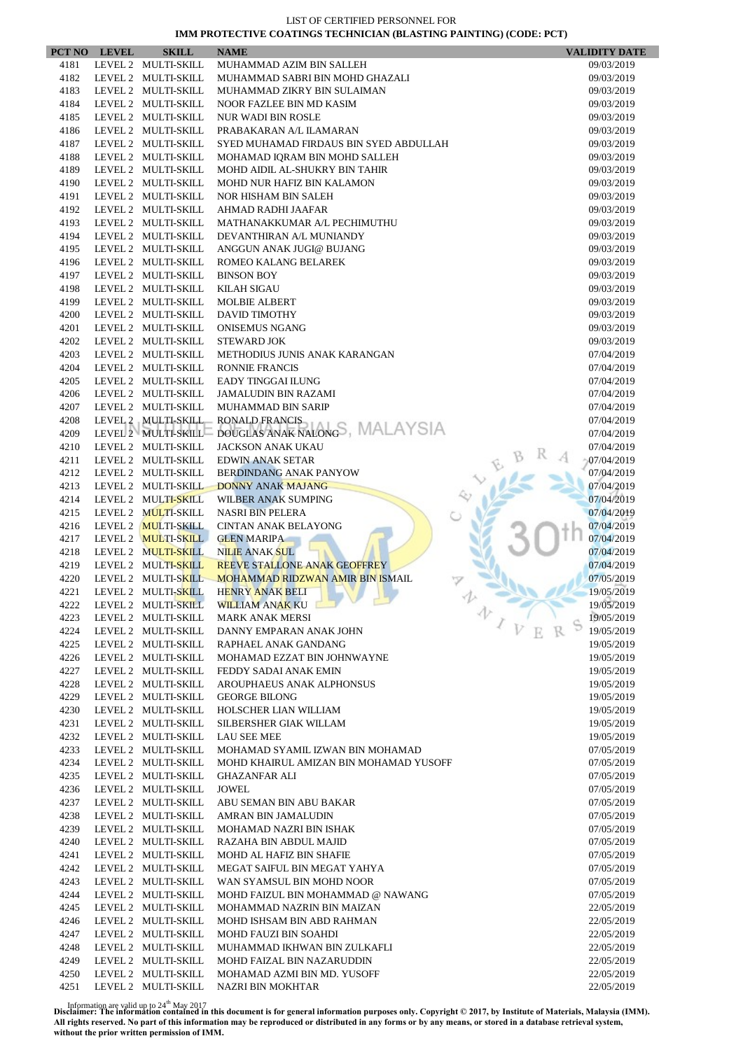LIST OF CERTIFIED PERSONNEL FOR

**IMM PROTECTIVE COATINGS TECHNICIAN (BLASTING PAINTING) (CODE: PCT)**

| PCT NO | LEVEL | SKILL | NAME | VALIDITY DATE |
|---|---|---|---|---|
| 4181 | LEVEL 2 | MULTI-SKILL | MUHAMMAD AZIM BIN SALLEH | 09/03/2019 |
| 4182 | LEVEL 2 | MULTI-SKILL | MUHAMMAD SABRI BIN MOHD GHAZALI | 09/03/2019 |
| 4183 | LEVEL 2 | MULTI-SKILL | MUHAMMAD ZIKRY BIN SULAIMAN | 09/03/2019 |
| 4184 | LEVEL 2 | MULTI-SKILL | NOOR FAZLEE BIN MD KASIM | 09/03/2019 |
| 4185 | LEVEL 2 | MULTI-SKILL | NUR WADI BIN ROSLE | 09/03/2019 |
| 4186 | LEVEL 2 | MULTI-SKILL | PRABAKARAN A/L ILAMARAN | 09/03/2019 |
| 4187 | LEVEL 2 | MULTI-SKILL | SYED MUHAMAD FIRDAUS BIN SYED ABDULLAH | 09/03/2019 |
| 4188 | LEVEL 2 | MULTI-SKILL | MOHAMAD IQRAM BIN MOHD SALLEH | 09/03/2019 |
| 4189 | LEVEL 2 | MULTI-SKILL | MOHD AIDIL AL-SHUKRY BIN TAHIR | 09/03/2019 |
| 4190 | LEVEL 2 | MULTI-SKILL | MOHD NUR HAFIZ BIN KALAMON | 09/03/2019 |
| 4191 | LEVEL 2 | MULTI-SKILL | NOR HISHAM BIN SALEH | 09/03/2019 |
| 4192 | LEVEL 2 | MULTI-SKILL | AHMAD RADHI JAAFAR | 09/03/2019 |
| 4193 | LEVEL 2 | MULTI-SKILL | MATHANAKKUMAR A/L PECHIMUTHU | 09/03/2019 |
| 4194 | LEVEL 2 | MULTI-SKILL | DEVANTHIRAN A/L MUNIANDY | 09/03/2019 |
| 4195 | LEVEL 2 | MULTI-SKILL | ANGGUN ANAK JUGI@ BUJANG | 09/03/2019 |
| 4196 | LEVEL 2 | MULTI-SKILL | ROMEO KALANG BELAREK | 09/03/2019 |
| 4197 | LEVEL 2 | MULTI-SKILL | BINSON BOY | 09/03/2019 |
| 4198 | LEVEL 2 | MULTI-SKILL | KILAH SIGAU | 09/03/2019 |
| 4199 | LEVEL 2 | MULTI-SKILL | MOLBIE ALBERT | 09/03/2019 |
| 4200 | LEVEL 2 | MULTI-SKILL | DAVID TIMOTHY | 09/03/2019 |
| 4201 | LEVEL 2 | MULTI-SKILL | ONISEMUS NGANG | 09/03/2019 |
| 4202 | LEVEL 2 | MULTI-SKILL | STEWARD JOK | 09/03/2019 |
| 4203 | LEVEL 2 | MULTI-SKILL | METHODIUS JUNIS ANAK KARANGAN | 07/04/2019 |
| 4204 | LEVEL 2 | MULTI-SKILL | RONNIE FRANCIS | 07/04/2019 |
| 4205 | LEVEL 2 | MULTI-SKILL | EADY TINGGAI ILUNG | 07/04/2019 |
| 4206 | LEVEL 2 | MULTI-SKILL | JAMALUDIN BIN RAZAMI | 07/04/2019 |
| 4207 | LEVEL 2 | MULTI-SKILL | MUHAMMAD BIN SARIP | 07/04/2019 |
| 4208 | LEVEL 2 | MULTI-SKILL | RONALD FRANCIS | 07/04/2019 |
| 4209 | LEVEL 2 | MULTI-SKILL | DOUGLAS ANAK NALONG | 07/04/2019 |
| 4210 | LEVEL 2 | MULTI-SKILL | JACKSON ANAK UKAU | 07/04/2019 |
| 4211 | LEVEL 2 | MULTI-SKILL | EDWIN ANAK SETAR | 07/04/2019 |
| 4212 | LEVEL 2 | MULTI-SKILL | BERDINDANG ANAK PANYOW | 07/04/2019 |
| 4213 | LEVEL 2 | MULTI-SKILL | DONNY ANAK MAJANG | 07/04/2019 |
| 4214 | LEVEL 2 | MULTI-SKILL | WILBER ANAK SUMPING | 07/04/2019 |
| 4215 | LEVEL 2 | MULTI-SKILL | NASRI BIN PELERA | 07/04/2019 |
| 4216 | LEVEL 2 | MULTI-SKILL | CINTAN ANAK BELAYONG | 07/04/2019 |
| 4217 | LEVEL 2 | MULTI-SKILL | GLEN MARIPA | 07/04/2019 |
| 4218 | LEVEL 2 | MULTI-SKILL | NILIE ANAK SUL | 07/04/2019 |
| 4219 | LEVEL 2 | MULTI-SKILL | REEVE STALLONE ANAK GEOFFREY | 07/04/2019 |
| 4220 | LEVEL 2 | MULTI-SKILL | MOHAMMAD RIDZWAN AMIR BIN ISMAIL | 07/05/2019 |
| 4221 | LEVEL 2 | MULTI-SKILL | HENRY ANAK BELI | 19/05/2019 |
| 4222 | LEVEL 2 | MULTI-SKILL | WILLIAM ANAK KU | 19/05/2019 |
| 4223 | LEVEL 2 | MULTI-SKILL | MARK ANAK MERSI | 19/05/2019 |
| 4224 | LEVEL 2 | MULTI-SKILL | DANNY EMPARAN ANAK JOHN | 19/05/2019 |
| 4225 | LEVEL 2 | MULTI-SKILL | RAPHAEL ANAK GANDANG | 19/05/2019 |
| 4226 | LEVEL 2 | MULTI-SKILL | MOHAMAD EZZAT BIN JOHNWAYNE | 19/05/2019 |
| 4227 | LEVEL 2 | MULTI-SKILL | FEDDY SADAI ANAK EMIN | 19/05/2019 |
| 4228 | LEVEL 2 | MULTI-SKILL | AROUPHAEUS ANAK ALPHONSUS | 19/05/2019 |
| 4229 | LEVEL 2 | MULTI-SKILL | GEORGE BILONG | 19/05/2019 |
| 4230 | LEVEL 2 | MULTI-SKILL | HOLSCHER LIAN WILLIAM | 19/05/2019 |
| 4231 | LEVEL 2 | MULTI-SKILL | SILBERSHER GIAK WILLAM | 19/05/2019 |
| 4232 | LEVEL 2 | MULTI-SKILL | LAU SEE MEE | 19/05/2019 |
| 4233 | LEVEL 2 | MULTI-SKILL | MOHAMAD SYAMIL IZWAN BIN MOHAMAD | 07/05/2019 |
| 4234 | LEVEL 2 | MULTI-SKILL | MOHD KHAIRUL AMIZAN BIN MOHAMAD YUSOFF | 07/05/2019 |
| 4235 | LEVEL 2 | MULTI-SKILL | GHAZANFAR ALI | 07/05/2019 |
| 4236 | LEVEL 2 | MULTI-SKILL | JOWEL | 07/05/2019 |
| 4237 | LEVEL 2 | MULTI-SKILL | ABU SEMAN BIN ABU BAKAR | 07/05/2019 |
| 4238 | LEVEL 2 | MULTI-SKILL | AMRAN BIN JAMALUDIN | 07/05/2019 |
| 4239 | LEVEL 2 | MULTI-SKILL | MOHAMAD NAZRI BIN ISHAK | 07/05/2019 |
| 4240 | LEVEL 2 | MULTI-SKILL | RAZAHA BIN ABDUL MAJID | 07/05/2019 |
| 4241 | LEVEL 2 | MULTI-SKILL | MOHD AL HAFIZ BIN SHAFIE | 07/05/2019 |
| 4242 | LEVEL 2 | MULTI-SKILL | MEGAT SAIFUL BIN MEGAT YAHYA | 07/05/2019 |
| 4243 | LEVEL 2 | MULTI-SKILL | WAN SYAMSUL BIN MOHD NOOR | 07/05/2019 |
| 4244 | LEVEL 2 | MULTI-SKILL | MOHD FAIZUL BIN MOHAMMAD @ NAWANG | 07/05/2019 |
| 4245 | LEVEL 2 | MULTI-SKILL | MOHAMMAD NAZRIN BIN MAIZAN | 22/05/2019 |
| 4246 | LEVEL 2 | MULTI-SKILL | MOHD ISHSAM BIN ABD RAHMAN | 22/05/2019 |
| 4247 | LEVEL 2 | MULTI-SKILL | MOHD FAUZI BIN SOAHDI | 22/05/2019 |
| 4248 | LEVEL 2 | MULTI-SKILL | MUHAMMAD IKHWAN BIN ZULKAFLI | 22/05/2019 |
| 4249 | LEVEL 2 | MULTI-SKILL | MOHD FAIZAL BIN NAZARUDDIN | 22/05/2019 |
| 4250 | LEVEL 2 | MULTI-SKILL | MOHAMAD AZMI BIN MD. YUSOFF | 22/05/2019 |
| 4251 | LEVEL 2 | MULTI-SKILL | NAZRI BIN MOKHTAR | 22/05/2019 |

Information are valid up to 24th May 2017

**Disclaimer: The information contained in this document is for general information purposes only. Copyright © 2017, by Institute of Materials, Malaysia (IMM). All rights reserved. No part of this information may be reproduced or distributed in any forms or by any means, or stored in a database retrieval system, without the prior written permission of IMM.**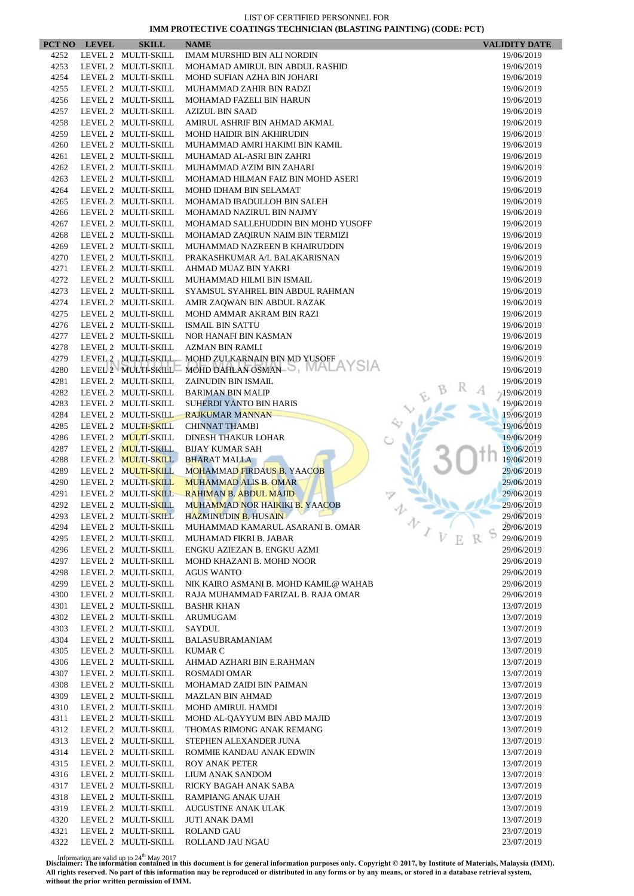LIST OF CERTIFIED PERSONNEL FOR
**IMM PROTECTIVE COATINGS TECHNICIAN (BLASTING PAINTING) (CODE: PCT)**

| PCT NO | LEVEL | SKILL | NAME | VALIDITY DATE |
|---|---|---|---|---|
| 4252 | LEVEL 2 | MULTI-SKILL | IMAM MURSHID BIN ALI NORDIN | 19/06/2019 |
| 4253 | LEVEL 2 | MULTI-SKILL | MOHAMAD AMIRUL BIN ABDUL RASHID | 19/06/2019 |
| 4254 | LEVEL 2 | MULTI-SKILL | MOHD SUFIAN AZHA BIN JOHARI | 19/06/2019 |
| 4255 | LEVEL 2 | MULTI-SKILL | MUHAMMAD ZAHIR BIN RADZI | 19/06/2019 |
| 4256 | LEVEL 2 | MULTI-SKILL | MOHAMAD FAZELI BIN HARUN | 19/06/2019 |
| 4257 | LEVEL 2 | MULTI-SKILL | AZIZUL BIN SAAD | 19/06/2019 |
| 4258 | LEVEL 2 | MULTI-SKILL | AMIRUL ASHRIF BIN AHMAD AKMAL | 19/06/2019 |
| 4259 | LEVEL 2 | MULTI-SKILL | MOHD HAIDIR BIN AKHIRUDIN | 19/06/2019 |
| 4260 | LEVEL 2 | MULTI-SKILL | MUHAMMAD AMRI HAKIMI BIN KAMIL | 19/06/2019 |
| 4261 | LEVEL 2 | MULTI-SKILL | MUHAMAD AL-ASRI BIN ZAHRI | 19/06/2019 |
| 4262 | LEVEL 2 | MULTI-SKILL | MUHAMMAD A'ZIM BIN ZAHARI | 19/06/2019 |
| 4263 | LEVEL 2 | MULTI-SKILL | MOHAMAD HILMAN FAIZ BIN MOHD ASERI | 19/06/2019 |
| 4264 | LEVEL 2 | MULTI-SKILL | MOHD IDHAM BIN SELAMAT | 19/06/2019 |
| 4265 | LEVEL 2 | MULTI-SKILL | MOHAMAD IBADULLOH BIN SALEH | 19/06/2019 |
| 4266 | LEVEL 2 | MULTI-SKILL | MOHAMAD NAZIRUL BIN NAJMY | 19/06/2019 |
| 4267 | LEVEL 2 | MULTI-SKILL | MOHAMAD SALLEHUDDIN BIN MOHD YUSOFF | 19/06/2019 |
| 4268 | LEVEL 2 | MULTI-SKILL | MOHAMAD ZAQIRUN NAIM BIN TERMIZI | 19/06/2019 |
| 4269 | LEVEL 2 | MULTI-SKILL | MUHAMMAD NAZREEN B KHAIRUDDIN | 19/06/2019 |
| 4270 | LEVEL 2 | MULTI-SKILL | PRAKASHKUMAR A/L BALAKARISNAN | 19/06/2019 |
| 4271 | LEVEL 2 | MULTI-SKILL | AHMAD MUAZ BIN YAKRI | 19/06/2019 |
| 4272 | LEVEL 2 | MULTI-SKILL | MUHAMMAD HILMI BIN ISMAIL | 19/06/2019 |
| 4273 | LEVEL 2 | MULTI-SKILL | SYAMSUL SYAHREL BIN ABDUL RAHMAN | 19/06/2019 |
| 4274 | LEVEL 2 | MULTI-SKILL | AMIR ZAQWAN BIN ABDUL RAZAK | 19/06/2019 |
| 4275 | LEVEL 2 | MULTI-SKILL | MOHD AMMAR AKRAM BIN RAZI | 19/06/2019 |
| 4276 | LEVEL 2 | MULTI-SKILL | ISMAIL BIN SATTU | 19/06/2019 |
| 4277 | LEVEL 2 | MULTI-SKILL | NOR HANAFI BIN KASMAN | 19/06/2019 |
| 4278 | LEVEL 2 | MULTI-SKILL | AZMAN BIN RAMLI | 19/06/2019 |
| 4279 | LEVEL 2 | MULTI-SKILL | MOHD ZULKARNAIN BIN MD YUSOFF | 19/06/2019 |
| 4280 | LEVEL 2 | MULTI-SKILL | MOHD DAHLAN OSMAN | 19/06/2019 |
| 4281 | LEVEL 2 | MULTI-SKILL | ZAINUDIN BIN ISMAIL | 19/06/2019 |
| 4282 | LEVEL 2 | MULTI-SKILL | BARIMAN BIN MALIP | 19/06/2019 |
| 4283 | LEVEL 2 | MULTI-SKILL | SUHERDI YANTO BIN HARIS | 19/06/2019 |
| 4284 | LEVEL 2 | MULTI-SKILL | RAJKUMAR MANNAN | 19/06/2019 |
| 4285 | LEVEL 2 | MULTI-SKILL | CHINNAT THAMBI | 19/06/2019 |
| 4286 | LEVEL 2 | MULTI-SKILL | DINESH THAKUR LOHAR | 19/06/2019 |
| 4287 | LEVEL 2 | MULTI-SKILL | BIJAY KUMAR SAH | 19/06/2019 |
| 4288 | LEVEL 2 | MULTI-SKILL | BHARAT MALLA | 19/06/2019 |
| 4289 | LEVEL 2 | MULTI-SKILL | MOHAMMAD FIRDAUS B. YAACOB | 29/06/2019 |
| 4290 | LEVEL 2 | MULTI-SKILL | MUHAMMAD ALIS B. OMAR | 29/06/2019 |
| 4291 | LEVEL 2 | MULTI-SKILL | RAHIMAN B. ABDUL MAJID | 29/06/2019 |
| 4292 | LEVEL 2 | MULTI-SKILL | MUHAMMAD NOR HAIKIKI B. YAACOB | 29/06/2019 |
| 4293 | LEVEL 2 | MULTI-SKILL | HAZMINUDIN B. HUSAIN | 29/06/2019 |
| 4294 | LEVEL 2 | MULTI-SKILL | MUHAMMAD KAMARUL ASARANI B. OMAR | 29/06/2019 |
| 4295 | LEVEL 2 | MULTI-SKILL | MUHAMAD FIKRI B. JABAR | 29/06/2019 |
| 4296 | LEVEL 2 | MULTI-SKILL | ENGKU AZIEZAN B. ENGKU AZMI | 29/06/2019 |
| 4297 | LEVEL 2 | MULTI-SKILL | MOHD KHAZANI B. MOHD NOOR | 29/06/2019 |
| 4298 | LEVEL 2 | MULTI-SKILL | AGUS WANTO | 29/06/2019 |
| 4299 | LEVEL 2 | MULTI-SKILL | NIK KAIRO ASMANI B. MOHD KAMIL@ WAHAB | 29/06/2019 |
| 4300 | LEVEL 2 | MULTI-SKILL | RAJA MUHAMMAD FARIZAL B. RAJA OMAR | 29/06/2019 |
| 4301 | LEVEL 2 | MULTI-SKILL | BASHR KHAN | 13/07/2019 |
| 4302 | LEVEL 2 | MULTI-SKILL | ARUMUGAM | 13/07/2019 |
| 4303 | LEVEL 2 | MULTI-SKILL | SAYDUL | 13/07/2019 |
| 4304 | LEVEL 2 | MULTI-SKILL | BALASUBRAMANIAM | 13/07/2019 |
| 4305 | LEVEL 2 | MULTI-SKILL | KUMAR C | 13/07/2019 |
| 4306 | LEVEL 2 | MULTI-SKILL | AHMAD AZHARI BIN E.RAHMAN | 13/07/2019 |
| 4307 | LEVEL 2 | MULTI-SKILL | ROSMADI OMAR | 13/07/2019 |
| 4308 | LEVEL 2 | MULTI-SKILL | MOHAMAD ZAIDI BIN PAIMAN | 13/07/2019 |
| 4309 | LEVEL 2 | MULTI-SKILL | MAZLAN BIN AHMAD | 13/07/2019 |
| 4310 | LEVEL 2 | MULTI-SKILL | MOHD AMIRUL HAMDI | 13/07/2019 |
| 4311 | LEVEL 2 | MULTI-SKILL | MOHD AL-QAYYUM BIN ABD MAJID | 13/07/2019 |
| 4312 | LEVEL 2 | MULTI-SKILL | THOMAS RIMONG ANAK REMANG | 13/07/2019 |
| 4313 | LEVEL 2 | MULTI-SKILL | STEPHEN ALEXANDER JUNA | 13/07/2019 |
| 4314 | LEVEL 2 | MULTI-SKILL | ROMMIE KANDAU ANAK EDWIN | 13/07/2019 |
| 4315 | LEVEL 2 | MULTI-SKILL | ROY ANAK PETER | 13/07/2019 |
| 4316 | LEVEL 2 | MULTI-SKILL | LIUM ANAK SANDOM | 13/07/2019 |
| 4317 | LEVEL 2 | MULTI-SKILL | RICKY BAGAH ANAK SABA | 13/07/2019 |
| 4318 | LEVEL 2 | MULTI-SKILL | RAMPIANG ANAK UJAH | 13/07/2019 |
| 4319 | LEVEL 2 | MULTI-SKILL | AUGUSTINE ANAK ULAK | 13/07/2019 |
| 4320 | LEVEL 2 | MULTI-SKILL | JUTI ANAK DAMI | 13/07/2019 |
| 4321 | LEVEL 2 | MULTI-SKILL | ROLAND GAU | 23/07/2019 |
| 4322 | LEVEL 2 | MULTI-SKILL | ROLLAND JAU NGAU | 23/07/2019 |

Information are valid up to 24th May 2017
**Disclaimer: The information contained in this document is for general information purposes only. Copyright © 2017, by Institute of Materials, Malaysia (IMM). All rights reserved. No part of this information may be reproduced or distributed in any forms or by any means, or stored in a database retrieval system, without the prior written permission of IMM.**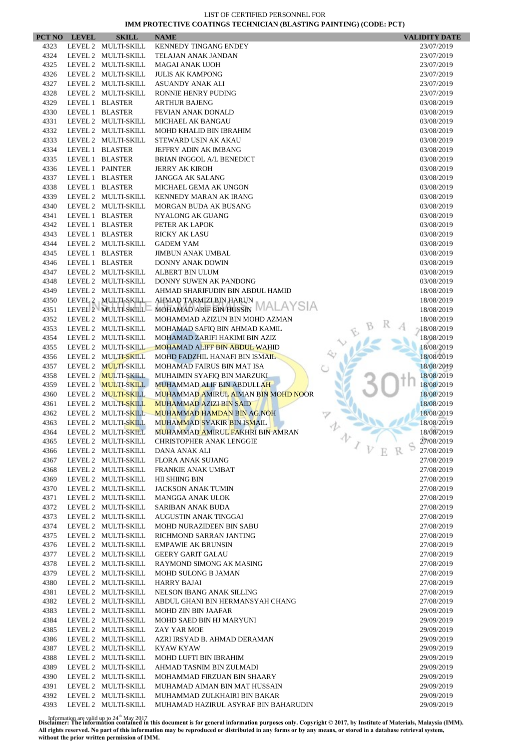LIST OF CERTIFIED PERSONNEL FOR

**IMM PROTECTIVE COATINGS TECHNICIAN (BLASTING PAINTING) (CODE: PCT)**

| PCT NO | LEVEL | SKILL | NAME | VALIDITY DATE |
|---|---|---|---|---|
| 4323 | LEVEL 2 | MULTI-SKILL | KENNEDY TINGANG ENDEY | 23/07/2019 |
| 4324 | LEVEL 2 | MULTI-SKILL | TELAJAN ANAK JANDAN | 23/07/2019 |
| 4325 | LEVEL 2 | MULTI-SKILL | MAGAI ANAK UJOH | 23/07/2019 |
| 4326 | LEVEL 2 | MULTI-SKILL | JULIS AK KAMPONG | 23/07/2019 |
| 4327 | LEVEL 2 | MULTI-SKILL | ASUANDY ANAK ALI | 23/07/2019 |
| 4328 | LEVEL 2 | MULTI-SKILL | RONNIE HENRY PUDING | 23/07/2019 |
| 4329 | LEVEL 1 | BLASTER | ARTHUR BAJENG | 03/08/2019 |
| 4330 | LEVEL 1 | BLASTER | FEVIAN ANAK DONALD | 03/08/2019 |
| 4331 | LEVEL 2 | MULTI-SKILL | MICHAEL AK BANGAU | 03/08/2019 |
| 4332 | LEVEL 2 | MULTI-SKILL | MOHD KHALID BIN IBRAHIM | 03/08/2019 |
| 4333 | LEVEL 2 | MULTI-SKILL | STEWARD USIN AK AKAU | 03/08/2019 |
| 4334 | LEVEL 1 | BLASTER | JEFFRY ADIN AK IMBANG | 03/08/2019 |
| 4335 | LEVEL 1 | BLASTER | BRIAN INGGOL A/L BENEDICT | 03/08/2019 |
| 4336 | LEVEL 1 | PAINTER | JERRY AK KIROH | 03/08/2019 |
| 4337 | LEVEL 1 | BLASTER | JANGGA AK SALANG | 03/08/2019 |
| 4338 | LEVEL 1 | BLASTER | MICHAEL GEMA AK UNGON | 03/08/2019 |
| 4339 | LEVEL 2 | MULTI-SKILL | KENNEDY MARAN AK IRANG | 03/08/2019 |
| 4340 | LEVEL 2 | MULTI-SKILL | MORGAN BUDA AK BUSANG | 03/08/2019 |
| 4341 | LEVEL 1 | BLASTER | NYALONG AK GUANG | 03/08/2019 |
| 4342 | LEVEL 1 | BLASTER | PETER AK LAPOK | 03/08/2019 |
| 4343 | LEVEL 1 | BLASTER | RICKY AK LASU | 03/08/2019 |
| 4344 | LEVEL 2 | MULTI-SKILL | GADEM YAM | 03/08/2019 |
| 4345 | LEVEL 1 | BLASTER | JIMBUN ANAK UMBAL | 03/08/2019 |
| 4346 | LEVEL 1 | BLASTER | DONNY ANAK DOWIN | 03/08/2019 |
| 4347 | LEVEL 2 | MULTI-SKILL | ALBERT BIN ULUM | 03/08/2019 |
| 4348 | LEVEL 2 | MULTI-SKILL | DONNY SUWEN AK PANDONG | 03/08/2019 |
| 4349 | LEVEL 2 | MULTI-SKILL | AHMAD SHARIFUDIN BIN ABDUL HAMID | 18/08/2019 |
| 4350 | LEVEL 2 | MULTI-SKILL | AHMAD TARMIZI BIN HARUN | 18/08/2019 |
| 4351 | LEVEL 2 | MULTI-SKILL | MOHAMAD ARIF BIN HUSSIN | 18/08/2019 |
| 4352 | LEVEL 2 | MULTI-SKILL | MOHAMMAD AZIZUN BIN MOHD AZMAN | 18/08/2019 |
| 4353 | LEVEL 2 | MULTI-SKILL | MOHAMAD SAFIQ BIN AHMAD KAMIL | 18/08/2019 |
| 4354 | LEVEL 2 | MULTI-SKILL | MOHAMAD ZARIFI HAKIMI BIN AZIZ | 18/08/2019 |
| 4355 | LEVEL 2 | MULTI-SKILL | MOHAMAD ALIFF BIN ABDUL WAHID | 18/08/2019 |
| 4356 | LEVEL 2 | MULTI-SKILL | MOHD FADZHIL HANAFI BIN ISMAIL | 18/08/2019 |
| 4357 | LEVEL 2 | MULTI-SKILL | MOHAMAD FAIRUS BIN MAT ISA | 18/08/2019 |
| 4358 | LEVEL 2 | MULTI-SKILL | MUHAIMIN SYAFIQ BIN MARZUKI | 18/08/2019 |
| 4359 | LEVEL 2 | MULTI-SKILL | MUHAMMAD ALIF BIN ABDULLAH | 18/08/2019 |
| 4360 | LEVEL 2 | MULTI-SKILL | MUHAMMAD AMIRUL AIMAN BIN MOHD NOOR | 18/08/2019 |
| 4361 | LEVEL 2 | MULTI-SKILL | MUHAMMAD AZIZI BIN SAID | 18/08/2019 |
| 4362 | LEVEL 2 | MULTI-SKILL | MUHAMMAD HAMDAN BIN AG.NOH | 18/08/2019 |
| 4363 | LEVEL 2 | MULTI-SKILL | MUHAMMAD SYAKIR BIN ISMAIL | 18/08/2019 |
| 4364 | LEVEL 2 | MULTI-SKILL | MUHAMMAD AMIRUL FAKHRI BIN AMRAN | 18/08/2019 |
| 4365 | LEVEL 2 | MULTI-SKILL | CHRISTOPHER ANAK LENGGIE | 27/08/2019 |
| 4366 | LEVEL 2 | MULTI-SKILL | DANA ANAK ALI | 27/08/2019 |
| 4367 | LEVEL 2 | MULTI-SKILL | FLORA ANAK SUJANG | 27/08/2019 |
| 4368 | LEVEL 2 | MULTI-SKILL | FRANKIE ANAK UMBAT | 27/08/2019 |
| 4369 | LEVEL 2 | MULTI-SKILL | HII SHIING BIN | 27/08/2019 |
| 4370 | LEVEL 2 | MULTI-SKILL | JACKSON ANAK TUMIN | 27/08/2019 |
| 4371 | LEVEL 2 | MULTI-SKILL | MANGGA ANAK ULOK | 27/08/2019 |
| 4372 | LEVEL 2 | MULTI-SKILL | SARIBAN ANAK BUDA | 27/08/2019 |
| 4373 | LEVEL 2 | MULTI-SKILL | AUGUSTIN ANAK TINGGAI | 27/08/2019 |
| 4374 | LEVEL 2 | MULTI-SKILL | MOHD NURAZIDEEN BIN SABU | 27/08/2019 |
| 4375 | LEVEL 2 | MULTI-SKILL | RICHMOND SARRAN JANTING | 27/08/2019 |
| 4376 | LEVEL 2 | MULTI-SKILL | EMPAWIE AK BRUNSIN | 27/08/2019 |
| 4377 | LEVEL 2 | MULTI-SKILL | GEERY GARIT GALAU | 27/08/2019 |
| 4378 | LEVEL 2 | MULTI-SKILL | RAYMOND SIMONG AK MASING | 27/08/2019 |
| 4379 | LEVEL 2 | MULTI-SKILL | MOHD SULONG B JAMAN | 27/08/2019 |
| 4380 | LEVEL 2 | MULTI-SKILL | HARRY BAJAI | 27/08/2019 |
| 4381 | LEVEL 2 | MULTI-SKILL | NELSON IBANG ANAK SILLING | 27/08/2019 |
| 4382 | LEVEL 2 | MULTI-SKILL | ABDUL GHANI BIN HERMANSYAH CHANG | 27/08/2019 |
| 4383 | LEVEL 2 | MULTI-SKILL | MOHD ZIN BIN JAAFAR | 29/09/2019 |
| 4384 | LEVEL 2 | MULTI-SKILL | MOHD SAED BIN HJ MARYUNI | 29/09/2019 |
| 4385 | LEVEL 2 | MULTI-SKILL | ZAY YAR MOE | 29/09/2019 |
| 4386 | LEVEL 2 | MULTI-SKILL | AZRI IRSYAD B. AHMAD DERAMAN | 29/09/2019 |
| 4387 | LEVEL 2 | MULTI-SKILL | KYAW KYAW | 29/09/2019 |
| 4388 | LEVEL 2 | MULTI-SKILL | MOHD LUFTI BIN IBRAHIM | 29/09/2019 |
| 4389 | LEVEL 2 | MULTI-SKILL | AHMAD TASNIM BIN ZULMADI | 29/09/2019 |
| 4390 | LEVEL 2 | MULTI-SKILL | MOHAMMAD FIRZUAN BIN SHAARY | 29/09/2019 |
| 4391 | LEVEL 2 | MULTI-SKILL | MUHAMAD AIMAN BIN MAT HUSSAIN | 29/09/2019 |
| 4392 | LEVEL 2 | MULTI-SKILL | MUHAMMAD ZULKHAIRI BIN BAKAR | 29/09/2019 |
| 4393 | LEVEL 2 | MULTI-SKILL | MUHAMAD HAZIRUL ASYRAF BIN BAHARUDIN | 29/09/2019 |

Information are valid up to 24th May 2017

**Disclaimer: The information contained in this document is for general information purposes only. Copyright © 2017, by Institute of Materials, Malaysia (IMM). All rights reserved. No part of this information may be reproduced or distributed in any forms or by any means, or stored in a database retrieval system, without the prior written permission of IMM.**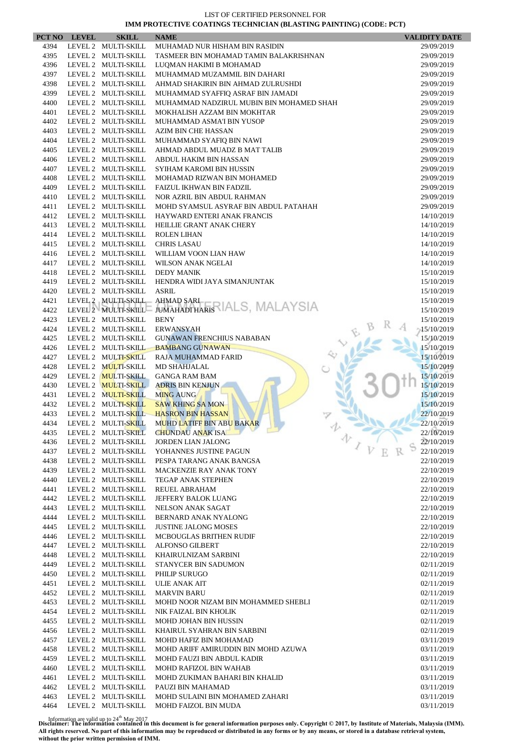LIST OF CERTIFIED PERSONNEL FOR
**IMM PROTECTIVE COATINGS TECHNICIAN (BLASTING PAINTING) (CODE: PCT)**

| PCT NO | LEVEL | SKILL | NAME | VALIDITY DATE |
|---|---|---|---|---|
| 4394 | LEVEL 2 | MULTI-SKILL | MUHAMAD NUR HISHAM BIN RASIDIN | 29/09/2019 |
| 4395 | LEVEL 2 | MULTI-SKILL | TASMEER BIN MOHAMAD TAMIN BALAKRISHNAN | 29/09/2019 |
| 4396 | LEVEL 2 | MULTI-SKILL | LUQMAN HAKIMI B MOHAMAD | 29/09/2019 |
| 4397 | LEVEL 2 | MULTI-SKILL | MUHAMMAD MUZAMMIL BIN DAHARI | 29/09/2019 |
| 4398 | LEVEL 2 | MULTI-SKILL | AHMAD SHAKIRIN BIN AHMAD ZULRUSHDI | 29/09/2019 |
| 4399 | LEVEL 2 | MULTI-SKILL | MUHAMMAD SYAFFIQ ASRAF BIN JAMADI | 29/09/2019 |
| 4400 | LEVEL 2 | MULTI-SKILL | MUHAMMAD NADZIRUL MUBIN BIN MOHAMED SHAH | 29/09/2019 |
| 4401 | LEVEL 2 | MULTI-SKILL | MOKHALISH AZZAM BIN MOKHTAR | 29/09/2019 |
| 4402 | LEVEL 2 | MULTI-SKILL | MUHAMMAD ASMA'I BIN YUSOP | 29/09/2019 |
| 4403 | LEVEL 2 | MULTI-SKILL | AZIM BIN CHE HASSAN | 29/09/2019 |
| 4404 | LEVEL 2 | MULTI-SKILL | MUHAMMAD SYAFIQ BIN NAWI | 29/09/2019 |
| 4405 | LEVEL 2 | MULTI-SKILL | AHMAD ABDUL MUADZ B MAT TALIB | 29/09/2019 |
| 4406 | LEVEL 2 | MULTI-SKILL | ABDUL HAKIM BIN HASSAN | 29/09/2019 |
| 4407 | LEVEL 2 | MULTI-SKILL | SYIHAM KAROMI BIN HUSSIN | 29/09/2019 |
| 4408 | LEVEL 2 | MULTI-SKILL | MOHAMAD RIZWAN BIN MOHAMED | 29/09/2019 |
| 4409 | LEVEL 2 | MULTI-SKILL | FAIZUL IKHWAN BIN FADZIL | 29/09/2019 |
| 4410 | LEVEL 2 | MULTI-SKILL | NOR AZRIL BIN ABDUL RAHMAN | 29/09/2019 |
| 4411 | LEVEL 2 | MULTI-SKILL | MOHD SYAMSUL ASYRAF BIN ABDUL PATAHAH | 29/09/2019 |
| 4412 | LEVEL 2 | MULTI-SKILL | HAYWARD ENTERI ANAK FRANCIS | 14/10/2019 |
| 4413 | LEVEL 2 | MULTI-SKILL | HEILLIE GRANT ANAK CHERY | 14/10/2019 |
| 4414 | LEVEL 2 | MULTI-SKILL | ROLEN LIHAN | 14/10/2019 |
| 4415 | LEVEL 2 | MULTI-SKILL | CHRIS LASAU | 14/10/2019 |
| 4416 | LEVEL 2 | MULTI-SKILL | WILLIAM VOON LIAN HAW | 14/10/2019 |
| 4417 | LEVEL 2 | MULTI-SKILL | WILSON ANAK NGELAI | 14/10/2019 |
| 4418 | LEVEL 2 | MULTI-SKILL | DEDY MANIK | 15/10/2019 |
| 4419 | LEVEL 2 | MULTI-SKILL | HENDRA WIDI JAYA SIMANJUNTAK | 15/10/2019 |
| 4420 | LEVEL 2 | MULTI-SKILL | ASRIL | 15/10/2019 |
| 4421 | LEVEL 2 | MULTI-SKILL | AHMAD SARI | 15/10/2019 |
| 4422 | LEVEL 2 | MULTI-SKILL | JUMAHADI HARIS | 15/10/2019 |
| 4423 | LEVEL 2 | MULTI-SKILL | BENY | 15/10/2019 |
| 4424 | LEVEL 2 | MULTI-SKILL | ERWANSYAH | 15/10/2019 |
| 4425 | LEVEL 2 | MULTI-SKILL | GUNAWAN FRENCHIUS NABABAN | 15/10/2019 |
| 4426 | LEVEL 2 | MULTI-SKILL | BAMBANG GUNAWAN | 15/10/2019 |
| 4427 | LEVEL 2 | MULTI-SKILL | RAJA MUHAMMAD FARID | 15/10/2019 |
| 4428 | LEVEL 2 | MULTI-SKILL | MD SHAHJALAL | 15/10/2019 |
| 4429 | LEVEL 2 | MULTI-SKILL | GANGA RAM BAM | 15/10/2019 |
| 4430 | LEVEL 2 | MULTI-SKILL | ADRIS BIN KENJUN | 15/10/2019 |
| 4431 | LEVEL 2 | MULTI-SKILL | MING AUNG | 15/10/2019 |
| 4432 | LEVEL 2 | MULTI-SKILL | SAW KHING SA MON | 15/10/2019 |
| 4433 | LEVEL 2 | MULTI-SKILL | HASRON BIN HASSAN | 22/10/2019 |
| 4434 | LEVEL 2 | MULTI-SKILL | MUHD LATIFF BIN ABU BAKAR | 22/10/2019 |
| 4435 | LEVEL 2 | MULTI-SKILL | CHUNDAU ANAK ISA | 22/10/2019 |
| 4436 | LEVEL 2 | MULTI-SKILL | JORDEN LIAN JALONG | 22/10/2019 |
| 4437 | LEVEL 2 | MULTI-SKILL | YOHANNES JUSTINE PAGUN | 22/10/2019 |
| 4438 | LEVEL 2 | MULTI-SKILL | PESPA TARANG ANAK BANGSA | 22/10/2019 |
| 4439 | LEVEL 2 | MULTI-SKILL | MACKENZIE RAY ANAK TONY | 22/10/2019 |
| 4440 | LEVEL 2 | MULTI-SKILL | TEGAP ANAK STEPHEN | 22/10/2019 |
| 4441 | LEVEL 2 | MULTI-SKILL | REUEL ABRAHAM | 22/10/2019 |
| 4442 | LEVEL 2 | MULTI-SKILL | JEFFERY BALOK LUANG | 22/10/2019 |
| 4443 | LEVEL 2 | MULTI-SKILL | NELSON ANAK SAGAT | 22/10/2019 |
| 4444 | LEVEL 2 | MULTI-SKILL | BERNARD ANAK NYALONG | 22/10/2019 |
| 4445 | LEVEL 2 | MULTI-SKILL | JUSTINE JALONG MOSES | 22/10/2019 |
| 4446 | LEVEL 2 | MULTI-SKILL | MCBOUGLAS BRITHEN RUDIF | 22/10/2019 |
| 4447 | LEVEL 2 | MULTI-SKILL | ALFONSO GILBERT | 22/10/2019 |
| 4448 | LEVEL 2 | MULTI-SKILL | KHAIRULNIZAM SARBINI | 22/10/2019 |
| 4449 | LEVEL 2 | MULTI-SKILL | STANYCER BIN SADUMON | 02/11/2019 |
| 4450 | LEVEL 2 | MULTI-SKILL | PHILIP SURUGO | 02/11/2019 |
| 4451 | LEVEL 2 | MULTI-SKILL | ULIE ANAK AIT | 02/11/2019 |
| 4452 | LEVEL 2 | MULTI-SKILL | MARVIN BARU | 02/11/2019 |
| 4453 | LEVEL 2 | MULTI-SKILL | MOHD NOOR NIZAM BIN MOHAMMED SHEBLI | 02/11/2019 |
| 4454 | LEVEL 2 | MULTI-SKILL | NIK FAIZAL BIN KHOLIK | 02/11/2019 |
| 4455 | LEVEL 2 | MULTI-SKILL | MOHD JOHAN BIN HUSSIN | 02/11/2019 |
| 4456 | LEVEL 2 | MULTI-SKILL | KHAIRUL SYAHRAN BIN SARBINI | 02/11/2019 |
| 4457 | LEVEL 2 | MULTI-SKILL | MOHD HAFIZ BIN MOHAMAD | 03/11/2019 |
| 4458 | LEVEL 2 | MULTI-SKILL | MOHD ARIFF AMIRUDDIN BIN MOHD AZUWA | 03/11/2019 |
| 4459 | LEVEL 2 | MULTI-SKILL | MOHD FAUZI BIN ABDUL KADIR | 03/11/2019 |
| 4460 | LEVEL 2 | MULTI-SKILL | MOHD RAFIZOL BIN WAHAB | 03/11/2019 |
| 4461 | LEVEL 2 | MULTI-SKILL | MOHD ZUKIMAN BAHARI BIN KHALID | 03/11/2019 |
| 4462 | LEVEL 2 | MULTI-SKILL | PAUZI BIN MAHAMAD | 03/11/2019 |
| 4463 | LEVEL 2 | MULTI-SKILL | MOHD SULAINI BIN MOHAMED ZAHARI | 03/11/2019 |
| 4464 | LEVEL 2 | MULTI-SKILL | MOHD FAIZOL BIN MUDA | 03/11/2019 |

Information are valid up to 24th May 2017
**Disclaimer: The information contained in this document is for general information purposes only. Copyright © 2017, by Institute of Materials, Malaysia (IMM). All rights reserved. No part of this information may be reproduced or distributed in any forms or by any means, or stored in a database retrieval system, without the prior written permission of IMM.**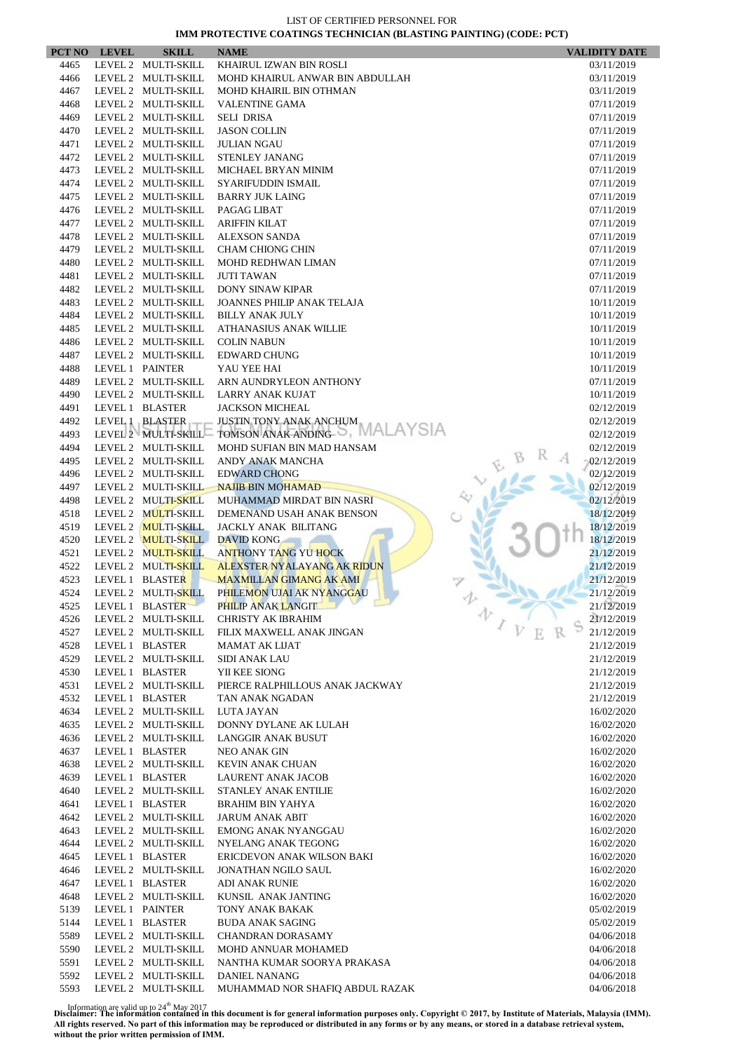LIST OF CERTIFIED PERSONNEL FOR

**IMM PROTECTIVE COATINGS TECHNICIAN (BLASTING PAINTING) (CODE: PCT)**

| PCT NO | LEVEL | SKILL | NAME | VALIDITY DATE |
|---|---|---|---|---|
| 4465 | LEVEL 2 | MULTI-SKILL | KHAIRUL IZWAN BIN ROSLI | 03/11/2019 |
| 4466 | LEVEL 2 | MULTI-SKILL | MOHD KHAIRUL ANWAR BIN ABDULLAH | 03/11/2019 |
| 4467 | LEVEL 2 | MULTI-SKILL | MOHD KHAIRIL BIN OTHMAN | 03/11/2019 |
| 4468 | LEVEL 2 | MULTI-SKILL | VALENTINE GAMA | 07/11/2019 |
| 4469 | LEVEL 2 | MULTI-SKILL | SELI DRISA | 07/11/2019 |
| 4470 | LEVEL 2 | MULTI-SKILL | JASON COLLIN | 07/11/2019 |
| 4471 | LEVEL 2 | MULTI-SKILL | JULIAN NGAU | 07/11/2019 |
| 4472 | LEVEL 2 | MULTI-SKILL | STENLEY JANANG | 07/11/2019 |
| 4473 | LEVEL 2 | MULTI-SKILL | MICHAEL BRYAN MINIM | 07/11/2019 |
| 4474 | LEVEL 2 | MULTI-SKILL | SYARIFUDDIN ISMAIL | 07/11/2019 |
| 4475 | LEVEL 2 | MULTI-SKILL | BARRY JUK LAING | 07/11/2019 |
| 4476 | LEVEL 2 | MULTI-SKILL | PAGAG LIBAT | 07/11/2019 |
| 4477 | LEVEL 2 | MULTI-SKILL | ARIFFIN KILAT | 07/11/2019 |
| 4478 | LEVEL 2 | MULTI-SKILL | ALEXSON SANDA | 07/11/2019 |
| 4479 | LEVEL 2 | MULTI-SKILL | CHAM CHIONG CHIN | 07/11/2019 |
| 4480 | LEVEL 2 | MULTI-SKILL | MOHD REDHWAN LIMAN | 07/11/2019 |
| 4481 | LEVEL 2 | MULTI-SKILL | JUTI TAWAN | 07/11/2019 |
| 4482 | LEVEL 2 | MULTI-SKILL | DONY SINAW KIPAR | 07/11/2019 |
| 4483 | LEVEL 2 | MULTI-SKILL | JOANNES PHILIP ANAK TELAJA | 10/11/2019 |
| 4484 | LEVEL 2 | MULTI-SKILL | BILLY ANAK JULY | 10/11/2019 |
| 4485 | LEVEL 2 | MULTI-SKILL | ATHANASIUS ANAK WILLIE | 10/11/2019 |
| 4486 | LEVEL 2 | MULTI-SKILL | COLIN NABUN | 10/11/2019 |
| 4487 | LEVEL 2 | MULTI-SKILL | EDWARD CHUNG | 10/11/2019 |
| 4488 | LEVEL 1 | PAINTER | YAU YEE HAI | 10/11/2019 |
| 4489 | LEVEL 2 | MULTI-SKILL | ARN AUNDRYLEON ANTHONY | 07/11/2019 |
| 4490 | LEVEL 2 | MULTI-SKILL | LARRY ANAK KUJAT | 10/11/2019 |
| 4491 | LEVEL 1 | BLASTER | JACKSON MICHEAL | 02/12/2019 |
| 4492 | LEVEL 1 | BLASTER | JUSTIN TONY ANAK ANCHUM | 02/12/2019 |
| 4493 | LEVEL 2 | MULTI-SKILL | TOMSON ANAK ANDING | 02/12/2019 |
| 4494 | LEVEL 2 | MULTI-SKILL | MOHD SUFIAN BIN MAD HANSAM | 02/12/2019 |
| 4495 | LEVEL 2 | MULTI-SKILL | ANDY ANAK MANCHA | 02/12/2019 |
| 4496 | LEVEL 2 | MULTI-SKILL | EDWARD CHONG | 02/12/2019 |
| 4497 | LEVEL 2 | MULTI-SKILL | NAJIB BIN MOHAMAD | 02/12/2019 |
| 4498 | LEVEL 2 | MULTI-SKILL | MUHAMMAD MIRDAT BIN NASRI | 02/12/2019 |
| 4518 | LEVEL 2 | MULTI-SKILL | DEMENAND USAH ANAK BENSON | 18/12/2019 |
| 4519 | LEVEL 2 | MULTI-SKILL | JACKLY ANAK BILITANG | 18/12/2019 |
| 4520 | LEVEL 2 | MULTI-SKILL | DAVID KONG | 18/12/2019 |
| 4521 | LEVEL 2 | MULTI-SKILL | ANTHONY TANG YU HOCK | 21/12/2019 |
| 4522 | LEVEL 2 | MULTI-SKILL | ALEXSTER NYALAYANG AK RIDUN | 21/12/2019 |
| 4523 | LEVEL 1 | BLASTER | MAXMILLAN GIMANG AK AMI | 21/12/2019 |
| 4524 | LEVEL 2 | MULTI-SKILL | PHILEMON UJAI AK NYANGGAU | 21/12/2019 |
| 4525 | LEVEL 1 | BLASTER | PHILIP ANAK LANGIT | 21/12/2019 |
| 4526 | LEVEL 2 | MULTI-SKILL | CHRISTY AK IBRAHIM | 21/12/2019 |
| 4527 | LEVEL 2 | MULTI-SKILL | FILIX MAXWELL ANAK JINGAN | 21/12/2019 |
| 4528 | LEVEL 1 | BLASTER | MAMAT AK LIJAT | 21/12/2019 |
| 4529 | LEVEL 2 | MULTI-SKILL | SIDI ANAK LAU | 21/12/2019 |
| 4530 | LEVEL 1 | BLASTER | YII KEE SIONG | 21/12/2019 |
| 4531 | LEVEL 2 | MULTI-SKILL | PIERCE RALPHILLOUS ANAK JACKWAY | 21/12/2019 |
| 4532 | LEVEL 1 | BLASTER | TAN ANAK NGADAN | 21/12/2019 |
| 4634 | LEVEL 2 | MULTI-SKILL | LUTA JAYAN | 16/02/2020 |
| 4635 | LEVEL 2 | MULTI-SKILL | DONNY DYLANE AK LULAH | 16/02/2020 |
| 4636 | LEVEL 2 | MULTI-SKILL | LANGGIR ANAK BUSUT | 16/02/2020 |
| 4637 | LEVEL 1 | BLASTER | NEO ANAK GIN | 16/02/2020 |
| 4638 | LEVEL 2 | MULTI-SKILL | KEVIN ANAK CHUAN | 16/02/2020 |
| 4639 | LEVEL 1 | BLASTER | LAURENT ANAK JACOB | 16/02/2020 |
| 4640 | LEVEL 2 | MULTI-SKILL | STANLEY ANAK ENTILIE | 16/02/2020 |
| 4641 | LEVEL 1 | BLASTER | BRAHIM BIN YAHYA | 16/02/2020 |
| 4642 | LEVEL 2 | MULTI-SKILL | JARUM ANAK ABIT | 16/02/2020 |
| 4643 | LEVEL 2 | MULTI-SKILL | EMONG ANAK NYANGGAU | 16/02/2020 |
| 4644 | LEVEL 2 | MULTI-SKILL | NYELANG ANAK TEGONG | 16/02/2020 |
| 4645 | LEVEL 1 | BLASTER | ERICDEVON ANAK WILSON BAKI | 16/02/2020 |
| 4646 | LEVEL 2 | MULTI-SKILL | JONATHAN NGILO SAUL | 16/02/2020 |
| 4647 | LEVEL 1 | BLASTER | ADI ANAK RUNIE | 16/02/2020 |
| 4648 | LEVEL 2 | MULTI-SKILL | KUNSIL ANAK JANTING | 16/02/2020 |
| 5139 | LEVEL 1 | PAINTER | TONY ANAK BAKAK | 05/02/2019 |
| 5144 | LEVEL 1 | BLASTER | BUDA ANAK SAGING | 05/02/2019 |
| 5589 | LEVEL 2 | MULTI-SKILL | CHANDRAN DORASAMY | 04/06/2018 |
| 5590 | LEVEL 2 | MULTI-SKILL | MOHD ANNUAR MOHAMED | 04/06/2018 |
| 5591 | LEVEL 2 | MULTI-SKILL | NANTHA KUMAR SOORYA PRAKASA | 04/06/2018 |
| 5592 | LEVEL 2 | MULTI-SKILL | DANIEL NANANG | 04/06/2018 |
| 5593 | LEVEL 2 | MULTI-SKILL | MUHAMMAD NOR SHAFIQ ABDUL RAZAK | 04/06/2018 |

Information are valid up to 24th May 2017

**Disclaimer: The information contained in this document is for general information purposes only. Copyright © 2017, by Institute of Materials, Malaysia (IMM). All rights reserved. No part of this information may be reproduced or distributed in any forms or by any means, or stored in a database retrieval system, without the prior written permission of IMM.**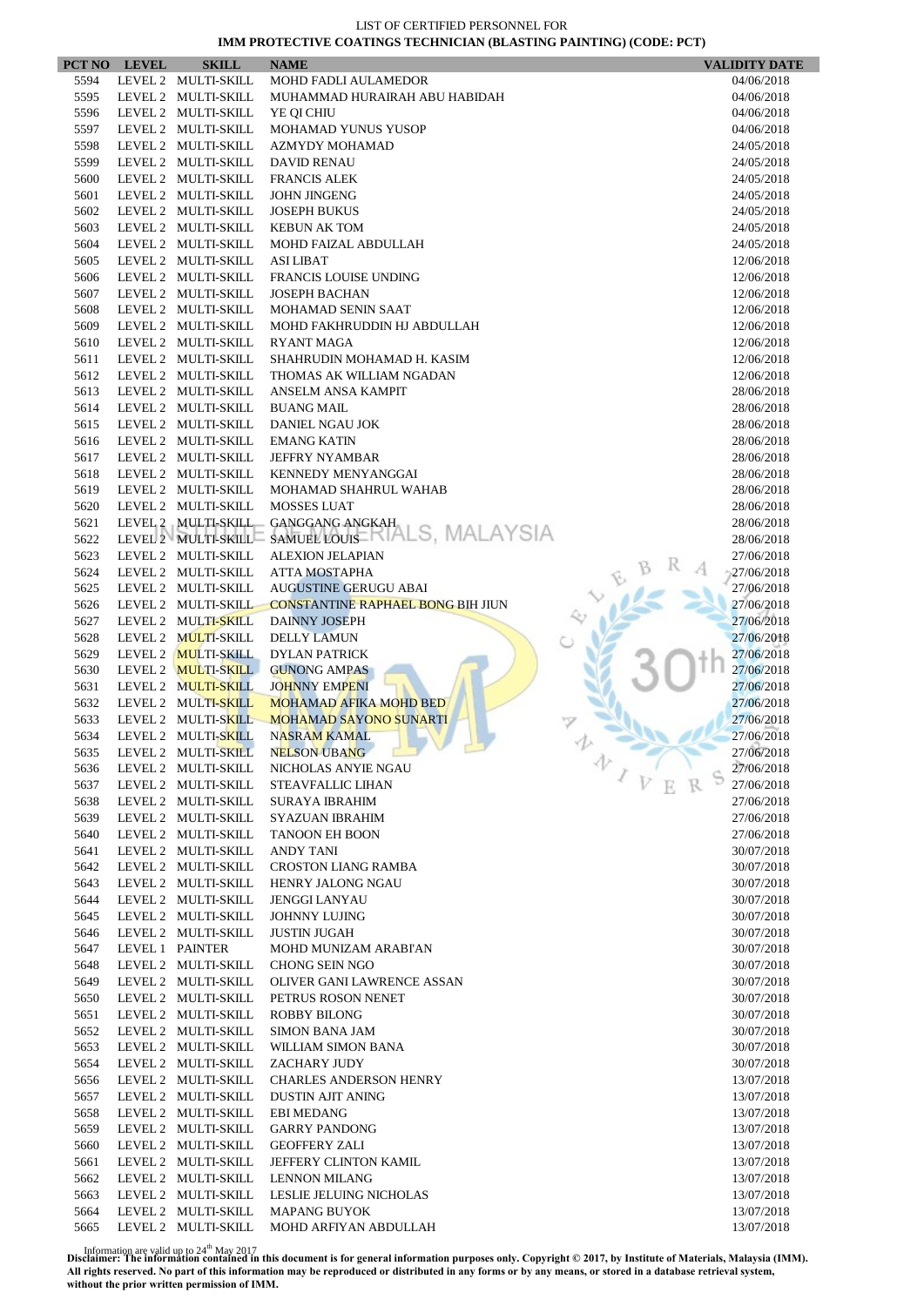LIST OF CERTIFIED PERSONNEL FOR

**IMM PROTECTIVE COATINGS TECHNICIAN (BLASTING PAINTING) (CODE: PCT)**

| PCT NO | LEVEL | SKILL | NAME | VALIDITY DATE |
|---|---|---|---|---|
| 5594 | LEVEL 2 | MULTI-SKILL | MOHD FADLI AULAMEDOR | 04/06/2018 |
| 5595 | LEVEL 2 | MULTI-SKILL | MUHAMMAD HURAIRAH ABU HABIDAH | 04/06/2018 |
| 5596 | LEVEL 2 | MULTI-SKILL | YE QI CHIU | 04/06/2018 |
| 5597 | LEVEL 2 | MULTI-SKILL | MOHAMAD YUNUS YUSOP | 04/06/2018 |
| 5598 | LEVEL 2 | MULTI-SKILL | AZMYDY MOHAMAD | 24/05/2018 |
| 5599 | LEVEL 2 | MULTI-SKILL | DAVID RENAU | 24/05/2018 |
| 5600 | LEVEL 2 | MULTI-SKILL | FRANCIS ALEK | 24/05/2018 |
| 5601 | LEVEL 2 | MULTI-SKILL | JOHN JINGENG | 24/05/2018 |
| 5602 | LEVEL 2 | MULTI-SKILL | JOSEPH BUKUS | 24/05/2018 |
| 5603 | LEVEL 2 | MULTI-SKILL | KEBUN AK TOM | 24/05/2018 |
| 5604 | LEVEL 2 | MULTI-SKILL | MOHD FAIZAL ABDULLAH | 24/05/2018 |
| 5605 | LEVEL 2 | MULTI-SKILL | ASI LIBAT | 12/06/2018 |
| 5606 | LEVEL 2 | MULTI-SKILL | FRANCIS LOUISE UNDING | 12/06/2018 |
| 5607 | LEVEL 2 | MULTI-SKILL | JOSEPH BACHAN | 12/06/2018 |
| 5608 | LEVEL 2 | MULTI-SKILL | MOHAMAD SENIN SAAT | 12/06/2018 |
| 5609 | LEVEL 2 | MULTI-SKILL | MOHD FAKHRUDDIN HJ ABDULLAH | 12/06/2018 |
| 5610 | LEVEL 2 | MULTI-SKILL | RYANT MAGA | 12/06/2018 |
| 5611 | LEVEL 2 | MULTI-SKILL | SHAHRUDIN MOHAMAD H. KASIM | 12/06/2018 |
| 5612 | LEVEL 2 | MULTI-SKILL | THOMAS AK WILLIAM NGADAN | 12/06/2018 |
| 5613 | LEVEL 2 | MULTI-SKILL | ANSELM ANSA KAMPIT | 28/06/2018 |
| 5614 | LEVEL 2 | MULTI-SKILL | BUANG MAIL | 28/06/2018 |
| 5615 | LEVEL 2 | MULTI-SKILL | DANIEL NGAU JOK | 28/06/2018 |
| 5616 | LEVEL 2 | MULTI-SKILL | EMANG KATIN | 28/06/2018 |
| 5617 | LEVEL 2 | MULTI-SKILL | JEFFRY NYAMBAR | 28/06/2018 |
| 5618 | LEVEL 2 | MULTI-SKILL | KENNEDY MENYANGGAI | 28/06/2018 |
| 5619 | LEVEL 2 | MULTI-SKILL | MOHAMAD SHAHRUL WAHAB | 28/06/2018 |
| 5620 | LEVEL 2 | MULTI-SKILL | MOSSES LUAT | 28/06/2018 |
| 5621 | LEVEL 2 | MULTI-SKILL | GANGGANG ANGKAH | 28/06/2018 |
| 5622 | LEVEL 2 | MULTI-SKILL | SAMUEL LOUIS | 28/06/2018 |
| 5623 | LEVEL 2 | MULTI-SKILL | ALEXION JELAPIAN | 27/06/2018 |
| 5624 | LEVEL 2 | MULTI-SKILL | ATTA MOSTAPHA | 27/06/2018 |
| 5625 | LEVEL 2 | MULTI-SKILL | AUGUSTINE GERUGU ABAI | 27/06/2018 |
| 5626 | LEVEL 2 | MULTI-SKILL | CONSTANTINE RAPHAEL BONG BIH JIUN | 27/06/2018 |
| 5627 | LEVEL 2 | MULTI-SKILL | DAINNY JOSEPH | 27/06/2018 |
| 5628 | LEVEL 2 | MULTI-SKILL | DELLY LAMUN | 27/06/2018 |
| 5629 | LEVEL 2 | MULTI-SKILL | DYLAN PATRICK | 27/06/2018 |
| 5630 | LEVEL 2 | MULTI-SKILL | GUNONG AMPAS | 27/06/2018 |
| 5631 | LEVEL 2 | MULTI-SKILL | JOHNNY EMPENI | 27/06/2018 |
| 5632 | LEVEL 2 | MULTI-SKILL | MOHAMAD AFIKA MOHD BED | 27/06/2018 |
| 5633 | LEVEL 2 | MULTI-SKILL | MOHAMAD SAYONO SUNARTI | 27/06/2018 |
| 5634 | LEVEL 2 | MULTI-SKILL | NASRAM KAMAL | 27/06/2018 |
| 5635 | LEVEL 2 | MULTI-SKILL | NELSON UBANG | 27/06/2018 |
| 5636 | LEVEL 2 | MULTI-SKILL | NICHOLAS ANYIE NGAU | 27/06/2018 |
| 5637 | LEVEL 2 | MULTI-SKILL | STEAVFALLIC LIHAN | 27/06/2018 |
| 5638 | LEVEL 2 | MULTI-SKILL | SURAYA IBRAHIM | 27/06/2018 |
| 5639 | LEVEL 2 | MULTI-SKILL | SYAZUAN IBRAHIM | 27/06/2018 |
| 5640 | LEVEL 2 | MULTI-SKILL | TANOON EH BOON | 27/06/2018 |
| 5641 | LEVEL 2 | MULTI-SKILL | ANDY TANI | 30/07/2018 |
| 5642 | LEVEL 2 | MULTI-SKILL | CROSTON LIANG RAMBA | 30/07/2018 |
| 5643 | LEVEL 2 | MULTI-SKILL | HENRY JALONG NGAU | 30/07/2018 |
| 5644 | LEVEL 2 | MULTI-SKILL | JENGGI LANYAU | 30/07/2018 |
| 5645 | LEVEL 2 | MULTI-SKILL | JOHNNY LUJING | 30/07/2018 |
| 5646 | LEVEL 2 | MULTI-SKILL | JUSTIN JUGAH | 30/07/2018 |
| 5647 | LEVEL 1 | PAINTER | MOHD MUNIZAM ARABI'AN | 30/07/2018 |
| 5648 | LEVEL 2 | MULTI-SKILL | CHONG SEIN NGO | 30/07/2018 |
| 5649 | LEVEL 2 | MULTI-SKILL | OLIVER GANI LAWRENCE ASSAN | 30/07/2018 |
| 5650 | LEVEL 2 | MULTI-SKILL | PETRUS ROSON NENET | 30/07/2018 |
| 5651 | LEVEL 2 | MULTI-SKILL | ROBBY BILONG | 30/07/2018 |
| 5652 | LEVEL 2 | MULTI-SKILL | SIMON BANA JAM | 30/07/2018 |
| 5653 | LEVEL 2 | MULTI-SKILL | WILLIAM SIMON BANA | 30/07/2018 |
| 5654 | LEVEL 2 | MULTI-SKILL | ZACHARY JUDY | 30/07/2018 |
| 5656 | LEVEL 2 | MULTI-SKILL | CHARLES ANDERSON HENRY | 13/07/2018 |
| 5657 | LEVEL 2 | MULTI-SKILL | DUSTIN AJIT ANING | 13/07/2018 |
| 5658 | LEVEL 2 | MULTI-SKILL | EBI MEDANG | 13/07/2018 |
| 5659 | LEVEL 2 | MULTI-SKILL | GARRY PANDONG | 13/07/2018 |
| 5660 | LEVEL 2 | MULTI-SKILL | GEOFFERY ZALI | 13/07/2018 |
| 5661 | LEVEL 2 | MULTI-SKILL | JEFFERY CLINTON KAMIL | 13/07/2018 |
| 5662 | LEVEL 2 | MULTI-SKILL | LENNON MILANG | 13/07/2018 |
| 5663 | LEVEL 2 | MULTI-SKILL | LESLIE JELUING NICHOLAS | 13/07/2018 |
| 5664 | LEVEL 2 | MULTI-SKILL | MAPANG BUYOK | 13/07/2018 |
| 5665 | LEVEL 2 | MULTI-SKILL | MOHD ARFIYAN ABDULLAH | 13/07/2018 |

Information are valid up to 24th May 2017

**Disclaimer: The information contained in this document is for general information purposes only. Copyright © 2017, by Institute of Materials, Malaysia (IMM). All rights reserved. No part of this information may be reproduced or distributed in any forms or by any means, or stored in a database retrieval system, without the prior written permission of IMM.**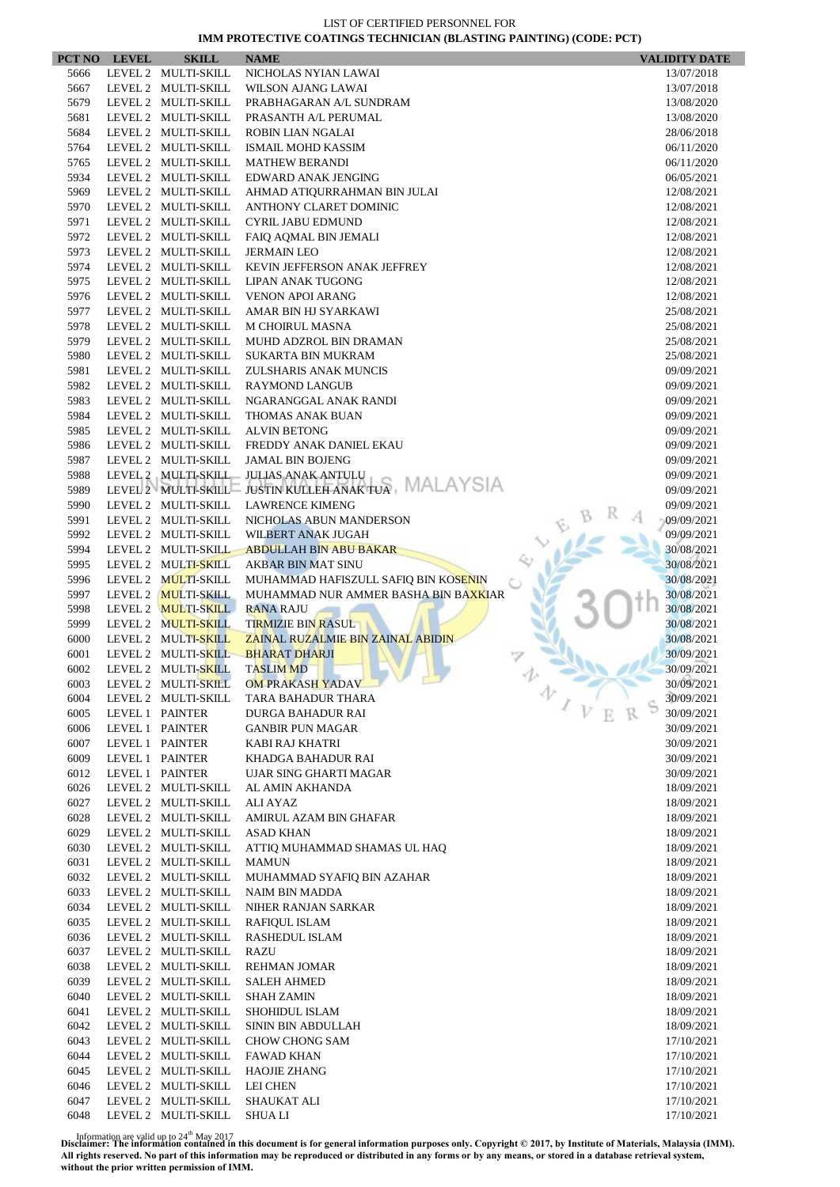LIST OF CERTIFIED PERSONNEL FOR

**IMM PROTECTIVE COATINGS TECHNICIAN (BLASTING PAINTING) (CODE: PCT)**

| PCT NO | LEVEL | SKILL | NAME | VALIDITY DATE |
|---|---|---|---|---|
| 5666 | LEVEL 2 | MULTI-SKILL | NICHOLAS NYIAN LAWAI | 13/07/2018 |
| 5667 | LEVEL 2 | MULTI-SKILL | WILSON AJANG LAWAI | 13/07/2018 |
| 5679 | LEVEL 2 | MULTI-SKILL | PRABHAGARAN A/L SUNDRAM | 13/08/2020 |
| 5681 | LEVEL 2 | MULTI-SKILL | PRASANTH A/L PERUMAL | 13/08/2020 |
| 5684 | LEVEL 2 | MULTI-SKILL | ROBIN LIAN NGALAI | 28/06/2018 |
| 5764 | LEVEL 2 | MULTI-SKILL | ISMAIL MOHD KASSIM | 06/11/2020 |
| 5765 | LEVEL 2 | MULTI-SKILL | MATHEW BERANDI | 06/11/2020 |
| 5934 | LEVEL 2 | MULTI-SKILL | EDWARD ANAK JENGING | 06/05/2021 |
| 5969 | LEVEL 2 | MULTI-SKILL | AHMAD ATIQURRAHMAN BIN JULAI | 12/08/2021 |
| 5970 | LEVEL 2 | MULTI-SKILL | ANTHONY CLARET DOMINIC | 12/08/2021 |
| 5971 | LEVEL 2 | MULTI-SKILL | CYRIL JABU EDMUND | 12/08/2021 |
| 5972 | LEVEL 2 | MULTI-SKILL | FAIQ AQMAL BIN JEMALI | 12/08/2021 |
| 5973 | LEVEL 2 | MULTI-SKILL | JERMAIN LEO | 12/08/2021 |
| 5974 | LEVEL 2 | MULTI-SKILL | KEVIN JEFFERSON ANAK JEFFREY | 12/08/2021 |
| 5975 | LEVEL 2 | MULTI-SKILL | LIPAN ANAK TUGONG | 12/08/2021 |
| 5976 | LEVEL 2 | MULTI-SKILL | VENON APOI ARANG | 12/08/2021 |
| 5977 | LEVEL 2 | MULTI-SKILL | AMAR BIN HJ SYARKAWI | 25/08/2021 |
| 5978 | LEVEL 2 | MULTI-SKILL | M CHOIRUL MASNA | 25/08/2021 |
| 5979 | LEVEL 2 | MULTI-SKILL | MUHD ADZROL BIN DRAMAN | 25/08/2021 |
| 5980 | LEVEL 2 | MULTI-SKILL | SUKARTA BIN MUKRAM | 25/08/2021 |
| 5981 | LEVEL 2 | MULTI-SKILL | ZULSHARIS ANAK MUNCIS | 09/09/2021 |
| 5982 | LEVEL 2 | MULTI-SKILL | RAYMOND LANGUB | 09/09/2021 |
| 5983 | LEVEL 2 | MULTI-SKILL | NGARANGGAL ANAK RANDI | 09/09/2021 |
| 5984 | LEVEL 2 | MULTI-SKILL | THOMAS ANAK BUAN | 09/09/2021 |
| 5985 | LEVEL 2 | MULTI-SKILL | ALVIN BETONG | 09/09/2021 |
| 5986 | LEVEL 2 | MULTI-SKILL | FREDDY ANAK DANIEL EKAU | 09/09/2021 |
| 5987 | LEVEL 2 | MULTI-SKILL | JAMAL BIN BOJENG | 09/09/2021 |
| 5988 | LEVEL 2 | MULTI-SKILL | JULIAS ANAK ANTULU | 09/09/2021 |
| 5989 | LEVEL 2 | MULTI-SKILL | JUSTIN KULLEH ANAK TUA | 09/09/2021 |
| 5990 | LEVEL 2 | MULTI-SKILL | LAWRENCE KIMENG | 09/09/2021 |
| 5991 | LEVEL 2 | MULTI-SKILL | NICHOLAS ABUN MANDERSON | 09/09/2021 |
| 5992 | LEVEL 2 | MULTI-SKILL | WILBERT ANAK JUGAH | 09/09/2021 |
| 5994 | LEVEL 2 | MULTI-SKILL | ABDULLAH BIN ABU BAKAR | 30/08/2021 |
| 5995 | LEVEL 2 | MULTI-SKILL | AKBAR BIN MAT SINU | 30/08/2021 |
| 5996 | LEVEL 2 | MULTI-SKILL | MUHAMMAD HAFISZULL SAFIQ BIN KOSENIN | 30/08/2021 |
| 5997 | LEVEL 2 | MULTI-SKILL | MUHAMMAD NUR AMMER BASHA BIN BAXKIAR | 30/08/2021 |
| 5998 | LEVEL 2 | MULTI-SKILL | RANA RAJU | 30/08/2021 |
| 5999 | LEVEL 2 | MULTI-SKILL | TIRMIZIE BIN RASUL | 30/08/2021 |
| 6000 | LEVEL 2 | MULTI-SKILL | ZAINAL RUZALMIE BIN ZAINAL ABIDIN | 30/08/2021 |
| 6001 | LEVEL 2 | MULTI-SKILL | BHARAT DHARJI | 30/09/2021 |
| 6002 | LEVEL 2 | MULTI-SKILL | TASLIM MD | 30/09/2021 |
| 6003 | LEVEL 2 | MULTI-SKILL | OM PRAKASH YADAV | 30/09/2021 |
| 6004 | LEVEL 2 | MULTI-SKILL | TARA BAHADUR THARA | 30/09/2021 |
| 6005 | LEVEL 1 | PAINTER | DURGA BAHADUR RAI | 30/09/2021 |
| 6006 | LEVEL 1 | PAINTER | GANBIR PUN MAGAR | 30/09/2021 |
| 6007 | LEVEL 1 | PAINTER | KABI RAJ KHATRI | 30/09/2021 |
| 6009 | LEVEL 1 | PAINTER | KHADGA BAHADUR RAI | 30/09/2021 |
| 6012 | LEVEL 1 | PAINTER | UJAR SING GHARTI MAGAR | 30/09/2021 |
| 6026 | LEVEL 2 | MULTI-SKILL | AL AMIN AKHANDA | 18/09/2021 |
| 6027 | LEVEL 2 | MULTI-SKILL | ALI AYAZ | 18/09/2021 |
| 6028 | LEVEL 2 | MULTI-SKILL | AMIRUL AZAM BIN GHAFAR | 18/09/2021 |
| 6029 | LEVEL 2 | MULTI-SKILL | ASAD KHAN | 18/09/2021 |
| 6030 | LEVEL 2 | MULTI-SKILL | ATTIQ MUHAMMAD SHAMAS UL HAQ | 18/09/2021 |
| 6031 | LEVEL 2 | MULTI-SKILL | MAMUN | 18/09/2021 |
| 6032 | LEVEL 2 | MULTI-SKILL | MUHAMMAD SYAFIQ BIN AZAHAR | 18/09/2021 |
| 6033 | LEVEL 2 | MULTI-SKILL | NAIM BIN MADDA | 18/09/2021 |
| 6034 | LEVEL 2 | MULTI-SKILL | NIHER RANJAN SARKAR | 18/09/2021 |
| 6035 | LEVEL 2 | MULTI-SKILL | RAFIQUL ISLAM | 18/09/2021 |
| 6036 | LEVEL 2 | MULTI-SKILL | RASHEDUL ISLAM | 18/09/2021 |
| 6037 | LEVEL 2 | MULTI-SKILL | RAZU | 18/09/2021 |
| 6038 | LEVEL 2 | MULTI-SKILL | REHMAN JOMAR | 18/09/2021 |
| 6039 | LEVEL 2 | MULTI-SKILL | SALEH AHMED | 18/09/2021 |
| 6040 | LEVEL 2 | MULTI-SKILL | SHAH ZAMIN | 18/09/2021 |
| 6041 | LEVEL 2 | MULTI-SKILL | SHOHIDUL ISLAM | 18/09/2021 |
| 6042 | LEVEL 2 | MULTI-SKILL | SININ BIN ABDULLAH | 18/09/2021 |
| 6043 | LEVEL 2 | MULTI-SKILL | CHOW CHONG SAM | 17/10/2021 |
| 6044 | LEVEL 2 | MULTI-SKILL | FAWAD KHAN | 17/10/2021 |
| 6045 | LEVEL 2 | MULTI-SKILL | HAOJIE ZHANG | 17/10/2021 |
| 6046 | LEVEL 2 | MULTI-SKILL | LEI CHEN | 17/10/2021 |
| 6047 | LEVEL 2 | MULTI-SKILL | SHAUKAT ALI | 17/10/2021 |
| 6048 | LEVEL 2 | MULTI-SKILL | SHUA LI | 17/10/2021 |

Information are valid up to 24th May 2017

**Disclaimer: The information contained in this document is for general information purposes only. Copyright © 2017, by Institute of Materials, Malaysia (IMM). All rights reserved. No part of this information may be reproduced or distributed in any forms or by any means, or stored in a database retrieval system, without the prior written permission of IMM.**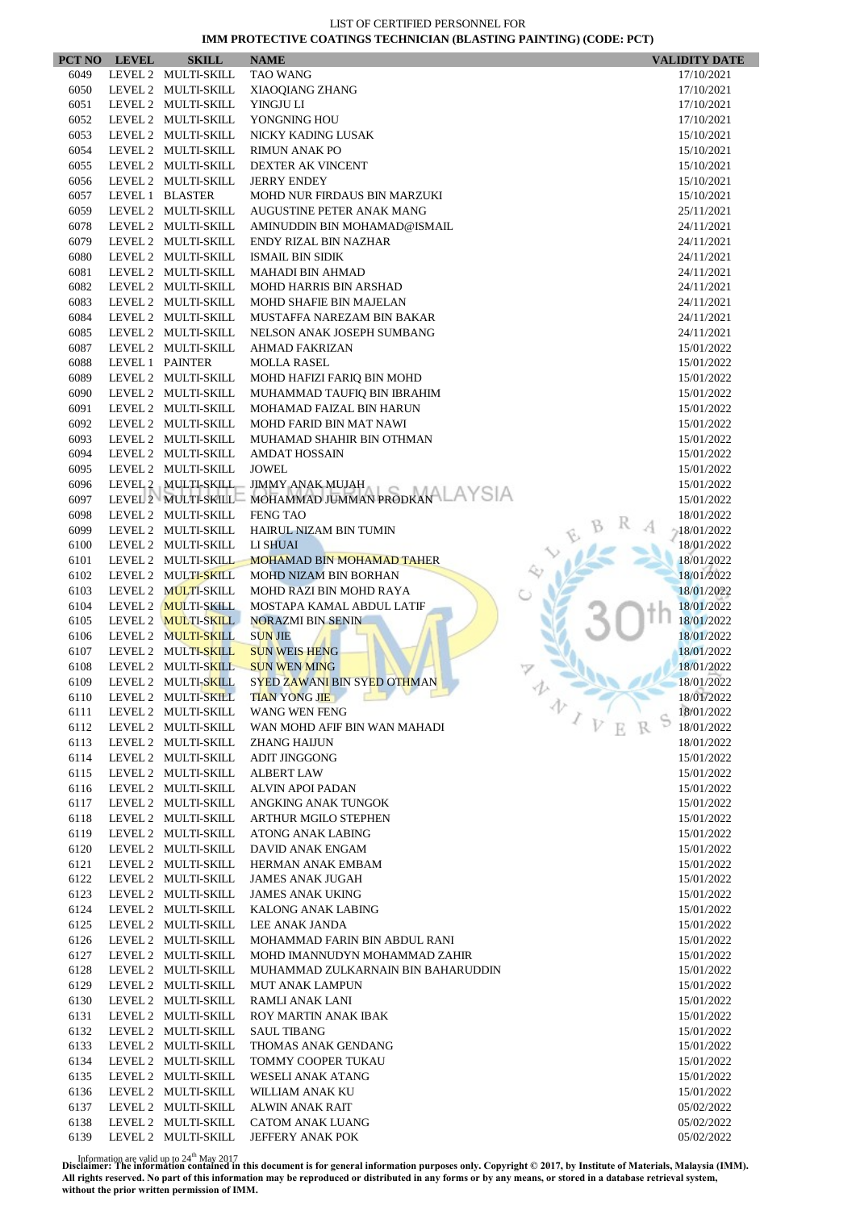LIST OF CERTIFIED PERSONNEL FOR
**IMM PROTECTIVE COATINGS TECHNICIAN (BLASTING PAINTING) (CODE: PCT)**

| PCT NO | LEVEL | SKILL | NAME | VALIDITY DATE |
|---|---|---|---|---|
| 6049 | LEVEL 2 | MULTI-SKILL | TAO WANG | 17/10/2021 |
| 6050 | LEVEL 2 | MULTI-SKILL | XIAOQIANG ZHANG | 17/10/2021 |
| 6051 | LEVEL 2 | MULTI-SKILL | YINGJU LI | 17/10/2021 |
| 6052 | LEVEL 2 | MULTI-SKILL | YONGNING HOU | 17/10/2021 |
| 6053 | LEVEL 2 | MULTI-SKILL | NICKY KADING LUSAK | 15/10/2021 |
| 6054 | LEVEL 2 | MULTI-SKILL | RIMUN ANAK PO | 15/10/2021 |
| 6055 | LEVEL 2 | MULTI-SKILL | DEXTER AK VINCENT | 15/10/2021 |
| 6056 | LEVEL 2 | MULTI-SKILL | JERRY ENDEY | 15/10/2021 |
| 6057 | LEVEL 1 | BLASTER | MOHD NUR FIRDAUS BIN MARZUKI | 15/10/2021 |
| 6059 | LEVEL 2 | MULTI-SKILL | AUGUSTINE PETER ANAK MANG | 25/11/2021 |
| 6078 | LEVEL 2 | MULTI-SKILL | AMINUDDIN BIN MOHAMAD@ISMAIL | 24/11/2021 |
| 6079 | LEVEL 2 | MULTI-SKILL | ENDY RIZAL BIN NAZHAR | 24/11/2021 |
| 6080 | LEVEL 2 | MULTI-SKILL | ISMAIL BIN SIDIK | 24/11/2021 |
| 6081 | LEVEL 2 | MULTI-SKILL | MAHADI BIN AHMAD | 24/11/2021 |
| 6082 | LEVEL 2 | MULTI-SKILL | MOHD HARRIS BIN ARSHAD | 24/11/2021 |
| 6083 | LEVEL 2 | MULTI-SKILL | MOHD SHAFIE BIN MAJELAN | 24/11/2021 |
| 6084 | LEVEL 2 | MULTI-SKILL | MUSTAFFA NAREZAM BIN BAKAR | 24/11/2021 |
| 6085 | LEVEL 2 | MULTI-SKILL | NELSON ANAK JOSEPH SUMBANG | 24/11/2021 |
| 6087 | LEVEL 2 | MULTI-SKILL | AHMAD FAKRIZAN | 15/01/2022 |
| 6088 | LEVEL 1 | PAINTER | MOLLA RASEL | 15/01/2022 |
| 6089 | LEVEL 2 | MULTI-SKILL | MOHD HAFIZI FARIQ BIN MOHD | 15/01/2022 |
| 6090 | LEVEL 2 | MULTI-SKILL | MUHAMMAD TAUFIQ BIN IBRAHIM | 15/01/2022 |
| 6091 | LEVEL 2 | MULTI-SKILL | MOHAMAD FAIZAL BIN HARUN | 15/01/2022 |
| 6092 | LEVEL 2 | MULTI-SKILL | MOHD FARID BIN MAT NAWI | 15/01/2022 |
| 6093 | LEVEL 2 | MULTI-SKILL | MUHAMAD SHAHIR BIN OTHMAN | 15/01/2022 |
| 6094 | LEVEL 2 | MULTI-SKILL | AMDAT HOSSAIN | 15/01/2022 |
| 6095 | LEVEL 2 | MULTI-SKILL | JOWEL | 15/01/2022 |
| 6096 | LEVEL 2 | MULTI-SKILL | JIMMY ANAK MUJAH | 15/01/2022 |
| 6097 | LEVEL 2 | MULTI-SKILL | MOHAMMAD JUMMAN PRODKAN | 15/01/2022 |
| 6098 | LEVEL 2 | MULTI-SKILL | FENG TAO | 18/01/2022 |
| 6099 | LEVEL 2 | MULTI-SKILL | HAIRUL NIZAM BIN TUMIN | 18/01/2022 |
| 6100 | LEVEL 2 | MULTI-SKILL | LI SHUAI | 18/01/2022 |
| 6101 | LEVEL 2 | MULTI-SKILL | MOHAMAD BIN MOHAMAD TAHER | 18/01/2022 |
| 6102 | LEVEL 2 | MULTI-SKILL | MOHD NIZAM BIN BORHAN | 18/01/2022 |
| 6103 | LEVEL 2 | MULTI-SKILL | MOHD RAZI BIN MOHD RAYA | 18/01/2022 |
| 6104 | LEVEL 2 | MULTI-SKILL | MOSTAPA KAMAL ABDUL LATIF | 18/01/2022 |
| 6105 | LEVEL 2 | MULTI-SKILL | NORAZMI BIN SENIN | 18/01/2022 |
| 6106 | LEVEL 2 | MULTI-SKILL | SUN JIE | 18/01/2022 |
| 6107 | LEVEL 2 | MULTI-SKILL | SUN WEIS HENG | 18/01/2022 |
| 6108 | LEVEL 2 | MULTI-SKILL | SUN WEN MING | 18/01/2022 |
| 6109 | LEVEL 2 | MULTI-SKILL | SYED ZAWANI BIN SYED OTHMAN | 18/01/2022 |
| 6110 | LEVEL 2 | MULTI-SKILL | TIAN YONG JIE | 18/01/2022 |
| 6111 | LEVEL 2 | MULTI-SKILL | WANG WEN FENG | 18/01/2022 |
| 6112 | LEVEL 2 | MULTI-SKILL | WAN MOHD AFIF BIN WAN MAHADI | 18/01/2022 |
| 6113 | LEVEL 2 | MULTI-SKILL | ZHANG HAIJUN | 18/01/2022 |
| 6114 | LEVEL 2 | MULTI-SKILL | ADIT JINGGONG | 15/01/2022 |
| 6115 | LEVEL 2 | MULTI-SKILL | ALBERT LAW | 15/01/2022 |
| 6116 | LEVEL 2 | MULTI-SKILL | ALVIN APOI PADAN | 15/01/2022 |
| 6117 | LEVEL 2 | MULTI-SKILL | ANGKING ANAK TUNGOK | 15/01/2022 |
| 6118 | LEVEL 2 | MULTI-SKILL | ARTHUR MGILO STEPHEN | 15/01/2022 |
| 6119 | LEVEL 2 | MULTI-SKILL | ATONG ANAK LABING | 15/01/2022 |
| 6120 | LEVEL 2 | MULTI-SKILL | DAVID ANAK ENGAM | 15/01/2022 |
| 6121 | LEVEL 2 | MULTI-SKILL | HERMAN ANAK EMBAM | 15/01/2022 |
| 6122 | LEVEL 2 | MULTI-SKILL | JAMES ANAK JUGAH | 15/01/2022 |
| 6123 | LEVEL 2 | MULTI-SKILL | JAMES ANAK UKING | 15/01/2022 |
| 6124 | LEVEL 2 | MULTI-SKILL | KALONG ANAK LABING | 15/01/2022 |
| 6125 | LEVEL 2 | MULTI-SKILL | LEE ANAK JANDA | 15/01/2022 |
| 6126 | LEVEL 2 | MULTI-SKILL | MOHAMMAD FARIN BIN ABDUL RANI | 15/01/2022 |
| 6127 | LEVEL 2 | MULTI-SKILL | MOHD IMANNUDYN MOHAMMAD ZAHIR | 15/01/2022 |
| 6128 | LEVEL 2 | MULTI-SKILL | MUHAMMAD ZULKARNAIN BIN BAHARUDDIN | 15/01/2022 |
| 6129 | LEVEL 2 | MULTI-SKILL | MUT ANAK LAMPUN | 15/01/2022 |
| 6130 | LEVEL 2 | MULTI-SKILL | RAMLI ANAK LANI | 15/01/2022 |
| 6131 | LEVEL 2 | MULTI-SKILL | ROY MARTIN ANAK IBAK | 15/01/2022 |
| 6132 | LEVEL 2 | MULTI-SKILL | SAUL TIBANG | 15/01/2022 |
| 6133 | LEVEL 2 | MULTI-SKILL | THOMAS ANAK GENDANG | 15/01/2022 |
| 6134 | LEVEL 2 | MULTI-SKILL | TOMMY COOPER TUKAU | 15/01/2022 |
| 6135 | LEVEL 2 | MULTI-SKILL | WESELI ANAK ATANG | 15/01/2022 |
| 6136 | LEVEL 2 | MULTI-SKILL | WILLIAM ANAK KU | 15/01/2022 |
| 6137 | LEVEL 2 | MULTI-SKILL | ALWIN ANAK RAIT | 05/02/2022 |
| 6138 | LEVEL 2 | MULTI-SKILL | CATOM ANAK LUANG | 05/02/2022 |
| 6139 | LEVEL 2 | MULTI-SKILL | JEFFERY ANAK POK | 05/02/2022 |

Information are valid up to 24th May 2017
**Disclaimer: The information contained in this document is for general information purposes only. Copyright © 2017, by Institute of Materials, Malaysia (IMM). All rights reserved. No part of this information may be reproduced or distributed in any forms or by any means, or stored in a database retrieval system, without the prior written permission of IMM.**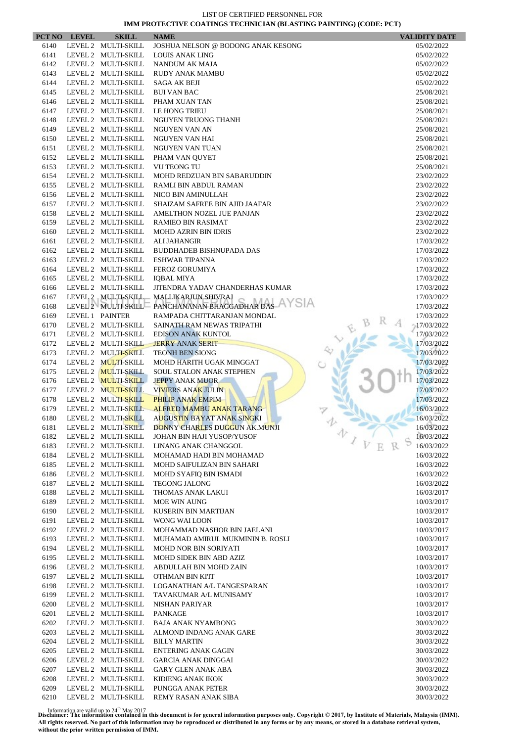LIST OF CERTIFIED PERSONNEL FOR

**IMM PROTECTIVE COATINGS TECHNICIAN (BLASTING PAINTING) (CODE: PCT)**

| PCT NO | LEVEL | SKILL | NAME | VALIDITY DATE |
|---|---|---|---|---|
| 6140 | LEVEL 2 | MULTI-SKILL | JOSHUA NELSON @ BODONG ANAK KESONG | 05/02/2022 |
| 6141 | LEVEL 2 | MULTI-SKILL | LOUIS ANAK LING | 05/02/2022 |
| 6142 | LEVEL 2 | MULTI-SKILL | NANDUM AK MAJA | 05/02/2022 |
| 6143 | LEVEL 2 | MULTI-SKILL | RUDY ANAK MAMBU | 05/02/2022 |
| 6144 | LEVEL 2 | MULTI-SKILL | SAGA AK BEJI | 05/02/2022 |
| 6145 | LEVEL 2 | MULTI-SKILL | BUI VAN BAC | 25/08/2021 |
| 6146 | LEVEL 2 | MULTI-SKILL | PHAM XUAN TAN | 25/08/2021 |
| 6147 | LEVEL 2 | MULTI-SKILL | LE HONG TRIEU | 25/08/2021 |
| 6148 | LEVEL 2 | MULTI-SKILL | NGUYEN TRUONG THANH | 25/08/2021 |
| 6149 | LEVEL 2 | MULTI-SKILL | NGUYEN VAN AN | 25/08/2021 |
| 6150 | LEVEL 2 | MULTI-SKILL | NGUYEN VAN HAI | 25/08/2021 |
| 6151 | LEVEL 2 | MULTI-SKILL | NGUYEN VAN TUAN | 25/08/2021 |
| 6152 | LEVEL 2 | MULTI-SKILL | PHAM VAN QUYET | 25/08/2021 |
| 6153 | LEVEL 2 | MULTI-SKILL | VU TEONG TU | 25/08/2021 |
| 6154 | LEVEL 2 | MULTI-SKILL | MOHD REDZUAN BIN SABARUDDIN | 23/02/2022 |
| 6155 | LEVEL 2 | MULTI-SKILL | RAMLI BIN ABDUL RAMAN | 23/02/2022 |
| 6156 | LEVEL 2 | MULTI-SKILL | NICO BIN AMINULLAH | 23/02/2022 |
| 6157 | LEVEL 2 | MULTI-SKILL | SHAIZAM SAFREE BIN AJID JAAFAR | 23/02/2022 |
| 6158 | LEVEL 2 | MULTI-SKILL | AMELTHON NOZEL JUE PANJAN | 23/02/2022 |
| 6159 | LEVEL 2 | MULTI-SKILL | RAMIEO BIN RASIMAT | 23/02/2022 |
| 6160 | LEVEL 2 | MULTI-SKILL | MOHD AZRIN BIN IDRIS | 23/02/2022 |
| 6161 | LEVEL 2 | MULTI-SKILL | ALI JAHANGIR | 17/03/2022 |
| 6162 | LEVEL 2 | MULTI-SKILL | BUDDHADEB BISHNUPADA DAS | 17/03/2022 |
| 6163 | LEVEL 2 | MULTI-SKILL | ESHWAR TIPANNA | 17/03/2022 |
| 6164 | LEVEL 2 | MULTI-SKILL | FEROZ GORUMIYA | 17/03/2022 |
| 6165 | LEVEL 2 | MULTI-SKILL | IQBAL MIYA | 17/03/2022 |
| 6166 | LEVEL 2 | MULTI-SKILL | JITENDRA YADAV CHANDERHAS KUMAR | 17/03/2022 |
| 6167 | LEVEL 2 | MULTI-SKILL | MALLIKARJUN SHIVRAJ | 17/03/2022 |
| 6168 | LEVEL 2 | MULTI-SKILL | PANCHANANAN BHAGGADHAR DAS | 17/03/2022 |
| 6169 | LEVEL 1 | PAINTER | RAMPADA CHITTARANJAN MONDAL | 17/03/2022 |
| 6170 | LEVEL 2 | MULTI-SKILL | SAINATH RAM NEWAS TRIPATHI | 17/03/2022 |
| 6171 | LEVEL 2 | MULTI-SKILL | EDISON ANAK KUNTOL | 17/03/2022 |
| 6172 | LEVEL 2 | MULTI-SKILL | JERRY ANAK SERIT | 17/03/2022 |
| 6173 | LEVEL 2 | MULTI-SKILL | TEONH BEN SIONG | 17/03/2022 |
| 6174 | LEVEL 2 | MULTI-SKILL | MOHD HARITH UGAK MINGGAT | 17/03/2022 |
| 6175 | LEVEL 2 | MULTI-SKILL | SOUL STALON ANAK STEPHEN | 17/03/2022 |
| 6176 | LEVEL 2 | MULTI-SKILL | JEPPY ANAK MUOR | 17/03/2022 |
| 6177 | LEVEL 2 | MULTI-SKILL | VIVIERS ANAK JULIN | 17/03/2022 |
| 6178 | LEVEL 2 | MULTI-SKILL | PHILIP ANAK EMPIM | 17/03/2022 |
| 6179 | LEVEL 2 | MULTI-SKILL | ALFRED MAMBU ANAK TARANG | 16/03/2022 |
| 6180 | LEVEL 2 | MULTI-SKILL | AUGUSTIN BAYAT ANAK SINGKI | 16/03/2022 |
| 6181 | LEVEL 2 | MULTI-SKILL | DONNY CHARLES DUGGUN AK.MUNJI | 16/03/2022 |
| 6182 | LEVEL 2 | MULTI-SKILL | JOHAN BIN HAJI YUSOP/YUSOF | 16/03/2022 |
| 6183 | LEVEL 2 | MULTI-SKILL | LINANG ANAK CHANGGOL | 16/03/2022 |
| 6184 | LEVEL 2 | MULTI-SKILL | MOHAMAD HADI BIN MOHAMAD | 16/03/2022 |
| 6185 | LEVEL 2 | MULTI-SKILL | MOHD SAIFULIZAN BIN SAHARI | 16/03/2022 |
| 6186 | LEVEL 2 | MULTI-SKILL | MOHD SYAFIQ BIN ISMADI | 16/03/2022 |
| 6187 | LEVEL 2 | MULTI-SKILL | TEGONG JALONG | 16/03/2022 |
| 6188 | LEVEL 2 | MULTI-SKILL | THOMAS ANAK LAKUI | 16/03/2017 |
| 6189 | LEVEL 2 | MULTI-SKILL | MOE WIN AUNG | 10/03/2017 |
| 6190 | LEVEL 2 | MULTI-SKILL | KUSERIN BIN MARTIJAN | 10/03/2017 |
| 6191 | LEVEL 2 | MULTI-SKILL | WONG WAI LOON | 10/03/2017 |
| 6192 | LEVEL 2 | MULTI-SKILL | MOHAMMAD NASHOR BIN JAELANI | 10/03/2017 |
| 6193 | LEVEL 2 | MULTI-SKILL | MUHAMAD AMIRUL MUKMININ B. ROSLI | 10/03/2017 |
| 6194 | LEVEL 2 | MULTI-SKILL | MOHD NOR BIN SORIYATI | 10/03/2017 |
| 6195 | LEVEL 2 | MULTI-SKILL | MOHD SIDEK BIN ABD AZIZ | 10/03/2017 |
| 6196 | LEVEL 2 | MULTI-SKILL | ABDULLAH BIN MOHD ZAIN | 10/03/2017 |
| 6197 | LEVEL 2 | MULTI-SKILL | OTHMAN BIN KIIT | 10/03/2017 |
| 6198 | LEVEL 2 | MULTI-SKILL | LOGANATHAN A/L TANGESPARAN | 10/03/2017 |
| 6199 | LEVEL 2 | MULTI-SKILL | TAVAKUMAR A/L MUNISAMY | 10/03/2017 |
| 6200 | LEVEL 2 | MULTI-SKILL | NISHAN PARIYAR | 10/03/2017 |
| 6201 | LEVEL 2 | MULTI-SKILL | PANKAGE | 10/03/2017 |
| 6202 | LEVEL 2 | MULTI-SKILL | BAJA ANAK NYAMBONG | 30/03/2022 |
| 6203 | LEVEL 2 | MULTI-SKILL | ALMOND INDANG ANAK GARE | 30/03/2022 |
| 6204 | LEVEL 2 | MULTI-SKILL | BILLY MARTIN | 30/03/2022 |
| 6205 | LEVEL 2 | MULTI-SKILL | ENTERING ANAK GAGIN | 30/03/2022 |
| 6206 | LEVEL 2 | MULTI-SKILL | GARCIA ANAK DINGGAI | 30/03/2022 |
| 6207 | LEVEL 2 | MULTI-SKILL | GARY GLEN ANAK ABA | 30/03/2022 |
| 6208 | LEVEL 2 | MULTI-SKILL | KIDIENG ANAK IKOK | 30/03/2022 |
| 6209 | LEVEL 2 | MULTI-SKILL | PUNGGA ANAK PETER | 30/03/2022 |
| 6210 | LEVEL 2 | MULTI-SKILL | REMY RASAN ANAK SIBA | 30/03/2022 |

Information are valid up to 24th May 2017

**Disclaimer: The information contained in this document is for general information purposes only. Copyright © 2017, by Institute of Materials, Malaysia (IMM). All rights reserved. No part of this information may be reproduced or distributed in any forms or by any means, or stored in a database retrieval system, without the prior written permission of IMM.**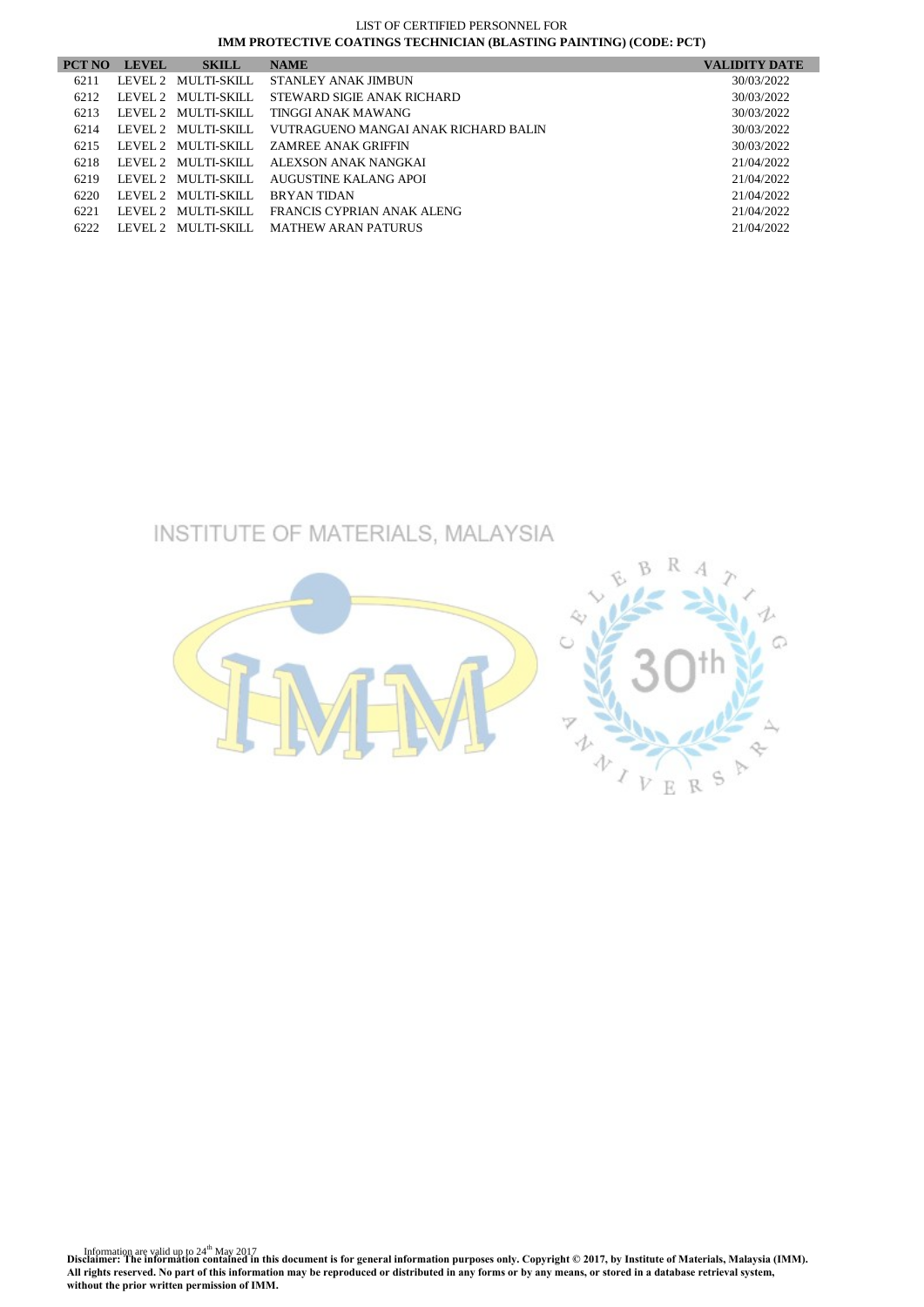LIST OF CERTIFIED PERSONNEL FOR

**IMM PROTECTIVE COATINGS TECHNICIAN (BLASTING PAINTING) (CODE: PCT)**

| PCT NO | LEVEL | SKILL | NAME | VALIDITY DATE |
|---|---|---|---|---|
| 6211 | LEVEL 2 | MULTI-SKILL | STANLEY ANAK JIMBUN | 30/03/2022 |
| 6212 | LEVEL 2 | MULTI-SKILL | STEWARD SIGIE ANAK RICHARD | 30/03/2022 |
| 6213 | LEVEL 2 | MULTI-SKILL | TINGGI ANAK MAWANG | 30/03/2022 |
| 6214 | LEVEL 2 | MULTI-SKILL | VUTRAGUENO MANGAI ANAK RICHARD BALIN | 30/03/2022 |
| 6215 | LEVEL 2 | MULTI-SKILL | ZAMREE ANAK GRIFFIN | 30/03/2022 |
| 6218 | LEVEL 2 | MULTI-SKILL | ALEXSON ANAK NANGKAI | 21/04/2022 |
| 6219 | LEVEL 2 | MULTI-SKILL | AUGUSTINE KALANG APOI | 21/04/2022 |
| 6220 | LEVEL 2 | MULTI-SKILL | BRYAN TIDAN | 21/04/2022 |
| 6221 | LEVEL 2 | MULTI-SKILL | FRANCIS CYPRIAN ANAK ALENG | 21/04/2022 |
| 6222 | LEVEL 2 | MULTI-SKILL | MATHEW ARAN PATURUS | 21/04/2022 |

Information are valid up to 24th May 2017

**Disclaimer: The information contained in this document is for general information purposes only. Copyright © 2017, by Institute of Materials, Malaysia (IMM). All rights reserved. No part of this information may be reproduced or distributed in any forms or by any means, or stored in a database retrieval system, without the prior written permission of IMM.**